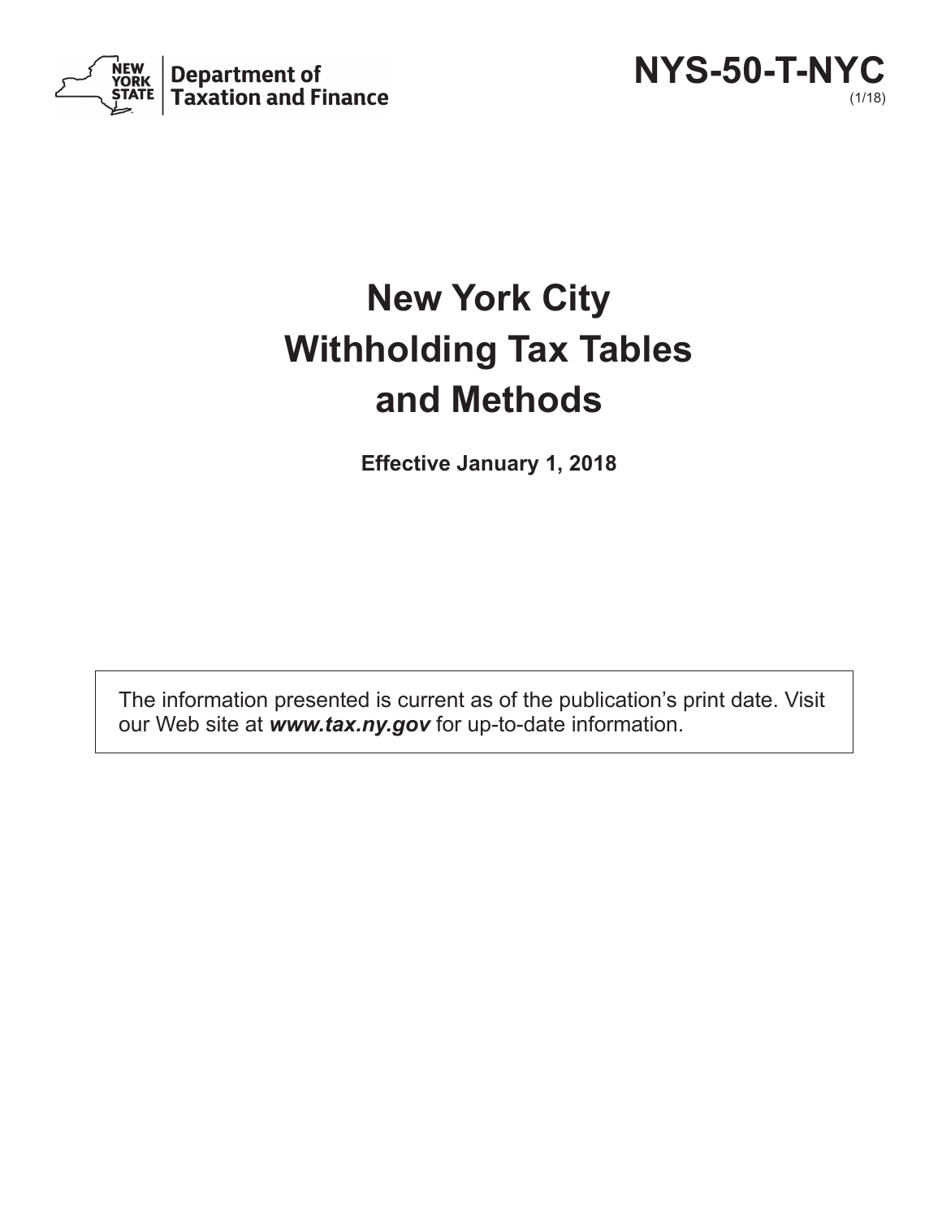New York State Department of Taxation and Finance

**NYS-50-T-NYC**
(1/18)

# New York City Withholding Tax Tables and Methods

**Effective January 1, 2018**

The information presented is current as of the publication's print date. Visit our Web site at ***www.tax.ny.gov*** for up-to-date information.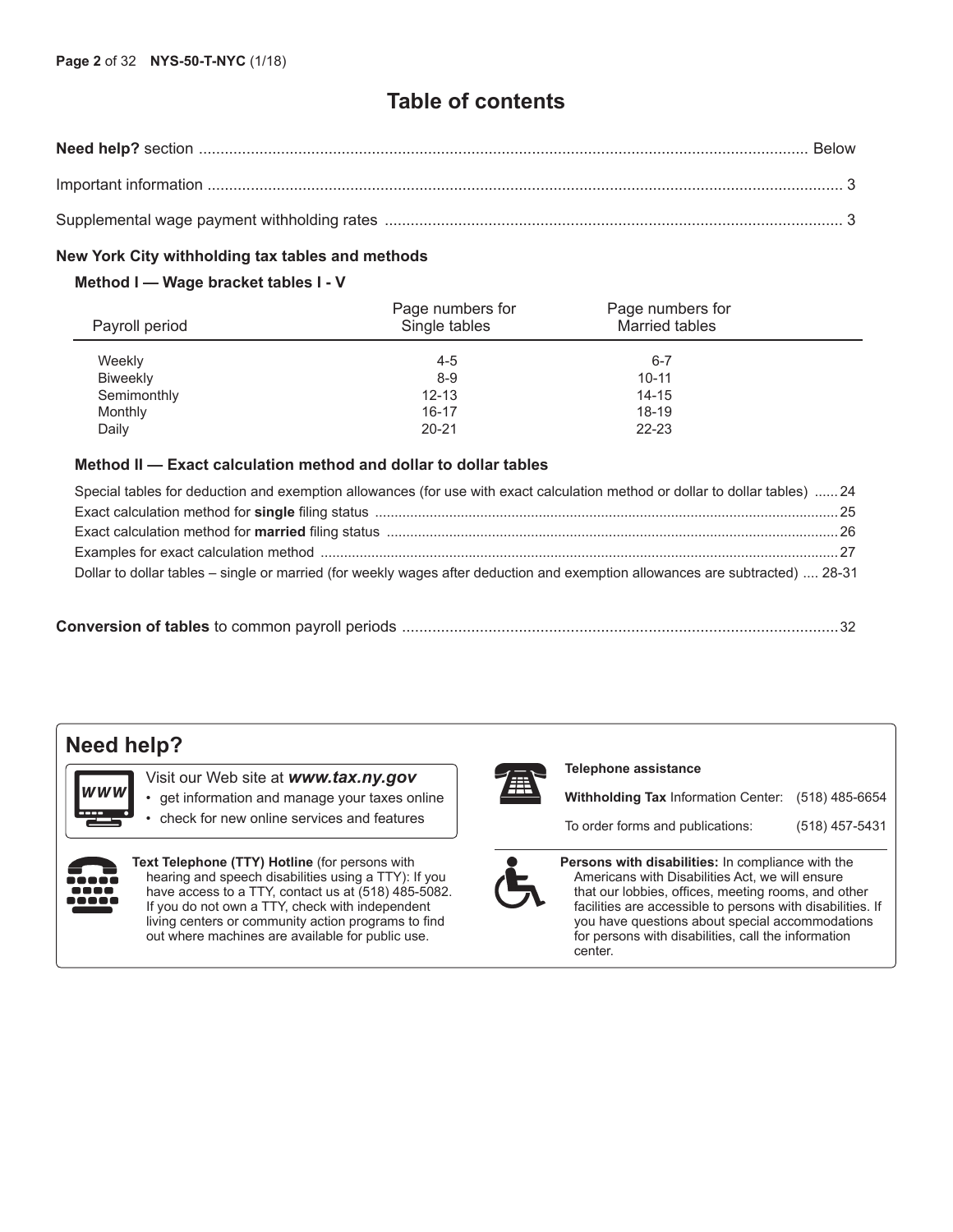# Table of contents

| | |
|---|---|
| **Need help?** section | Below |
| Important information | 3 |
| Supplemental wage payment withholding rates | 3 |

**New York City withholding tax tables and methods**

**Method I — Wage bracket tables I - V**

| Payroll period | Page numbers for Single tables | Page numbers for Married tables |
|---|---|---|
| Weekly | 4-5 | 6-7 |
| Biweekly | 8-9 | 10-11 |
| Semimonthly | 12-13 | 14-15 |
| Monthly | 16-17 | 18-19 |
| Daily | 20-21 | 22-23 |

**Method II — Exact calculation method and dollar to dollar tables**

| | |
|---|---|
| Special tables for deduction and exemption allowances (for use with exact calculation method or dollar to dollar tables) | 24 |
| Exact calculation method for **single** filing status | 25 |
| Exact calculation method for **married** filing status | 26 |
| Examples for exact calculation method | 27 |
| Dollar to dollar tables – single or married (for weekly wages after deduction and exemption allowances are subtracted) | 28-31 |

| | |
|---|---|
| **Conversion of tables** to common payroll periods | 32 |

## Need help?

Visit our Web site at ***www.tax.ny.gov***

- get information and manage your taxes online
- check for new online services and features

**Text Telephone (TTY) Hotline** (for persons with hearing and speech disabilities using a TTY): If you have access to a TTY, contact us at (518) 485-5082. If you do not own a TTY, check with independent living centers or community action programs to find out where machines are available for public use.

**Telephone assistance**

| | |
|---|---|
| **Withholding Tax** Information Center: | (518) 485-6654 |
| To order forms and publications: | (518) 457-5431 |

**Persons with disabilities:** In compliance with the Americans with Disabilities Act, we will ensure that our lobbies, offices, meeting rooms, and other facilities are accessible to persons with disabilities. If you have questions about special accommodations for persons with disabilities, call the information center.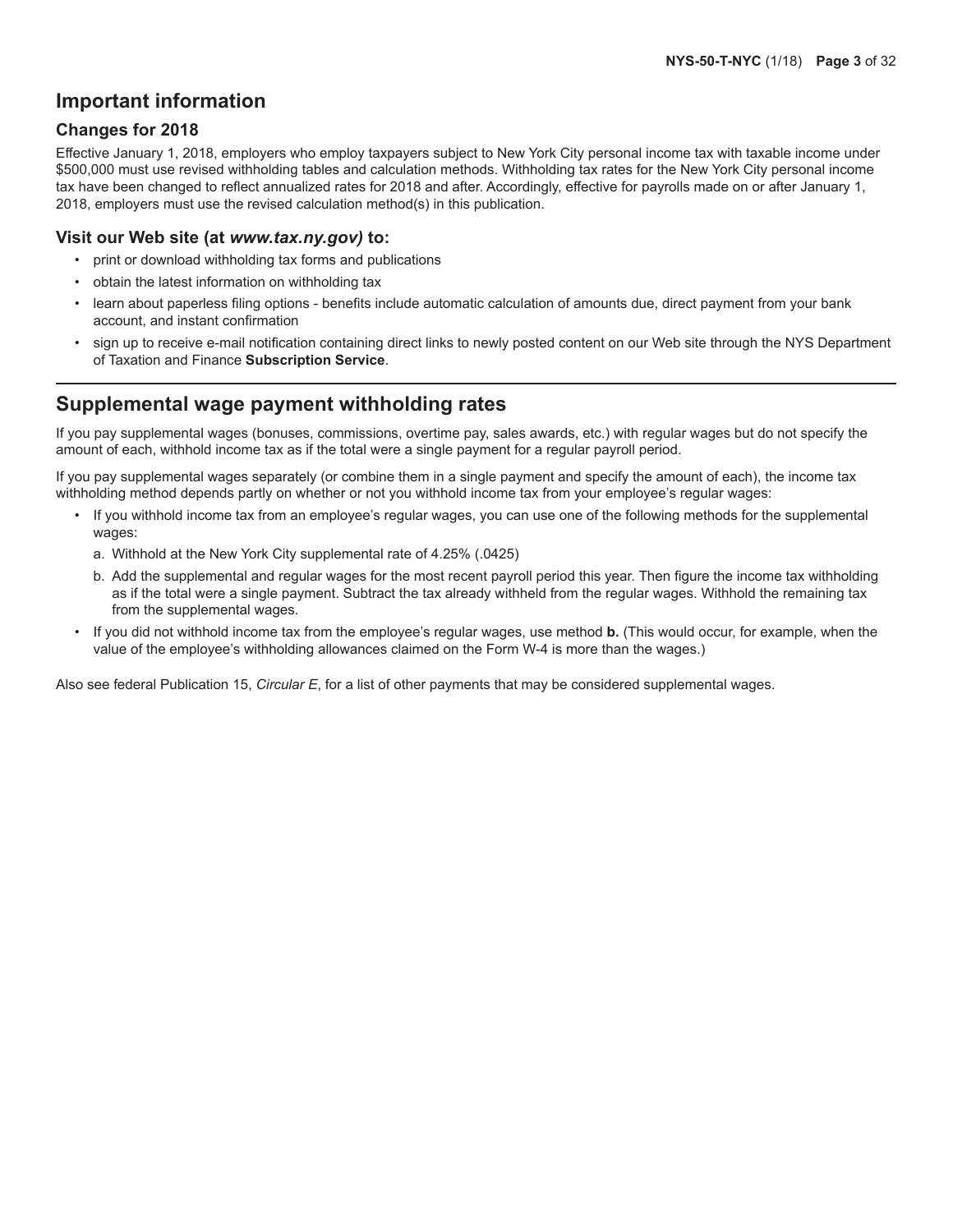## Important information

### Changes for 2018

Effective January 1, 2018, employers who employ taxpayers subject to New York City personal income tax with taxable income under $500,000 must use revised withholding tables and calculation methods. Withholding tax rates for the New York City personal income tax have been changed to reflect annualized rates for 2018 and after. Accordingly, effective for payrolls made on or after January 1, 2018, employers must use the revised calculation method(s) in this publication.

### Visit our Web site (at *www.tax.ny.gov)* to:

- print or download withholding tax forms and publications
- obtain the latest information on withholding tax
- learn about paperless filing options - benefits include automatic calculation of amounts due, direct payment from your bank account, and instant confirmation
- sign up to receive e-mail notification containing direct links to newly posted content on our Web site through the NYS Department of Taxation and Finance **Subscription Service**.

---

## Supplemental wage payment withholding rates

If you pay supplemental wages (bonuses, commissions, overtime pay, sales awards, etc.) with regular wages but do not specify the amount of each, withhold income tax as if the total were a single payment for a regular payroll period.

If you pay supplemental wages separately (or combine them in a single payment and specify the amount of each), the income tax withholding method depends partly on whether or not you withhold income tax from your employee's regular wages:

- If you withhold income tax from an employee's regular wages, you can use one of the following methods for the supplemental wages:
  a. Withhold at the New York City supplemental rate of 4.25% (.0425)
  b. Add the supplemental and regular wages for the most recent payroll period this year. Then figure the income tax withholding as if the total were a single payment. Subtract the tax already withheld from the regular wages. Withhold the remaining tax from the supplemental wages.
- If you did not withhold income tax from the employee's regular wages, use method **b.** (This would occur, for example, when the value of the employee's withholding allowances claimed on the Form W-4 is more than the wages.)

Also see federal Publication 15, *Circular E*, for a list of other payments that may be considered supplemental wages.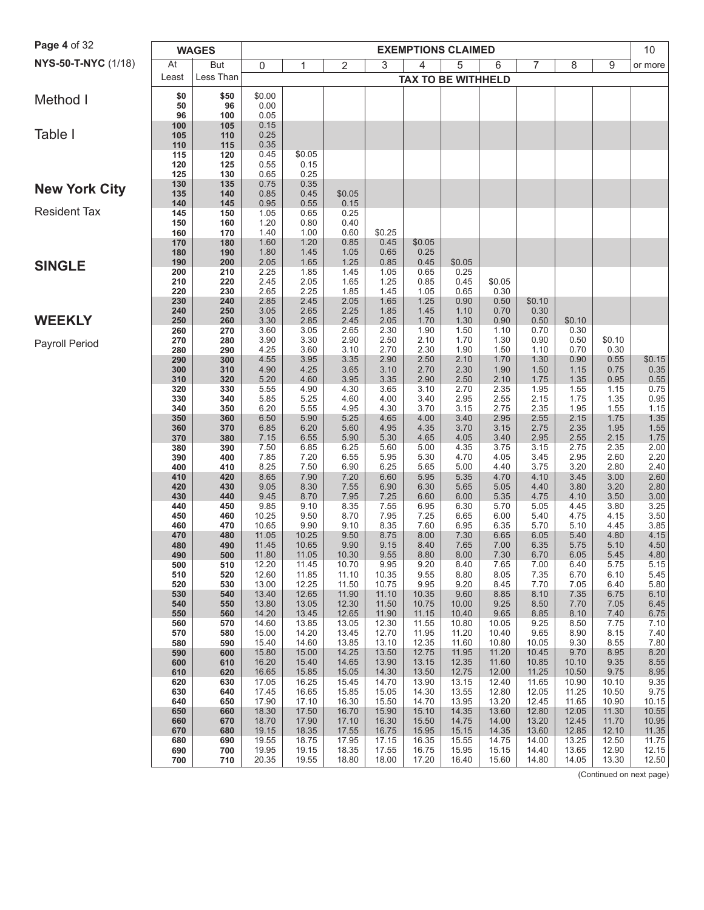NYS-50-T-NYC (1/18)

# Method I

## Table I

## New York City

Resident Tax

## SINGLE

## WEEKLY

Payroll Period

| WAGES | | EXEMPTIONS CLAIMED | | | | | | | | | | 10 |
|---|---|---|---|---|---|---|---|---|---|---|---|---|
| At Least | But Less Than | 0 | 1 | 2 | 3 | 4 | 5 | 6 | 7 | 8 | 9 | or more |
| | | TAX TO BE WITHHELD | | | | | | | | | | |
| $0 | $50 | $0.00 | | | | | | | | | | |
| 50 | 96 | 0.00 | | | | | | | | | | |
| 96 | 100 | 0.05 | | | | | | | | | | |
| 100 | 105 | 0.15 | | | | | | | | | | |
| 105 | 110 | 0.25 | | | | | | | | | | |
| 110 | 115 | 0.35 | | | | | | | | | | |
| 115 | 120 | 0.45 | $0.05 | | | | | | | | | |
| 120 | 125 | 0.55 | 0.15 | | | | | | | | | |
| 125 | 130 | 0.65 | 0.25 | | | | | | | | | |
| 130 | 135 | 0.75 | 0.35 | | | | | | | | | |
| 135 | 140 | 0.85 | 0.45 | $0.05 | | | | | | | | |
| 140 | 145 | 0.95 | 0.55 | 0.15 | | | | | | | | |
| 145 | 150 | 1.05 | 0.65 | 0.25 | | | | | | | | |
| 150 | 160 | 1.20 | 0.80 | 0.40 | | | | | | | | |
| 160 | 170 | 1.40 | 1.00 | 0.60 | $0.25 | | | | | | | |
| 170 | 180 | 1.60 | 1.20 | 0.85 | 0.45 | $0.05 | | | | | | |
| 180 | 190 | 1.80 | 1.45 | 1.05 | 0.65 | 0.25 | | | | | | |
| 190 | 200 | 2.05 | 1.65 | 1.25 | 0.85 | 0.45 | $0.05 | | | | | |
| 200 | 210 | 2.25 | 1.85 | 1.45 | 1.05 | 0.65 | 0.25 | | | | | |
| 210 | 220 | 2.45 | 2.05 | 1.65 | 1.25 | 0.85 | 0.45 | $0.05 | | | | |
| 220 | 230 | 2.65 | 2.25 | 1.85 | 1.45 | 1.05 | 0.65 | 0.30 | | | | |
| 230 | 240 | 2.85 | 2.45 | 2.05 | 1.65 | 1.25 | 0.90 | 0.50 | $0.10 | | | |
| 240 | 250 | 3.05 | 2.65 | 2.25 | 1.85 | 1.45 | 1.10 | 0.70 | 0.30 | | | |
| 250 | 260 | 3.30 | 2.85 | 2.45 | 2.05 | 1.70 | 1.30 | 0.90 | 0.50 | $0.10 | | |
| 260 | 270 | 3.60 | 3.05 | 2.65 | 2.30 | 1.90 | 1.50 | 1.10 | 0.70 | 0.30 | | |
| 270 | 280 | 3.90 | 3.30 | 2.90 | 2.50 | 2.10 | 1.70 | 1.30 | 0.90 | 0.50 | $0.10 | |
| 280 | 290 | 4.25 | 3.60 | 3.10 | 2.70 | 2.30 | 1.90 | 1.50 | 1.10 | 0.70 | 0.30 | |
| 290 | 300 | 4.55 | 3.95 | 3.35 | 2.90 | 2.50 | 2.10 | 1.70 | 1.30 | 0.90 | 0.55 | $0.15 |
| 300 | 310 | 4.90 | 4.25 | 3.65 | 3.10 | 2.70 | 2.30 | 1.90 | 1.50 | 1.15 | 0.75 | 0.35 |
| 310 | 320 | 5.20 | 4.60 | 3.95 | 3.35 | 2.90 | 2.50 | 2.10 | 1.75 | 1.35 | 0.95 | 0.55 |
| 320 | 330 | 5.55 | 4.90 | 4.30 | 3.65 | 3.10 | 2.70 | 2.35 | 1.95 | 1.55 | 1.15 | 0.75 |
| 330 | 340 | 5.85 | 5.25 | 4.60 | 4.00 | 3.40 | 2.95 | 2.55 | 2.15 | 1.75 | 1.35 | 0.95 |
| 340 | 350 | 6.20 | 5.55 | 4.95 | 4.30 | 3.70 | 3.15 | 2.75 | 2.35 | 1.95 | 1.55 | 1.15 |
| 350 | 360 | 6.50 | 5.90 | 5.25 | 4.65 | 4.00 | 3.40 | 2.95 | 2.55 | 2.15 | 1.75 | 1.35 |
| 360 | 370 | 6.85 | 6.20 | 5.60 | 4.95 | 4.35 | 3.70 | 3.15 | 2.75 | 2.35 | 1.95 | 1.55 |
| 370 | 380 | 7.15 | 6.55 | 5.90 | 5.30 | 4.65 | 4.05 | 3.40 | 2.95 | 2.55 | 2.15 | 1.75 |
| 380 | 390 | 7.50 | 6.85 | 6.25 | 5.60 | 5.00 | 4.35 | 3.75 | 3.15 | 2.75 | 2.35 | 2.00 |
| 390 | 400 | 7.85 | 7.20 | 6.55 | 5.95 | 5.30 | 4.70 | 4.05 | 3.45 | 2.95 | 2.60 | 2.20 |
| 400 | 410 | 8.25 | 7.50 | 6.90 | 6.25 | 5.65 | 5.00 | 4.40 | 3.75 | 3.20 | 2.80 | 2.40 |
| 410 | 420 | 8.65 | 7.90 | 7.20 | 6.60 | 5.95 | 5.35 | 4.70 | 4.10 | 3.45 | 3.00 | 2.60 |
| 420 | 430 | 9.05 | 8.30 | 7.55 | 6.90 | 6.30 | 5.65 | 5.05 | 4.40 | 3.80 | 3.20 | 2.80 |
| 430 | 440 | 9.45 | 8.70 | 7.95 | 7.25 | 6.60 | 6.00 | 5.35 | 4.75 | 4.10 | 3.50 | 3.00 |
| 440 | 450 | 9.85 | 9.10 | 8.35 | 7.55 | 6.95 | 6.30 | 5.70 | 5.05 | 4.45 | 3.80 | 3.25 |
| 450 | 460 | 10.25 | 9.50 | 8.70 | 7.95 | 7.25 | 6.65 | 6.00 | 5.40 | 4.75 | 4.15 | 3.50 |
| 460 | 470 | 10.65 | 9.90 | 9.10 | 8.35 | 7.60 | 6.95 | 6.35 | 5.70 | 5.10 | 4.45 | 3.85 |
| 470 | 480 | 11.05 | 10.25 | 9.50 | 8.75 | 8.00 | 7.30 | 6.65 | 6.05 | 5.40 | 4.80 | 4.15 |
| 480 | 490 | 11.45 | 10.65 | 9.90 | 9.15 | 8.40 | 7.65 | 7.00 | 6.35 | 5.75 | 5.10 | 4.50 |
| 490 | 500 | 11.80 | 11.05 | 10.30 | 9.55 | 8.80 | 8.00 | 7.30 | 6.70 | 6.05 | 5.45 | 4.80 |
| 500 | 510 | 12.20 | 11.45 | 10.70 | 9.95 | 9.20 | 8.40 | 7.65 | 7.00 | 6.40 | 5.75 | 5.15 |
| 510 | 520 | 12.60 | 11.85 | 11.10 | 10.35 | 9.55 | 8.80 | 8.05 | 7.35 | 6.70 | 6.10 | 5.45 |
| 520 | 530 | 13.00 | 12.25 | 11.50 | 10.75 | 9.95 | 9.20 | 8.45 | 7.70 | 7.05 | 6.40 | 5.80 |
| 530 | 540 | 13.40 | 12.65 | 11.90 | 11.10 | 10.35 | 9.60 | 8.85 | 8.10 | 7.35 | 6.75 | 6.10 |
| 540 | 550 | 13.80 | 13.05 | 12.30 | 11.50 | 10.75 | 10.00 | 9.25 | 8.50 | 7.70 | 7.05 | 6.45 |
| 550 | 560 | 14.20 | 13.45 | 12.65 | 11.90 | 11.15 | 10.40 | 9.65 | 8.85 | 8.10 | 7.40 | 6.75 |
| 560 | 570 | 14.60 | 13.85 | 13.05 | 12.30 | 11.55 | 10.80 | 10.05 | 9.25 | 8.50 | 7.75 | 7.10 |
| 570 | 580 | 15.00 | 14.20 | 13.45 | 12.70 | 11.95 | 11.20 | 10.40 | 9.65 | 8.90 | 8.15 | 7.40 |
| 580 | 590 | 15.40 | 14.60 | 13.85 | 13.10 | 12.35 | 11.60 | 10.80 | 10.05 | 9.30 | 8.55 | 7.80 |
| 590 | 600 | 15.80 | 15.00 | 14.25 | 13.50 | 12.75 | 11.95 | 11.20 | 10.45 | 9.70 | 8.95 | 8.20 |
| 600 | 610 | 16.20 | 15.40 | 14.65 | 13.90 | 13.15 | 12.35 | 11.60 | 10.85 | 10.10 | 9.35 | 8.55 |
| 610 | 620 | 16.65 | 15.85 | 15.05 | 14.30 | 13.50 | 12.75 | 12.00 | 11.25 | 10.50 | 9.75 | 8.95 |
| 620 | 630 | 17.05 | 16.25 | 15.45 | 14.70 | 13.90 | 13.15 | 12.40 | 11.65 | 10.90 | 10.10 | 9.35 |
| 630 | 640 | 17.45 | 16.65 | 15.85 | 15.05 | 14.30 | 13.55 | 12.80 | 12.05 | 11.25 | 10.50 | 9.75 |
| 640 | 650 | 17.90 | 17.10 | 16.30 | 15.50 | 14.70 | 13.95 | 13.20 | 12.45 | 11.65 | 10.90 | 10.15 |
| 650 | 660 | 18.30 | 17.50 | 16.70 | 15.90 | 15.10 | 14.35 | 13.60 | 12.80 | 12.05 | 11.30 | 10.55 |
| 660 | 670 | 18.70 | 17.90 | 17.10 | 16.30 | 15.50 | 14.75 | 14.00 | 13.20 | 12.45 | 11.70 | 10.95 |
| 670 | 680 | 19.15 | 18.35 | 17.55 | 16.75 | 15.95 | 15.15 | 14.35 | 13.60 | 12.85 | 12.10 | 11.35 |
| 680 | 690 | 19.55 | 18.75 | 17.95 | 17.15 | 16.35 | 15.55 | 14.75 | 14.00 | 13.25 | 12.50 | 11.75 |
| 690 | 700 | 19.95 | 19.15 | 18.35 | 17.55 | 16.75 | 15.95 | 15.15 | 14.40 | 13.65 | 12.90 | 12.15 |
| 700 | 710 | 20.35 | 19.55 | 18.80 | 18.00 | 17.20 | 16.40 | 15.60 | 14.80 | 14.05 | 13.30 | 12.50 |

(Continued on next page)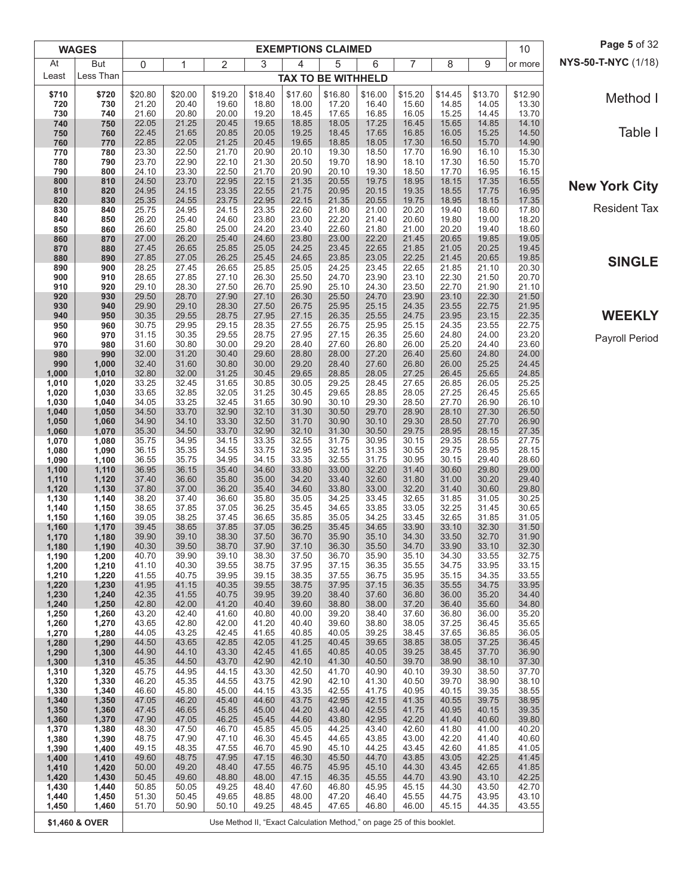# Method I

## Table I

## New York City

Resident Tax

## SINGLE

## WEEKLY

Payroll Period

| WAGES | | EXEMPTIONS CLAIMED | | | | | | | | | | |
|---|---|---|---|---|---|---|---|---|---|---|---|---|
| At Least | But Less Than | 0 | 1 | 2 | 3 | 4 | 5 | 6 | 7 | 8 | 9 | 10 or more |
| | | TAX TO BE WITHHELD | | | | | | | | | | |
| $710 | $720 | $20.80 | $20.00 | $19.20 | $18.40 | $17.60 | $16.80 | $16.00 | $15.20 | $14.45 | $13.70 | $12.90 |
| 720 | 730 | 21.20 | 20.40 | 19.60 | 18.80 | 18.00 | 17.20 | 16.40 | 15.60 | 14.85 | 14.05 | 13.30 |
| 730 | 740 | 21.60 | 20.80 | 20.00 | 19.20 | 18.45 | 17.65 | 16.85 | 16.05 | 15.25 | 14.45 | 13.70 |
| 740 | 750 | 22.05 | 21.25 | 20.45 | 19.65 | 18.85 | 18.05 | 17.25 | 16.45 | 15.65 | 14.85 | 14.10 |
| 750 | 760 | 22.45 | 21.65 | 20.85 | 20.05 | 19.25 | 18.45 | 17.65 | 16.85 | 16.05 | 15.25 | 14.50 |
| 760 | 770 | 22.85 | 22.05 | 21.25 | 20.45 | 19.65 | 18.85 | 18.05 | 17.30 | 16.50 | 15.70 | 14.90 |
| 770 | 780 | 23.30 | 22.50 | 21.70 | 20.90 | 20.10 | 19.30 | 18.50 | 17.70 | 16.90 | 16.10 | 15.30 |
| 780 | 790 | 23.70 | 22.90 | 22.10 | 21.30 | 20.50 | 19.70 | 18.90 | 18.10 | 17.30 | 16.50 | 15.70 |
| 790 | 800 | 24.10 | 23.30 | 22.50 | 21.70 | 20.90 | 20.10 | 19.30 | 18.50 | 17.70 | 16.95 | 16.15 |
| 800 | 810 | 24.50 | 23.70 | 22.95 | 22.15 | 21.35 | 20.55 | 19.75 | 18.95 | 18.15 | 17.35 | 16.55 |
| 810 | 820 | 24.95 | 24.15 | 23.35 | 22.55 | 21.75 | 20.95 | 20.15 | 19.35 | 18.55 | 17.75 | 16.95 |
| 820 | 830 | 25.35 | 24.55 | 23.75 | 22.95 | 22.15 | 21.35 | 20.55 | 19.75 | 18.95 | 18.15 | 17.35 |
| 830 | 840 | 25.75 | 24.95 | 24.15 | 23.35 | 22.60 | 21.80 | 21.00 | 20.20 | 19.40 | 18.60 | 17.80 |
| 840 | 850 | 26.20 | 25.40 | 24.60 | 23.80 | 23.00 | 22.20 | 21.40 | 20.60 | 19.80 | 19.00 | 18.20 |
| 850 | 860 | 26.60 | 25.80 | 25.00 | 24.20 | 23.40 | 22.60 | 21.80 | 21.00 | 20.20 | 19.40 | 18.60 |
| 860 | 870 | 27.00 | 26.20 | 25.40 | 24.60 | 23.80 | 23.00 | 22.20 | 21.45 | 20.65 | 19.85 | 19.05 |
| 870 | 880 | 27.45 | 26.65 | 25.85 | 25.05 | 24.25 | 23.45 | 22.65 | 21.85 | 21.05 | 20.25 | 19.45 |
| 880 | 890 | 27.85 | 27.05 | 26.25 | 25.45 | 24.65 | 23.85 | 23.05 | 22.25 | 21.45 | 20.65 | 19.85 |
| 890 | 900 | 28.25 | 27.45 | 26.65 | 25.85 | 25.05 | 24.25 | 23.45 | 22.65 | 21.85 | 21.10 | 20.30 |
| 900 | 910 | 28.65 | 27.85 | 27.10 | 26.30 | 25.50 | 24.70 | 23.90 | 23.10 | 22.30 | 21.50 | 20.70 |
| 910 | 920 | 29.10 | 28.30 | 27.50 | 26.70 | 25.90 | 25.10 | 24.30 | 23.50 | 22.70 | 21.90 | 21.10 |
| 920 | 930 | 29.50 | 28.70 | 27.90 | 27.10 | 26.30 | 25.50 | 24.70 | 23.90 | 23.10 | 22.30 | 21.50 |
| 930 | 940 | 29.90 | 29.10 | 28.30 | 27.50 | 26.75 | 25.95 | 25.15 | 24.35 | 23.55 | 22.75 | 21.95 |
| 940 | 950 | 30.35 | 29.55 | 28.75 | 27.95 | 27.15 | 26.35 | 25.55 | 24.75 | 23.95 | 23.15 | 22.35 |
| 950 | 960 | 30.75 | 29.95 | 29.15 | 28.35 | 27.55 | 26.75 | 25.95 | 25.15 | 24.35 | 23.55 | 22.75 |
| 960 | 970 | 31.15 | 30.35 | 29.55 | 28.75 | 27.95 | 27.15 | 26.35 | 25.60 | 24.80 | 24.00 | 23.20 |
| 970 | 980 | 31.60 | 30.80 | 30.00 | 29.20 | 28.40 | 27.60 | 26.80 | 26.00 | 25.20 | 24.40 | 23.60 |
| 980 | 990 | 32.00 | 31.20 | 30.40 | 29.60 | 28.80 | 28.00 | 27.20 | 26.40 | 25.60 | 24.80 | 24.00 |
| 990 | 1,000 | 32.40 | 31.60 | 30.80 | 30.00 | 29.20 | 28.40 | 27.60 | 26.80 | 26.00 | 25.25 | 24.45 |
| 1,000 | 1,010 | 32.80 | 32.00 | 31.25 | 30.45 | 29.65 | 28.85 | 28.05 | 27.25 | 26.45 | 25.65 | 24.85 |
| 1,010 | 1,020 | 33.25 | 32.45 | 31.65 | 30.85 | 30.05 | 29.25 | 28.45 | 27.65 | 26.85 | 26.05 | 25.25 |
| 1,020 | 1,030 | 33.65 | 32.85 | 32.05 | 31.25 | 30.45 | 29.65 | 28.85 | 28.05 | 27.25 | 26.45 | 25.65 |
| 1,030 | 1,040 | 34.05 | 33.25 | 32.45 | 31.65 | 30.90 | 30.10 | 29.30 | 28.50 | 27.70 | 26.90 | 26.10 |
| 1,040 | 1,050 | 34.50 | 33.70 | 32.90 | 32.10 | 31.30 | 30.50 | 29.70 | 28.90 | 28.10 | 27.30 | 26.50 |
| 1,050 | 1,060 | 34.90 | 34.10 | 33.30 | 32.50 | 31.70 | 30.90 | 30.10 | 29.30 | 28.50 | 27.70 | 26.90 |
| 1,060 | 1,070 | 35.30 | 34.50 | 33.70 | 32.90 | 32.10 | 31.30 | 30.50 | 29.75 | 28.95 | 28.15 | 27.35 |
| 1,070 | 1,080 | 35.75 | 34.95 | 34.15 | 33.35 | 32.55 | 31.75 | 30.95 | 30.15 | 29.35 | 28.55 | 27.75 |
| 1,080 | 1,090 | 36.15 | 35.35 | 34.55 | 33.75 | 32.95 | 32.15 | 31.35 | 30.55 | 29.75 | 28.95 | 28.15 |
| 1,090 | 1,100 | 36.55 | 35.75 | 34.95 | 34.15 | 33.35 | 32.55 | 31.75 | 30.95 | 30.15 | 29.40 | 28.60 |
| 1,100 | 1,110 | 36.95 | 36.15 | 35.40 | 34.60 | 33.80 | 33.00 | 32.20 | 31.40 | 30.60 | 29.80 | 29.00 |
| 1,110 | 1,120 | 37.40 | 36.60 | 35.80 | 35.00 | 34.20 | 33.40 | 32.60 | 31.80 | 31.00 | 30.20 | 29.40 |
| 1,120 | 1,130 | 37.80 | 37.00 | 36.20 | 35.40 | 34.60 | 33.80 | 33.00 | 32.20 | 31.40 | 30.60 | 29.80 |
| 1,130 | 1,140 | 38.20 | 37.40 | 36.60 | 35.80 | 35.05 | 34.25 | 33.45 | 32.65 | 31.85 | 31.05 | 30.25 |
| 1,140 | 1,150 | 38.65 | 37.85 | 37.05 | 36.25 | 35.45 | 34.65 | 33.85 | 33.05 | 32.25 | 31.45 | 30.65 |
| 1,150 | 1,160 | 39.05 | 38.25 | 37.45 | 36.65 | 35.85 | 35.05 | 34.25 | 33.45 | 32.65 | 31.85 | 31.05 |
| 1,160 | 1,170 | 39.45 | 38.65 | 37.85 | 37.05 | 36.25 | 35.45 | 34.65 | 33.90 | 33.10 | 32.30 | 31.50 |
| 1,170 | 1,180 | 39.90 | 39.10 | 38.30 | 37.50 | 36.70 | 35.90 | 35.10 | 34.30 | 33.50 | 32.70 | 31.90 |
| 1,180 | 1,190 | 40.30 | 39.50 | 38.70 | 37.90 | 37.10 | 36.30 | 35.50 | 34.70 | 33.90 | 33.10 | 32.30 |
| 1,190 | 1,200 | 40.70 | 39.90 | 39.10 | 38.30 | 37.50 | 36.70 | 35.90 | 35.10 | 34.30 | 33.55 | 32.75 |
| 1,200 | 1,210 | 41.10 | 40.30 | 39.55 | 38.75 | 37.95 | 37.15 | 36.35 | 35.55 | 34.75 | 33.95 | 33.15 |
| 1,210 | 1,220 | 41.55 | 40.75 | 39.95 | 39.15 | 38.35 | 37.55 | 36.75 | 35.95 | 35.15 | 34.35 | 33.55 |
| 1,220 | 1,230 | 41.95 | 41.15 | 40.35 | 39.55 | 38.75 | 37.95 | 37.15 | 36.35 | 35.55 | 34.75 | 33.95 |
| 1,230 | 1,240 | 42.35 | 41.55 | 40.75 | 39.95 | 39.20 | 38.40 | 37.60 | 36.80 | 36.00 | 35.20 | 34.40 |
| 1,240 | 1,250 | 42.80 | 42.00 | 41.20 | 40.40 | 39.60 | 38.80 | 38.00 | 37.20 | 36.40 | 35.60 | 34.80 |
| 1,250 | 1,260 | 43.20 | 42.40 | 41.60 | 40.80 | 40.00 | 39.20 | 38.40 | 37.60 | 36.80 | 36.00 | 35.20 |
| 1,260 | 1,270 | 43.65 | 42.80 | 42.00 | 41.20 | 40.40 | 39.60 | 38.80 | 38.05 | 37.25 | 36.45 | 35.65 |
| 1,270 | 1,280 | 44.05 | 43.25 | 42.45 | 41.65 | 40.85 | 40.05 | 39.25 | 38.45 | 37.65 | 36.85 | 36.05 |
| 1,280 | 1,290 | 44.50 | 43.65 | 42.85 | 42.05 | 41.25 | 40.45 | 39.65 | 38.85 | 38.05 | 37.25 | 36.45 |
| 1,290 | 1,300 | 44.90 | 44.10 | 43.30 | 42.45 | 41.65 | 40.85 | 40.05 | 39.25 | 38.45 | 37.70 | 36.90 |
| 1,300 | 1,310 | 45.35 | 44.50 | 43.70 | 42.90 | 42.10 | 41.30 | 40.50 | 39.70 | 38.90 | 38.10 | 37.30 |
| 1,310 | 1,320 | 45.75 | 44.95 | 44.15 | 43.30 | 42.50 | 41.70 | 40.90 | 40.10 | 39.30 | 38.50 | 37.70 |
| 1,320 | 1,330 | 46.20 | 45.35 | 44.55 | 43.75 | 42.90 | 42.10 | 41.30 | 40.50 | 39.70 | 38.90 | 38.10 |
| 1,330 | 1,340 | 46.60 | 45.80 | 45.00 | 44.15 | 43.35 | 42.55 | 41.75 | 40.95 | 40.15 | 39.35 | 38.55 |
| 1,340 | 1,350 | 47.05 | 46.20 | 45.40 | 44.60 | 43.75 | 42.95 | 42.15 | 41.35 | 40.55 | 39.75 | 38.95 |
| 1,350 | 1,360 | 47.45 | 46.65 | 45.85 | 45.00 | 44.20 | 43.40 | 42.55 | 41.75 | 40.95 | 40.15 | 39.35 |
| 1,360 | 1,370 | 47.90 | 47.05 | 46.25 | 45.45 | 44.60 | 43.80 | 42.95 | 42.20 | 41.40 | 40.60 | 39.80 |
| 1,370 | 1,380 | 48.30 | 47.50 | 46.70 | 45.85 | 45.05 | 44.25 | 43.40 | 42.60 | 41.80 | 41.00 | 40.20 |
| 1,380 | 1,390 | 48.75 | 47.90 | 47.10 | 46.30 | 45.45 | 44.65 | 43.85 | 43.00 | 42.20 | 41.40 | 40.60 |
| 1,390 | 1,400 | 49.15 | 48.35 | 47.55 | 46.70 | 45.90 | 45.10 | 44.25 | 43.45 | 42.60 | 41.85 | 41.05 |
| 1,400 | 1,410 | 49.60 | 48.75 | 47.95 | 47.15 | 46.30 | 45.50 | 44.70 | 43.85 | 43.05 | 42.25 | 41.45 |
| 1,410 | 1,420 | 50.00 | 49.20 | 48.40 | 47.55 | 46.75 | 45.95 | 45.10 | 44.30 | 43.45 | 42.65 | 41.85 |
| 1,420 | 1,430 | 50.45 | 49.60 | 48.80 | 48.00 | 47.15 | 46.35 | 45.55 | 44.70 | 43.90 | 43.10 | 42.25 |
| 1,430 | 1,440 | 50.85 | 50.05 | 49.25 | 48.40 | 47.60 | 46.80 | 45.95 | 45.15 | 44.30 | 43.50 | 42.70 |
| 1,440 | 1,450 | 51.30 | 50.45 | 49.65 | 48.85 | 48.00 | 47.20 | 46.40 | 45.55 | 44.75 | 43.95 | 43.10 |
| 1,450 | 1,460 | 51.70 | 50.90 | 50.10 | 49.25 | 48.45 | 47.65 | 46.80 | 46.00 | 45.15 | 44.35 | 43.55 |
| $1,460 & OVER | | Use Method II, "Exact Calculation Method," on page 25 of this booklet. | | | | | | | | | | |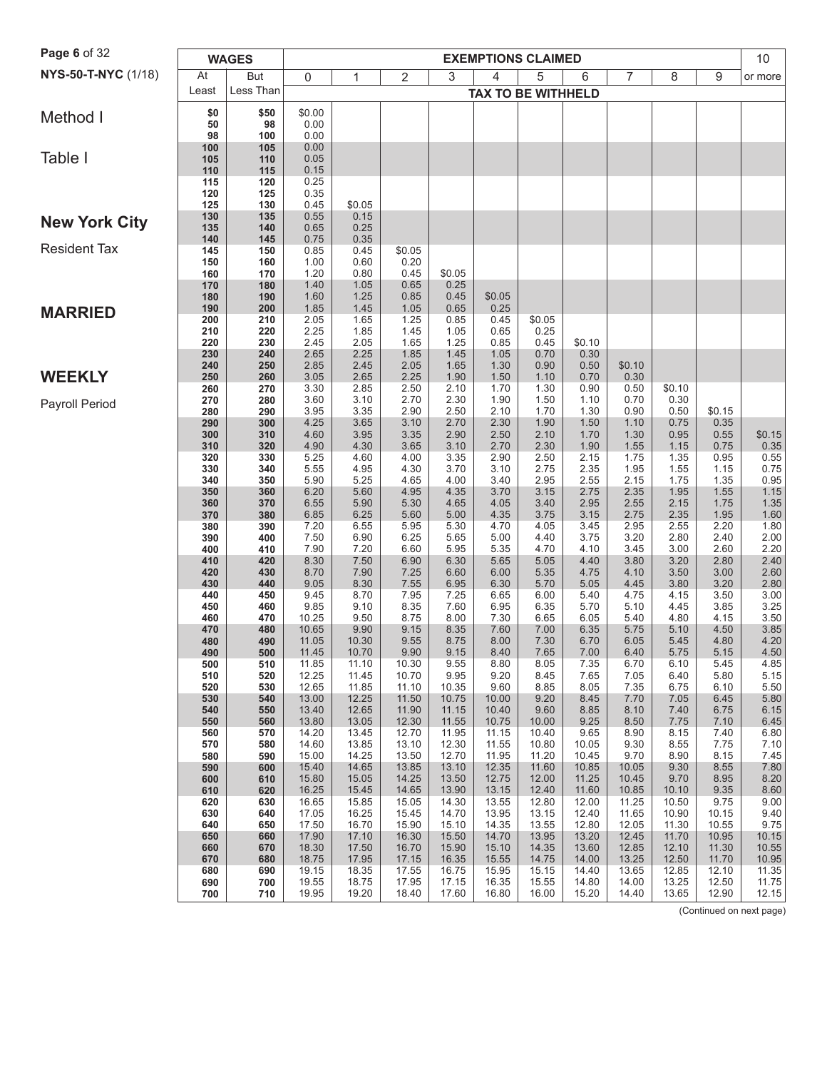# Method I

## Table I

## New York City

Resident Tax

## MARRIED

## WEEKLY

Payroll Period

| WAGES | | EXEMPTIONS CLAIMED | | | | | | | | | | |
|---|---|---|---|---|---|---|---|---|---|---|---|---|
| At Least | But Less Than | 0 | 1 | 2 | 3 | 4 | 5 | 6 | 7 | 8 | 9 | 10 or more |
| | | TAX TO BE WITHHELD | | | | | | | | | | |
| $0 | $50 | $0.00 | | | | | | | | | | |
| 50 | 98 | 0.00 | | | | | | | | | | |
| 98 | 100 | 0.00 | | | | | | | | | | |
| 100 | 105 | 0.00 | | | | | | | | | | |
| 105 | 110 | 0.05 | | | | | | | | | | |
| 110 | 115 | 0.15 | | | | | | | | | | |
| 115 | 120 | 0.25 | | | | | | | | | | |
| 120 | 125 | 0.35 | | | | | | | | | | |
| 125 | 130 | 0.45 | $0.05 | | | | | | | | | |
| 130 | 135 | 0.55 | 0.15 | | | | | | | | | |
| 135 | 140 | 0.65 | 0.25 | | | | | | | | | |
| 140 | 145 | 0.75 | 0.35 | | | | | | | | | |
| 145 | 150 | 0.85 | 0.45 | $0.05 | | | | | | | | |
| 150 | 160 | 1.00 | 0.60 | 0.20 | | | | | | | | |
| 160 | 170 | 1.20 | 0.80 | 0.45 | $0.05 | | | | | | | |
| 170 | 180 | 1.40 | 1.05 | 0.65 | 0.25 | | | | | | | |
| 180 | 190 | 1.60 | 1.25 | 0.85 | 0.45 | $0.05 | | | | | | |
| 190 | 200 | 1.85 | 1.45 | 1.05 | 0.65 | 0.25 | | | | | | |
| 200 | 210 | 2.05 | 1.65 | 1.25 | 0.85 | 0.45 | $0.05 | | | | | |
| 210 | 220 | 2.25 | 1.85 | 1.45 | 1.05 | 0.65 | 0.25 | | | | | |
| 220 | 230 | 2.45 | 2.05 | 1.65 | 1.25 | 0.85 | 0.45 | $0.10 | | | | |
| 230 | 240 | 2.65 | 2.25 | 1.85 | 1.45 | 1.05 | 0.70 | 0.30 | | | | |
| 240 | 250 | 2.85 | 2.45 | 2.05 | 1.65 | 1.30 | 0.90 | 0.50 | $0.10 | | | |
| 250 | 260 | 3.05 | 2.65 | 2.25 | 1.90 | 1.50 | 1.10 | 0.70 | 0.30 | | | |
| 260 | 270 | 3.30 | 2.85 | 2.50 | 2.10 | 1.70 | 1.30 | 0.90 | 0.50 | $0.10 | | |
| 270 | 280 | 3.60 | 3.10 | 2.70 | 2.30 | 1.90 | 1.50 | 1.10 | 0.70 | 0.30 | | |
| 280 | 290 | 3.95 | 3.35 | 2.90 | 2.50 | 2.10 | 1.70 | 1.30 | 0.90 | 0.50 | $0.15 | |
| 290 | 300 | 4.25 | 3.65 | 3.10 | 2.70 | 2.30 | 1.90 | 1.50 | 1.10 | 0.75 | 0.35 | |
| 300 | 310 | 4.60 | 3.95 | 3.35 | 2.90 | 2.50 | 2.10 | 1.70 | 1.30 | 0.95 | 0.55 | $0.15 |
| 310 | 320 | 4.90 | 4.30 | 3.65 | 3.10 | 2.70 | 2.30 | 1.90 | 1.55 | 1.15 | 0.75 | 0.35 |
| 320 | 330 | 5.25 | 4.60 | 4.00 | 3.35 | 2.90 | 2.50 | 2.15 | 1.75 | 1.35 | 0.95 | 0.55 |
| 330 | 340 | 5.55 | 4.95 | 4.30 | 3.70 | 3.10 | 2.75 | 2.35 | 1.95 | 1.55 | 1.15 | 0.75 |
| 340 | 350 | 5.90 | 5.25 | 4.65 | 4.00 | 3.40 | 2.95 | 2.55 | 2.15 | 1.75 | 1.35 | 0.95 |
| 350 | 360 | 6.20 | 5.60 | 4.95 | 4.35 | 3.70 | 3.15 | 2.75 | 2.35 | 1.95 | 1.55 | 1.15 |
| 360 | 370 | 6.55 | 5.90 | 5.30 | 4.65 | 4.05 | 3.40 | 2.95 | 2.55 | 2.15 | 1.75 | 1.35 |
| 370 | 380 | 6.85 | 6.25 | 5.60 | 5.00 | 4.35 | 3.75 | 3.15 | 2.75 | 2.35 | 1.95 | 1.60 |
| 380 | 390 | 7.20 | 6.55 | 5.95 | 5.30 | 4.70 | 4.05 | 3.45 | 2.95 | 2.55 | 2.20 | 1.80 |
| 390 | 400 | 7.50 | 6.90 | 6.25 | 5.65 | 5.00 | 4.40 | 3.75 | 3.20 | 2.80 | 2.40 | 2.00 |
| 400 | 410 | 7.90 | 7.20 | 6.60 | 5.95 | 5.35 | 4.70 | 4.10 | 3.45 | 3.00 | 2.60 | 2.20 |
| 410 | 420 | 8.30 | 7.50 | 6.90 | 6.30 | 5.65 | 5.05 | 4.40 | 3.80 | 3.20 | 2.80 | 2.40 |
| 420 | 430 | 8.70 | 7.90 | 7.25 | 6.60 | 6.00 | 5.35 | 4.75 | 4.10 | 3.50 | 3.00 | 2.60 |
| 430 | 440 | 9.05 | 8.30 | 7.55 | 6.95 | 6.30 | 5.70 | 5.05 | 4.45 | 3.80 | 3.20 | 2.80 |
| 440 | 450 | 9.45 | 8.70 | 7.95 | 7.25 | 6.65 | 6.00 | 5.40 | 4.75 | 4.15 | 3.50 | 3.00 |
| 450 | 460 | 9.85 | 9.10 | 8.35 | 7.60 | 6.95 | 6.35 | 5.70 | 5.10 | 4.45 | 3.85 | 3.25 |
| 460 | 470 | 10.25 | 9.50 | 8.75 | 8.00 | 7.30 | 6.65 | 6.05 | 5.40 | 4.80 | 4.15 | 3.50 |
| 470 | 480 | 10.65 | 9.90 | 9.15 | 8.35 | 7.60 | 7.00 | 6.35 | 5.75 | 5.10 | 4.50 | 3.85 |
| 480 | 490 | 11.05 | 10.30 | 9.55 | 8.75 | 8.00 | 7.30 | 6.70 | 6.05 | 5.45 | 4.80 | 4.20 |
| 490 | 500 | 11.45 | 10.70 | 9.90 | 9.15 | 8.40 | 7.65 | 7.00 | 6.40 | 5.75 | 5.15 | 4.50 |
| 500 | 510 | 11.85 | 11.10 | 10.30 | 9.55 | 8.80 | 8.05 | 7.35 | 6.70 | 6.10 | 5.45 | 4.85 |
| 510 | 520 | 12.25 | 11.45 | 10.70 | 9.95 | 9.20 | 8.45 | 7.65 | 7.05 | 6.40 | 5.80 | 5.15 |
| 520 | 530 | 12.65 | 11.85 | 11.10 | 10.35 | 9.60 | 8.85 | 8.05 | 7.35 | 6.75 | 6.10 | 5.50 |
| 530 | 540 | 13.00 | 12.25 | 11.50 | 10.75 | 10.00 | 9.20 | 8.45 | 7.70 | 7.05 | 6.45 | 5.80 |
| 540 | 550 | 13.40 | 12.65 | 11.90 | 11.15 | 10.40 | 9.60 | 8.85 | 8.10 | 7.40 | 6.75 | 6.15 |
| 550 | 560 | 13.80 | 13.05 | 12.30 | 11.55 | 10.75 | 10.00 | 9.25 | 8.50 | 7.75 | 7.10 | 6.45 |
| 560 | 570 | 14.20 | 13.45 | 12.70 | 11.95 | 11.15 | 10.40 | 9.65 | 8.90 | 8.15 | 7.40 | 6.80 |
| 570 | 580 | 14.60 | 13.85 | 13.10 | 12.30 | 11.55 | 10.80 | 10.05 | 9.30 | 8.55 | 7.75 | 7.10 |
| 580 | 590 | 15.00 | 14.25 | 13.50 | 12.70 | 11.95 | 11.20 | 10.45 | 9.70 | 8.90 | 8.15 | 7.45 |
| 590 | 600 | 15.40 | 14.65 | 13.85 | 13.10 | 12.35 | 11.60 | 10.85 | 10.05 | 9.30 | 8.55 | 7.80 |
| 600 | 610 | 15.80 | 15.05 | 14.25 | 13.50 | 12.75 | 12.00 | 11.25 | 10.45 | 9.70 | 8.95 | 8.20 |
| 610 | 620 | 16.25 | 15.45 | 14.65 | 13.90 | 13.15 | 12.40 | 11.60 | 10.85 | 10.10 | 9.35 | 8.60 |
| 620 | 630 | 16.65 | 15.85 | 15.05 | 14.30 | 13.55 | 12.80 | 12.00 | 11.25 | 10.50 | 9.75 | 9.00 |
| 630 | 640 | 17.05 | 16.25 | 15.45 | 14.70 | 13.95 | 13.15 | 12.40 | 11.65 | 10.90 | 10.15 | 9.40 |
| 640 | 650 | 17.50 | 16.70 | 15.90 | 15.10 | 14.35 | 13.55 | 12.80 | 12.05 | 11.30 | 10.55 | 9.75 |
| 650 | 660 | 17.90 | 17.10 | 16.30 | 15.50 | 14.70 | 13.95 | 13.20 | 12.45 | 11.70 | 10.95 | 10.15 |
| 660 | 670 | 18.30 | 17.50 | 16.70 | 15.90 | 15.10 | 14.35 | 13.60 | 12.85 | 12.10 | 11.30 | 10.55 |
| 670 | 680 | 18.75 | 17.95 | 17.15 | 16.35 | 15.55 | 14.75 | 14.00 | 13.25 | 12.50 | 11.70 | 10.95 |
| 680 | 690 | 19.15 | 18.35 | 17.55 | 16.75 | 15.95 | 15.15 | 14.40 | 13.65 | 12.85 | 12.10 | 11.35 |
| 690 | 700 | 19.55 | 18.75 | 17.95 | 17.15 | 16.35 | 15.55 | 14.80 | 14.00 | 13.25 | 12.50 | 11.75 |
| 700 | 710 | 19.95 | 19.20 | 18.40 | 17.60 | 16.80 | 16.00 | 15.20 | 14.40 | 13.65 | 12.90 | 12.15 |

(Continued on next page)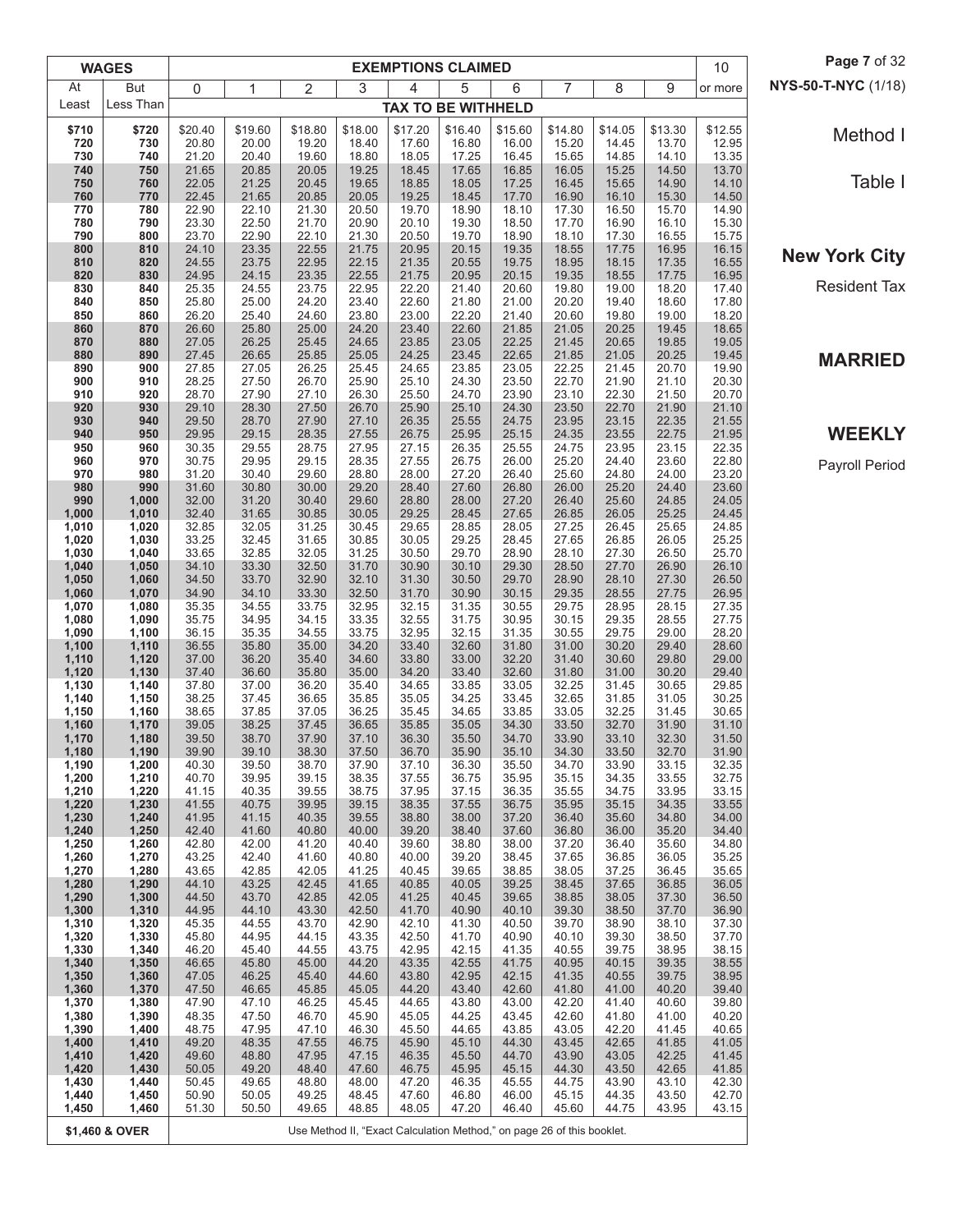NYS-50-T-NYC (1/18)

Method I

Table I

## New York City

Resident Tax

## MARRIED

## WEEKLY

Payroll Period

| WAGES | | EXEMPTIONS CLAIMED | | | | | | | | | | |
|---|---|---|---|---|---|---|---|---|---|---|---|---|
| At Least | But Less Than | 0 | 1 | 2 | 3 | 4 | 5 | 6 | 7 | 8 | 9 | 10 or more |
| | | TAX TO BE WITHHELD | | | | | | | | | | |
| $710 | $720 | $20.40 | $19.60 | $18.80 | $18.00 | $17.20 | $16.40 | $15.60 | $14.80 | $14.05 | $13.30 | $12.55 |
| 720 | 730 | 20.80 | 20.00 | 19.20 | 18.40 | 17.60 | 16.80 | 16.00 | 15.20 | 14.45 | 13.70 | 12.95 |
| 730 | 740 | 21.20 | 20.40 | 19.60 | 18.80 | 18.05 | 17.25 | 16.45 | 15.65 | 14.85 | 14.10 | 13.35 |
| 740 | 750 | 21.65 | 20.85 | 20.05 | 19.25 | 18.45 | 17.65 | 16.85 | 16.05 | 15.25 | 14.50 | 13.70 |
| 750 | 760 | 22.05 | 21.25 | 20.45 | 19.65 | 18.85 | 18.05 | 17.25 | 16.45 | 15.65 | 14.90 | 14.10 |
| 760 | 770 | 22.45 | 21.65 | 20.85 | 20.05 | 19.25 | 18.45 | 17.70 | 16.90 | 16.10 | 15.30 | 14.50 |
| 770 | 780 | 22.90 | 22.10 | 21.30 | 20.50 | 19.70 | 18.90 | 18.10 | 17.30 | 16.50 | 15.70 | 14.90 |
| 780 | 790 | 23.30 | 22.50 | 21.70 | 20.90 | 20.10 | 19.30 | 18.50 | 17.70 | 16.90 | 16.10 | 15.30 |
| 790 | 800 | 23.70 | 22.90 | 22.10 | 21.30 | 20.50 | 19.70 | 18.90 | 18.10 | 17.30 | 16.55 | 15.75 |
| 800 | 810 | 24.10 | 23.35 | 22.55 | 21.75 | 20.95 | 20.15 | 19.35 | 18.55 | 17.75 | 16.95 | 16.15 |
| 810 | 820 | 24.55 | 23.75 | 22.95 | 22.15 | 21.35 | 20.55 | 19.75 | 18.95 | 18.15 | 17.35 | 16.55 |
| 820 | 830 | 24.95 | 24.15 | 23.35 | 22.55 | 21.75 | 20.95 | 20.15 | 19.35 | 18.55 | 17.75 | 16.95 |
| 830 | 840 | 25.35 | 24.55 | 23.75 | 22.95 | 22.20 | 21.40 | 20.60 | 19.80 | 19.00 | 18.20 | 17.40 |
| 840 | 850 | 25.80 | 25.00 | 24.20 | 23.40 | 22.60 | 21.80 | 21.00 | 20.20 | 19.40 | 18.60 | 17.80 |
| 850 | 860 | 26.20 | 25.40 | 24.60 | 23.80 | 23.00 | 22.20 | 21.40 | 20.60 | 19.80 | 19.00 | 18.20 |
| 860 | 870 | 26.60 | 25.80 | 25.00 | 24.20 | 23.40 | 22.60 | 21.85 | 21.05 | 20.25 | 19.45 | 18.65 |
| 870 | 880 | 27.05 | 26.25 | 25.45 | 24.65 | 23.85 | 23.05 | 22.25 | 21.45 | 20.65 | 19.85 | 19.05 |
| 880 | 890 | 27.45 | 26.65 | 25.85 | 25.05 | 24.25 | 23.45 | 22.65 | 21.85 | 21.05 | 20.25 | 19.45 |
| 890 | 900 | 27.85 | 27.05 | 26.25 | 25.45 | 24.65 | 23.85 | 23.05 | 22.25 | 21.45 | 20.70 | 19.90 |
| 900 | 910 | 28.25 | 27.50 | 26.70 | 25.90 | 25.10 | 24.30 | 23.50 | 22.70 | 21.90 | 21.10 | 20.30 |
| 910 | 920 | 28.70 | 27.90 | 27.10 | 26.30 | 25.50 | 24.70 | 23.90 | 23.10 | 22.30 | 21.50 | 20.70 |
| 920 | 930 | 29.10 | 28.30 | 27.50 | 26.70 | 25.90 | 25.10 | 24.30 | 23.50 | 22.70 | 21.90 | 21.10 |
| 930 | 940 | 29.50 | 28.70 | 27.90 | 27.10 | 26.35 | 25.55 | 24.75 | 23.95 | 23.15 | 22.35 | 21.55 |
| 940 | 950 | 29.95 | 29.15 | 28.35 | 27.55 | 26.75 | 25.95 | 25.15 | 24.35 | 23.55 | 22.75 | 21.95 |
| 950 | 960 | 30.35 | 29.55 | 28.75 | 27.95 | 27.15 | 26.35 | 25.55 | 24.75 | 23.95 | 23.15 | 22.35 |
| 960 | 970 | 30.75 | 29.95 | 29.15 | 28.35 | 27.55 | 26.75 | 26.00 | 25.20 | 24.40 | 23.60 | 22.80 |
| 970 | 980 | 31.20 | 30.40 | 29.60 | 28.80 | 28.00 | 27.20 | 26.40 | 25.60 | 24.80 | 24.00 | 23.20 |
| 980 | 990 | 31.60 | 30.80 | 30.00 | 29.20 | 28.40 | 27.60 | 26.80 | 26.00 | 25.20 | 24.40 | 23.60 |
| 990 | 1,000 | 32.00 | 31.20 | 30.40 | 29.60 | 28.80 | 28.00 | 27.20 | 26.40 | 25.60 | 24.85 | 24.05 |
| 1,000 | 1,010 | 32.40 | 31.65 | 30.85 | 30.05 | 29.25 | 28.45 | 27.65 | 26.85 | 26.05 | 25.25 | 24.45 |
| 1,010 | 1,020 | 32.85 | 32.05 | 31.25 | 30.45 | 29.65 | 28.85 | 28.05 | 27.25 | 26.45 | 25.65 | 24.85 |
| 1,020 | 1,030 | 33.25 | 32.45 | 31.65 | 30.85 | 30.05 | 29.25 | 28.45 | 27.65 | 26.85 | 26.05 | 25.25 |
| 1,030 | 1,040 | 33.65 | 32.85 | 32.05 | 31.25 | 30.50 | 29.70 | 28.90 | 28.10 | 27.30 | 26.50 | 25.70 |
| 1,040 | 1,050 | 34.10 | 33.30 | 32.50 | 31.70 | 30.90 | 30.10 | 29.30 | 28.50 | 27.70 | 26.90 | 26.10 |
| 1,050 | 1,060 | 34.50 | 33.70 | 32.90 | 32.10 | 31.30 | 30.50 | 29.70 | 28.90 | 28.10 | 27.30 | 26.50 |
| 1,060 | 1,070 | 34.90 | 34.10 | 33.30 | 32.50 | 31.70 | 30.90 | 30.15 | 29.35 | 28.55 | 27.75 | 26.95 |
| 1,070 | 1,080 | 35.35 | 34.55 | 33.75 | 32.95 | 32.15 | 31.35 | 30.55 | 29.75 | 28.95 | 28.15 | 27.35 |
| 1,080 | 1,090 | 35.75 | 34.95 | 34.15 | 33.35 | 32.55 | 31.75 | 30.95 | 30.15 | 29.35 | 28.55 | 27.75 |
| 1,090 | 1,100 | 36.15 | 35.35 | 34.55 | 33.75 | 32.95 | 32.15 | 31.35 | 30.55 | 29.75 | 29.00 | 28.20 |
| 1,100 | 1,110 | 36.55 | 35.80 | 35.00 | 34.20 | 33.40 | 32.60 | 31.80 | 31.00 | 30.20 | 29.40 | 28.60 |
| 1,110 | 1,120 | 37.00 | 36.20 | 35.40 | 34.60 | 33.80 | 33.00 | 32.20 | 31.40 | 30.60 | 29.80 | 29.00 |
| 1,120 | 1,130 | 37.40 | 36.60 | 35.80 | 35.00 | 34.20 | 33.40 | 32.60 | 31.80 | 31.00 | 30.20 | 29.40 |
| 1,130 | 1,140 | 37.80 | 37.00 | 36.20 | 35.40 | 34.65 | 33.85 | 33.05 | 32.25 | 31.45 | 30.65 | 29.85 |
| 1,140 | 1,150 | 38.25 | 37.45 | 36.65 | 35.85 | 35.05 | 34.25 | 33.45 | 32.65 | 31.85 | 31.05 | 30.25 |
| 1,150 | 1,160 | 38.65 | 37.85 | 37.05 | 36.25 | 35.45 | 34.65 | 33.85 | 33.05 | 32.25 | 31.45 | 30.65 |
| 1,160 | 1,170 | 39.05 | 38.25 | 37.45 | 36.65 | 35.85 | 35.05 | 34.30 | 33.50 | 32.70 | 31.90 | 31.10 |
| 1,170 | 1,180 | 39.50 | 38.70 | 37.90 | 37.10 | 36.30 | 35.50 | 34.70 | 33.90 | 33.10 | 32.30 | 31.50 |
| 1,180 | 1,190 | 39.90 | 39.10 | 38.30 | 37.50 | 36.70 | 35.90 | 35.10 | 34.30 | 33.50 | 32.70 | 31.90 |
| 1,190 | 1,200 | 40.30 | 39.50 | 38.70 | 37.90 | 37.10 | 36.30 | 35.50 | 34.70 | 33.90 | 33.15 | 32.35 |
| 1,200 | 1,210 | 40.70 | 39.95 | 39.15 | 38.35 | 37.55 | 36.75 | 35.95 | 35.15 | 34.35 | 33.55 | 32.75 |
| 1,210 | 1,220 | 41.15 | 40.35 | 39.55 | 38.75 | 37.95 | 37.15 | 36.35 | 35.55 | 34.75 | 33.95 | 33.15 |
| 1,220 | 1,230 | 41.55 | 40.75 | 39.95 | 39.15 | 38.35 | 37.55 | 36.75 | 35.95 | 35.15 | 34.35 | 33.55 |
| 1,230 | 1,240 | 41.95 | 41.15 | 40.35 | 39.55 | 38.80 | 38.00 | 37.20 | 36.40 | 35.60 | 34.80 | 34.00 |
| 1,240 | 1,250 | 42.40 | 41.60 | 40.80 | 40.00 | 39.20 | 38.40 | 37.60 | 36.80 | 36.00 | 35.20 | 34.40 |
| 1,250 | 1,260 | 42.80 | 42.00 | 41.20 | 40.40 | 39.60 | 38.80 | 38.00 | 37.20 | 36.40 | 35.60 | 34.80 |
| 1,260 | 1,270 | 43.25 | 42.40 | 41.60 | 40.80 | 40.00 | 39.20 | 38.45 | 37.65 | 36.85 | 36.05 | 35.25 |
| 1,270 | 1,280 | 43.65 | 42.85 | 42.05 | 41.25 | 40.45 | 39.65 | 38.85 | 38.05 | 37.25 | 36.45 | 35.65 |
| 1,280 | 1,290 | 44.10 | 43.25 | 42.45 | 41.65 | 40.85 | 40.05 | 39.25 | 38.45 | 37.65 | 36.85 | 36.05 |
| 1,290 | 1,300 | 44.50 | 43.70 | 42.85 | 42.05 | 41.25 | 40.45 | 39.65 | 38.85 | 38.05 | 37.30 | 36.50 |
| 1,300 | 1,310 | 44.95 | 44.10 | 43.30 | 42.50 | 41.70 | 40.90 | 40.10 | 39.30 | 38.50 | 37.70 | 36.90 |
| 1,310 | 1,320 | 45.35 | 44.55 | 43.70 | 42.90 | 42.10 | 41.30 | 40.50 | 39.70 | 38.90 | 38.10 | 37.30 |
| 1,320 | 1,330 | 45.80 | 44.95 | 44.15 | 43.35 | 42.50 | 41.70 | 40.90 | 40.10 | 39.30 | 38.50 | 37.70 |
| 1,330 | 1,340 | 46.20 | 45.40 | 44.55 | 43.75 | 42.95 | 42.15 | 41.35 | 40.55 | 39.75 | 38.95 | 38.15 |
| 1,340 | 1,350 | 46.65 | 45.80 | 45.00 | 44.20 | 43.35 | 42.55 | 41.75 | 40.95 | 40.15 | 39.35 | 38.55 |
| 1,350 | 1,360 | 47.05 | 46.25 | 45.40 | 44.60 | 43.80 | 42.95 | 42.15 | 41.35 | 40.55 | 39.75 | 38.95 |
| 1,360 | 1,370 | 47.50 | 46.65 | 45.85 | 45.05 | 44.20 | 43.40 | 42.60 | 41.80 | 41.00 | 40.20 | 39.40 |
| 1,370 | 1,380 | 47.90 | 47.10 | 46.25 | 45.45 | 44.65 | 43.80 | 43.00 | 42.20 | 41.40 | 40.60 | 39.80 |
| 1,380 | 1,390 | 48.35 | 47.50 | 46.70 | 45.90 | 45.05 | 44.25 | 43.45 | 42.60 | 41.80 | 41.00 | 40.20 |
| 1,390 | 1,400 | 48.75 | 47.95 | 47.10 | 46.30 | 45.50 | 44.65 | 43.85 | 43.05 | 42.20 | 41.45 | 40.65 |
| 1,400 | 1,410 | 49.20 | 48.35 | 47.55 | 46.75 | 45.90 | 45.10 | 44.30 | 43.45 | 42.65 | 41.85 | 41.05 |
| 1,410 | 1,420 | 49.60 | 48.80 | 47.95 | 47.15 | 46.35 | 45.50 | 44.70 | 43.90 | 43.05 | 42.25 | 41.45 |
| 1,420 | 1,430 | 50.05 | 49.20 | 48.40 | 47.60 | 46.75 | 45.95 | 45.15 | 44.30 | 43.50 | 42.65 | 41.85 |
| 1,430 | 1,440 | 50.45 | 49.65 | 48.80 | 48.00 | 47.20 | 46.35 | 45.55 | 44.75 | 43.90 | 43.10 | 42.30 |
| 1,440 | 1,450 | 50.90 | 50.05 | 49.25 | 48.45 | 47.60 | 46.80 | 46.00 | 45.15 | 44.35 | 43.50 | 42.70 |
| 1,450 | 1,460 | 51.30 | 50.50 | 49.65 | 48.85 | 48.05 | 47.20 | 46.40 | 45.60 | 44.75 | 43.95 | 43.15 |
| $1,460 & OVER | | Use Method II, "Exact Calculation Method," on page 26 of this booklet. | | | | | | | | | | |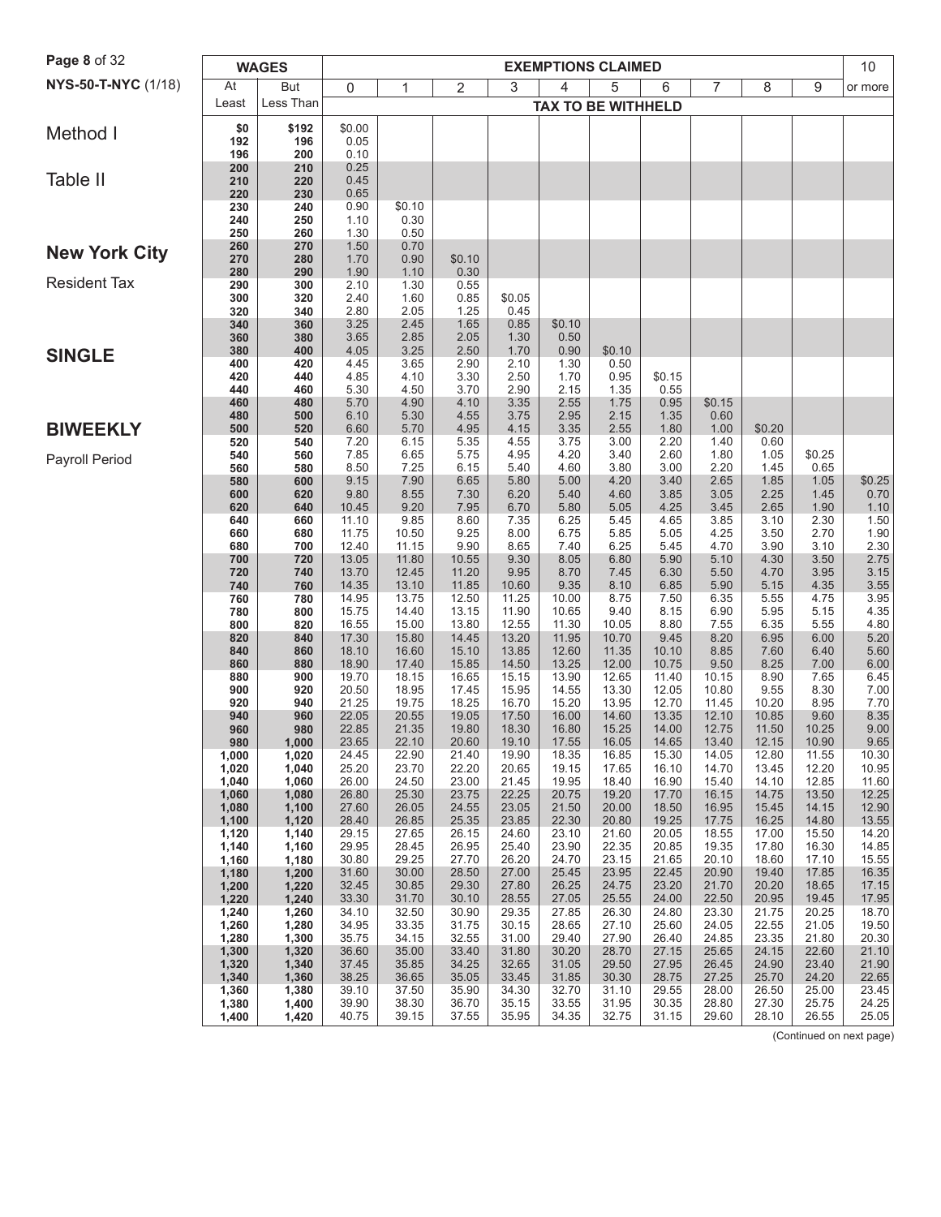NYS-50-T-NYC (1/18)

# Method I

# Table II

## New York City

Resident Tax

## SINGLE

## BIWEEKLY

Payroll Period

| WAGES | | EXEMPTIONS CLAIMED | | | | | | | | | | |
|---|---|---|---|---|---|---|---|---|---|---|---|---|
| At Least | But Less Than | 0 | 1 | 2 | 3 | 4 | 5 | 6 | 7 | 8 | 9 | 10 or more |
| | | TAX TO BE WITHHELD | | | | | | | | | | |
| $0 | $192 | $0.00 | | | | | | | | | | |
| 192 | 196 | 0.05 | | | | | | | | | | |
| 196 | 200 | 0.10 | | | | | | | | | | |
| 200 | 210 | 0.25 | | | | | | | | | | |
| 210 | 220 | 0.45 | | | | | | | | | | |
| 220 | 230 | 0.65 | | | | | | | | | | |
| 230 | 240 | 0.90 | $0.10 | | | | | | | | | |
| 240 | 250 | 1.10 | 0.30 | | | | | | | | | |
| 250 | 260 | 1.30 | 0.50 | | | | | | | | | |
| 260 | 270 | 1.50 | 0.70 | | | | | | | | | |
| 270 | 280 | 1.70 | 0.90 | $0.10 | | | | | | | | |
| 280 | 290 | 1.90 | 1.10 | 0.30 | | | | | | | | |
| 290 | 300 | 2.10 | 1.30 | 0.55 | | | | | | | | |
| 300 | 320 | 2.40 | 1.60 | 0.85 | $0.05 | | | | | | | |
| 320 | 340 | 2.80 | 2.05 | 1.25 | 0.45 | | | | | | | |
| 340 | 360 | 3.25 | 2.45 | 1.65 | 0.85 | $0.10 | | | | | | |
| 360 | 380 | 3.65 | 2.85 | 2.05 | 1.30 | 0.50 | | | | | | |
| 380 | 400 | 4.05 | 3.25 | 2.50 | 1.70 | 0.90 | $0.10 | | | | | |
| 400 | 420 | 4.45 | 3.65 | 2.90 | 2.10 | 1.30 | 0.50 | | | | | |
| 420 | 440 | 4.85 | 4.10 | 3.30 | 2.50 | 1.70 | 0.95 | $0.15 | | | | |
| 440 | 460 | 5.30 | 4.50 | 3.70 | 2.90 | 2.15 | 1.35 | 0.55 | | | | |
| 460 | 480 | 5.70 | 4.90 | 4.10 | 3.35 | 2.55 | 1.75 | 0.95 | $0.15 | | | |
| 480 | 500 | 6.10 | 5.30 | 4.55 | 3.75 | 2.95 | 2.15 | 1.35 | 0.60 | | | |
| 500 | 520 | 6.60 | 5.70 | 4.95 | 4.15 | 3.35 | 2.55 | 1.80 | 1.00 | $0.20 | | |
| 520 | 540 | 7.20 | 6.15 | 5.35 | 4.55 | 3.75 | 3.00 | 2.20 | 1.40 | 0.60 | | |
| 540 | 560 | 7.85 | 6.65 | 5.75 | 4.95 | 4.20 | 3.40 | 2.60 | 1.80 | 1.05 | $0.25 | |
| 560 | 580 | 8.50 | 7.25 | 6.15 | 5.40 | 4.60 | 3.80 | 3.00 | 2.20 | 1.45 | 0.65 | |
| 580 | 600 | 9.15 | 7.90 | 6.65 | 5.80 | 5.00 | 4.20 | 3.40 | 2.65 | 1.85 | 1.05 | $0.25 |
| 600 | 620 | 9.80 | 8.55 | 7.30 | 6.20 | 5.40 | 4.60 | 3.85 | 3.05 | 2.25 | 1.45 | 0.70 |
| 620 | 640 | 10.45 | 9.20 | 7.95 | 6.70 | 5.80 | 5.05 | 4.25 | 3.45 | 2.65 | 1.90 | 1.10 |
| 640 | 660 | 11.10 | 9.85 | 8.60 | 7.35 | 6.25 | 5.45 | 4.65 | 3.85 | 3.10 | 2.30 | 1.50 |
| 660 | 680 | 11.75 | 10.50 | 9.25 | 8.00 | 6.75 | 5.85 | 5.05 | 4.25 | 3.50 | 2.70 | 1.90 |
| 680 | 700 | 12.40 | 11.15 | 9.90 | 8.65 | 7.40 | 6.25 | 5.45 | 4.70 | 3.90 | 3.10 | 2.30 |
| 700 | 720 | 13.05 | 11.80 | 10.55 | 9.30 | 8.05 | 6.80 | 5.90 | 5.10 | 4.30 | 3.50 | 2.75 |
| 720 | 740 | 13.70 | 12.45 | 11.20 | 9.95 | 8.70 | 7.45 | 6.30 | 5.50 | 4.70 | 3.95 | 3.15 |
| 740 | 760 | 14.35 | 13.10 | 11.85 | 10.60 | 9.35 | 8.10 | 6.85 | 5.90 | 5.15 | 4.35 | 3.55 |
| 760 | 780 | 14.95 | 13.75 | 12.50 | 11.25 | 10.00 | 8.75 | 7.50 | 6.35 | 5.55 | 4.75 | 3.95 |
| 780 | 800 | 15.75 | 14.40 | 13.15 | 11.90 | 10.65 | 9.40 | 8.15 | 6.90 | 5.95 | 5.15 | 4.35 |
| 800 | 820 | 16.55 | 15.00 | 13.80 | 12.55 | 11.30 | 10.05 | 8.80 | 7.55 | 6.35 | 5.55 | 4.80 |
| 820 | 840 | 17.30 | 15.80 | 14.45 | 13.20 | 11.95 | 10.70 | 9.45 | 8.20 | 6.95 | 6.00 | 5.20 |
| 840 | 860 | 18.10 | 16.60 | 15.10 | 13.85 | 12.60 | 11.35 | 10.10 | 8.85 | 7.60 | 6.40 | 5.60 |
| 860 | 880 | 18.90 | 17.40 | 15.85 | 14.50 | 13.25 | 12.00 | 10.75 | 9.50 | 8.25 | 7.00 | 6.00 |
| 880 | 900 | 19.70 | 18.15 | 16.65 | 15.15 | 13.90 | 12.65 | 11.40 | 10.15 | 8.90 | 7.65 | 6.45 |
| 900 | 920 | 20.50 | 18.95 | 17.45 | 15.95 | 14.55 | 13.30 | 12.05 | 10.80 | 9.55 | 8.30 | 7.00 |
| 920 | 940 | 21.25 | 19.75 | 18.25 | 16.70 | 15.20 | 13.95 | 12.70 | 11.45 | 10.20 | 8.95 | 7.70 |
| 940 | 960 | 22.05 | 20.55 | 19.05 | 17.50 | 16.00 | 14.60 | 13.35 | 12.10 | 10.85 | 9.60 | 8.35 |
| 960 | 980 | 22.85 | 21.35 | 19.80 | 18.30 | 16.80 | 15.25 | 14.00 | 12.75 | 11.50 | 10.25 | 9.00 |
| 980 | 1,000 | 23.65 | 22.10 | 20.60 | 19.10 | 17.55 | 16.05 | 14.65 | 13.40 | 12.15 | 10.90 | 9.65 |
| 1,000 | 1,020 | 24.45 | 22.90 | 21.40 | 19.90 | 18.35 | 16.85 | 15.30 | 14.05 | 12.80 | 11.55 | 10.30 |
| 1,020 | 1,040 | 25.20 | 23.70 | 22.20 | 20.65 | 19.15 | 17.65 | 16.10 | 14.70 | 13.45 | 12.20 | 10.95 |
| 1,040 | 1,060 | 26.00 | 24.50 | 23.00 | 21.45 | 19.95 | 18.40 | 16.90 | 15.40 | 14.10 | 12.85 | 11.60 |
| 1,060 | 1,080 | 26.80 | 25.30 | 23.75 | 22.25 | 20.75 | 19.20 | 17.70 | 16.15 | 14.75 | 13.50 | 12.25 |
| 1,080 | 1,100 | 27.60 | 26.05 | 24.55 | 23.05 | 21.50 | 20.00 | 18.50 | 16.95 | 15.45 | 14.15 | 12.90 |
| 1,100 | 1,120 | 28.40 | 26.85 | 25.35 | 23.85 | 22.30 | 20.80 | 19.25 | 17.75 | 16.25 | 14.80 | 13.55 |
| 1,120 | 1,140 | 29.15 | 27.65 | 26.15 | 24.60 | 23.10 | 21.60 | 20.05 | 18.55 | 17.00 | 15.50 | 14.20 |
| 1,140 | 1,160 | 29.95 | 28.45 | 26.95 | 25.40 | 23.90 | 22.35 | 20.85 | 19.35 | 17.80 | 16.30 | 14.85 |
| 1,160 | 1,180 | 30.80 | 29.25 | 27.70 | 26.20 | 24.70 | 23.15 | 21.65 | 20.10 | 18.60 | 17.10 | 15.55 |
| 1,180 | 1,200 | 31.60 | 30.00 | 28.50 | 27.00 | 25.45 | 23.95 | 22.45 | 20.90 | 19.40 | 17.85 | 16.35 |
| 1,200 | 1,220 | 32.45 | 30.85 | 29.30 | 27.80 | 26.25 | 24.75 | 23.20 | 21.70 | 20.20 | 18.65 | 17.15 |
| 1,220 | 1,240 | 33.30 | 31.70 | 30.10 | 28.55 | 27.05 | 25.55 | 24.00 | 22.50 | 20.95 | 19.45 | 17.95 |
| 1,240 | 1,260 | 34.10 | 32.50 | 30.90 | 29.35 | 27.85 | 26.30 | 24.80 | 23.30 | 21.75 | 20.25 | 18.70 |
| 1,260 | 1,280 | 34.95 | 33.35 | 31.75 | 30.15 | 28.65 | 27.10 | 25.60 | 24.05 | 22.55 | 21.05 | 19.50 |
| 1,280 | 1,300 | 35.75 | 34.15 | 32.55 | 31.00 | 29.40 | 27.90 | 26.40 | 24.85 | 23.35 | 21.80 | 20.30 |
| 1,300 | 1,320 | 36.60 | 35.00 | 33.40 | 31.80 | 30.20 | 28.70 | 27.15 | 25.65 | 24.15 | 22.60 | 21.10 |
| 1,320 | 1,340 | 37.45 | 35.85 | 34.25 | 32.65 | 31.05 | 29.50 | 27.95 | 26.45 | 24.90 | 23.40 | 21.90 |
| 1,340 | 1,360 | 38.25 | 36.65 | 35.05 | 33.45 | 31.85 | 30.30 | 28.75 | 27.25 | 25.70 | 24.20 | 22.65 |
| 1,360 | 1,380 | 39.10 | 37.50 | 35.90 | 34.30 | 32.70 | 31.10 | 29.55 | 28.00 | 26.50 | 25.00 | 23.45 |
| 1,380 | 1,400 | 39.90 | 38.30 | 36.70 | 35.15 | 33.55 | 31.95 | 30.35 | 28.80 | 27.30 | 25.75 | 24.25 |
| 1,400 | 1,420 | 40.75 | 39.15 | 37.55 | 35.95 | 34.35 | 32.75 | 31.15 | 29.60 | 28.10 | 26.55 | 25.05 |

(Continued on next page)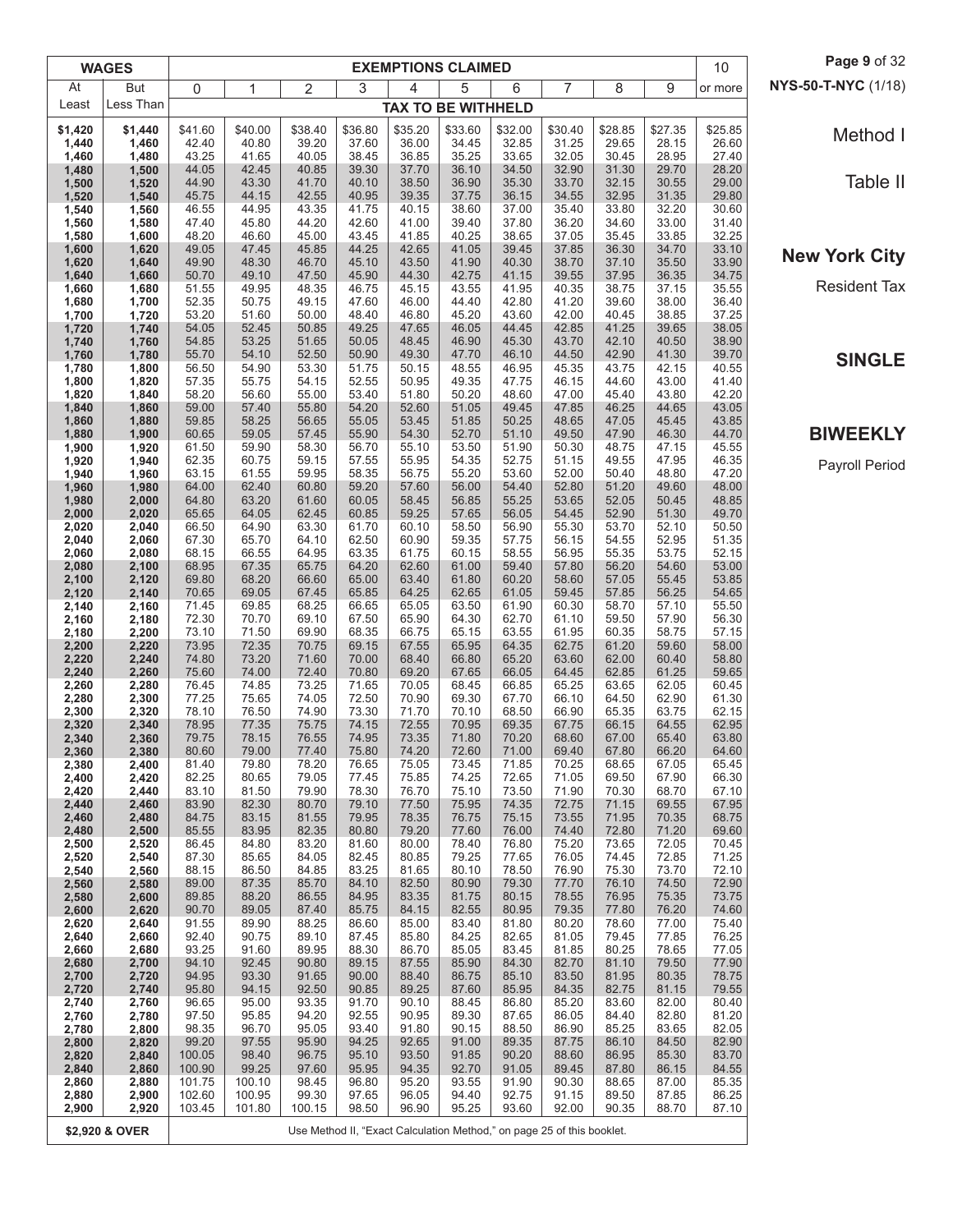Method I

Table II

## New York City

Resident Tax

## SINGLE

## BIWEEKLY

Payroll Period

| WAGES | | EXEMPTIONS CLAIMED | | | | | | | | | | 10 |
|---|---|---|---|---|---|---|---|---|---|---|---|---|
| At Least | But Less Than | 0 | 1 | 2 | 3 | 4 | 5 | 6 | 7 | 8 | 9 | or more |
| | | TAX TO BE WITHHELD | | | | | | | | | | |
| $1,420 | $1,440 | $41.60 | $40.00 | $38.40 | $36.80 | $35.20 | $33.60 | $32.00 | $30.40 | $28.85 | $27.35 | $25.85 |
| 1,440 | 1,460 | 42.40 | 40.80 | 39.20 | 37.60 | 36.00 | 34.45 | 32.85 | 31.25 | 29.65 | 28.15 | 26.60 |
| 1,460 | 1,480 | 43.25 | 41.65 | 40.05 | 38.45 | 36.85 | 35.25 | 33.65 | 32.05 | 30.45 | 28.95 | 27.40 |
| 1,480 | 1,500 | 44.05 | 42.45 | 40.85 | 39.30 | 37.70 | 36.10 | 34.50 | 32.90 | 31.30 | 29.70 | 28.20 |
| 1,500 | 1,520 | 44.90 | 43.30 | 41.70 | 40.10 | 38.50 | 36.90 | 35.30 | 33.70 | 32.15 | 30.55 | 29.00 |
| 1,520 | 1,540 | 45.75 | 44.15 | 42.55 | 40.95 | 39.35 | 37.75 | 36.15 | 34.55 | 32.95 | 31.35 | 29.80 |
| 1,540 | 1,560 | 46.55 | 44.95 | 43.35 | 41.75 | 40.15 | 38.60 | 37.00 | 35.40 | 33.80 | 32.20 | 30.60 |
| 1,560 | 1,580 | 47.40 | 45.80 | 44.20 | 42.60 | 41.00 | 39.40 | 37.80 | 36.20 | 34.60 | 33.00 | 31.40 |
| 1,580 | 1,600 | 48.20 | 46.60 | 45.00 | 43.45 | 41.85 | 40.25 | 38.65 | 37.05 | 35.45 | 33.85 | 32.25 |
| 1,600 | 1,620 | 49.05 | 47.45 | 45.85 | 44.25 | 42.65 | 41.05 | 39.45 | 37.85 | 36.30 | 34.70 | 33.10 |
| 1,620 | 1,640 | 49.90 | 48.30 | 46.70 | 45.10 | 43.50 | 41.90 | 40.30 | 38.70 | 37.10 | 35.50 | 33.90 |
| 1,640 | 1,660 | 50.70 | 49.10 | 47.50 | 45.90 | 44.30 | 42.75 | 41.15 | 39.55 | 37.95 | 36.35 | 34.75 |
| 1,660 | 1,680 | 51.55 | 49.95 | 48.35 | 46.75 | 45.15 | 43.55 | 41.95 | 40.35 | 38.75 | 37.15 | 35.55 |
| 1,680 | 1,700 | 52.35 | 50.75 | 49.15 | 47.60 | 46.00 | 44.40 | 42.80 | 41.20 | 39.60 | 38.00 | 36.40 |
| 1,700 | 1,720 | 53.20 | 51.60 | 50.00 | 48.40 | 46.80 | 45.20 | 43.60 | 42.00 | 40.45 | 38.85 | 37.25 |
| 1,720 | 1,740 | 54.05 | 52.45 | 50.85 | 49.25 | 47.65 | 46.05 | 44.45 | 42.85 | 41.25 | 39.65 | 38.05 |
| 1,740 | 1,760 | 54.85 | 53.25 | 51.65 | 50.05 | 48.45 | 46.90 | 45.30 | 43.70 | 42.10 | 40.50 | 38.90 |
| 1,760 | 1,780 | 55.70 | 54.10 | 52.50 | 50.90 | 49.30 | 47.70 | 46.10 | 44.50 | 42.90 | 41.30 | 39.70 |
| 1,780 | 1,800 | 56.50 | 54.90 | 53.30 | 51.75 | 50.15 | 48.55 | 46.95 | 45.35 | 43.75 | 42.15 | 40.55 |
| 1,800 | 1,820 | 57.35 | 55.75 | 54.15 | 52.55 | 50.95 | 49.35 | 47.75 | 46.15 | 44.60 | 43.00 | 41.40 |
| 1,820 | 1,840 | 58.20 | 56.60 | 55.00 | 53.40 | 51.80 | 50.20 | 48.60 | 47.00 | 45.40 | 43.80 | 42.20 |
| 1,840 | 1,860 | 59.00 | 57.40 | 55.80 | 54.20 | 52.60 | 51.05 | 49.45 | 47.85 | 46.25 | 44.65 | 43.05 |
| 1,860 | 1,880 | 59.85 | 58.25 | 56.65 | 55.05 | 53.45 | 51.85 | 50.25 | 48.65 | 47.05 | 45.45 | 43.85 |
| 1,880 | 1,900 | 60.65 | 59.05 | 57.45 | 55.90 | 54.30 | 52.70 | 51.10 | 49.50 | 47.90 | 46.30 | 44.70 |
| 1,900 | 1,920 | 61.50 | 59.90 | 58.30 | 56.70 | 55.10 | 53.50 | 51.90 | 50.30 | 48.75 | 47.15 | 45.55 |
| 1,920 | 1,940 | 62.35 | 60.75 | 59.15 | 57.55 | 55.95 | 54.35 | 52.75 | 51.15 | 49.55 | 47.95 | 46.35 |
| 1,940 | 1,960 | 63.15 | 61.55 | 59.95 | 58.35 | 56.75 | 55.20 | 53.60 | 52.00 | 50.40 | 48.80 | 47.20 |
| 1,960 | 1,980 | 64.00 | 62.40 | 60.80 | 59.20 | 57.60 | 56.00 | 54.40 | 52.80 | 51.20 | 49.60 | 48.00 |
| 1,980 | 2,000 | 64.80 | 63.20 | 61.60 | 60.05 | 58.45 | 56.85 | 55.25 | 53.65 | 52.05 | 50.45 | 48.85 |
| 2,000 | 2,020 | 65.65 | 64.05 | 62.45 | 60.85 | 59.25 | 57.65 | 56.05 | 54.45 | 52.90 | 51.30 | 49.70 |
| 2,020 | 2,040 | 66.50 | 64.90 | 63.30 | 61.70 | 60.10 | 58.50 | 56.90 | 55.30 | 53.70 | 52.10 | 50.50 |
| 2,040 | 2,060 | 67.30 | 65.70 | 64.10 | 62.50 | 60.90 | 59.35 | 57.75 | 56.15 | 54.55 | 52.95 | 51.35 |
| 2,060 | 2,080 | 68.15 | 66.55 | 64.95 | 63.35 | 61.75 | 60.15 | 58.55 | 56.95 | 55.35 | 53.75 | 52.15 |
| 2,080 | 2,100 | 68.95 | 67.35 | 65.75 | 64.20 | 62.60 | 61.00 | 59.40 | 57.80 | 56.20 | 54.60 | 53.00 |
| 2,100 | 2,120 | 69.80 | 68.20 | 66.60 | 65.00 | 63.40 | 61.80 | 60.20 | 58.60 | 57.05 | 55.45 | 53.85 |
| 2,120 | 2,140 | 70.65 | 69.05 | 67.45 | 65.85 | 64.25 | 62.65 | 61.05 | 59.45 | 57.85 | 56.25 | 54.65 |
| 2,140 | 2,160 | 71.45 | 69.85 | 68.25 | 66.65 | 65.05 | 63.50 | 61.90 | 60.30 | 58.70 | 57.10 | 55.50 |
| 2,160 | 2,180 | 72.30 | 70.70 | 69.10 | 67.50 | 65.90 | 64.30 | 62.70 | 61.10 | 59.50 | 57.90 | 56.30 |
| 2,180 | 2,200 | 73.10 | 71.50 | 69.90 | 68.35 | 66.75 | 65.15 | 63.55 | 61.95 | 60.35 | 58.75 | 57.15 |
| 2,200 | 2,220 | 73.95 | 72.35 | 70.75 | 69.15 | 67.55 | 65.95 | 64.35 | 62.75 | 61.20 | 59.60 | 58.00 |
| 2,220 | 2,240 | 74.80 | 73.20 | 71.60 | 70.00 | 68.40 | 66.80 | 65.20 | 63.60 | 62.00 | 60.40 | 58.80 |
| 2,240 | 2,260 | 75.60 | 74.00 | 72.40 | 70.80 | 69.20 | 67.65 | 66.05 | 64.45 | 62.85 | 61.25 | 59.65 |
| 2,260 | 2,280 | 76.45 | 74.85 | 73.25 | 71.65 | 70.05 | 68.45 | 66.85 | 65.25 | 63.65 | 62.05 | 60.45 |
| 2,280 | 2,300 | 77.25 | 75.65 | 74.05 | 72.50 | 70.90 | 69.30 | 67.70 | 66.10 | 64.50 | 62.90 | 61.30 |
| 2,300 | 2,320 | 78.10 | 76.50 | 74.90 | 73.30 | 71.70 | 70.10 | 68.50 | 66.90 | 65.35 | 63.75 | 62.15 |
| 2,320 | 2,340 | 78.95 | 77.35 | 75.75 | 74.15 | 72.55 | 70.95 | 69.35 | 67.75 | 66.15 | 64.55 | 62.95 |
| 2,340 | 2,360 | 79.75 | 78.15 | 76.55 | 74.95 | 73.35 | 71.80 | 70.20 | 68.60 | 67.00 | 65.40 | 63.80 |
| 2,360 | 2,380 | 80.60 | 79.00 | 77.40 | 75.80 | 74.20 | 72.60 | 71.00 | 69.40 | 67.80 | 66.20 | 64.60 |
| 2,380 | 2,400 | 81.40 | 79.80 | 78.20 | 76.65 | 75.05 | 73.45 | 71.85 | 70.25 | 68.65 | 67.05 | 65.45 |
| 2,400 | 2,420 | 82.25 | 80.65 | 79.05 | 77.45 | 75.85 | 74.25 | 72.65 | 71.05 | 69.50 | 67.90 | 66.30 |
| 2,420 | 2,440 | 83.10 | 81.50 | 79.90 | 78.30 | 76.70 | 75.10 | 73.50 | 71.90 | 70.30 | 68.70 | 67.10 |
| 2,440 | 2,460 | 83.90 | 82.30 | 80.70 | 79.10 | 77.50 | 75.95 | 74.35 | 72.75 | 71.15 | 69.55 | 67.95 |
| 2,460 | 2,480 | 84.75 | 83.15 | 81.55 | 79.95 | 78.35 | 76.75 | 75.15 | 73.55 | 71.95 | 70.35 | 68.75 |
| 2,480 | 2,500 | 85.55 | 83.95 | 82.35 | 80.80 | 79.20 | 77.60 | 76.00 | 74.40 | 72.80 | 71.20 | 69.60 |
| 2,500 | 2,520 | 86.45 | 84.80 | 83.20 | 81.60 | 80.00 | 78.40 | 76.80 | 75.20 | 73.65 | 72.05 | 70.45 |
| 2,520 | 2,540 | 87.30 | 85.65 | 84.05 | 82.45 | 80.85 | 79.25 | 77.65 | 76.05 | 74.45 | 72.85 | 71.25 |
| 2,540 | 2,560 | 88.15 | 86.50 | 84.85 | 83.25 | 81.65 | 80.10 | 78.50 | 76.90 | 75.30 | 73.70 | 72.10 |
| 2,560 | 2,580 | 89.00 | 87.35 | 85.70 | 84.10 | 82.50 | 80.90 | 79.30 | 77.70 | 76.10 | 74.50 | 72.90 |
| 2,580 | 2,600 | 89.85 | 88.20 | 86.55 | 84.95 | 83.35 | 81.75 | 80.15 | 78.55 | 76.95 | 75.35 | 73.75 |
| 2,600 | 2,620 | 90.70 | 89.05 | 87.40 | 85.75 | 84.15 | 82.55 | 80.95 | 79.35 | 77.80 | 76.20 | 74.60 |
| 2,620 | 2,640 | 91.55 | 89.90 | 88.25 | 86.60 | 85.00 | 83.40 | 81.80 | 80.20 | 78.60 | 77.00 | 75.40 |
| 2,640 | 2,660 | 92.40 | 90.75 | 89.10 | 87.45 | 85.80 | 84.25 | 82.65 | 81.05 | 79.45 | 77.85 | 76.25 |
| 2,660 | 2,680 | 93.25 | 91.60 | 89.95 | 88.30 | 86.70 | 85.05 | 83.45 | 81.85 | 80.25 | 78.65 | 77.05 |
| 2,680 | 2,700 | 94.10 | 92.45 | 90.80 | 89.15 | 87.55 | 85.90 | 84.30 | 82.70 | 81.10 | 79.50 | 77.90 |
| 2,700 | 2,720 | 94.95 | 93.30 | 91.65 | 90.00 | 88.40 | 86.75 | 85.10 | 83.50 | 81.95 | 80.35 | 78.75 |
| 2,720 | 2,740 | 95.80 | 94.15 | 92.50 | 90.85 | 89.25 | 87.60 | 85.95 | 84.35 | 82.75 | 81.15 | 79.55 |
| 2,740 | 2,760 | 96.65 | 95.00 | 93.35 | 91.70 | 90.10 | 88.45 | 86.80 | 85.20 | 83.60 | 82.00 | 80.40 |
| 2,760 | 2,780 | 97.50 | 95.85 | 94.20 | 92.55 | 90.95 | 89.30 | 87.65 | 86.05 | 84.40 | 82.80 | 81.20 |
| 2,780 | 2,800 | 98.35 | 96.70 | 95.05 | 93.40 | 91.80 | 90.15 | 88.50 | 86.90 | 85.25 | 83.65 | 82.05 |
| 2,800 | 2,820 | 99.20 | 97.55 | 95.90 | 94.25 | 92.65 | 91.00 | 89.35 | 87.75 | 86.10 | 84.50 | 82.90 |
| 2,820 | 2,840 | 100.05 | 98.40 | 96.75 | 95.10 | 93.50 | 91.85 | 90.20 | 88.60 | 86.95 | 85.30 | 83.70 |
| 2,840 | 2,860 | 100.90 | 99.25 | 97.60 | 95.95 | 94.35 | 92.70 | 91.05 | 89.45 | 87.80 | 86.15 | 84.55 |
| 2,860 | 2,880 | 101.75 | 100.10 | 98.45 | 96.80 | 95.20 | 93.55 | 91.90 | 90.30 | 88.65 | 87.00 | 85.35 |
| 2,880 | 2,900 | 102.60 | 100.95 | 99.30 | 97.65 | 96.05 | 94.40 | 92.75 | 91.15 | 89.50 | 87.85 | 86.25 |
| 2,900 | 2,920 | 103.45 | 101.80 | 100.15 | 98.50 | 96.90 | 95.25 | 93.60 | 92.00 | 90.35 | 88.70 | 87.10 |
| $2,920 & OVER | | Use Method II, "Exact Calculation Method," on page 25 of this booklet. | | | | | | | | | | |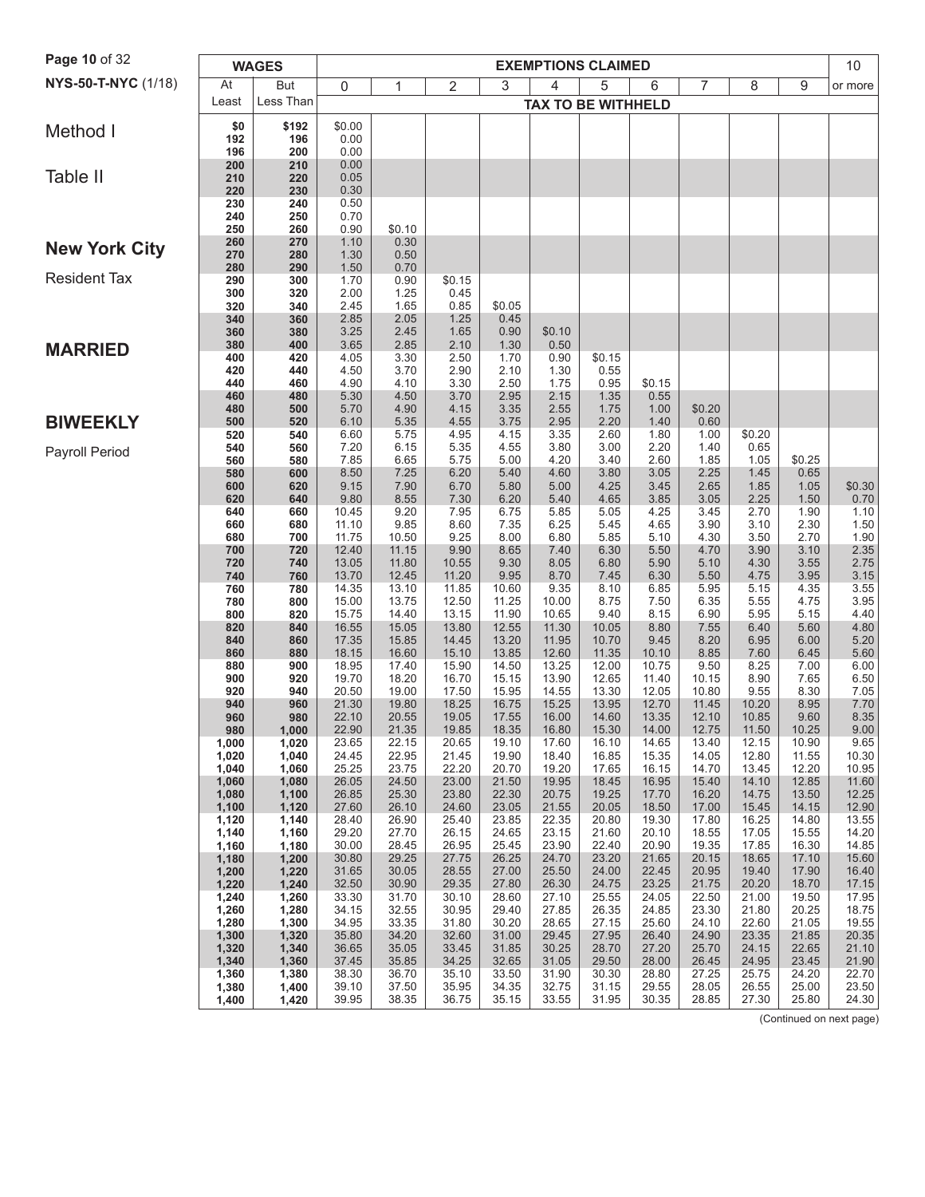NYS-50-T-NYC (1/18)

# Method I

## Table II

# New York City

Resident Tax

# MARRIED

# BIWEEKLY

Payroll Period

| WAGES | | EXEMPTIONS CLAIMED | | | | | | | | | | 10 |
|---|---|---|---|---|---|---|---|---|---|---|---|---|
| At Least | But Less Than | 0 | 1 | 2 | 3 | 4 | 5 | 6 | 7 | 8 | 9 | or more |
| | | TAX TO BE WITHHELD | | | | | | | | | | |
| $0 | $192 | $0.00 | | | | | | | | | | |
| 192 | 196 | 0.00 | | | | | | | | | | |
| 196 | 200 | 0.00 | | | | | | | | | | |
| 200 | 210 | 0.00 | | | | | | | | | | |
| 210 | 220 | 0.05 | | | | | | | | | | |
| 220 | 230 | 0.30 | | | | | | | | | | |
| 230 | 240 | 0.50 | | | | | | | | | | |
| 240 | 250 | 0.70 | | | | | | | | | | |
| 250 | 260 | 0.90 | $0.10 | | | | | | | | | |
| 260 | 270 | 1.10 | 0.30 | | | | | | | | | |
| 270 | 280 | 1.30 | 0.50 | | | | | | | | | |
| 280 | 290 | 1.50 | 0.70 | | | | | | | | | |
| 290 | 300 | 1.70 | 0.90 | $0.15 | | | | | | | | |
| 300 | 320 | 2.00 | 1.25 | 0.45 | | | | | | | | |
| 320 | 340 | 2.45 | 1.65 | 0.85 | $0.05 | | | | | | | |
| 340 | 360 | 2.85 | 2.05 | 1.25 | 0.45 | | | | | | | |
| 360 | 380 | 3.25 | 2.45 | 1.65 | 0.90 | $0.10 | | | | | | |
| 380 | 400 | 3.65 | 2.85 | 2.10 | 1.30 | 0.50 | | | | | | |
| 400 | 420 | 4.05 | 3.30 | 2.50 | 1.70 | 0.90 | $0.15 | | | | | |
| 420 | 440 | 4.50 | 3.70 | 2.90 | 2.10 | 1.30 | 0.55 | | | | | |
| 440 | 460 | 4.90 | 4.10 | 3.30 | 2.50 | 1.75 | 0.95 | $0.15 | | | | |
| 460 | 480 | 5.30 | 4.50 | 3.70 | 2.95 | 2.15 | 1.35 | 0.55 | | | | |
| 480 | 500 | 5.70 | 4.90 | 4.15 | 3.35 | 2.55 | 1.75 | 1.00 | $0.20 | | | |
| 500 | 520 | 6.10 | 5.35 | 4.55 | 3.75 | 2.95 | 2.20 | 1.40 | 0.60 | | | |
| 520 | 540 | 6.60 | 5.75 | 4.95 | 4.15 | 3.35 | 2.60 | 1.80 | 1.00 | $0.20 | | |
| 540 | 560 | 7.20 | 6.15 | 5.35 | 4.55 | 3.80 | 3.00 | 2.20 | 1.40 | 0.65 | | |
| 560 | 580 | 7.85 | 6.65 | 5.75 | 5.00 | 4.20 | 3.40 | 2.60 | 1.85 | 1.05 | $0.25 | |
| 580 | 600 | 8.50 | 7.25 | 6.20 | 5.40 | 4.60 | 3.80 | 3.05 | 2.25 | 1.45 | 0.65 | |
| 600 | 620 | 9.15 | 7.90 | 6.70 | 5.80 | 5.00 | 4.25 | 3.45 | 2.65 | 1.85 | 1.05 | $0.30 |
| 620 | 640 | 9.80 | 8.55 | 7.30 | 6.20 | 5.40 | 4.65 | 3.85 | 3.05 | 2.25 | 1.50 | 0.70 |
| 640 | 660 | 10.45 | 9.20 | 7.95 | 6.75 | 5.85 | 5.05 | 4.25 | 3.45 | 2.70 | 1.90 | 1.10 |
| 660 | 680 | 11.10 | 9.85 | 8.60 | 7.35 | 6.25 | 5.45 | 4.65 | 3.90 | 3.10 | 2.30 | 1.50 |
| 680 | 700 | 11.75 | 10.50 | 9.25 | 8.00 | 6.80 | 5.85 | 5.10 | 4.30 | 3.50 | 2.70 | 1.90 |
| 700 | 720 | 12.40 | 11.15 | 9.90 | 8.65 | 7.40 | 6.30 | 5.50 | 4.70 | 3.90 | 3.10 | 2.35 |
| 720 | 740 | 13.05 | 11.80 | 10.55 | 9.30 | 8.05 | 6.80 | 5.90 | 5.10 | 4.30 | 3.55 | 2.75 |
| 740 | 760 | 13.70 | 12.45 | 11.20 | 9.95 | 8.70 | 7.45 | 6.30 | 5.50 | 4.75 | 3.95 | 3.15 |
| 760 | 780 | 14.35 | 13.10 | 11.85 | 10.60 | 9.35 | 8.10 | 6.85 | 5.95 | 5.15 | 4.35 | 3.55 |
| 780 | 800 | 15.00 | 13.75 | 12.50 | 11.25 | 10.00 | 8.75 | 7.50 | 6.35 | 5.55 | 4.75 | 3.95 |
| 800 | 820 | 15.75 | 14.40 | 13.15 | 11.90 | 10.65 | 9.40 | 8.15 | 6.90 | 5.95 | 5.15 | 4.40 |
| 820 | 840 | 16.55 | 15.05 | 13.80 | 12.55 | 11.30 | 10.05 | 8.80 | 7.55 | 6.40 | 5.60 | 4.80 |
| 840 | 860 | 17.35 | 15.85 | 14.45 | 13.20 | 11.95 | 10.70 | 9.45 | 8.20 | 6.95 | 6.00 | 5.20 |
| 860 | 880 | 18.15 | 16.60 | 15.10 | 13.85 | 12.60 | 11.35 | 10.10 | 8.85 | 7.60 | 6.45 | 5.60 |
| 880 | 900 | 18.95 | 17.40 | 15.90 | 14.50 | 13.25 | 12.00 | 10.75 | 9.50 | 8.25 | 7.00 | 6.00 |
| 900 | 920 | 19.70 | 18.20 | 16.70 | 15.15 | 13.90 | 12.65 | 11.40 | 10.15 | 8.90 | 7.65 | 6.50 |
| 920 | 940 | 20.50 | 19.00 | 17.50 | 15.95 | 14.55 | 13.30 | 12.05 | 10.80 | 9.55 | 8.30 | 7.05 |
| 940 | 960 | 21.30 | 19.80 | 18.25 | 16.75 | 15.25 | 13.95 | 12.70 | 11.45 | 10.20 | 8.95 | 7.70 |
| 960 | 980 | 22.10 | 20.55 | 19.05 | 17.55 | 16.00 | 14.60 | 13.35 | 12.10 | 10.85 | 9.60 | 8.35 |
| 980 | 1,000 | 22.90 | 21.35 | 19.85 | 18.35 | 16.80 | 15.30 | 14.00 | 12.75 | 11.50 | 10.25 | 9.00 |
| 1,000 | 1,020 | 23.65 | 22.15 | 20.65 | 19.10 | 17.60 | 16.10 | 14.65 | 13.40 | 12.15 | 10.90 | 9.65 |
| 1,020 | 1,040 | 24.45 | 22.95 | 21.45 | 19.90 | 18.40 | 16.85 | 15.35 | 14.05 | 12.80 | 11.55 | 10.30 |
| 1,040 | 1,060 | 25.25 | 23.75 | 22.20 | 20.70 | 19.20 | 17.65 | 16.15 | 14.70 | 13.45 | 12.20 | 10.95 |
| 1,060 | 1,080 | 26.05 | 24.50 | 23.00 | 21.50 | 19.95 | 18.45 | 16.95 | 15.40 | 14.10 | 12.85 | 11.60 |
| 1,080 | 1,100 | 26.85 | 25.30 | 23.80 | 22.30 | 20.75 | 19.25 | 17.70 | 16.20 | 14.75 | 13.50 | 12.25 |
| 1,100 | 1,120 | 27.60 | 26.10 | 24.60 | 23.05 | 21.55 | 20.05 | 18.50 | 17.00 | 15.45 | 14.15 | 12.90 |
| 1,120 | 1,140 | 28.40 | 26.90 | 25.40 | 23.85 | 22.35 | 20.80 | 19.30 | 17.80 | 16.25 | 14.80 | 13.55 |
| 1,140 | 1,160 | 29.20 | 27.70 | 26.15 | 24.65 | 23.15 | 21.60 | 20.10 | 18.55 | 17.05 | 15.55 | 14.20 |
| 1,160 | 1,180 | 30.00 | 28.45 | 26.95 | 25.45 | 23.90 | 22.40 | 20.90 | 19.35 | 17.85 | 16.30 | 14.85 |
| 1,180 | 1,200 | 30.80 | 29.25 | 27.75 | 26.25 | 24.70 | 23.20 | 21.65 | 20.15 | 18.65 | 17.10 | 15.60 |
| 1,200 | 1,220 | 31.65 | 30.05 | 28.55 | 27.00 | 25.50 | 24.00 | 22.45 | 20.95 | 19.40 | 17.90 | 16.40 |
| 1,220 | 1,240 | 32.50 | 30.90 | 29.35 | 27.80 | 26.30 | 24.75 | 23.25 | 21.75 | 20.20 | 18.70 | 17.15 |
| 1,240 | 1,260 | 33.30 | 31.70 | 30.10 | 28.60 | 27.10 | 25.55 | 24.05 | 22.50 | 21.00 | 19.50 | 17.95 |
| 1,260 | 1,280 | 34.15 | 32.55 | 30.95 | 29.40 | 27.85 | 26.35 | 24.85 | 23.30 | 21.80 | 20.25 | 18.75 |
| 1,280 | 1,300 | 34.95 | 33.35 | 31.80 | 30.20 | 28.65 | 27.15 | 25.60 | 24.10 | 22.60 | 21.05 | 19.55 |
| 1,300 | 1,320 | 35.80 | 34.20 | 32.60 | 31.00 | 29.45 | 27.95 | 26.40 | 24.90 | 23.35 | 21.85 | 20.35 |
| 1,320 | 1,340 | 36.65 | 35.05 | 33.45 | 31.85 | 30.25 | 28.70 | 27.20 | 25.70 | 24.15 | 22.65 | 21.10 |
| 1,340 | 1,360 | 37.45 | 35.85 | 34.25 | 32.65 | 31.05 | 29.50 | 28.00 | 26.45 | 24.95 | 23.45 | 21.90 |
| 1,360 | 1,380 | 38.30 | 36.70 | 35.10 | 33.50 | 31.90 | 30.30 | 28.80 | 27.25 | 25.75 | 24.20 | 22.70 |
| 1,380 | 1,400 | 39.10 | 37.50 | 35.95 | 34.35 | 32.75 | 31.15 | 29.55 | 28.05 | 26.55 | 25.00 | 23.50 |
| 1,400 | 1,420 | 39.95 | 38.35 | 36.75 | 35.15 | 33.55 | 31.95 | 30.35 | 28.85 | 27.30 | 25.80 | 24.30 |

(Continued on next page)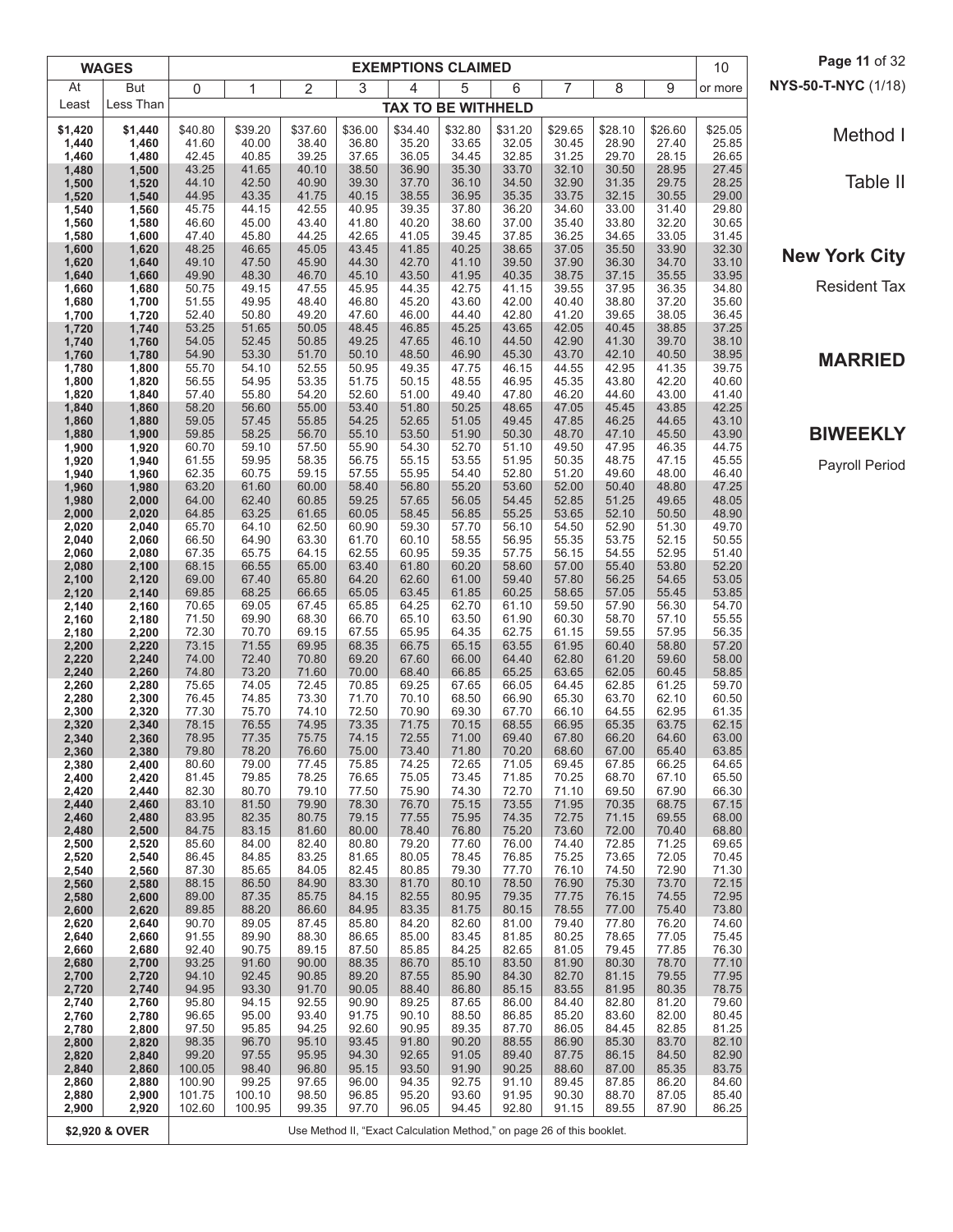NYS-50-T-NYC (1/18)

# Method I

## Table II

# New York City

Resident Tax

# MARRIED

# BIWEEKLY

Payroll Period

| WAGES | | EXEMPTIONS CLAIMED | | | | | | | | | | 10 |
|---|---|---|---|---|---|---|---|---|---|---|---|---|
| At Least | But Less Than | 0 | 1 | 2 | 3 | 4 | 5 | 6 | 7 | 8 | 9 | or more |
| | | TAX TO BE WITHHELD | | | | | | | | | | |
| $1,420 | $1,440 | $40.80 | $39.20 | $37.60 | $36.00 | $34.40 | $32.80 | $31.20 | $29.65 | $28.10 | $26.60 | $25.05 |
| 1,440 | 1,460 | 41.60 | 40.00 | 38.40 | 36.80 | 35.20 | 33.65 | 32.05 | 30.45 | 28.90 | 27.40 | 25.85 |
| 1,460 | 1,480 | 42.45 | 40.85 | 39.25 | 37.65 | 36.05 | 34.45 | 32.85 | 31.25 | 29.70 | 28.15 | 26.65 |
| 1,480 | 1,500 | 43.25 | 41.65 | 40.10 | 38.50 | 36.90 | 35.30 | 33.70 | 32.10 | 30.50 | 28.95 | 27.45 |
| 1,500 | 1,520 | 44.10 | 42.50 | 40.90 | 39.30 | 37.70 | 36.10 | 34.50 | 32.90 | 31.35 | 29.75 | 28.25 |
| 1,520 | 1,540 | 44.95 | 43.35 | 41.75 | 40.15 | 38.55 | 36.95 | 35.35 | 33.75 | 32.15 | 30.55 | 29.00 |
| 1,540 | 1,560 | 45.75 | 44.15 | 42.55 | 40.95 | 39.35 | 37.80 | 36.20 | 34.60 | 33.00 | 31.40 | 29.80 |
| 1,560 | 1,580 | 46.60 | 45.00 | 43.40 | 41.80 | 40.20 | 38.60 | 37.00 | 35.40 | 33.80 | 32.20 | 30.65 |
| 1,580 | 1,600 | 47.40 | 45.80 | 44.25 | 42.65 | 41.05 | 39.45 | 37.85 | 36.25 | 34.65 | 33.05 | 31.45 |
| 1,600 | 1,620 | 48.25 | 46.65 | 45.05 | 43.45 | 41.85 | 40.25 | 38.65 | 37.05 | 35.50 | 33.90 | 32.30 |
| 1,620 | 1,640 | 49.10 | 47.50 | 45.90 | 44.30 | 42.70 | 41.10 | 39.50 | 37.90 | 36.30 | 34.70 | 33.10 |
| 1,640 | 1,660 | 49.90 | 48.30 | 46.70 | 45.10 | 43.50 | 41.95 | 40.35 | 38.75 | 37.15 | 35.55 | 33.95 |
| 1,660 | 1,680 | 50.75 | 49.15 | 47.55 | 45.95 | 44.35 | 42.75 | 41.15 | 39.55 | 37.95 | 36.35 | 34.80 |
| 1,680 | 1,700 | 51.55 | 49.95 | 48.40 | 46.80 | 45.20 | 43.60 | 42.00 | 40.40 | 38.80 | 37.20 | 35.60 |
| 1,700 | 1,720 | 52.40 | 50.80 | 49.20 | 47.60 | 46.00 | 44.40 | 42.80 | 41.20 | 39.65 | 38.05 | 36.45 |
| 1,720 | 1,740 | 53.25 | 51.65 | 50.05 | 48.45 | 46.85 | 45.25 | 43.65 | 42.05 | 40.45 | 38.85 | 37.25 |
| 1,740 | 1,760 | 54.05 | 52.45 | 50.85 | 49.25 | 47.65 | 46.10 | 44.50 | 42.90 | 41.30 | 39.70 | 38.10 |
| 1,760 | 1,780 | 54.90 | 53.30 | 51.70 | 50.10 | 48.50 | 46.90 | 45.30 | 43.70 | 42.10 | 40.50 | 38.95 |
| 1,780 | 1,800 | 55.70 | 54.10 | 52.55 | 50.95 | 49.35 | 47.75 | 46.15 | 44.55 | 42.95 | 41.35 | 39.75 |
| 1,800 | 1,820 | 56.55 | 54.95 | 53.35 | 51.75 | 50.15 | 48.55 | 46.95 | 45.35 | 43.80 | 42.20 | 40.60 |
| 1,820 | 1,840 | 57.40 | 55.80 | 54.20 | 52.60 | 51.00 | 49.40 | 47.80 | 46.20 | 44.60 | 43.00 | 41.40 |
| 1,840 | 1,860 | 58.20 | 56.60 | 55.00 | 53.40 | 51.80 | 50.25 | 48.65 | 47.05 | 45.45 | 43.85 | 42.25 |
| 1,860 | 1,880 | 59.05 | 57.45 | 55.85 | 54.25 | 52.65 | 51.05 | 49.45 | 47.85 | 46.25 | 44.65 | 43.10 |
| 1,880 | 1,900 | 59.85 | 58.25 | 56.70 | 55.10 | 53.50 | 51.90 | 50.30 | 48.70 | 47.10 | 45.50 | 43.90 |
| 1,900 | 1,920 | 60.70 | 59.10 | 57.50 | 55.90 | 54.30 | 52.70 | 51.10 | 49.50 | 47.95 | 46.35 | 44.75 |
| 1,920 | 1,940 | 61.55 | 59.95 | 58.35 | 56.75 | 55.15 | 53.55 | 51.95 | 50.35 | 48.75 | 47.15 | 45.55 |
| 1,940 | 1,960 | 62.35 | 60.75 | 59.15 | 57.55 | 55.95 | 54.40 | 52.80 | 51.20 | 49.60 | 48.00 | 46.40 |
| 1,960 | 1,980 | 63.20 | 61.60 | 60.00 | 58.40 | 56.80 | 55.20 | 53.60 | 52.00 | 50.40 | 48.80 | 47.25 |
| 1,980 | 2,000 | 64.00 | 62.40 | 60.85 | 59.25 | 57.65 | 56.05 | 54.45 | 52.85 | 51.25 | 49.65 | 48.05 |
| 2,000 | 2,020 | 64.85 | 63.25 | 61.65 | 60.05 | 58.45 | 56.85 | 55.25 | 53.65 | 52.10 | 50.50 | 48.90 |
| 2,020 | 2,040 | 65.70 | 64.10 | 62.50 | 60.90 | 59.30 | 57.70 | 56.10 | 54.50 | 52.90 | 51.30 | 49.70 |
| 2,040 | 2,060 | 66.50 | 64.90 | 63.30 | 61.70 | 60.10 | 58.55 | 56.95 | 55.35 | 53.75 | 52.15 | 50.55 |
| 2,060 | 2,080 | 67.35 | 65.75 | 64.15 | 62.55 | 60.95 | 59.35 | 57.75 | 56.15 | 54.55 | 52.95 | 51.40 |
| 2,080 | 2,100 | 68.15 | 66.55 | 65.00 | 63.40 | 61.80 | 60.20 | 58.60 | 57.00 | 55.40 | 53.80 | 52.20 |
| 2,100 | 2,120 | 69.00 | 67.40 | 65.80 | 64.20 | 62.60 | 61.00 | 59.40 | 57.80 | 56.25 | 54.65 | 53.05 |
| 2,120 | 2,140 | 69.85 | 68.25 | 66.65 | 65.05 | 63.45 | 61.85 | 60.25 | 58.65 | 57.05 | 55.45 | 53.85 |
| 2,140 | 2,160 | 70.65 | 69.05 | 67.45 | 65.85 | 64.25 | 62.70 | 61.10 | 59.50 | 57.90 | 56.30 | 54.70 |
| 2,160 | 2,180 | 71.50 | 69.90 | 68.30 | 66.70 | 65.10 | 63.50 | 61.90 | 60.30 | 58.70 | 57.10 | 55.55 |
| 2,180 | 2,200 | 72.30 | 70.70 | 69.15 | 67.55 | 65.95 | 64.35 | 62.75 | 61.15 | 59.55 | 57.95 | 56.35 |
| 2,200 | 2,220 | 73.15 | 71.55 | 69.95 | 68.35 | 66.75 | 65.15 | 63.55 | 61.95 | 60.40 | 58.80 | 57.20 |
| 2,220 | 2,240 | 74.00 | 72.40 | 70.80 | 69.20 | 67.60 | 66.00 | 64.40 | 62.80 | 61.20 | 59.60 | 58.00 |
| 2,240 | 2,260 | 74.80 | 73.20 | 71.60 | 70.00 | 68.40 | 66.85 | 65.25 | 63.65 | 62.05 | 60.45 | 58.85 |
| 2,260 | 2,280 | 75.65 | 74.05 | 72.45 | 70.85 | 69.25 | 67.65 | 66.05 | 64.45 | 62.85 | 61.25 | 59.70 |
| 2,280 | 2,300 | 76.45 | 74.85 | 73.30 | 71.70 | 70.10 | 68.50 | 66.90 | 65.30 | 63.70 | 62.10 | 60.50 |
| 2,300 | 2,320 | 77.30 | 75.70 | 74.10 | 72.50 | 70.90 | 69.30 | 67.70 | 66.10 | 64.55 | 62.95 | 61.35 |
| 2,320 | 2,340 | 78.15 | 76.55 | 74.95 | 73.35 | 71.75 | 70.15 | 68.55 | 66.95 | 65.35 | 63.75 | 62.15 |
| 2,340 | 2,360 | 78.95 | 77.35 | 75.75 | 74.15 | 72.55 | 71.00 | 69.40 | 67.80 | 66.20 | 64.60 | 63.00 |
| 2,360 | 2,380 | 79.80 | 78.20 | 76.60 | 75.00 | 73.40 | 71.80 | 70.20 | 68.60 | 67.00 | 65.40 | 63.85 |
| 2,380 | 2,400 | 80.60 | 79.00 | 77.45 | 75.85 | 74.25 | 72.65 | 71.05 | 69.45 | 67.85 | 66.25 | 64.65 |
| 2,400 | 2,420 | 81.45 | 79.85 | 78.25 | 76.65 | 75.05 | 73.45 | 71.85 | 70.25 | 68.70 | 67.10 | 65.50 |
| 2,420 | 2,440 | 82.30 | 80.70 | 79.10 | 77.50 | 75.90 | 74.30 | 72.70 | 71.10 | 69.50 | 67.90 | 66.30 |
| 2,440 | 2,460 | 83.10 | 81.50 | 79.90 | 78.30 | 76.70 | 75.15 | 73.55 | 71.95 | 70.35 | 68.75 | 67.15 |
| 2,460 | 2,480 | 83.95 | 82.35 | 80.75 | 79.15 | 77.55 | 75.95 | 74.35 | 72.75 | 71.15 | 69.55 | 68.00 |
| 2,480 | 2,500 | 84.75 | 83.15 | 81.60 | 80.00 | 78.40 | 76.80 | 75.20 | 73.60 | 72.00 | 70.40 | 68.80 |
| 2,500 | 2,520 | 85.60 | 84.00 | 82.40 | 80.80 | 79.20 | 77.60 | 76.00 | 74.40 | 72.85 | 71.25 | 69.65 |
| 2,520 | 2,540 | 86.45 | 84.85 | 83.25 | 81.65 | 80.05 | 78.45 | 76.85 | 75.25 | 73.65 | 72.05 | 70.45 |
| 2,540 | 2,560 | 87.30 | 85.65 | 84.05 | 82.45 | 80.85 | 79.30 | 77.70 | 76.10 | 74.50 | 72.90 | 71.30 |
| 2,560 | 2,580 | 88.15 | 86.50 | 84.90 | 83.30 | 81.70 | 80.10 | 78.50 | 76.90 | 75.30 | 73.70 | 72.15 |
| 2,580 | 2,600 | 89.00 | 87.35 | 85.75 | 84.15 | 82.55 | 80.95 | 79.35 | 77.75 | 76.15 | 74.55 | 72.95 |
| 2,600 | 2,620 | 89.85 | 88.20 | 86.60 | 84.95 | 83.35 | 81.75 | 80.15 | 78.55 | 77.00 | 75.40 | 73.80 |
| 2,620 | 2,640 | 90.70 | 89.05 | 87.45 | 85.80 | 84.20 | 82.60 | 81.00 | 79.40 | 77.80 | 76.20 | 74.60 |
| 2,640 | 2,660 | 91.55 | 89.90 | 88.30 | 86.65 | 85.00 | 83.45 | 81.85 | 80.25 | 78.65 | 77.05 | 75.45 |
| 2,660 | 2,680 | 92.40 | 90.75 | 89.15 | 87.50 | 85.85 | 84.25 | 82.65 | 81.05 | 79.45 | 77.85 | 76.30 |
| 2,680 | 2,700 | 93.25 | 91.60 | 90.00 | 88.35 | 86.70 | 85.10 | 83.50 | 81.90 | 80.30 | 78.70 | 77.10 |
| 2,700 | 2,720 | 94.10 | 92.45 | 90.85 | 89.20 | 87.55 | 85.90 | 84.30 | 82.70 | 81.15 | 79.55 | 77.95 |
| 2,720 | 2,740 | 94.95 | 93.30 | 91.70 | 90.05 | 88.40 | 86.80 | 85.15 | 83.55 | 81.95 | 80.35 | 78.75 |
| 2,740 | 2,760 | 95.80 | 94.15 | 92.55 | 90.90 | 89.25 | 87.65 | 86.00 | 84.40 | 82.80 | 81.20 | 79.60 |
| 2,760 | 2,780 | 96.65 | 95.00 | 93.40 | 91.75 | 90.10 | 88.50 | 86.85 | 85.20 | 83.60 | 82.00 | 80.45 |
| 2,780 | 2,800 | 97.50 | 95.85 | 94.25 | 92.60 | 90.95 | 89.35 | 87.70 | 86.05 | 84.45 | 82.85 | 81.25 |
| 2,800 | 2,820 | 98.35 | 96.70 | 95.10 | 93.45 | 91.80 | 90.20 | 88.55 | 86.90 | 85.30 | 83.70 | 82.10 |
| 2,820 | 2,840 | 99.20 | 97.55 | 95.95 | 94.30 | 92.65 | 91.05 | 89.40 | 87.75 | 86.15 | 84.50 | 82.90 |
| 2,840 | 2,860 | 100.05 | 98.40 | 96.80 | 95.15 | 93.50 | 91.90 | 90.25 | 88.60 | 87.00 | 85.35 | 83.75 |
| 2,860 | 2,880 | 100.90 | 99.25 | 97.65 | 96.00 | 94.35 | 92.75 | 91.10 | 89.45 | 87.85 | 86.20 | 84.60 |
| 2,880 | 2,900 | 101.75 | 100.10 | 98.50 | 96.85 | 95.20 | 93.60 | 91.95 | 90.30 | 88.70 | 87.05 | 85.40 |
| 2,900 | 2,920 | 102.60 | 100.95 | 99.35 | 97.70 | 96.05 | 94.45 | 92.80 | 91.15 | 89.55 | 87.90 | 86.25 |
| $2,920 & OVER | | Use Method II, "Exact Calculation Method," on page 26 of this booklet. | | | | | | | | | | |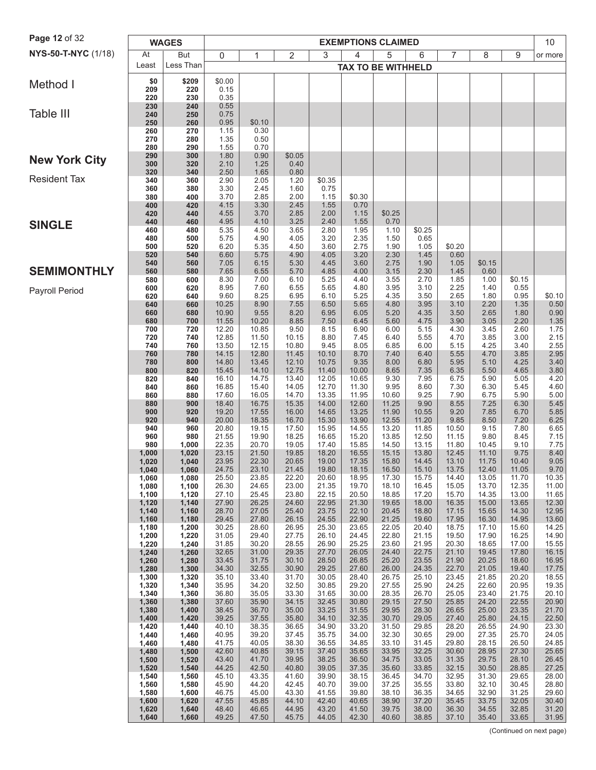NYS-50-T-NYC (1/18)

# Method I

## Table III

## New York City

Resident Tax

## SINGLE

## SEMIMONTHLY

Payroll Period

| WAGES | | EXEMPTIONS CLAIMED | | | | | | | | | | 10 |
|---|---|---|---|---|---|---|---|---|---|---|---|---|
| At Least | But Less Than | 0 | 1 | 2 | 3 | 4 | 5 | 6 | 7 | 8 | 9 | or more |
| | | TAX TO BE WITHHELD | | | | | | | | | | |
| $0 | $209 | $0.00 | | | | | | | | | | |
| 209 | 220 | 0.15 | | | | | | | | | | |
| 220 | 230 | 0.35 | | | | | | | | | | |
| 230 | 240 | 0.55 | | | | | | | | | | |
| 240 | 250 | 0.75 | | | | | | | | | | |
| 250 | 260 | 0.95 | $0.10 | | | | | | | | | |
| 260 | 270 | 1.15 | 0.30 | | | | | | | | | |
| 270 | 280 | 1.35 | 0.50 | | | | | | | | | |
| 280 | 290 | 1.55 | 0.70 | | | | | | | | | |
| 290 | 300 | 1.80 | 0.90 | $0.05 | | | | | | | | |
| 300 | 320 | 2.10 | 1.25 | 0.40 | | | | | | | | |
| 320 | 340 | 2.50 | 1.65 | 0.80 | | | | | | | | |
| 340 | 360 | 2.90 | 2.05 | 1.20 | $0.35 | | | | | | | |
| 360 | 380 | 3.30 | 2.45 | 1.60 | 0.75 | | | | | | | |
| 380 | 400 | 3.70 | 2.85 | 2.00 | 1.15 | $0.30 | | | | | | |
| 400 | 420 | 4.15 | 3.30 | 2.45 | 1.55 | 0.70 | | | | | | |
| 420 | 440 | 4.55 | 3.70 | 2.85 | 2.00 | 1.15 | $0.25 | | | | | |
| 440 | 460 | 4.95 | 4.10 | 3.25 | 2.40 | 1.55 | 0.70 | | | | | |
| 460 | 480 | 5.35 | 4.50 | 3.65 | 2.80 | 1.95 | 1.10 | $0.25 | | | | |
| 480 | 500 | 5.75 | 4.90 | 4.05 | 3.20 | 2.35 | 1.50 | 0.65 | | | | |
| 500 | 520 | 6.20 | 5.35 | 4.50 | 3.60 | 2.75 | 1.90 | 1.05 | $0.20 | | | |
| 520 | 540 | 6.60 | 5.75 | 4.90 | 4.05 | 3.20 | 2.30 | 1.45 | 0.60 | | | |
| 540 | 560 | 7.05 | 6.15 | 5.30 | 4.45 | 3.60 | 2.75 | 1.90 | 1.05 | $0.15 | | |
| 560 | 580 | 7.65 | 6.55 | 5.70 | 4.85 | 4.00 | 3.15 | 2.30 | 1.45 | 0.60 | | |
| 580 | 600 | 8.30 | 7.00 | 6.10 | 5.25 | 4.40 | 3.55 | 2.70 | 1.85 | 1.00 | $0.15 | |
| 600 | 620 | 8.95 | 7.60 | 6.55 | 5.65 | 4.80 | 3.95 | 3.10 | 2.25 | 1.40 | 0.55 | |
| 620 | 640 | 9.60 | 8.25 | 6.95 | 6.10 | 5.25 | 4.35 | 3.50 | 2.65 | 1.80 | 0.95 | $0.10 |
| 640 | 660 | 10.25 | 8.90 | 7.55 | 6.50 | 5.65 | 4.80 | 3.95 | 3.10 | 2.20 | 1.35 | 0.50 |
| 660 | 680 | 10.90 | 9.55 | 8.20 | 6.95 | 6.05 | 5.20 | 4.35 | 3.50 | 2.65 | 1.80 | 0.90 |
| 680 | 700 | 11.55 | 10.20 | 8.85 | 7.50 | 6.45 | 5.60 | 4.75 | 3.90 | 3.05 | 2.20 | 1.35 |
| 700 | 720 | 12.20 | 10.85 | 9.50 | 8.15 | 6.90 | 6.00 | 5.15 | 4.30 | 3.45 | 2.60 | 1.75 |
| 720 | 740 | 12.85 | 11.50 | 10.15 | 8.80 | 7.45 | 6.40 | 5.55 | 4.70 | 3.85 | 3.00 | 2.15 |
| 740 | 760 | 13.50 | 12.15 | 10.80 | 9.45 | 8.05 | 6.85 | 6.00 | 5.15 | 4.25 | 3.40 | 2.55 |
| 760 | 780 | 14.15 | 12.80 | 11.45 | 10.10 | 8.70 | 7.40 | 6.40 | 5.55 | 4.70 | 3.85 | 2.95 |
| 780 | 800 | 14.80 | 13.45 | 12.10 | 10.75 | 9.35 | 8.00 | 6.80 | 5.95 | 5.10 | 4.25 | 3.40 |
| 800 | 820 | 15.45 | 14.10 | 12.75 | 11.40 | 10.00 | 8.65 | 7.35 | 6.35 | 5.50 | 4.65 | 3.80 |
| 820 | 840 | 16.10 | 14.75 | 13.40 | 12.05 | 10.65 | 9.30 | 7.95 | 6.75 | 5.90 | 5.05 | 4.20 |
| 840 | 860 | 16.85 | 15.40 | 14.05 | 12.70 | 11.30 | 9.95 | 8.60 | 7.30 | 6.30 | 5.45 | 4.60 |
| 860 | 880 | 17.60 | 16.05 | 14.70 | 13.35 | 11.95 | 10.60 | 9.25 | 7.90 | 6.75 | 5.90 | 5.00 |
| 880 | 900 | 18.40 | 16.75 | 15.35 | 14.00 | 12.60 | 11.25 | 9.90 | 8.55 | 7.25 | 6.30 | 5.45 |
| 900 | 920 | 19.20 | 17.55 | 16.00 | 14.65 | 13.25 | 11.90 | 10.55 | 9.20 | 7.85 | 6.70 | 5.85 |
| 920 | 940 | 20.00 | 18.35 | 16.70 | 15.30 | 13.90 | 12.55 | 11.20 | 9.85 | 8.50 | 7.20 | 6.25 |
| 940 | 960 | 20.80 | 19.15 | 17.50 | 15.95 | 14.55 | 13.20 | 11.85 | 10.50 | 9.15 | 7.80 | 6.65 |
| 960 | 980 | 21.55 | 19.90 | 18.25 | 16.65 | 15.20 | 13.85 | 12.50 | 11.15 | 9.80 | 8.45 | 7.15 |
| 980 | 1,000 | 22.35 | 20.70 | 19.05 | 17.40 | 15.85 | 14.50 | 13.15 | 11.80 | 10.45 | 9.10 | 7.75 |
| 1,000 | 1,020 | 23.15 | 21.50 | 19.85 | 18.20 | 16.55 | 15.15 | 13.80 | 12.45 | 11.10 | 9.75 | 8.40 |
| 1,020 | 1,040 | 23.95 | 22.30 | 20.65 | 19.00 | 17.35 | 15.80 | 14.45 | 13.10 | 11.75 | 10.40 | 9.05 |
| 1,040 | 1,060 | 24.75 | 23.10 | 21.45 | 19.80 | 18.15 | 16.50 | 15.10 | 13.75 | 12.40 | 11.05 | 9.70 |
| 1,060 | 1,080 | 25.50 | 23.85 | 22.20 | 20.60 | 18.95 | 17.30 | 15.75 | 14.40 | 13.05 | 11.70 | 10.35 |
| 1,080 | 1,100 | 26.30 | 24.65 | 23.00 | 21.35 | 19.70 | 18.10 | 16.45 | 15.05 | 13.70 | 12.35 | 11.00 |
| 1,100 | 1,120 | 27.10 | 25.45 | 23.80 | 22.15 | 20.50 | 18.85 | 17.20 | 15.70 | 14.35 | 13.00 | 11.65 |
| 1,120 | 1,140 | 27.90 | 26.25 | 24.60 | 22.95 | 21.30 | 19.65 | 18.00 | 16.35 | 15.00 | 13.65 | 12.30 |
| 1,140 | 1,160 | 28.70 | 27.05 | 25.40 | 23.75 | 22.10 | 20.45 | 18.80 | 17.15 | 15.65 | 14.30 | 12.95 |
| 1,160 | 1,180 | 29.45 | 27.80 | 26.15 | 24.55 | 22.90 | 21.25 | 19.60 | 17.95 | 16.30 | 14.95 | 13.60 |
| 1,180 | 1,200 | 30.25 | 28.60 | 26.95 | 25.30 | 23.65 | 22.05 | 20.40 | 18.75 | 17.10 | 15.60 | 14.25 |
| 1,200 | 1,220 | 31.05 | 29.40 | 27.75 | 26.10 | 24.45 | 22.80 | 21.15 | 19.50 | 17.90 | 16.25 | 14.90 |
| 1,220 | 1,240 | 31.85 | 30.20 | 28.55 | 26.90 | 25.25 | 23.60 | 21.95 | 20.30 | 18.65 | 17.00 | 15.55 |
| 1,240 | 1,260 | 32.65 | 31.00 | 29.35 | 27.70 | 26.05 | 24.40 | 22.75 | 21.10 | 19.45 | 17.80 | 16.15 |
| 1,260 | 1,280 | 33.45 | 31.75 | 30.10 | 28.50 | 26.85 | 25.20 | 23.55 | 21.90 | 20.25 | 18.60 | 16.95 |
| 1,280 | 1,300 | 34.30 | 32.55 | 30.90 | 29.25 | 27.60 | 26.00 | 24.35 | 22.70 | 21.05 | 19.40 | 17.75 |
| 1,300 | 1,320 | 35.10 | 33.40 | 31.70 | 30.05 | 28.40 | 26.75 | 25.10 | 23.45 | 21.85 | 20.20 | 18.55 |
| 1,320 | 1,340 | 35.95 | 34.20 | 32.50 | 30.85 | 29.20 | 27.55 | 25.90 | 24.25 | 22.60 | 20.95 | 19.35 |
| 1,340 | 1,360 | 36.80 | 35.05 | 33.30 | 31.65 | 30.00 | 28.35 | 26.70 | 25.05 | 23.40 | 21.75 | 20.10 |
| 1,360 | 1,380 | 37.60 | 35.90 | 34.15 | 32.45 | 30.80 | 29.15 | 27.50 | 25.85 | 24.20 | 22.55 | 20.90 |
| 1,380 | 1,400 | 38.45 | 36.70 | 35.00 | 33.25 | 31.55 | 29.95 | 28.30 | 26.65 | 25.00 | 23.35 | 21.70 |
| 1,400 | 1,420 | 39.25 | 37.55 | 35.80 | 34.10 | 32.35 | 30.70 | 29.05 | 27.40 | 25.80 | 24.15 | 22.50 |
| 1,420 | 1,440 | 40.10 | 38.35 | 36.65 | 34.90 | 33.20 | 31.50 | 29.85 | 28.20 | 26.55 | 24.90 | 23.30 |
| 1,440 | 1,460 | 40.95 | 39.20 | 37.45 | 35.75 | 34.00 | 32.30 | 30.65 | 29.00 | 27.35 | 25.70 | 24.05 |
| 1,460 | 1,480 | 41.75 | 40.05 | 38.30 | 36.55 | 34.85 | 33.10 | 31.45 | 29.80 | 28.15 | 26.50 | 24.85 |
| 1,480 | 1,500 | 42.60 | 40.85 | 39.15 | 37.40 | 35.65 | 33.95 | 32.25 | 30.60 | 28.95 | 27.30 | 25.65 |
| 1,500 | 1,520 | 43.40 | 41.70 | 39.95 | 38.25 | 36.50 | 34.75 | 33.05 | 31.35 | 29.75 | 28.10 | 26.45 |
| 1,520 | 1,540 | 44.25 | 42.50 | 40.80 | 39.05 | 37.35 | 35.60 | 33.85 | 32.15 | 30.50 | 28.85 | 27.25 |
| 1,540 | 1,560 | 45.10 | 43.35 | 41.60 | 39.90 | 38.15 | 36.45 | 34.70 | 32.95 | 31.30 | 29.65 | 28.00 |
| 1,560 | 1,580 | 45.90 | 44.20 | 42.45 | 40.70 | 39.00 | 37.25 | 35.55 | 33.80 | 32.10 | 30.45 | 28.80 |
| 1,580 | 1,600 | 46.75 | 45.00 | 43.30 | 41.55 | 39.80 | 38.10 | 36.35 | 34.65 | 32.90 | 31.25 | 29.60 |
| 1,600 | 1,620 | 47.55 | 45.85 | 44.10 | 42.40 | 40.65 | 38.90 | 37.20 | 35.45 | 33.75 | 32.05 | 30.40 |
| 1,620 | 1,640 | 48.40 | 46.65 | 44.95 | 43.20 | 41.50 | 39.75 | 38.00 | 36.30 | 34.55 | 32.85 | 31.20 |
| 1,640 | 1,660 | 49.25 | 47.50 | 45.75 | 44.05 | 42.30 | 40.60 | 38.85 | 37.10 | 35.40 | 33.65 | 31.95 |

(Continued on next page)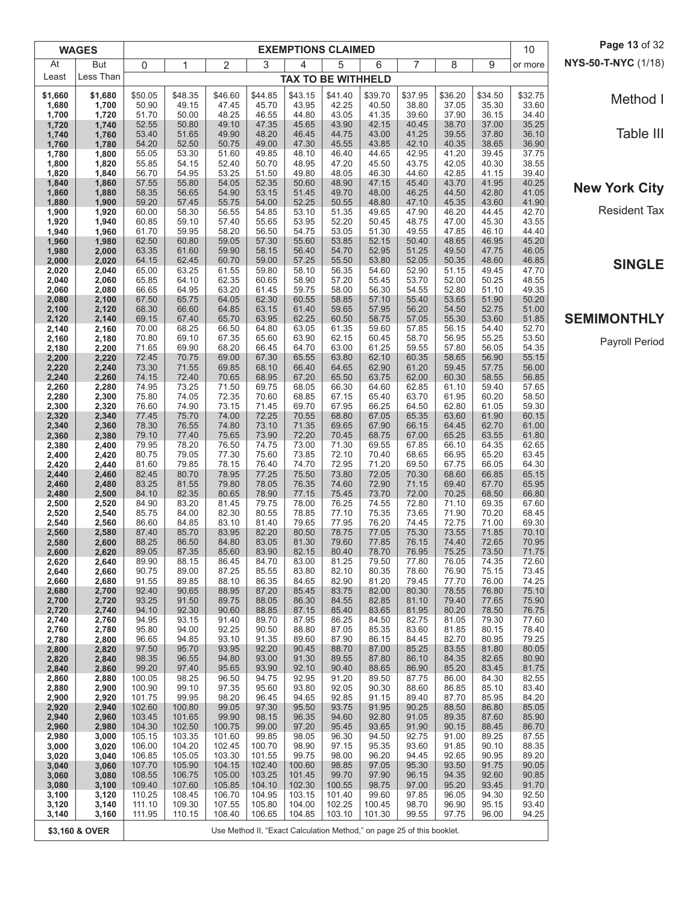NYS-50-T-NYC (1/18)

Method I

Table III

**New York City**

Resident Tax

**SINGLE**

**SEMIMONTHLY**

Payroll Period

| WAGES | | EXEMPTIONS CLAIMED | | | | | | | | | | 10 |
|---|---|---|---|---|---|---|---|---|---|---|---|---|
| At Least | But Less Than | 0 | 1 | 2 | 3 | 4 | 5 | 6 | 7 | 8 | 9 | or more |
| | | TAX TO BE WITHHELD | | | | | | | | | | |
| $1,660 | $1,680 | $50.05 | $48.35 | $46.60 | $44.85 | $43.15 | $41.40 | $39.70 | $37.95 | $36.20 | $34.50 | $32.75 |
| 1,680 | 1,700 | 50.90 | 49.15 | 47.45 | 45.70 | 43.95 | 42.25 | 40.50 | 38.80 | 37.05 | 35.30 | 33.60 |
| 1,700 | 1,720 | 51.70 | 50.00 | 48.25 | 46.55 | 44.80 | 43.05 | 41.35 | 39.60 | 37.90 | 36.15 | 34.40 |
| 1,720 | 1,740 | 52.55 | 50.80 | 49.10 | 47.35 | 45.65 | 43.90 | 42.15 | 40.45 | 38.70 | 37.00 | 35.25 |
| 1,740 | 1,760 | 53.40 | 51.65 | 49.90 | 48.20 | 46.45 | 44.75 | 43.00 | 41.25 | 39.55 | 37.80 | 36.10 |
| 1,760 | 1,780 | 54.20 | 52.50 | 50.75 | 49.00 | 47.30 | 45.55 | 43.85 | 42.10 | 40.35 | 38.65 | 36.90 |
| 1,780 | 1,800 | 55.05 | 53.30 | 51.60 | 49.85 | 48.10 | 46.40 | 44.65 | 42.95 | 41.20 | 39.45 | 37.75 |
| 1,800 | 1,820 | 55.85 | 54.15 | 52.40 | 50.70 | 48.95 | 47.20 | 45.50 | 43.75 | 42.05 | 40.30 | 38.55 |
| 1,820 | 1,840 | 56.70 | 54.95 | 53.25 | 51.50 | 49.80 | 48.05 | 46.30 | 44.60 | 42.85 | 41.15 | 39.40 |
| 1,840 | 1,860 | 57.55 | 55.80 | 54.05 | 52.35 | 50.60 | 48.90 | 47.15 | 45.40 | 43.70 | 41.95 | 40.25 |
| 1,860 | 1,880 | 58.35 | 56.65 | 54.90 | 53.15 | 51.45 | 49.70 | 48.00 | 46.25 | 44.50 | 42.80 | 41.05 |
| 1,880 | 1,900 | 59.20 | 57.45 | 55.75 | 54.00 | 52.25 | 50.55 | 48.80 | 47.10 | 45.35 | 43.60 | 41.90 |
| 1,900 | 1,920 | 60.00 | 58.30 | 56.55 | 54.85 | 53.10 | 51.35 | 49.65 | 47.90 | 46.20 | 44.45 | 42.70 |
| 1,920 | 1,940 | 60.85 | 59.10 | 57.40 | 55.65 | 53.95 | 52.20 | 50.45 | 48.75 | 47.00 | 45.30 | 43.55 |
| 1,940 | 1,960 | 61.70 | 59.95 | 58.20 | 56.50 | 54.75 | 53.05 | 51.30 | 49.55 | 47.85 | 46.10 | 44.40 |
| 1,960 | 1,980 | 62.50 | 60.80 | 59.05 | 57.30 | 55.60 | 53.85 | 52.15 | 50.40 | 48.65 | 46.95 | 45.20 |
| 1,980 | 2,000 | 63.35 | 61.60 | 59.90 | 58.15 | 56.40 | 54.70 | 52.95 | 51.25 | 49.50 | 47.75 | 46.05 |
| 2,000 | 2,020 | 64.15 | 62.45 | 60.70 | 59.00 | 57.25 | 55.50 | 53.80 | 52.05 | 50.35 | 48.60 | 46.85 |
| 2,020 | 2,040 | 65.00 | 63.25 | 61.55 | 59.80 | 58.10 | 56.35 | 54.60 | 52.90 | 51.15 | 49.45 | 47.70 |
| 2,040 | 2,060 | 65.85 | 64.10 | 62.35 | 60.65 | 58.90 | 57.20 | 55.45 | 53.70 | 52.00 | 50.25 | 48.55 |
| 2,060 | 2,080 | 66.65 | 64.95 | 63.20 | 61.45 | 59.75 | 58.00 | 56.30 | 54.55 | 52.80 | 51.10 | 49.35 |
| 2,080 | 2,100 | 67.50 | 65.75 | 64.05 | 62.30 | 60.55 | 58.85 | 57.10 | 55.40 | 53.65 | 51.90 | 50.20 |
| 2,100 | 2,120 | 68.30 | 66.60 | 64.85 | 63.15 | 61.40 | 59.65 | 57.95 | 56.20 | 54.50 | 52.75 | 51.00 |
| 2,120 | 2,140 | 69.15 | 67.40 | 65.70 | 63.95 | 62.25 | 60.50 | 58.75 | 57.05 | 55.30 | 53.60 | 51.85 |
| 2,140 | 2,160 | 70.00 | 68.25 | 66.50 | 64.80 | 63.05 | 61.35 | 59.60 | 57.85 | 56.15 | 54.40 | 52.70 |
| 2,160 | 2,180 | 70.80 | 69.10 | 67.35 | 65.60 | 63.90 | 62.15 | 60.45 | 58.70 | 56.95 | 55.25 | 53.50 |
| 2,180 | 2,200 | 71.65 | 69.90 | 68.20 | 66.45 | 64.70 | 63.00 | 61.25 | 59.55 | 57.80 | 56.05 | 54.35 |
| 2,200 | 2,220 | 72.45 | 70.75 | 69.00 | 67.30 | 65.55 | 63.80 | 62.10 | 60.35 | 58.65 | 56.90 | 55.15 |
| 2,220 | 2,240 | 73.30 | 71.55 | 69.85 | 68.10 | 66.40 | 64.65 | 62.90 | 61.20 | 59.45 | 57.75 | 56.00 |
| 2,240 | 2,260 | 74.15 | 72.40 | 70.65 | 68.95 | 67.20 | 65.50 | 63.75 | 62.00 | 60.30 | 58.55 | 56.85 |
| 2,260 | 2,280 | 74.95 | 73.25 | 71.50 | 69.75 | 68.05 | 66.30 | 64.60 | 62.85 | 61.10 | 59.40 | 57.65 |
| 2,280 | 2,300 | 75.80 | 74.05 | 72.35 | 70.60 | 68.85 | 67.15 | 65.40 | 63.70 | 61.95 | 60.20 | 58.50 |
| 2,300 | 2,320 | 76.60 | 74.90 | 73.15 | 71.45 | 69.70 | 67.95 | 66.25 | 64.50 | 62.80 | 61.05 | 59.30 |
| 2,320 | 2,340 | 77.45 | 75.70 | 74.00 | 72.25 | 70.55 | 68.80 | 67.05 | 65.35 | 63.60 | 61.90 | 60.15 |
| 2,340 | 2,360 | 78.30 | 76.55 | 74.80 | 73.10 | 71.35 | 69.65 | 67.90 | 66.15 | 64.45 | 62.70 | 61.00 |
| 2,360 | 2,380 | 79.10 | 77.40 | 75.65 | 73.90 | 72.20 | 70.45 | 68.75 | 67.00 | 65.25 | 63.55 | 61.80 |
| 2,380 | 2,400 | 79.95 | 78.20 | 76.50 | 74.75 | 73.00 | 71.30 | 69.55 | 67.85 | 66.10 | 64.35 | 62.65 |
| 2,400 | 2,420 | 80.75 | 79.05 | 77.30 | 75.60 | 73.85 | 72.10 | 70.40 | 68.65 | 66.95 | 65.20 | 63.45 |
| 2,420 | 2,440 | 81.60 | 79.85 | 78.15 | 76.40 | 74.70 | 72.95 | 71.20 | 69.50 | 67.75 | 66.05 | 64.30 |
| 2,440 | 2,460 | 82.45 | 80.70 | 78.95 | 77.25 | 75.50 | 73.80 | 72.05 | 70.30 | 68.60 | 66.85 | 65.15 |
| 2,460 | 2,480 | 83.25 | 81.55 | 79.80 | 78.05 | 76.35 | 74.60 | 72.90 | 71.15 | 69.40 | 67.70 | 65.95 |
| 2,480 | 2,500 | 84.10 | 82.35 | 80.65 | 78.90 | 77.15 | 75.45 | 73.70 | 72.00 | 70.25 | 68.50 | 66.80 |
| 2,500 | 2,520 | 84.90 | 83.20 | 81.45 | 79.75 | 78.00 | 76.25 | 74.55 | 72.80 | 71.10 | 69.35 | 67.60 |
| 2,520 | 2,540 | 85.75 | 84.00 | 82.30 | 80.55 | 78.85 | 77.10 | 75.35 | 73.65 | 71.90 | 70.20 | 68.45 |
| 2,540 | 2,560 | 86.60 | 84.85 | 83.10 | 81.40 | 79.65 | 77.95 | 76.20 | 74.45 | 72.75 | 71.00 | 69.30 |
| 2,560 | 2,580 | 87.40 | 85.70 | 83.95 | 82.20 | 80.50 | 78.75 | 77.05 | 75.30 | 73.55 | 71.85 | 70.10 |
| 2,580 | 2,600 | 88.25 | 86.50 | 84.80 | 83.05 | 81.30 | 79.60 | 77.85 | 76.15 | 74.40 | 72.65 | 70.95 |
| 2,600 | 2,620 | 89.05 | 87.35 | 85.60 | 83.90 | 82.15 | 80.40 | 78.70 | 76.95 | 75.25 | 73.50 | 71.75 |
| 2,620 | 2,640 | 89.90 | 88.15 | 86.45 | 84.70 | 83.00 | 81.25 | 79.50 | 77.80 | 76.05 | 74.35 | 72.60 |
| 2,640 | 2,660 | 90.75 | 89.00 | 87.25 | 85.55 | 83.80 | 82.10 | 80.35 | 78.60 | 76.90 | 75.15 | 73.45 |
| 2,660 | 2,680 | 91.55 | 89.85 | 88.10 | 86.35 | 84.65 | 82.90 | 81.20 | 79.45 | 77.70 | 76.00 | 74.25 |
| 2,680 | 2,700 | 92.40 | 90.65 | 88.95 | 87.20 | 85.45 | 83.75 | 82.00 | 80.30 | 78.55 | 76.80 | 75.10 |
| 2,700 | 2,720 | 93.25 | 91.50 | 89.75 | 88.05 | 86.30 | 84.55 | 82.85 | 81.10 | 79.40 | 77.65 | 75.90 |
| 2,720 | 2,740 | 94.10 | 92.30 | 90.60 | 88.85 | 87.15 | 85.40 | 83.65 | 81.95 | 80.20 | 78.50 | 76.75 |
| 2,740 | 2,760 | 94.95 | 93.15 | 91.40 | 89.70 | 87.95 | 86.25 | 84.50 | 82.75 | 81.05 | 79.30 | 77.60 |
| 2,760 | 2,780 | 95.80 | 94.00 | 92.25 | 90.50 | 88.80 | 87.05 | 85.35 | 83.60 | 81.85 | 80.15 | 78.40 |
| 2,780 | 2,800 | 96.65 | 94.85 | 93.10 | 91.35 | 89.60 | 87.90 | 86.15 | 84.45 | 82.70 | 80.95 | 79.25 |
| 2,800 | 2,820 | 97.50 | 95.70 | 93.95 | 92.20 | 90.45 | 88.70 | 87.00 | 85.25 | 83.55 | 81.80 | 80.05 |
| 2,820 | 2,840 | 98.35 | 96.55 | 94.80 | 93.00 | 91.30 | 89.55 | 87.80 | 86.10 | 84.35 | 82.65 | 80.90 |
| 2,840 | 2,860 | 99.20 | 97.40 | 95.65 | 93.90 | 92.10 | 90.40 | 88.65 | 86.90 | 85.20 | 83.45 | 81.75 |
| 2,860 | 2,880 | 100.05 | 98.25 | 96.50 | 94.75 | 92.95 | 91.20 | 89.50 | 87.75 | 86.00 | 84.30 | 82.55 |
| 2,880 | 2,900 | 100.90 | 99.10 | 97.35 | 95.60 | 93.80 | 92.05 | 90.30 | 88.60 | 86.85 | 85.10 | 83.40 |
| 2,900 | 2,920 | 101.75 | 99.95 | 98.20 | 96.45 | 94.65 | 92.85 | 91.15 | 89.40 | 87.70 | 85.95 | 84.20 |
| 2,920 | 2,940 | 102.60 | 100.80 | 99.05 | 97.30 | 95.50 | 93.75 | 91.95 | 90.25 | 88.50 | 86.80 | 85.05 |
| 2,940 | 2,960 | 103.45 | 101.65 | 99.90 | 98.15 | 96.35 | 94.60 | 92.80 | 91.05 | 89.35 | 87.60 | 85.90 |
| 2,960 | 2,980 | 104.30 | 102.50 | 100.75 | 99.00 | 97.20 | 95.45 | 93.65 | 91.90 | 90.15 | 88.45 | 86.70 |
| 2,980 | 3,000 | 105.15 | 103.35 | 101.60 | 99.85 | 98.05 | 96.30 | 94.50 | 92.75 | 91.00 | 89.25 | 87.55 |
| 3,000 | 3,020 | 106.00 | 104.20 | 102.45 | 100.70 | 98.90 | 97.15 | 95.35 | 93.60 | 91.85 | 90.10 | 88.35 |
| 3,020 | 3,040 | 106.85 | 105.05 | 103.30 | 101.55 | 99.75 | 98.00 | 96.20 | 94.45 | 92.65 | 90.95 | 89.20 |
| 3,040 | 3,060 | 107.70 | 105.90 | 104.15 | 102.40 | 100.60 | 98.85 | 97.05 | 95.30 | 93.50 | 91.75 | 90.05 |
| 3,060 | 3,080 | 108.55 | 106.75 | 105.00 | 103.25 | 101.45 | 99.70 | 97.90 | 96.15 | 94.35 | 92.60 | 90.85 |
| 3,080 | 3,100 | 109.40 | 107.60 | 105.85 | 104.10 | 102.30 | 100.55 | 98.75 | 97.00 | 95.20 | 93.45 | 91.70 |
| 3,100 | 3,120 | 110.25 | 108.45 | 106.70 | 104.95 | 103.15 | 101.40 | 99.60 | 97.85 | 96.05 | 94.30 | 92.50 |
| 3,120 | 3,140 | 111.10 | 109.30 | 107.55 | 105.80 | 104.00 | 102.25 | 100.45 | 98.70 | 96.90 | 95.15 | 93.40 |
| 3,140 | 3,160 | 111.95 | 110.15 | 108.40 | 106.65 | 104.85 | 103.10 | 101.30 | 99.55 | 97.75 | 96.00 | 94.25 |
| $3,160 & OVER | | Use Method II, "Exact Calculation Method," on page 25 of this booklet. | | | | | | | | | | |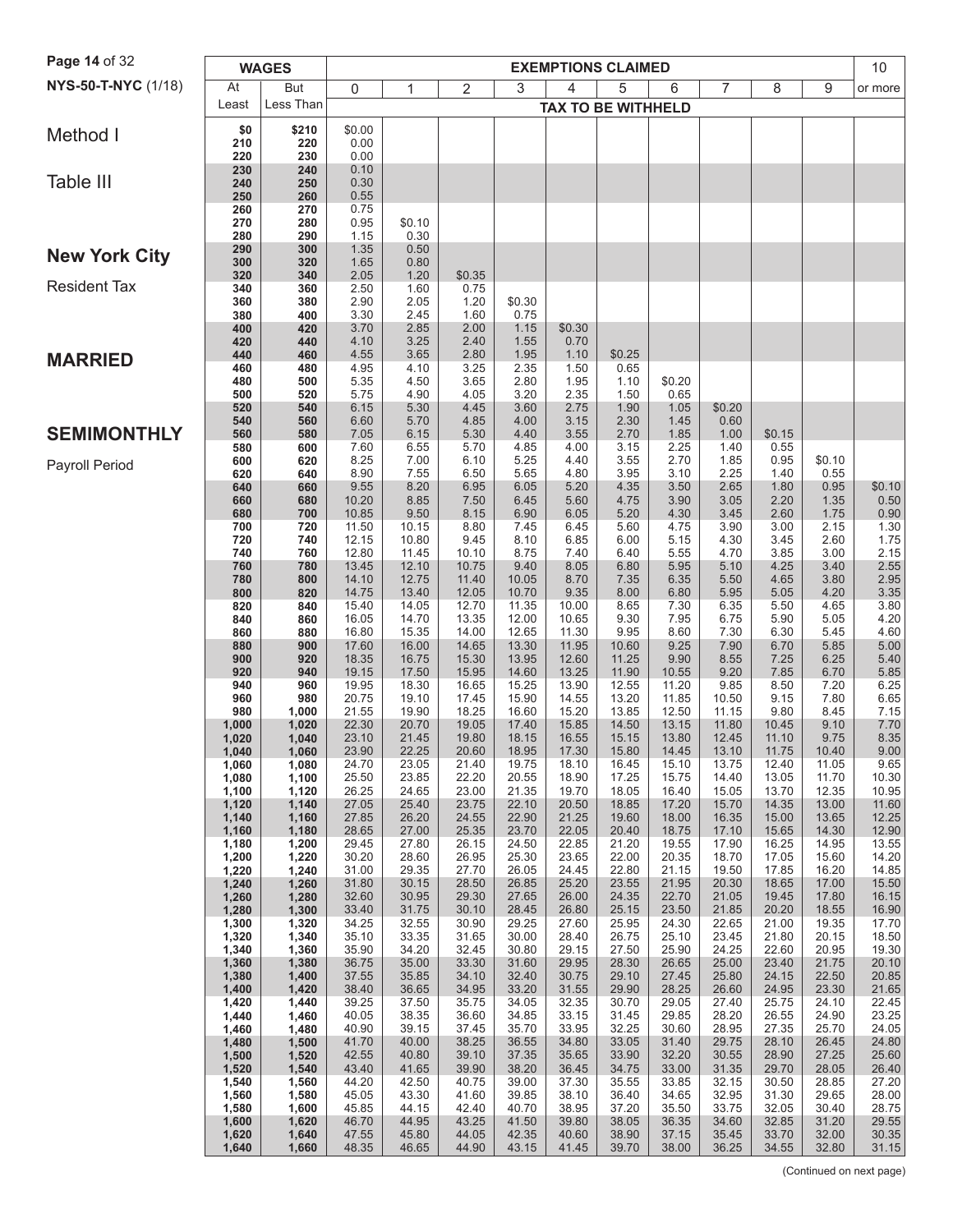NYS-50-T-NYC (1/18)

# Method I

## Table III

## New York City

Resident Tax

## MARRIED

## SEMIMONTHLY

Payroll Period

| WAGES | | EXEMPTIONS CLAIMED | | | | | | | | | | |
|---|---|---|---|---|---|---|---|---|---|---|---|---|
| At Least | But Less Than | 0 | 1 | 2 | 3 | 4 | 5 | 6 | 7 | 8 | 9 | 10 or more |
| | | TAX TO BE WITHHELD | | | | | | | | | | |
| $0 | $210 | $0.00 | | | | | | | | | | |
| 210 | 220 | 0.00 | | | | | | | | | | |
| 220 | 230 | 0.00 | | | | | | | | | | |
| 230 | 240 | 0.10 | | | | | | | | | | |
| 240 | 250 | 0.30 | | | | | | | | | | |
| 250 | 260 | 0.55 | | | | | | | | | | |
| 260 | 270 | 0.75 | | | | | | | | | | |
| 270 | 280 | 0.95 | $0.10 | | | | | | | | | |
| 280 | 290 | 1.15 | 0.30 | | | | | | | | | |
| 290 | 300 | 1.35 | 0.50 | | | | | | | | | |
| 300 | 320 | 1.65 | 0.80 | | | | | | | | | |
| 320 | 340 | 2.05 | 1.20 | $0.35 | | | | | | | | |
| 340 | 360 | 2.50 | 1.60 | 0.75 | | | | | | | | |
| 360 | 380 | 2.90 | 2.05 | 1.20 | $0.30 | | | | | | | |
| 380 | 400 | 3.30 | 2.45 | 1.60 | 0.75 | | | | | | | |
| 400 | 420 | 3.70 | 2.85 | 2.00 | 1.15 | $0.30 | | | | | | |
| 420 | 440 | 4.10 | 3.25 | 2.40 | 1.55 | 0.70 | | | | | | |
| 440 | 460 | 4.55 | 3.65 | 2.80 | 1.95 | 1.10 | $0.25 | | | | | |
| 460 | 480 | 4.95 | 4.10 | 3.25 | 2.35 | 1.50 | 0.65 | | | | | |
| 480 | 500 | 5.35 | 4.50 | 3.65 | 2.80 | 1.95 | 1.10 | $0.20 | | | | |
| 500 | 520 | 5.75 | 4.90 | 4.05 | 3.20 | 2.35 | 1.50 | 0.65 | | | | |
| 520 | 540 | 6.15 | 5.30 | 4.45 | 3.60 | 2.75 | 1.90 | 1.05 | $0.20 | | | |
| 540 | 560 | 6.60 | 5.70 | 4.85 | 4.00 | 3.15 | 2.30 | 1.45 | 0.60 | | | |
| 560 | 580 | 7.05 | 6.15 | 5.30 | 4.40 | 3.55 | 2.70 | 1.85 | 1.00 | $0.15 | | |
| 580 | 600 | 7.60 | 6.55 | 5.70 | 4.85 | 4.00 | 3.15 | 2.25 | 1.40 | 0.55 | | |
| 600 | 620 | 8.25 | 7.00 | 6.10 | 5.25 | 4.40 | 3.55 | 2.70 | 1.85 | 0.95 | $0.10 | |
| 620 | 640 | 8.90 | 7.55 | 6.50 | 5.65 | 4.80 | 3.95 | 3.10 | 2.25 | 1.40 | 0.55 | |
| 640 | 660 | 9.55 | 8.20 | 6.95 | 6.05 | 5.20 | 4.35 | 3.50 | 2.65 | 1.80 | 0.95 | $0.10 |
| 660 | 680 | 10.20 | 8.85 | 7.50 | 6.45 | 5.60 | 4.75 | 3.90 | 3.05 | 2.20 | 1.35 | 0.50 |
| 680 | 700 | 10.85 | 9.50 | 8.15 | 6.90 | 6.05 | 5.20 | 4.30 | 3.45 | 2.60 | 1.75 | 0.90 |
| 700 | 720 | 11.50 | 10.15 | 8.80 | 7.45 | 6.45 | 5.60 | 4.75 | 3.90 | 3.00 | 2.15 | 1.30 |
| 720 | 740 | 12.15 | 10.80 | 9.45 | 8.10 | 6.85 | 6.00 | 5.15 | 4.30 | 3.45 | 2.60 | 1.75 |
| 740 | 760 | 12.80 | 11.45 | 10.10 | 8.75 | 7.40 | 6.40 | 5.55 | 4.70 | 3.85 | 3.00 | 2.15 |
| 760 | 780 | 13.45 | 12.10 | 10.75 | 9.40 | 8.05 | 6.80 | 5.95 | 5.10 | 4.25 | 3.40 | 2.55 |
| 780 | 800 | 14.10 | 12.75 | 11.40 | 10.05 | 8.70 | 7.35 | 6.35 | 5.50 | 4.65 | 3.80 | 2.95 |
| 800 | 820 | 14.75 | 13.40 | 12.05 | 10.70 | 9.35 | 8.00 | 6.80 | 5.95 | 5.05 | 4.20 | 3.35 |
| 820 | 840 | 15.40 | 14.05 | 12.70 | 11.35 | 10.00 | 8.65 | 7.30 | 6.35 | 5.50 | 4.65 | 3.80 |
| 840 | 860 | 16.05 | 14.70 | 13.35 | 12.00 | 10.65 | 9.30 | 7.95 | 6.75 | 5.90 | 5.05 | 4.20 |
| 860 | 880 | 16.80 | 15.35 | 14.00 | 12.65 | 11.30 | 9.95 | 8.60 | 7.30 | 6.30 | 5.45 | 4.60 |
| 880 | 900 | 17.60 | 16.00 | 14.65 | 13.30 | 11.95 | 10.60 | 9.25 | 7.90 | 6.70 | 5.85 | 5.00 |
| 900 | 920 | 18.35 | 16.75 | 15.30 | 13.95 | 12.60 | 11.25 | 9.90 | 8.55 | 7.25 | 6.25 | 5.40 |
| 920 | 940 | 19.15 | 17.50 | 15.95 | 14.60 | 13.25 | 11.90 | 10.55 | 9.20 | 7.85 | 6.70 | 5.85 |
| 940 | 960 | 19.95 | 18.30 | 16.65 | 15.25 | 13.90 | 12.55 | 11.20 | 9.85 | 8.50 | 7.20 | 6.25 |
| 960 | 980 | 20.75 | 19.10 | 17.45 | 15.90 | 14.55 | 13.20 | 11.85 | 10.50 | 9.15 | 7.80 | 6.65 |
| 980 | 1,000 | 21.55 | 19.90 | 18.25 | 16.60 | 15.20 | 13.85 | 12.50 | 11.15 | 9.80 | 8.45 | 7.15 |
| 1,000 | 1,020 | 22.30 | 20.70 | 19.05 | 17.40 | 15.85 | 14.50 | 13.15 | 11.80 | 10.45 | 9.10 | 7.70 |
| 1,020 | 1,040 | 23.10 | 21.45 | 19.80 | 18.15 | 16.55 | 15.15 | 13.80 | 12.45 | 11.10 | 9.75 | 8.35 |
| 1,040 | 1,060 | 23.90 | 22.25 | 20.60 | 18.95 | 17.30 | 15.80 | 14.45 | 13.10 | 11.75 | 10.40 | 9.00 |
| 1,060 | 1,080 | 24.70 | 23.05 | 21.40 | 19.75 | 18.10 | 16.45 | 15.10 | 13.75 | 12.40 | 11.05 | 9.65 |
| 1,080 | 1,100 | 25.50 | 23.85 | 22.20 | 20.55 | 18.90 | 17.25 | 15.75 | 14.40 | 13.05 | 11.70 | 10.30 |
| 1,100 | 1,120 | 26.25 | 24.65 | 23.00 | 21.35 | 19.70 | 18.05 | 16.40 | 15.05 | 13.70 | 12.35 | 10.95 |
| 1,120 | 1,140 | 27.05 | 25.40 | 23.75 | 22.10 | 20.50 | 18.85 | 17.20 | 15.70 | 14.35 | 13.00 | 11.60 |
| 1,140 | 1,160 | 27.85 | 26.20 | 24.55 | 22.90 | 21.25 | 19.60 | 18.00 | 16.35 | 15.00 | 13.65 | 12.25 |
| 1,160 | 1,180 | 28.65 | 27.00 | 25.35 | 23.70 | 22.05 | 20.40 | 18.75 | 17.10 | 15.65 | 14.30 | 12.90 |
| 1,180 | 1,200 | 29.45 | 27.80 | 26.15 | 24.50 | 22.85 | 21.20 | 19.55 | 17.90 | 16.25 | 14.95 | 13.55 |
| 1,200 | 1,220 | 30.20 | 28.60 | 26.95 | 25.30 | 23.65 | 22.00 | 20.35 | 18.70 | 17.05 | 15.60 | 14.20 |
| 1,220 | 1,240 | 31.00 | 29.35 | 27.70 | 26.05 | 24.45 | 22.80 | 21.15 | 19.50 | 17.85 | 16.20 | 14.85 |
| 1,240 | 1,260 | 31.80 | 30.15 | 28.50 | 26.85 | 25.20 | 23.55 | 21.95 | 20.30 | 18.65 | 17.00 | 15.50 |
| 1,260 | 1,280 | 32.60 | 30.95 | 29.30 | 27.65 | 26.00 | 24.35 | 22.70 | 21.05 | 19.45 | 17.80 | 16.15 |
| 1,280 | 1,300 | 33.40 | 31.75 | 30.10 | 28.45 | 26.80 | 25.15 | 23.50 | 21.85 | 20.20 | 18.55 | 16.90 |
| 1,300 | 1,320 | 34.25 | 32.55 | 30.90 | 29.25 | 27.60 | 25.95 | 24.30 | 22.65 | 21.00 | 19.35 | 17.70 |
| 1,320 | 1,340 | 35.10 | 33.35 | 31.65 | 30.00 | 28.40 | 26.75 | 25.10 | 23.45 | 21.80 | 20.15 | 18.50 |
| 1,340 | 1,360 | 35.90 | 34.20 | 32.45 | 30.80 | 29.15 | 27.50 | 25.90 | 24.25 | 22.60 | 20.95 | 19.30 |
| 1,360 | 1,380 | 36.75 | 35.00 | 33.30 | 31.60 | 29.95 | 28.30 | 26.65 | 25.00 | 23.40 | 21.75 | 20.10 |
| 1,380 | 1,400 | 37.55 | 35.85 | 34.10 | 32.40 | 30.75 | 29.10 | 27.45 | 25.80 | 24.15 | 22.50 | 20.85 |
| 1,400 | 1,420 | 38.40 | 36.65 | 34.95 | 33.20 | 31.55 | 29.90 | 28.25 | 26.60 | 24.95 | 23.30 | 21.65 |
| 1,420 | 1,440 | 39.25 | 37.50 | 35.75 | 34.05 | 32.35 | 30.70 | 29.05 | 27.40 | 25.75 | 24.10 | 22.45 |
| 1,440 | 1,460 | 40.05 | 38.35 | 36.60 | 34.85 | 33.15 | 31.45 | 29.85 | 28.20 | 26.55 | 24.90 | 23.25 |
| 1,460 | 1,480 | 40.90 | 39.15 | 37.45 | 35.70 | 33.95 | 32.25 | 30.60 | 28.95 | 27.35 | 25.70 | 24.05 |
| 1,480 | 1,500 | 41.70 | 40.00 | 38.25 | 36.55 | 34.80 | 33.05 | 31.40 | 29.75 | 28.10 | 26.45 | 24.80 |
| 1,500 | 1,520 | 42.55 | 40.80 | 39.10 | 37.35 | 35.65 | 33.90 | 32.20 | 30.55 | 28.90 | 27.25 | 25.60 |
| 1,520 | 1,540 | 43.40 | 41.65 | 39.90 | 38.20 | 36.45 | 34.75 | 33.00 | 31.35 | 29.70 | 28.05 | 26.40 |
| 1,540 | 1,560 | 44.20 | 42.50 | 40.75 | 39.00 | 37.30 | 35.55 | 33.85 | 32.15 | 30.50 | 28.85 | 27.20 |
| 1,560 | 1,580 | 45.05 | 43.30 | 41.60 | 39.85 | 38.10 | 36.40 | 34.65 | 32.95 | 31.30 | 29.65 | 28.00 |
| 1,580 | 1,600 | 45.85 | 44.15 | 42.40 | 40.70 | 38.95 | 37.20 | 35.50 | 33.75 | 32.05 | 30.40 | 28.75 |
| 1,600 | 1,620 | 46.70 | 44.95 | 43.25 | 41.50 | 39.80 | 38.05 | 36.35 | 34.60 | 32.85 | 31.20 | 29.55 |
| 1,620 | 1,640 | 47.55 | 45.80 | 44.05 | 42.35 | 40.60 | 38.90 | 37.15 | 35.45 | 33.70 | 32.00 | 30.35 |
| 1,640 | 1,660 | 48.35 | 46.65 | 44.90 | 43.15 | 41.45 | 39.70 | 38.00 | 36.25 | 34.55 | 32.80 | 31.15 |

(Continued on next page)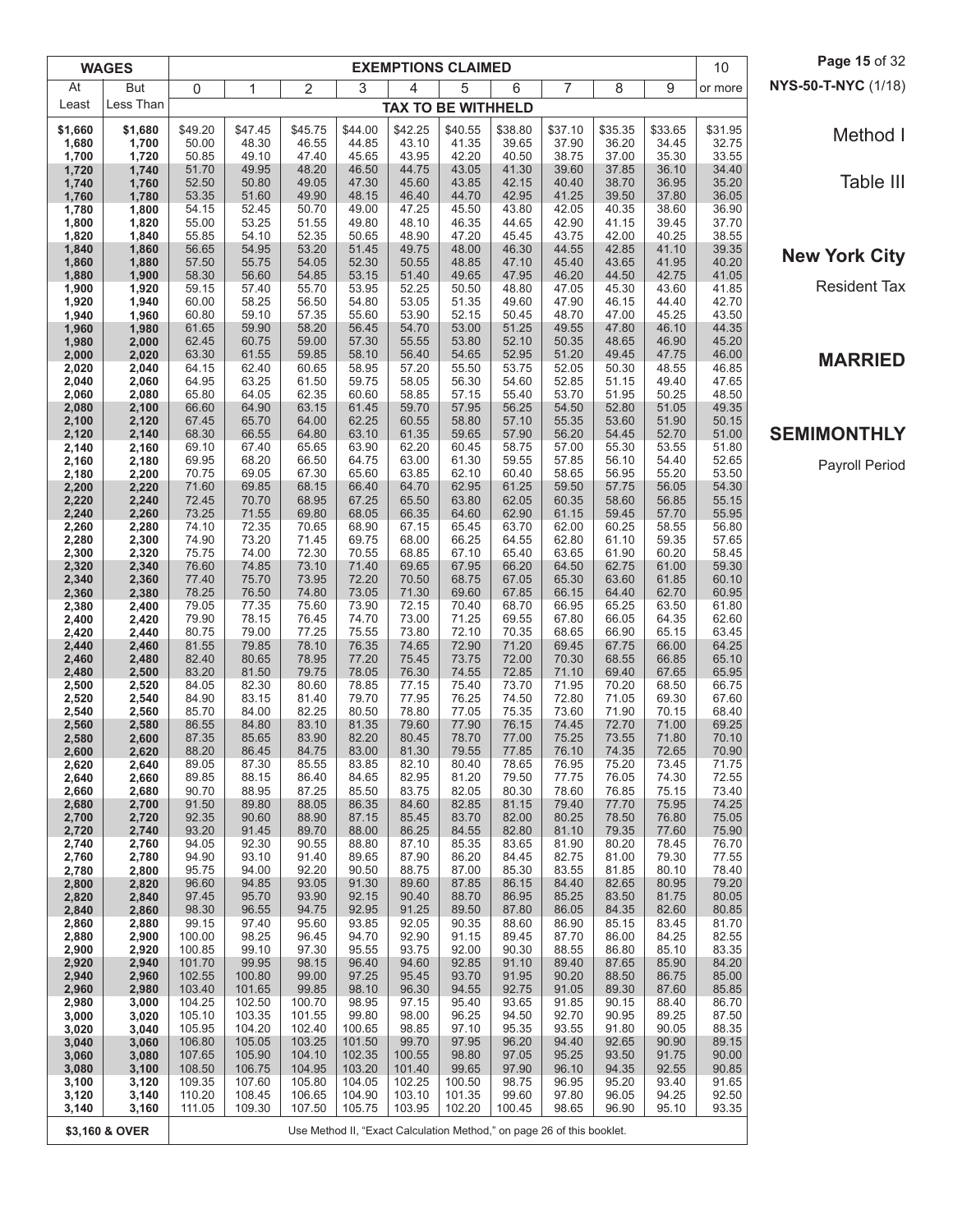NYS-50-T-NYC (1/18)

# Method I

## Table III

## New York City

Resident Tax

## MARRIED

## SEMIMONTHLY

Payroll Period

| WAGES | | EXEMPTIONS CLAIMED | | | | | | | | | | |
|---|---|---|---|---|---|---|---|---|---|---|---|---|
| At Least | But Less Than | 0 | 1 | 2 | 3 | 4 | 5 | 6 | 7 | 8 | 9 | 10 or more |
| | | TAX TO BE WITHHELD | | | | | | | | | | |
| $1,660 | $1,680 | $49.20 | $47.45 | $45.75 | $44.00 | $42.25 | $40.55 | $38.80 | $37.10 | $35.35 | $33.65 | $31.95 |
| 1,680 | 1,700 | 50.00 | 48.30 | 46.55 | 44.85 | 43.10 | 41.35 | 39.65 | 37.90 | 36.20 | 34.45 | 32.75 |
| 1,700 | 1,720 | 50.85 | 49.10 | 47.40 | 45.65 | 43.95 | 42.20 | 40.50 | 38.75 | 37.00 | 35.30 | 33.55 |
| 1,720 | 1,740 | 51.70 | 49.95 | 48.20 | 46.50 | 44.75 | 43.05 | 41.30 | 39.60 | 37.85 | 36.10 | 34.40 |
| 1,740 | 1,760 | 52.50 | 50.80 | 49.05 | 47.30 | 45.60 | 43.85 | 42.15 | 40.40 | 38.70 | 36.95 | 35.20 |
| 1,760 | 1,780 | 53.35 | 51.60 | 49.90 | 48.15 | 46.40 | 44.70 | 42.95 | 41.25 | 39.50 | 37.80 | 36.05 |
| 1,780 | 1,800 | 54.15 | 52.45 | 50.70 | 49.00 | 47.25 | 45.50 | 43.80 | 42.05 | 40.35 | 38.60 | 36.90 |
| 1,800 | 1,820 | 55.00 | 53.25 | 51.55 | 49.80 | 48.10 | 46.35 | 44.65 | 42.90 | 41.15 | 39.45 | 37.70 |
| 1,820 | 1,840 | 55.85 | 54.10 | 52.35 | 50.65 | 48.90 | 47.20 | 45.45 | 43.75 | 42.00 | 40.25 | 38.55 |
| 1,840 | 1,860 | 56.65 | 54.95 | 53.20 | 51.45 | 49.75 | 48.00 | 46.30 | 44.55 | 42.85 | 41.10 | 39.35 |
| 1,860 | 1,880 | 57.50 | 55.75 | 54.05 | 52.30 | 50.55 | 48.85 | 47.10 | 45.40 | 43.65 | 41.95 | 40.20 |
| 1,880 | 1,900 | 58.30 | 56.60 | 54.85 | 53.15 | 51.40 | 49.65 | 47.95 | 46.20 | 44.50 | 42.75 | 41.05 |
| 1,900 | 1,920 | 59.15 | 57.40 | 55.70 | 53.95 | 52.25 | 50.50 | 48.80 | 47.05 | 45.30 | 43.60 | 41.85 |
| 1,920 | 1,940 | 60.00 | 58.25 | 56.50 | 54.80 | 53.05 | 51.35 | 49.60 | 47.90 | 46.15 | 44.40 | 42.70 |
| 1,940 | 1,960 | 60.80 | 59.10 | 57.35 | 55.60 | 53.90 | 52.15 | 50.45 | 48.70 | 47.00 | 45.25 | 43.50 |
| 1,960 | 1,980 | 61.65 | 59.90 | 58.20 | 56.45 | 54.70 | 53.00 | 51.25 | 49.55 | 47.80 | 46.10 | 44.35 |
| 1,980 | 2,000 | 62.45 | 60.75 | 59.00 | 57.30 | 55.55 | 53.80 | 52.10 | 50.35 | 48.65 | 46.90 | 45.20 |
| 2,000 | 2,020 | 63.30 | 61.55 | 59.85 | 58.10 | 56.40 | 54.65 | 52.95 | 51.20 | 49.45 | 47.75 | 46.00 |
| 2,020 | 2,040 | 64.15 | 62.40 | 60.65 | 58.95 | 57.20 | 55.50 | 53.75 | 52.05 | 50.30 | 48.55 | 46.85 |
| 2,040 | 2,060 | 64.95 | 63.25 | 61.50 | 59.75 | 58.05 | 56.30 | 54.60 | 52.85 | 51.15 | 49.40 | 47.65 |
| 2,060 | 2,080 | 65.80 | 64.05 | 62.35 | 60.60 | 58.85 | 57.15 | 55.40 | 53.70 | 51.95 | 50.25 | 48.50 |
| 2,080 | 2,100 | 66.60 | 64.90 | 63.15 | 61.45 | 59.70 | 57.95 | 56.25 | 54.50 | 52.80 | 51.05 | 49.35 |
| 2,100 | 2,120 | 67.45 | 65.70 | 64.00 | 62.25 | 60.55 | 58.80 | 57.10 | 55.35 | 53.60 | 51.90 | 50.15 |
| 2,120 | 2,140 | 68.30 | 66.55 | 64.80 | 63.10 | 61.35 | 59.65 | 57.90 | 56.20 | 54.45 | 52.70 | 51.00 |
| 2,140 | 2,160 | 69.10 | 67.40 | 65.65 | 63.90 | 62.20 | 60.45 | 58.75 | 57.00 | 55.30 | 53.55 | 51.80 |
| 2,160 | 2,180 | 69.95 | 68.20 | 66.50 | 64.75 | 63.00 | 61.30 | 59.55 | 57.85 | 56.10 | 54.40 | 52.65 |
| 2,180 | 2,200 | 70.75 | 69.05 | 67.30 | 65.60 | 63.85 | 62.10 | 60.40 | 58.65 | 56.95 | 55.20 | 53.50 |
| 2,200 | 2,220 | 71.60 | 69.85 | 68.15 | 66.40 | 64.70 | 62.95 | 61.25 | 59.50 | 57.75 | 56.05 | 54.30 |
| 2,220 | 2,240 | 72.45 | 70.70 | 68.95 | 67.25 | 65.50 | 63.80 | 62.05 | 60.35 | 58.60 | 56.85 | 55.15 |
| 2,240 | 2,260 | 73.25 | 71.55 | 69.80 | 68.05 | 66.35 | 64.60 | 62.90 | 61.15 | 59.45 | 57.70 | 55.95 |
| 2,260 | 2,280 | 74.10 | 72.35 | 70.65 | 68.90 | 67.15 | 65.45 | 63.70 | 62.00 | 60.25 | 58.55 | 56.80 |
| 2,280 | 2,300 | 74.90 | 73.20 | 71.45 | 69.75 | 68.00 | 66.25 | 64.55 | 62.80 | 61.10 | 59.35 | 57.65 |
| 2,300 | 2,320 | 75.75 | 74.00 | 72.30 | 70.55 | 68.85 | 67.10 | 65.40 | 63.65 | 61.90 | 60.20 | 58.45 |
| 2,320 | 2,340 | 76.60 | 74.85 | 73.10 | 71.40 | 69.65 | 67.95 | 66.20 | 64.50 | 62.75 | 61.00 | 59.30 |
| 2,340 | 2,360 | 77.40 | 75.70 | 73.95 | 72.20 | 70.50 | 68.75 | 67.05 | 65.30 | 63.60 | 61.85 | 60.10 |
| 2,360 | 2,380 | 78.25 | 76.50 | 74.80 | 73.05 | 71.30 | 69.60 | 67.85 | 66.15 | 64.40 | 62.70 | 60.95 |
| 2,380 | 2,400 | 79.05 | 77.35 | 75.60 | 73.90 | 72.15 | 70.40 | 68.70 | 66.95 | 65.25 | 63.50 | 61.80 |
| 2,400 | 2,420 | 79.90 | 78.15 | 76.45 | 74.70 | 73.00 | 71.25 | 69.55 | 67.80 | 66.05 | 64.35 | 62.60 |
| 2,420 | 2,440 | 80.75 | 79.00 | 77.25 | 75.55 | 73.80 | 72.10 | 70.35 | 68.65 | 66.90 | 65.15 | 63.45 |
| 2,440 | 2,460 | 81.55 | 79.85 | 78.10 | 76.35 | 74.65 | 72.90 | 71.20 | 69.45 | 67.75 | 66.00 | 64.25 |
| 2,460 | 2,480 | 82.40 | 80.65 | 78.95 | 77.20 | 75.45 | 73.75 | 72.00 | 70.30 | 68.55 | 66.85 | 65.10 |
| 2,480 | 2,500 | 83.20 | 81.50 | 79.75 | 78.05 | 76.30 | 74.55 | 72.85 | 71.10 | 69.40 | 67.65 | 65.95 |
| 2,500 | 2,520 | 84.05 | 82.30 | 80.60 | 78.85 | 77.15 | 75.40 | 73.70 | 71.95 | 70.20 | 68.50 | 66.75 |
| 2,520 | 2,540 | 84.90 | 83.15 | 81.40 | 79.70 | 77.95 | 76.25 | 74.50 | 72.80 | 71.05 | 69.30 | 67.60 |
| 2,540 | 2,560 | 85.70 | 84.00 | 82.25 | 80.50 | 78.80 | 77.05 | 75.35 | 73.60 | 71.90 | 70.15 | 68.40 |
| 2,560 | 2,580 | 86.55 | 84.80 | 83.10 | 81.35 | 79.60 | 77.90 | 76.15 | 74.45 | 72.70 | 71.00 | 69.25 |
| 2,580 | 2,600 | 87.35 | 85.65 | 83.90 | 82.20 | 80.45 | 78.70 | 77.00 | 75.25 | 73.55 | 71.80 | 70.10 |
| 2,600 | 2,620 | 88.20 | 86.45 | 84.75 | 83.00 | 81.30 | 79.55 | 77.85 | 76.10 | 74.35 | 72.65 | 70.90 |
| 2,620 | 2,640 | 89.05 | 87.30 | 85.55 | 83.85 | 82.10 | 80.40 | 78.65 | 76.95 | 75.20 | 73.45 | 71.75 |
| 2,640 | 2,660 | 89.85 | 88.15 | 86.40 | 84.65 | 82.95 | 81.20 | 79.50 | 77.75 | 76.05 | 74.30 | 72.55 |
| 2,660 | 2,680 | 90.70 | 88.95 | 87.25 | 85.50 | 83.75 | 82.05 | 80.30 | 78.60 | 76.85 | 75.15 | 73.40 |
| 2,680 | 2,700 | 91.50 | 89.80 | 88.05 | 86.35 | 84.60 | 82.85 | 81.15 | 79.40 | 77.70 | 75.95 | 74.25 |
| 2,700 | 2,720 | 92.35 | 90.60 | 88.90 | 87.15 | 85.45 | 83.70 | 82.00 | 80.25 | 78.50 | 76.80 | 75.05 |
| 2,720 | 2,740 | 93.20 | 91.45 | 89.70 | 88.00 | 86.25 | 84.55 | 82.80 | 81.10 | 79.35 | 77.60 | 75.90 |
| 2,740 | 2,760 | 94.05 | 92.30 | 90.55 | 88.80 | 87.10 | 85.35 | 83.65 | 81.90 | 80.20 | 78.45 | 76.70 |
| 2,760 | 2,780 | 94.90 | 93.10 | 91.40 | 89.65 | 87.90 | 86.20 | 84.45 | 82.75 | 81.00 | 79.30 | 77.55 |
| 2,780 | 2,800 | 95.75 | 94.00 | 92.20 | 90.50 | 88.75 | 87.00 | 85.30 | 83.55 | 81.85 | 80.10 | 78.40 |
| 2,800 | 2,820 | 96.60 | 94.85 | 93.05 | 91.30 | 89.60 | 87.85 | 86.15 | 84.40 | 82.65 | 80.95 | 79.20 |
| 2,820 | 2,840 | 97.45 | 95.70 | 93.90 | 92.15 | 90.40 | 88.70 | 86.95 | 85.25 | 83.50 | 81.75 | 80.05 |
| 2,840 | 2,860 | 98.30 | 96.55 | 94.75 | 92.95 | 91.25 | 89.50 | 87.80 | 86.05 | 84.35 | 82.60 | 80.85 |
| 2,860 | 2,880 | 99.15 | 97.40 | 95.60 | 93.85 | 92.05 | 90.35 | 88.60 | 86.90 | 85.15 | 83.45 | 81.70 |
| 2,880 | 2,900 | 100.00 | 98.25 | 96.45 | 94.70 | 92.90 | 91.15 | 89.45 | 87.70 | 86.00 | 84.25 | 82.55 |
| 2,900 | 2,920 | 100.85 | 99.10 | 97.30 | 95.55 | 93.75 | 92.00 | 90.30 | 88.55 | 86.80 | 85.10 | 83.35 |
| 2,920 | 2,940 | 101.70 | 99.95 | 98.15 | 96.40 | 94.60 | 92.85 | 91.10 | 89.40 | 87.65 | 85.90 | 84.20 |
| 2,940 | 2,960 | 102.55 | 100.80 | 99.00 | 97.25 | 95.45 | 93.70 | 91.95 | 90.20 | 88.50 | 86.75 | 85.00 |
| 2,960 | 2,980 | 103.40 | 101.65 | 99.85 | 98.10 | 96.30 | 94.55 | 92.75 | 91.05 | 89.30 | 87.60 | 85.85 |
| 2,980 | 3,000 | 104.25 | 102.50 | 100.70 | 98.95 | 97.15 | 95.40 | 93.65 | 91.85 | 90.15 | 88.40 | 86.70 |
| 3,000 | 3,020 | 105.10 | 103.35 | 101.55 | 99.80 | 98.00 | 96.25 | 94.50 | 92.70 | 90.95 | 89.25 | 87.50 |
| 3,020 | 3,040 | 105.95 | 104.20 | 102.40 | 100.65 | 98.85 | 97.10 | 95.35 | 93.55 | 91.80 | 90.05 | 88.35 |
| 3,040 | 3,060 | 106.80 | 105.05 | 103.25 | 101.50 | 99.70 | 97.95 | 96.20 | 94.40 | 92.65 | 90.90 | 89.15 |
| 3,060 | 3,080 | 107.65 | 105.90 | 104.10 | 102.35 | 100.55 | 98.80 | 97.05 | 95.25 | 93.50 | 91.75 | 90.00 |
| 3,080 | 3,100 | 108.50 | 106.75 | 104.95 | 103.20 | 101.40 | 99.65 | 97.90 | 96.10 | 94.35 | 92.55 | 90.85 |
| 3,100 | 3,120 | 109.35 | 107.60 | 105.80 | 104.05 | 102.25 | 100.50 | 98.75 | 96.95 | 95.20 | 93.40 | 91.65 |
| 3,120 | 3,140 | 110.20 | 108.45 | 106.65 | 104.90 | 103.10 | 101.35 | 99.60 | 97.80 | 96.05 | 94.25 | 92.50 |
| 3,140 | 3,160 | 111.05 | 109.30 | 107.50 | 105.75 | 103.95 | 102.20 | 100.45 | 98.65 | 96.90 | 95.10 | 93.35 |
| $3,160 & OVER | | Use Method II, "Exact Calculation Method," on page 26 of this booklet. | | | | | | | | | | |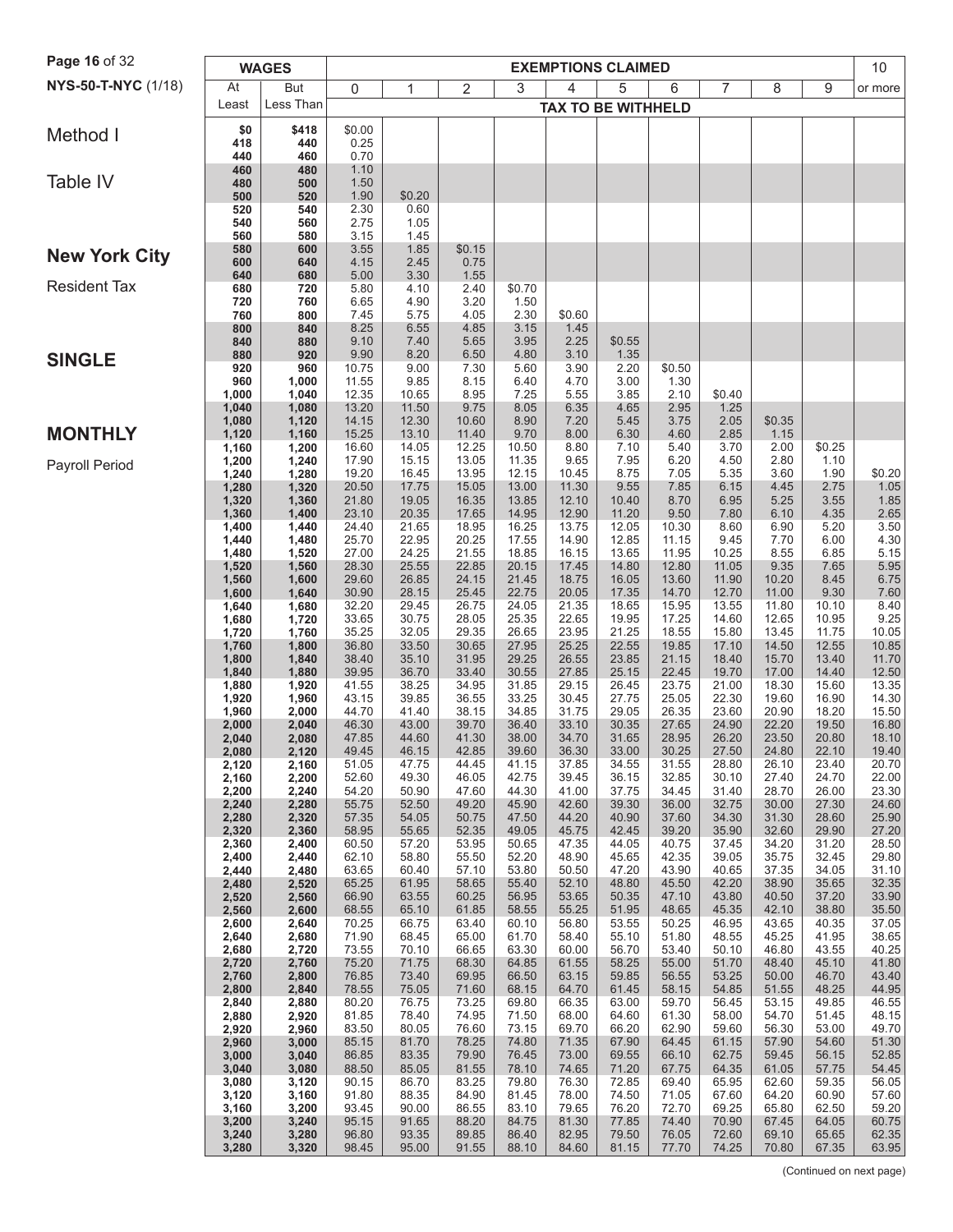NYS-50-T-NYC (1/18)

Method I

Table IV

# New York City

Resident Tax

## SINGLE

## MONTHLY

Payroll Period

| WAGES | | EXEMPTIONS CLAIMED | | | | | | | | | | 10 |
|---|---|---|---|---|---|---|---|---|---|---|---|---|
| At Least | But Less Than | 0 | 1 | 2 | 3 | 4 | 5 | 6 | 7 | 8 | 9 | or more |
| | | TAX TO BE WITHHELD | | | | | | | | | | |
| $0 | $418 | $0.00 | | | | | | | | | | |
| 418 | 440 | 0.25 | | | | | | | | | | |
| 440 | 460 | 0.70 | | | | | | | | | | |
| 460 | 480 | 1.10 | | | | | | | | | | |
| 480 | 500 | 1.50 | | | | | | | | | | |
| 500 | 520 | 1.90 | $0.20 | | | | | | | | | |
| 520 | 540 | 2.30 | 0.60 | | | | | | | | | |
| 540 | 560 | 2.75 | 1.05 | | | | | | | | | |
| 560 | 580 | 3.15 | 1.45 | | | | | | | | | |
| 580 | 600 | 3.55 | 1.85 | $0.15 | | | | | | | | |
| 600 | 640 | 4.15 | 2.45 | 0.75 | | | | | | | | |
| 640 | 680 | 5.00 | 3.30 | 1.55 | | | | | | | | |
| 680 | 720 | 5.80 | 4.10 | 2.40 | $0.70 | | | | | | | |
| 720 | 760 | 6.65 | 4.90 | 3.20 | 1.50 | | | | | | | |
| 760 | 800 | 7.45 | 5.75 | 4.05 | 2.30 | $0.60 | | | | | | |
| 800 | 840 | 8.25 | 6.55 | 4.85 | 3.15 | 1.45 | | | | | | |
| 840 | 880 | 9.10 | 7.40 | 5.65 | 3.95 | 2.25 | $0.55 | | | | | |
| 880 | 920 | 9.90 | 8.20 | 6.50 | 4.80 | 3.10 | 1.35 | | | | | |
| 920 | 960 | 10.75 | 9.00 | 7.30 | 5.60 | 3.90 | 2.20 | $0.50 | | | | |
| 960 | 1,000 | 11.55 | 9.85 | 8.15 | 6.40 | 4.70 | 3.00 | 1.30 | | | | |
| 1,000 | 1,040 | 12.35 | 10.65 | 8.95 | 7.25 | 5.55 | 3.85 | 2.10 | $0.40 | | | |
| 1,040 | 1,080 | 13.20 | 11.50 | 9.75 | 8.05 | 6.35 | 4.65 | 2.95 | 1.25 | | | |
| 1,080 | 1,120 | 14.15 | 12.30 | 10.60 | 8.90 | 7.20 | 5.45 | 3.75 | 2.05 | $0.35 | | |
| 1,120 | 1,160 | 15.25 | 13.10 | 11.40 | 9.70 | 8.00 | 6.30 | 4.60 | 2.85 | 1.15 | | |
| 1,160 | 1,200 | 16.60 | 14.05 | 12.25 | 10.50 | 8.80 | 7.10 | 5.40 | 3.70 | 2.00 | $0.25 | |
| 1,200 | 1,240 | 17.90 | 15.15 | 13.05 | 11.35 | 9.65 | 7.95 | 6.20 | 4.50 | 2.80 | 1.10 | |
| 1,240 | 1,280 | 19.20 | 16.45 | 13.95 | 12.15 | 10.45 | 8.75 | 7.05 | 5.35 | 3.60 | 1.90 | $0.20 |
| 1,280 | 1,320 | 20.50 | 17.75 | 15.05 | 13.00 | 11.30 | 9.55 | 7.85 | 6.15 | 4.45 | 2.75 | 1.05 |
| 1,320 | 1,360 | 21.80 | 19.05 | 16.35 | 13.85 | 12.10 | 10.40 | 8.70 | 6.95 | 5.25 | 3.55 | 1.85 |
| 1,360 | 1,400 | 23.10 | 20.35 | 17.65 | 14.95 | 12.90 | 11.20 | 9.50 | 7.80 | 6.10 | 4.35 | 2.65 |
| 1,400 | 1,440 | 24.40 | 21.65 | 18.95 | 16.25 | 13.75 | 12.05 | 10.30 | 8.60 | 6.90 | 5.20 | 3.50 |
| 1,440 | 1,480 | 25.70 | 22.95 | 20.25 | 17.55 | 14.90 | 12.85 | 11.15 | 9.45 | 7.70 | 6.00 | 4.30 |
| 1,480 | 1,520 | 27.00 | 24.25 | 21.55 | 18.85 | 16.15 | 13.65 | 11.95 | 10.25 | 8.55 | 6.85 | 5.15 |
| 1,520 | 1,560 | 28.30 | 25.55 | 22.85 | 20.15 | 17.45 | 14.80 | 12.80 | 11.05 | 9.35 | 7.65 | 5.95 |
| 1,560 | 1,600 | 29.60 | 26.85 | 24.15 | 21.45 | 18.75 | 16.05 | 13.60 | 11.90 | 10.20 | 8.45 | 6.75 |
| 1,600 | 1,640 | 30.90 | 28.15 | 25.45 | 22.75 | 20.05 | 17.35 | 14.70 | 12.70 | 11.00 | 9.30 | 7.60 |
| 1,640 | 1,680 | 32.20 | 29.45 | 26.75 | 24.05 | 21.35 | 18.65 | 15.95 | 13.55 | 11.80 | 10.10 | 8.40 |
| 1,680 | 1,720 | 33.65 | 30.75 | 28.05 | 25.35 | 22.65 | 19.95 | 17.25 | 14.60 | 12.65 | 10.95 | 9.25 |
| 1,720 | 1,760 | 35.25 | 32.05 | 29.35 | 26.65 | 23.95 | 21.25 | 18.55 | 15.80 | 13.45 | 11.75 | 10.05 |
| 1,760 | 1,800 | 36.80 | 33.50 | 30.65 | 27.95 | 25.25 | 22.55 | 19.85 | 17.10 | 14.50 | 12.55 | 10.85 |
| 1,800 | 1,840 | 38.40 | 35.10 | 31.95 | 29.25 | 26.55 | 23.85 | 21.15 | 18.40 | 15.70 | 13.40 | 11.70 |
| 1,840 | 1,880 | 39.95 | 36.70 | 33.40 | 30.55 | 27.85 | 25.15 | 22.45 | 19.70 | 17.00 | 14.40 | 12.50 |
| 1,880 | 1,920 | 41.55 | 38.25 | 34.95 | 31.85 | 29.15 | 26.45 | 23.75 | 21.00 | 18.30 | 15.60 | 13.35 |
| 1,920 | 1,960 | 43.15 | 39.85 | 36.55 | 33.25 | 30.45 | 27.75 | 25.05 | 22.30 | 19.60 | 16.90 | 14.30 |
| 1,960 | 2,000 | 44.70 | 41.40 | 38.15 | 34.85 | 31.75 | 29.05 | 26.35 | 23.60 | 20.90 | 18.20 | 15.50 |
| 2,000 | 2,040 | 46.30 | 43.00 | 39.70 | 36.40 | 33.10 | 30.35 | 27.65 | 24.90 | 22.20 | 19.50 | 16.80 |
| 2,040 | 2,080 | 47.85 | 44.60 | 41.30 | 38.00 | 34.70 | 31.65 | 28.95 | 26.20 | 23.50 | 20.80 | 18.10 |
| 2,080 | 2,120 | 49.45 | 46.15 | 42.85 | 39.60 | 36.30 | 33.00 | 30.25 | 27.50 | 24.80 | 22.10 | 19.40 |
| 2,120 | 2,160 | 51.05 | 47.75 | 44.45 | 41.15 | 37.85 | 34.55 | 31.55 | 28.80 | 26.10 | 23.40 | 20.70 |
| 2,160 | 2,200 | 52.60 | 49.30 | 46.05 | 42.75 | 39.45 | 36.15 | 32.85 | 30.10 | 27.40 | 24.70 | 22.00 |
| 2,200 | 2,240 | 54.20 | 50.90 | 47.60 | 44.30 | 41.00 | 37.75 | 34.45 | 31.40 | 28.70 | 26.00 | 23.30 |
| 2,240 | 2,280 | 55.75 | 52.50 | 49.20 | 45.90 | 42.60 | 39.30 | 36.00 | 32.75 | 30.00 | 27.30 | 24.60 |
| 2,280 | 2,320 | 57.35 | 54.05 | 50.75 | 47.50 | 44.20 | 40.90 | 37.60 | 34.30 | 31.30 | 28.60 | 25.90 |
| 2,320 | 2,360 | 58.95 | 55.65 | 52.35 | 49.05 | 45.75 | 42.45 | 39.20 | 35.90 | 32.60 | 29.90 | 27.20 |
| 2,360 | 2,400 | 60.50 | 57.20 | 53.95 | 50.65 | 47.35 | 44.05 | 40.75 | 37.45 | 34.20 | 31.20 | 28.50 |
| 2,400 | 2,440 | 62.10 | 58.80 | 55.50 | 52.20 | 48.90 | 45.65 | 42.35 | 39.05 | 35.75 | 32.45 | 29.80 |
| 2,440 | 2,480 | 63.65 | 60.40 | 57.10 | 53.80 | 50.50 | 47.20 | 43.90 | 40.65 | 37.35 | 34.05 | 31.10 |
| 2,480 | 2,520 | 65.25 | 61.95 | 58.65 | 55.40 | 52.10 | 48.80 | 45.50 | 42.20 | 38.90 | 35.65 | 32.35 |
| 2,520 | 2,560 | 66.90 | 63.55 | 60.25 | 56.95 | 53.65 | 50.35 | 47.10 | 43.80 | 40.50 | 37.20 | 33.90 |
| 2,560 | 2,600 | 68.55 | 65.10 | 61.85 | 58.55 | 55.25 | 51.95 | 48.65 | 45.35 | 42.10 | 38.80 | 35.50 |
| 2,600 | 2,640 | 70.25 | 66.75 | 63.40 | 60.10 | 56.80 | 53.55 | 50.25 | 46.95 | 43.65 | 40.35 | 37.05 |
| 2,640 | 2,680 | 71.90 | 68.45 | 65.00 | 61.70 | 58.40 | 55.10 | 51.80 | 48.55 | 45.25 | 41.95 | 38.65 |
| 2,680 | 2,720 | 73.55 | 70.10 | 66.65 | 63.30 | 60.00 | 56.70 | 53.40 | 50.10 | 46.80 | 43.55 | 40.25 |
| 2,720 | 2,760 | 75.20 | 71.75 | 68.30 | 64.85 | 61.55 | 58.25 | 55.00 | 51.70 | 48.40 | 45.10 | 41.80 |
| 2,760 | 2,800 | 76.85 | 73.40 | 69.95 | 66.50 | 63.15 | 59.85 | 56.55 | 53.25 | 50.00 | 46.70 | 43.40 |
| 2,800 | 2,840 | 78.55 | 75.05 | 71.60 | 68.15 | 64.70 | 61.45 | 58.15 | 54.85 | 51.55 | 48.25 | 44.95 |
| 2,840 | 2,880 | 80.20 | 76.75 | 73.25 | 69.80 | 66.35 | 63.00 | 59.70 | 56.45 | 53.15 | 49.85 | 46.55 |
| 2,880 | 2,920 | 81.85 | 78.40 | 74.95 | 71.50 | 68.00 | 64.60 | 61.30 | 58.00 | 54.70 | 51.45 | 48.15 |
| 2,920 | 2,960 | 83.50 | 80.05 | 76.60 | 73.15 | 69.70 | 66.20 | 62.90 | 59.60 | 56.30 | 53.00 | 49.70 |
| 2,960 | 3,000 | 85.15 | 81.70 | 78.25 | 74.80 | 71.35 | 67.90 | 64.45 | 61.15 | 57.90 | 54.60 | 51.30 |
| 3,000 | 3,040 | 86.85 | 83.35 | 79.90 | 76.45 | 73.00 | 69.55 | 66.10 | 62.75 | 59.45 | 56.15 | 52.85 |
| 3,040 | 3,080 | 88.50 | 85.05 | 81.55 | 78.10 | 74.65 | 71.20 | 67.75 | 64.35 | 61.05 | 57.75 | 54.45 |
| 3,080 | 3,120 | 90.15 | 86.70 | 83.25 | 79.80 | 76.30 | 72.85 | 69.40 | 65.95 | 62.60 | 59.35 | 56.05 |
| 3,120 | 3,160 | 91.80 | 88.35 | 84.90 | 81.45 | 78.00 | 74.50 | 71.05 | 67.60 | 64.20 | 60.90 | 57.60 |
| 3,160 | 3,200 | 93.45 | 90.00 | 86.55 | 83.10 | 79.65 | 76.20 | 72.70 | 69.25 | 65.80 | 62.50 | 59.20 |
| 3,200 | 3,240 | 95.15 | 91.65 | 88.20 | 84.75 | 81.30 | 77.85 | 74.40 | 70.90 | 67.45 | 64.05 | 60.75 |
| 3,240 | 3,280 | 96.80 | 93.35 | 89.85 | 86.40 | 82.95 | 79.50 | 76.05 | 72.60 | 69.10 | 65.65 | 62.35 |
| 3,280 | 3,320 | 98.45 | 95.00 | 91.55 | 88.10 | 84.60 | 81.15 | 77.70 | 74.25 | 70.80 | 67.35 | 63.95 |

(Continued on next page)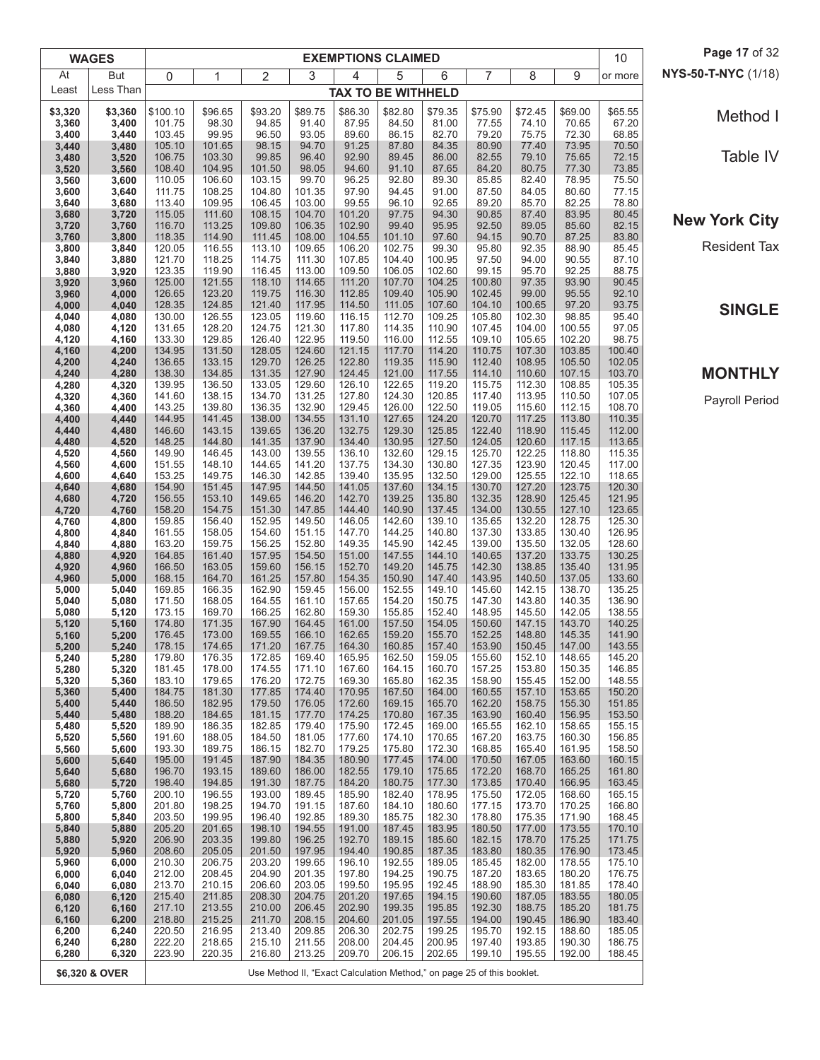NYS-50-T-NYC (1/18)

Method I

Table IV

**New York City**

Resident Tax

**SINGLE**

**MONTHLY**

Payroll Period

| WAGES | | EXEMPTIONS CLAIMED | | | | | | | | | | |
|---|---|---|---|---|---|---|---|---|---|---|---|---|
| At Least | But Less Than | 0 | 1 | 2 | 3 | 4 | 5 | 6 | 7 | 8 | 9 | 10 or more |
| | | TAX TO BE WITHHELD | | | | | | | | | | |
| $3,320 | $3,360 | $100.10 | $96.65 | $93.20 | $89.75 | $86.30 | $82.80 | $79.35 | $75.90 | $72.45 | $69.00 | $65.55 |
| 3,360 | 3,400 | 101.75 | 98.30 | 94.85 | 91.40 | 87.95 | 84.50 | 81.00 | 77.55 | 74.10 | 70.65 | 67.20 |
| 3,400 | 3,440 | 103.45 | 99.95 | 96.50 | 93.05 | 89.60 | 86.15 | 82.70 | 79.20 | 75.75 | 72.30 | 68.85 |
| 3,440 | 3,480 | 105.10 | 101.65 | 98.15 | 94.70 | 91.25 | 87.80 | 84.35 | 80.90 | 77.40 | 73.95 | 70.50 |
| 3,480 | 3,520 | 106.75 | 103.30 | 99.85 | 96.40 | 92.90 | 89.45 | 86.00 | 82.55 | 79.10 | 75.65 | 72.15 |
| 3,520 | 3,560 | 108.40 | 104.95 | 101.50 | 98.05 | 94.60 | 91.10 | 87.65 | 84.20 | 80.75 | 77.30 | 73.85 |
| 3,560 | 3,600 | 110.05 | 106.60 | 103.15 | 99.70 | 96.25 | 92.80 | 89.30 | 85.85 | 82.40 | 78.95 | 75.50 |
| 3,600 | 3,640 | 111.75 | 108.25 | 104.80 | 101.35 | 97.90 | 94.45 | 91.00 | 87.50 | 84.05 | 80.60 | 77.15 |
| 3,640 | 3,680 | 113.40 | 109.95 | 106.45 | 103.00 | 99.55 | 96.10 | 92.65 | 89.20 | 85.70 | 82.25 | 78.80 |
| 3,680 | 3,720 | 115.05 | 111.60 | 108.15 | 104.70 | 101.20 | 97.75 | 94.30 | 90.85 | 87.40 | 83.95 | 80.45 |
| 3,720 | 3,760 | 116.70 | 113.25 | 109.80 | 106.35 | 102.90 | 99.40 | 95.95 | 92.50 | 89.05 | 85.60 | 82.15 |
| 3,760 | 3,800 | 118.35 | 114.90 | 111.45 | 108.00 | 104.55 | 101.10 | 97.60 | 94.15 | 90.70 | 87.25 | 83.80 |
| 3,800 | 3,840 | 120.05 | 116.55 | 113.10 | 109.65 | 106.20 | 102.75 | 99.30 | 95.80 | 92.35 | 88.90 | 85.45 |
| 3,840 | 3,880 | 121.70 | 118.25 | 114.75 | 111.30 | 107.85 | 104.40 | 100.95 | 97.50 | 94.00 | 90.55 | 87.10 |
| 3,880 | 3,920 | 123.35 | 119.90 | 116.45 | 113.00 | 109.50 | 106.05 | 102.60 | 99.15 | 95.70 | 92.25 | 88.75 |
| 3,920 | 3,960 | 125.00 | 121.55 | 118.10 | 114.65 | 111.20 | 107.70 | 104.25 | 100.80 | 97.35 | 93.90 | 90.45 |
| 3,960 | 4,000 | 126.65 | 123.20 | 119.75 | 116.30 | 112.85 | 109.40 | 105.90 | 102.45 | 99.00 | 95.55 | 92.10 |
| 4,000 | 4,040 | 128.35 | 124.85 | 121.40 | 117.95 | 114.50 | 111.05 | 107.60 | 104.10 | 100.65 | 97.20 | 93.75 |
| 4,040 | 4,080 | 130.00 | 126.55 | 123.05 | 119.60 | 116.15 | 112.70 | 109.25 | 105.80 | 102.30 | 98.85 | 95.40 |
| 4,080 | 4,120 | 131.65 | 128.20 | 124.75 | 121.30 | 117.80 | 114.35 | 110.90 | 107.45 | 104.00 | 100.55 | 97.05 |
| 4,120 | 4,160 | 133.30 | 129.85 | 126.40 | 122.95 | 119.50 | 116.00 | 112.55 | 109.10 | 105.65 | 102.20 | 98.75 |
| 4,160 | 4,200 | 134.95 | 131.50 | 128.05 | 124.60 | 121.15 | 117.70 | 114.20 | 110.75 | 107.30 | 103.85 | 100.40 |
| 4,200 | 4,240 | 136.65 | 133.15 | 129.70 | 126.25 | 122.80 | 119.35 | 115.90 | 112.40 | 108.95 | 105.50 | 102.05 |
| 4,240 | 4,280 | 138.30 | 134.85 | 131.35 | 127.90 | 124.45 | 121.00 | 117.55 | 114.10 | 110.60 | 107.15 | 103.70 |
| 4,280 | 4,320 | 139.95 | 136.50 | 133.05 | 129.60 | 126.10 | 122.65 | 119.20 | 115.75 | 112.30 | 108.85 | 105.35 |
| 4,320 | 4,360 | 141.60 | 138.15 | 134.70 | 131.25 | 127.80 | 124.30 | 120.85 | 117.40 | 113.95 | 110.50 | 107.05 |
| 4,360 | 4,400 | 143.25 | 139.80 | 136.35 | 132.90 | 129.45 | 126.00 | 122.50 | 119.05 | 115.60 | 112.15 | 108.70 |
| 4,400 | 4,440 | 144.95 | 141.45 | 138.00 | 134.55 | 131.10 | 127.65 | 124.20 | 120.70 | 117.25 | 113.80 | 110.35 |
| 4,440 | 4,480 | 146.60 | 143.15 | 139.65 | 136.20 | 132.75 | 129.30 | 125.85 | 122.40 | 118.90 | 115.45 | 112.00 |
| 4,480 | 4,520 | 148.25 | 144.80 | 141.35 | 137.90 | 134.40 | 130.95 | 127.50 | 124.05 | 120.60 | 117.15 | 113.65 |
| 4,520 | 4,560 | 149.90 | 146.45 | 143.00 | 139.55 | 136.10 | 132.60 | 129.15 | 125.70 | 122.25 | 118.80 | 115.35 |
| 4,560 | 4,600 | 151.55 | 148.10 | 144.65 | 141.20 | 137.75 | 134.30 | 130.80 | 127.35 | 123.90 | 120.45 | 117.00 |
| 4,600 | 4,640 | 153.25 | 149.75 | 146.30 | 142.85 | 139.40 | 135.95 | 132.50 | 129.00 | 125.55 | 122.10 | 118.65 |
| 4,640 | 4,680 | 154.90 | 151.45 | 147.95 | 144.50 | 141.05 | 137.60 | 134.15 | 130.70 | 127.20 | 123.75 | 120.30 |
| 4,680 | 4,720 | 156.55 | 153.10 | 149.65 | 146.20 | 142.70 | 139.25 | 135.80 | 132.35 | 128.90 | 125.45 | 121.95 |
| 4,720 | 4,760 | 158.20 | 154.75 | 151.30 | 147.85 | 144.40 | 140.90 | 137.45 | 134.00 | 130.55 | 127.10 | 123.65 |
| 4,760 | 4,800 | 159.85 | 156.40 | 152.95 | 149.50 | 146.05 | 142.60 | 139.10 | 135.65 | 132.20 | 128.75 | 125.30 |
| 4,800 | 4,840 | 161.55 | 158.05 | 154.60 | 151.15 | 147.70 | 144.25 | 140.80 | 137.30 | 133.85 | 130.40 | 126.95 |
| 4,840 | 4,880 | 163.20 | 159.75 | 156.25 | 152.80 | 149.35 | 145.90 | 142.45 | 139.00 | 135.50 | 132.05 | 128.60 |
| 4,880 | 4,920 | 164.85 | 161.40 | 157.95 | 154.50 | 151.00 | 147.55 | 144.10 | 140.65 | 137.20 | 133.75 | 130.25 |
| 4,920 | 4,960 | 166.50 | 163.05 | 159.60 | 156.15 | 152.70 | 149.20 | 145.75 | 142.30 | 138.85 | 135.40 | 131.95 |
| 4,960 | 5,000 | 168.15 | 164.70 | 161.25 | 157.80 | 154.35 | 150.90 | 147.40 | 143.95 | 140.50 | 137.05 | 133.60 |
| 5,000 | 5,040 | 169.85 | 166.35 | 162.90 | 159.45 | 156.00 | 152.55 | 149.10 | 145.60 | 142.15 | 138.70 | 135.25 |
| 5,040 | 5,080 | 171.50 | 168.05 | 164.55 | 161.10 | 157.65 | 154.20 | 150.75 | 147.30 | 143.80 | 140.35 | 136.90 |
| 5,080 | 5,120 | 173.15 | 169.70 | 166.25 | 162.80 | 159.30 | 155.85 | 152.40 | 148.95 | 145.50 | 142.05 | 138.55 |
| 5,120 | 5,160 | 174.80 | 171.35 | 167.90 | 164.45 | 161.00 | 157.50 | 154.05 | 150.60 | 147.15 | 143.70 | 140.25 |
| 5,160 | 5,200 | 176.45 | 173.00 | 169.55 | 166.10 | 162.65 | 159.20 | 155.70 | 152.25 | 148.80 | 145.35 | 141.90 |
| 5,200 | 5,240 | 178.15 | 174.65 | 171.20 | 167.75 | 164.30 | 160.85 | 157.40 | 153.90 | 150.45 | 147.00 | 143.55 |
| 5,240 | 5,280 | 179.80 | 176.35 | 172.85 | 169.40 | 165.95 | 162.50 | 159.05 | 155.60 | 152.10 | 148.65 | 145.20 |
| 5,280 | 5,320 | 181.45 | 178.00 | 174.55 | 171.10 | 167.60 | 164.15 | 160.70 | 157.25 | 153.80 | 150.35 | 146.85 |
| 5,320 | 5,360 | 183.10 | 179.65 | 176.20 | 172.75 | 169.30 | 165.80 | 162.35 | 158.90 | 155.45 | 152.00 | 148.55 |
| 5,360 | 5,400 | 184.75 | 181.30 | 177.85 | 174.40 | 170.95 | 167.50 | 164.00 | 160.55 | 157.10 | 153.65 | 150.20 |
| 5,400 | 5,440 | 186.50 | 182.95 | 179.50 | 176.05 | 172.60 | 169.15 | 165.70 | 162.20 | 158.75 | 155.30 | 151.85 |
| 5,440 | 5,480 | 188.20 | 184.65 | 181.15 | 177.70 | 174.25 | 170.80 | 167.35 | 163.90 | 160.40 | 156.95 | 153.50 |
| 5,480 | 5,520 | 189.90 | 186.35 | 182.85 | 179.40 | 175.90 | 172.45 | 169.00 | 165.55 | 162.10 | 158.65 | 155.15 |
| 5,520 | 5,560 | 191.60 | 188.05 | 184.50 | 181.05 | 177.60 | 174.10 | 170.65 | 167.20 | 163.75 | 160.30 | 156.85 |
| 5,560 | 5,600 | 193.30 | 189.75 | 186.15 | 182.70 | 179.25 | 175.80 | 172.30 | 168.85 | 165.40 | 161.95 | 158.50 |
| 5,600 | 5,640 | 195.00 | 191.45 | 187.90 | 184.35 | 180.90 | 177.45 | 174.00 | 170.50 | 167.05 | 163.60 | 160.15 |
| 5,640 | 5,680 | 196.70 | 193.15 | 189.60 | 186.00 | 182.55 | 179.10 | 175.65 | 172.20 | 168.70 | 165.25 | 161.80 |
| 5,680 | 5,720 | 198.40 | 194.85 | 191.30 | 187.75 | 184.20 | 180.75 | 177.30 | 173.85 | 170.40 | 166.95 | 163.45 |
| 5,720 | 5,760 | 200.10 | 196.55 | 193.00 | 189.45 | 185.90 | 182.40 | 178.95 | 175.50 | 172.05 | 168.60 | 165.15 |
| 5,760 | 5,800 | 201.80 | 198.25 | 194.70 | 191.15 | 187.60 | 184.10 | 180.60 | 177.15 | 173.70 | 170.25 | 166.80 |
| 5,800 | 5,840 | 203.50 | 199.95 | 196.40 | 192.85 | 189.30 | 185.75 | 182.30 | 178.80 | 175.35 | 171.90 | 168.45 |
| 5,840 | 5,880 | 205.20 | 201.65 | 198.10 | 194.55 | 191.00 | 187.45 | 183.95 | 180.50 | 177.00 | 173.55 | 170.10 |
| 5,880 | 5,920 | 206.90 | 203.35 | 199.80 | 196.25 | 192.70 | 189.15 | 185.60 | 182.15 | 178.70 | 175.25 | 171.75 |
| 5,920 | 5,960 | 208.60 | 205.05 | 201.50 | 197.95 | 194.40 | 190.85 | 187.35 | 183.80 | 180.35 | 176.90 | 173.45 |
| 5,960 | 6,000 | 210.30 | 206.75 | 203.20 | 199.65 | 196.10 | 192.55 | 189.05 | 185.45 | 182.00 | 178.55 | 175.10 |
| 6,000 | 6,040 | 212.00 | 208.45 | 204.90 | 201.35 | 197.80 | 194.25 | 190.75 | 187.20 | 183.65 | 180.20 | 176.75 |
| 6,040 | 6,080 | 213.70 | 210.15 | 206.60 | 203.05 | 199.50 | 195.95 | 192.45 | 188.90 | 185.30 | 181.85 | 178.40 |
| 6,080 | 6,120 | 215.40 | 211.85 | 208.30 | 204.75 | 201.20 | 197.65 | 194.15 | 190.60 | 187.05 | 183.55 | 180.05 |
| 6,120 | 6,160 | 217.10 | 213.55 | 210.00 | 206.45 | 202.90 | 199.35 | 195.85 | 192.30 | 188.75 | 185.20 | 181.75 |
| 6,160 | 6,200 | 218.80 | 215.25 | 211.70 | 208.15 | 204.60 | 201.05 | 197.55 | 194.00 | 190.45 | 186.90 | 183.40 |
| 6,200 | 6,240 | 220.50 | 216.95 | 213.40 | 209.85 | 206.30 | 202.75 | 199.25 | 195.70 | 192.15 | 188.60 | 185.05 |
| 6,240 | 6,280 | 222.20 | 218.65 | 215.10 | 211.55 | 208.00 | 204.45 | 200.95 | 197.40 | 193.85 | 190.30 | 186.75 |
| 6,280 | 6,320 | 223.90 | 220.35 | 216.80 | 213.25 | 209.70 | 206.15 | 202.65 | 199.10 | 195.55 | 192.00 | 188.45 |
| $6,320 & OVER | | Use Method II, "Exact Calculation Method," on page 25 of this booklet. | | | | | | | | | | |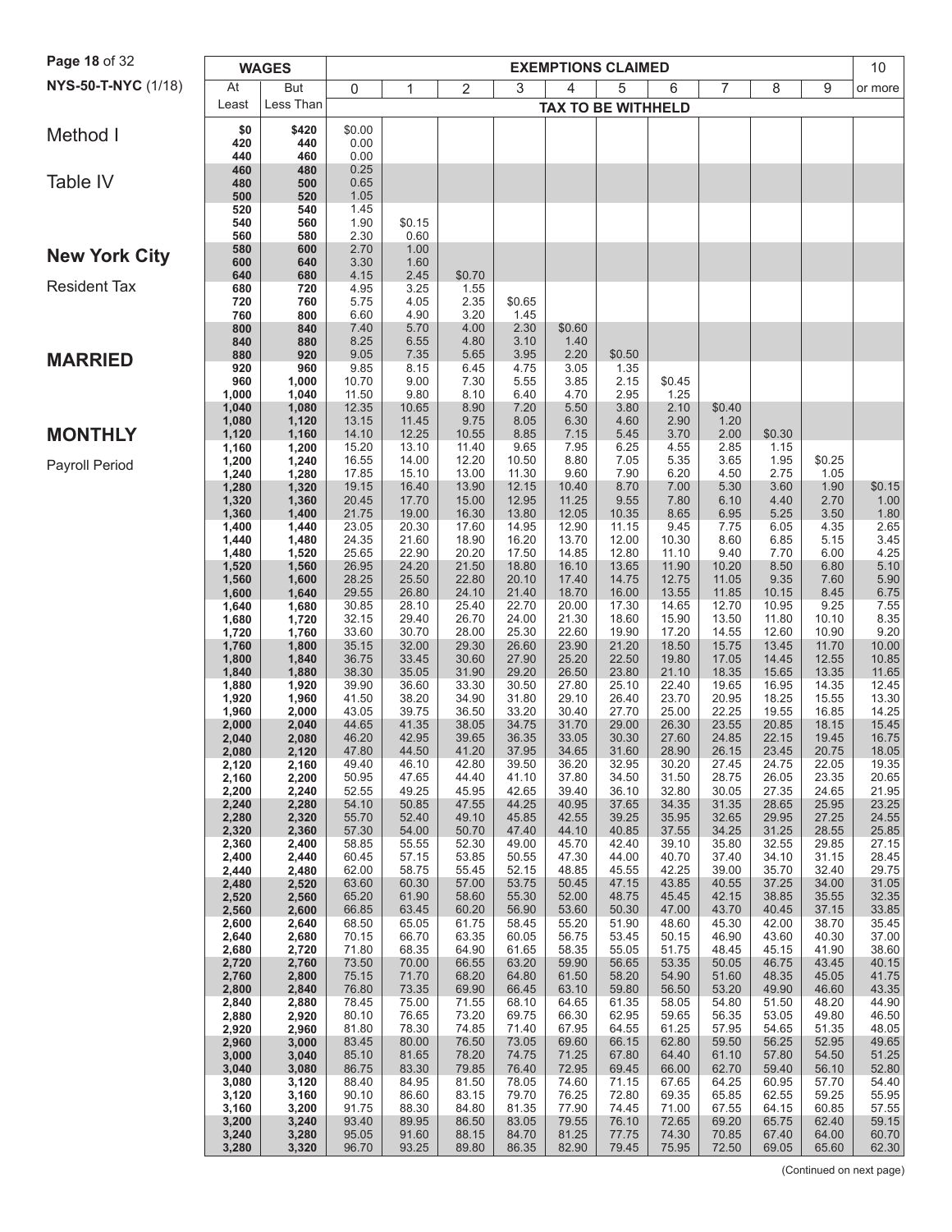NYS-50-T-NYC (1/18)

# Method I

# Table IV

# New York City

Resident Tax

# MARRIED

# MONTHLY

Payroll Period

| WAGES | | EXEMPTIONS CLAIMED | | | | | | | | | | 10 |
|---|---|---|---|---|---|---|---|---|---|---|---|---|
| At Least | But Less Than | 0 | 1 | 2 | 3 | 4 | 5 | 6 | 7 | 8 | 9 | or more |
| | | TAX TO BE WITHHELD | | | | | | | | | | |
| $0 | $420 | $0.00 | | | | | | | | | | |
| 420 | 440 | 0.00 | | | | | | | | | | |
| 440 | 460 | 0.00 | | | | | | | | | | |
| 460 | 480 | 0.25 | | | | | | | | | | |
| 480 | 500 | 0.65 | | | | | | | | | | |
| 500 | 520 | 1.05 | | | | | | | | | | |
| 520 | 540 | 1.45 | | | | | | | | | | |
| 540 | 560 | 1.90 | $0.15 | | | | | | | | | |
| 560 | 580 | 2.30 | 0.60 | | | | | | | | | |
| 580 | 600 | 2.70 | 1.00 | | | | | | | | | |
| 600 | 640 | 3.30 | 1.60 | | | | | | | | | |
| 640 | 680 | 4.15 | 2.45 | $0.70 | | | | | | | | |
| 680 | 720 | 4.95 | 3.25 | 1.55 | | | | | | | | |
| 720 | 760 | 5.75 | 4.05 | 2.35 | $0.65 | | | | | | | |
| 760 | 800 | 6.60 | 4.90 | 3.20 | 1.45 | | | | | | | |
| 800 | 840 | 7.40 | 5.70 | 4.00 | 2.30 | $0.60 | | | | | | |
| 840 | 880 | 8.25 | 6.55 | 4.80 | 3.10 | 1.40 | | | | | | |
| 880 | 920 | 9.05 | 7.35 | 5.65 | 3.95 | 2.20 | $0.50 | | | | | |
| 920 | 960 | 9.85 | 8.15 | 6.45 | 4.75 | 3.05 | 1.35 | | | | | |
| 960 | 1,000 | 10.70 | 9.00 | 7.30 | 5.55 | 3.85 | 2.15 | $0.45 | | | | |
| 1,000 | 1,040 | 11.50 | 9.80 | 8.10 | 6.40 | 4.70 | 2.95 | 1.25 | | | | |
| 1,040 | 1,080 | 12.35 | 10.65 | 8.90 | 7.20 | 5.50 | 3.80 | 2.10 | $0.40 | | | |
| 1,080 | 1,120 | 13.15 | 11.45 | 9.75 | 8.05 | 6.30 | 4.60 | 2.90 | 1.20 | | | |
| 1,120 | 1,160 | 14.10 | 12.25 | 10.55 | 8.85 | 7.15 | 5.45 | 3.70 | 2.00 | $0.30 | | |
| 1,160 | 1,200 | 15.20 | 13.10 | 11.40 | 9.65 | 7.95 | 6.25 | 4.55 | 2.85 | 1.15 | | |
| 1,200 | 1,240 | 16.55 | 14.00 | 12.20 | 10.50 | 8.80 | 7.05 | 5.35 | 3.65 | 1.95 | $0.25 | |
| 1,240 | 1,280 | 17.85 | 15.10 | 13.00 | 11.30 | 9.60 | 7.90 | 6.20 | 4.50 | 2.75 | 1.05 | |
| 1,280 | 1,320 | 19.15 | 16.40 | 13.90 | 12.15 | 10.40 | 8.70 | 7.00 | 5.30 | 3.60 | 1.90 | $0.15 |
| 1,320 | 1,360 | 20.45 | 17.70 | 15.00 | 12.95 | 11.25 | 9.55 | 7.80 | 6.10 | 4.40 | 2.70 | 1.00 |
| 1,360 | 1,400 | 21.75 | 19.00 | 16.30 | 13.80 | 12.05 | 10.35 | 8.65 | 6.95 | 5.25 | 3.50 | 1.80 |
| 1,400 | 1,440 | 23.05 | 20.30 | 17.60 | 14.95 | 12.90 | 11.15 | 9.45 | 7.75 | 6.05 | 4.35 | 2.65 |
| 1,440 | 1,480 | 24.35 | 21.60 | 18.90 | 16.20 | 13.70 | 12.00 | 10.30 | 8.60 | 6.85 | 5.15 | 3.45 |
| 1,480 | 1,520 | 25.65 | 22.90 | 20.20 | 17.50 | 14.85 | 12.80 | 11.10 | 9.40 | 7.70 | 6.00 | 4.25 |
| 1,520 | 1,560 | 26.95 | 24.20 | 21.50 | 18.80 | 16.10 | 13.65 | 11.90 | 10.20 | 8.50 | 6.80 | 5.10 |
| 1,560 | 1,600 | 28.25 | 25.50 | 22.80 | 20.10 | 17.40 | 14.75 | 12.75 | 11.05 | 9.35 | 7.60 | 5.90 |
| 1,600 | 1,640 | 29.55 | 26.80 | 24.10 | 21.40 | 18.70 | 16.00 | 13.55 | 11.85 | 10.15 | 8.45 | 6.75 |
| 1,640 | 1,680 | 30.85 | 28.10 | 25.40 | 22.70 | 20.00 | 17.30 | 14.65 | 12.70 | 10.95 | 9.25 | 7.55 |
| 1,680 | 1,720 | 32.15 | 29.40 | 26.70 | 24.00 | 21.30 | 18.60 | 15.90 | 13.50 | 11.80 | 10.10 | 8.35 |
| 1,720 | 1,760 | 33.60 | 30.70 | 28.00 | 25.30 | 22.60 | 19.90 | 17.20 | 14.55 | 12.60 | 10.90 | 9.20 |
| 1,760 | 1,800 | 35.15 | 32.00 | 29.30 | 26.60 | 23.90 | 21.20 | 18.50 | 15.75 | 13.45 | 11.70 | 10.00 |
| 1,800 | 1,840 | 36.75 | 33.45 | 30.60 | 27.90 | 25.20 | 22.50 | 19.80 | 17.05 | 14.45 | 12.55 | 10.85 |
| 1,840 | 1,880 | 38.30 | 35.05 | 31.90 | 29.20 | 26.50 | 23.80 | 21.10 | 18.35 | 15.65 | 13.35 | 11.65 |
| 1,880 | 1,920 | 39.90 | 36.60 | 33.30 | 30.50 | 27.80 | 25.10 | 22.40 | 19.65 | 16.95 | 14.35 | 12.45 |
| 1,920 | 1,960 | 41.50 | 38.20 | 34.90 | 31.80 | 29.10 | 26.40 | 23.70 | 20.95 | 18.25 | 15.55 | 13.30 |
| 1,960 | 2,000 | 43.05 | 39.75 | 36.50 | 33.20 | 30.40 | 27.70 | 25.00 | 22.25 | 19.55 | 16.85 | 14.25 |
| 2,000 | 2,040 | 44.65 | 41.35 | 38.05 | 34.75 | 31.70 | 29.00 | 26.30 | 23.55 | 20.85 | 18.15 | 15.45 |
| 2,040 | 2,080 | 46.20 | 42.95 | 39.65 | 36.35 | 33.05 | 30.30 | 27.60 | 24.85 | 22.15 | 19.45 | 16.75 |
| 2,080 | 2,120 | 47.80 | 44.50 | 41.20 | 37.95 | 34.65 | 31.60 | 28.90 | 26.15 | 23.45 | 20.75 | 18.05 |
| 2,120 | 2,160 | 49.40 | 46.10 | 42.80 | 39.50 | 36.20 | 32.95 | 30.20 | 27.45 | 24.75 | 22.05 | 19.35 |
| 2,160 | 2,200 | 50.95 | 47.65 | 44.40 | 41.10 | 37.80 | 34.50 | 31.50 | 28.75 | 26.05 | 23.35 | 20.65 |
| 2,200 | 2,240 | 52.55 | 49.25 | 45.95 | 42.65 | 39.40 | 36.10 | 32.80 | 30.05 | 27.35 | 24.65 | 21.95 |
| 2,240 | 2,280 | 54.10 | 50.85 | 47.55 | 44.25 | 40.95 | 37.65 | 34.35 | 31.35 | 28.65 | 25.95 | 23.25 |
| 2,280 | 2,320 | 55.70 | 52.40 | 49.10 | 45.85 | 42.55 | 39.25 | 35.95 | 32.65 | 29.95 | 27.25 | 24.55 |
| 2,320 | 2,360 | 57.30 | 54.00 | 50.70 | 47.40 | 44.10 | 40.85 | 37.55 | 34.25 | 31.25 | 28.55 | 25.85 |
| 2,360 | 2,400 | 58.85 | 55.55 | 52.30 | 49.00 | 45.70 | 42.40 | 39.10 | 35.80 | 32.55 | 29.85 | 27.15 |
| 2,400 | 2,440 | 60.45 | 57.15 | 53.85 | 50.55 | 47.30 | 44.00 | 40.70 | 37.40 | 34.10 | 31.15 | 28.45 |
| 2,440 | 2,480 | 62.00 | 58.75 | 55.45 | 52.15 | 48.85 | 45.55 | 42.25 | 39.00 | 35.70 | 32.40 | 29.75 |
| 2,480 | 2,520 | 63.60 | 60.30 | 57.00 | 53.75 | 50.45 | 47.15 | 43.85 | 40.55 | 37.25 | 34.00 | 31.05 |
| 2,520 | 2,560 | 65.20 | 61.90 | 58.60 | 55.30 | 52.00 | 48.75 | 45.45 | 42.15 | 38.85 | 35.55 | 32.35 |
| 2,560 | 2,600 | 66.85 | 63.45 | 60.20 | 56.90 | 53.60 | 50.30 | 47.00 | 43.70 | 40.45 | 37.15 | 33.85 |
| 2,600 | 2,640 | 68.50 | 65.05 | 61.75 | 58.45 | 55.20 | 51.90 | 48.60 | 45.30 | 42.00 | 38.70 | 35.45 |
| 2,640 | 2,680 | 70.15 | 66.70 | 63.35 | 60.05 | 56.75 | 53.45 | 50.15 | 46.90 | 43.60 | 40.30 | 37.00 |
| 2,680 | 2,720 | 71.80 | 68.35 | 64.90 | 61.65 | 58.35 | 55.05 | 51.75 | 48.45 | 45.15 | 41.90 | 38.60 |
| 2,720 | 2,760 | 73.50 | 70.00 | 66.55 | 63.20 | 59.90 | 56.65 | 53.35 | 50.05 | 46.75 | 43.45 | 40.15 |
| 2,760 | 2,800 | 75.15 | 71.70 | 68.20 | 64.80 | 61.50 | 58.20 | 54.90 | 51.60 | 48.35 | 45.05 | 41.75 |
| 2,800 | 2,840 | 76.80 | 73.35 | 69.90 | 66.45 | 63.10 | 59.80 | 56.50 | 53.20 | 49.90 | 46.60 | 43.35 |
| 2,840 | 2,880 | 78.45 | 75.00 | 71.55 | 68.10 | 64.65 | 61.35 | 58.05 | 54.80 | 51.50 | 48.20 | 44.90 |
| 2,880 | 2,920 | 80.10 | 76.65 | 73.20 | 69.75 | 66.30 | 62.95 | 59.65 | 56.35 | 53.05 | 49.80 | 46.50 |
| 2,920 | 2,960 | 81.80 | 78.30 | 74.85 | 71.40 | 67.95 | 64.55 | 61.25 | 57.95 | 54.65 | 51.35 | 48.05 |
| 2,960 | 3,000 | 83.45 | 80.00 | 76.50 | 73.05 | 69.60 | 66.15 | 62.80 | 59.50 | 56.25 | 52.95 | 49.65 |
| 3,000 | 3,040 | 85.10 | 81.65 | 78.20 | 74.75 | 71.25 | 67.80 | 64.40 | 61.10 | 57.80 | 54.50 | 51.25 |
| 3,040 | 3,080 | 86.75 | 83.30 | 79.85 | 76.40 | 72.95 | 69.45 | 66.00 | 62.70 | 59.40 | 56.10 | 52.80 |
| 3,080 | 3,120 | 88.40 | 84.95 | 81.50 | 78.05 | 74.60 | 71.15 | 67.65 | 64.25 | 60.95 | 57.70 | 54.40 |
| 3,120 | 3,160 | 90.10 | 86.60 | 83.15 | 79.70 | 76.25 | 72.80 | 69.35 | 65.85 | 62.55 | 59.25 | 55.95 |
| 3,160 | 3,200 | 91.75 | 88.30 | 84.80 | 81.35 | 77.90 | 74.45 | 71.00 | 67.55 | 64.15 | 60.85 | 57.55 |
| 3,200 | 3,240 | 93.40 | 89.95 | 86.50 | 83.05 | 79.55 | 76.10 | 72.65 | 69.20 | 65.75 | 62.40 | 59.15 |
| 3,240 | 3,280 | 95.05 | 91.60 | 88.15 | 84.70 | 81.25 | 77.75 | 74.30 | 70.85 | 67.40 | 64.00 | 60.70 |
| 3,280 | 3,320 | 96.70 | 93.25 | 89.80 | 86.35 | 82.90 | 79.45 | 75.95 | 72.50 | 69.05 | 65.60 | 62.30 |

(Continued on next page)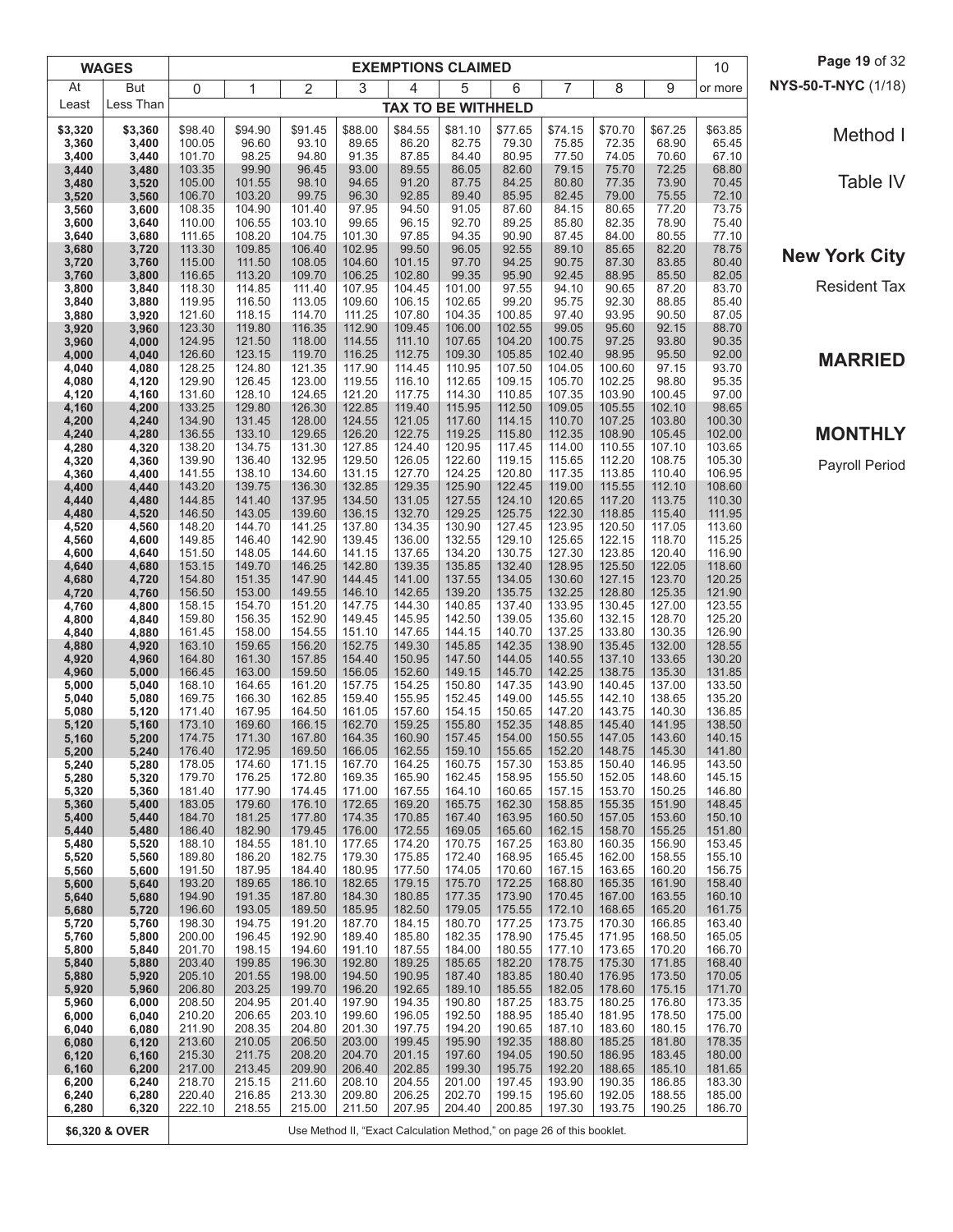# Method I

## Table IV

## New York City

Resident Tax

## MARRIED

## MONTHLY

Payroll Period

| WAGES | | EXEMPTIONS CLAIMED | | | | | | | | | | |
|---|---|---|---|---|---|---|---|---|---|---|---|---|
| At Least | But Less Than | 0 | 1 | 2 | 3 | 4 | 5 | 6 | 7 | 8 | 9 | 10 or more |
| | | TAX TO BE WITHHELD | | | | | | | | | | |
| $3,320 | $3,360 | $98.40 | $94.90 | $91.45 | $88.00 | $84.55 | $81.10 | $77.65 | $74.15 | $70.70 | $67.25 | $63.85 |
| 3,360 | 3,400 | 100.05 | 96.60 | 93.10 | 89.65 | 86.20 | 82.75 | 79.30 | 75.85 | 72.35 | 68.90 | 65.45 |
| 3,400 | 3,440 | 101.70 | 98.25 | 94.80 | 91.35 | 87.85 | 84.40 | 80.95 | 77.50 | 74.05 | 70.60 | 67.10 |
| 3,440 | 3,480 | 103.35 | 99.90 | 96.45 | 93.00 | 89.55 | 86.05 | 82.60 | 79.15 | 75.70 | 72.25 | 68.80 |
| 3,480 | 3,520 | 105.00 | 101.55 | 98.10 | 94.65 | 91.20 | 87.75 | 84.25 | 80.80 | 77.35 | 73.90 | 70.45 |
| 3,520 | 3,560 | 106.70 | 103.20 | 99.75 | 96.30 | 92.85 | 89.40 | 85.95 | 82.45 | 79.00 | 75.55 | 72.10 |
| 3,560 | 3,600 | 108.35 | 104.90 | 101.40 | 97.95 | 94.50 | 91.05 | 87.60 | 84.15 | 80.65 | 77.20 | 73.75 |
| 3,600 | 3,640 | 110.00 | 106.55 | 103.10 | 99.65 | 96.15 | 92.70 | 89.25 | 85.80 | 82.35 | 78.90 | 75.40 |
| 3,640 | 3,680 | 111.65 | 108.20 | 104.75 | 101.30 | 97.85 | 94.35 | 90.90 | 87.45 | 84.00 | 80.55 | 77.10 |
| 3,680 | 3,720 | 113.30 | 109.85 | 106.40 | 102.95 | 99.50 | 96.05 | 92.55 | 89.10 | 85.65 | 82.20 | 78.75 |
| 3,720 | 3,760 | 115.00 | 111.50 | 108.05 | 104.60 | 101.15 | 97.70 | 94.25 | 90.75 | 87.30 | 83.85 | 80.40 |
| 3,760 | 3,800 | 116.65 | 113.20 | 109.70 | 106.25 | 102.80 | 99.35 | 95.90 | 92.45 | 88.95 | 85.50 | 82.05 |
| 3,800 | 3,840 | 118.30 | 114.85 | 111.40 | 107.95 | 104.45 | 101.00 | 97.55 | 94.10 | 90.65 | 87.20 | 83.70 |
| 3,840 | 3,880 | 119.95 | 116.50 | 113.05 | 109.60 | 106.15 | 102.65 | 99.20 | 95.75 | 92.30 | 88.85 | 85.40 |
| 3,880 | 3,920 | 121.60 | 118.15 | 114.70 | 111.25 | 107.80 | 104.35 | 100.85 | 97.40 | 93.95 | 90.50 | 87.05 |
| 3,920 | 3,960 | 123.30 | 119.80 | 116.35 | 112.90 | 109.45 | 106.00 | 102.55 | 99.05 | 95.60 | 92.15 | 88.70 |
| 3,960 | 4,000 | 124.95 | 121.50 | 118.00 | 114.55 | 111.10 | 107.65 | 104.20 | 100.75 | 97.25 | 93.80 | 90.35 |
| 4,000 | 4,040 | 126.60 | 123.15 | 119.70 | 116.25 | 112.75 | 109.30 | 105.85 | 102.40 | 98.95 | 95.50 | 92.00 |
| 4,040 | 4,080 | 128.25 | 124.80 | 121.35 | 117.90 | 114.45 | 110.95 | 107.50 | 104.05 | 100.60 | 97.15 | 93.70 |
| 4,080 | 4,120 | 129.90 | 126.45 | 123.00 | 119.55 | 116.10 | 112.65 | 109.15 | 105.70 | 102.25 | 98.80 | 95.35 |
| 4,120 | 4,160 | 131.60 | 128.10 | 124.65 | 121.20 | 117.75 | 114.30 | 110.85 | 107.35 | 103.90 | 100.45 | 97.00 |
| 4,160 | 4,200 | 133.25 | 129.80 | 126.30 | 122.85 | 119.40 | 115.95 | 112.50 | 109.05 | 105.55 | 102.10 | 98.65 |
| 4,200 | 4,240 | 134.90 | 131.45 | 128.00 | 124.55 | 121.05 | 117.60 | 114.15 | 110.70 | 107.25 | 103.80 | 100.30 |
| 4,240 | 4,280 | 136.55 | 133.10 | 129.65 | 126.20 | 122.75 | 119.25 | 115.80 | 112.35 | 108.90 | 105.45 | 102.00 |
| 4,280 | 4,320 | 138.20 | 134.75 | 131.30 | 127.85 | 124.40 | 120.95 | 117.45 | 114.00 | 110.55 | 107.10 | 103.65 |
| 4,320 | 4,360 | 139.90 | 136.40 | 132.95 | 129.50 | 126.05 | 122.60 | 119.15 | 115.65 | 112.20 | 108.75 | 105.30 |
| 4,360 | 4,400 | 141.55 | 138.10 | 134.60 | 131.15 | 127.70 | 124.25 | 120.80 | 117.35 | 113.85 | 110.40 | 106.95 |
| 4,400 | 4,440 | 143.20 | 139.75 | 136.30 | 132.85 | 129.35 | 125.90 | 122.45 | 119.00 | 115.55 | 112.10 | 108.60 |
| 4,440 | 4,480 | 144.85 | 141.40 | 137.95 | 134.50 | 131.05 | 127.55 | 124.10 | 120.65 | 117.20 | 113.75 | 110.30 |
| 4,480 | 4,520 | 146.50 | 143.05 | 139.60 | 136.15 | 132.70 | 129.25 | 125.75 | 122.30 | 118.85 | 115.40 | 111.95 |
| 4,520 | 4,560 | 148.20 | 144.70 | 141.25 | 137.80 | 134.35 | 130.90 | 127.45 | 123.95 | 120.50 | 117.05 | 113.60 |
| 4,560 | 4,600 | 149.85 | 146.40 | 142.90 | 139.45 | 136.00 | 132.55 | 129.10 | 125.65 | 122.15 | 118.70 | 115.25 |
| 4,600 | 4,640 | 151.50 | 148.05 | 144.60 | 141.15 | 137.65 | 134.20 | 130.75 | 127.30 | 123.85 | 120.40 | 116.90 |
| 4,640 | 4,680 | 153.15 | 149.70 | 146.25 | 142.80 | 139.35 | 135.85 | 132.40 | 128.95 | 125.50 | 122.05 | 118.60 |
| 4,680 | 4,720 | 154.80 | 151.35 | 147.90 | 144.45 | 141.00 | 137.55 | 134.05 | 130.60 | 127.15 | 123.70 | 120.25 |
| 4,720 | 4,760 | 156.50 | 153.00 | 149.55 | 146.10 | 142.65 | 139.20 | 135.75 | 132.25 | 128.80 | 125.35 | 121.90 |
| 4,760 | 4,800 | 158.15 | 154.70 | 151.20 | 147.75 | 144.30 | 140.85 | 137.40 | 133.95 | 130.45 | 127.00 | 123.55 |
| 4,800 | 4,840 | 159.80 | 156.35 | 152.90 | 149.45 | 145.95 | 142.50 | 139.05 | 135.60 | 132.15 | 128.70 | 125.20 |
| 4,840 | 4,880 | 161.45 | 158.00 | 154.55 | 151.10 | 147.65 | 144.15 | 140.70 | 137.25 | 133.80 | 130.35 | 126.90 |
| 4,880 | 4,920 | 163.10 | 159.65 | 156.20 | 152.75 | 149.30 | 145.85 | 142.35 | 138.90 | 135.45 | 132.00 | 128.55 |
| 4,920 | 4,960 | 164.80 | 161.30 | 157.85 | 154.40 | 150.95 | 147.50 | 144.05 | 140.55 | 137.10 | 133.65 | 130.20 |
| 4,960 | 5,000 | 166.45 | 163.00 | 159.50 | 156.05 | 152.60 | 149.15 | 145.70 | 142.25 | 138.75 | 135.30 | 131.85 |
| 5,000 | 5,040 | 168.10 | 164.65 | 161.20 | 157.75 | 154.25 | 150.80 | 147.35 | 143.90 | 140.45 | 137.00 | 133.50 |
| 5,040 | 5,080 | 169.75 | 166.30 | 162.85 | 159.40 | 155.95 | 152.45 | 149.00 | 145.55 | 142.10 | 138.65 | 135.20 |
| 5,080 | 5,120 | 171.40 | 167.95 | 164.50 | 161.05 | 157.60 | 154.15 | 150.65 | 147.20 | 143.75 | 140.30 | 136.85 |
| 5,120 | 5,160 | 173.10 | 169.60 | 166.15 | 162.70 | 159.25 | 155.80 | 152.35 | 148.85 | 145.40 | 141.95 | 138.50 |
| 5,160 | 5,200 | 174.75 | 171.30 | 167.80 | 164.35 | 160.90 | 157.45 | 154.00 | 150.55 | 147.05 | 143.60 | 140.15 |
| 5,200 | 5,240 | 176.40 | 172.95 | 169.50 | 166.05 | 162.55 | 159.10 | 155.65 | 152.20 | 148.75 | 145.30 | 141.80 |
| 5,240 | 5,280 | 178.05 | 174.60 | 171.15 | 167.70 | 164.25 | 160.75 | 157.30 | 153.85 | 150.40 | 146.95 | 143.50 |
| 5,280 | 5,320 | 179.70 | 176.25 | 172.80 | 169.35 | 165.90 | 162.45 | 158.95 | 155.50 | 152.05 | 148.60 | 145.15 |
| 5,320 | 5,360 | 181.40 | 177.90 | 174.45 | 171.00 | 167.55 | 164.10 | 160.65 | 157.15 | 153.70 | 150.25 | 146.80 |
| 5,360 | 5,400 | 183.05 | 179.60 | 176.10 | 172.65 | 169.20 | 165.75 | 162.30 | 158.85 | 155.35 | 151.90 | 148.45 |
| 5,400 | 5,440 | 184.70 | 181.25 | 177.80 | 174.35 | 170.85 | 167.40 | 163.95 | 160.50 | 157.05 | 153.60 | 150.10 |
| 5,440 | 5,480 | 186.40 | 182.90 | 179.45 | 176.00 | 172.55 | 169.05 | 165.60 | 162.15 | 158.70 | 155.25 | 151.80 |
| 5,480 | 5,520 | 188.10 | 184.55 | 181.10 | 177.65 | 174.20 | 170.75 | 167.25 | 163.80 | 160.35 | 156.90 | 153.45 |
| 5,520 | 5,560 | 189.80 | 186.20 | 182.75 | 179.30 | 175.85 | 172.40 | 168.95 | 165.45 | 162.00 | 158.55 | 155.10 |
| 5,560 | 5,600 | 191.50 | 187.95 | 184.40 | 180.95 | 177.50 | 174.05 | 170.60 | 167.15 | 163.65 | 160.20 | 156.75 |
| 5,600 | 5,640 | 193.20 | 189.65 | 186.10 | 182.65 | 179.15 | 175.70 | 172.25 | 168.80 | 165.35 | 161.90 | 158.40 |
| 5,640 | 5,680 | 194.90 | 191.35 | 187.80 | 184.30 | 180.85 | 177.35 | 173.90 | 170.45 | 167.00 | 163.55 | 160.10 |
| 5,680 | 5,720 | 196.60 | 193.05 | 189.50 | 185.95 | 182.50 | 179.05 | 175.55 | 172.10 | 168.65 | 165.20 | 161.75 |
| 5,720 | 5,760 | 198.30 | 194.75 | 191.20 | 187.70 | 184.15 | 180.70 | 177.25 | 173.75 | 170.30 | 166.85 | 163.40 |
| 5,760 | 5,800 | 200.00 | 196.45 | 192.90 | 189.40 | 185.80 | 182.35 | 178.90 | 175.45 | 171.95 | 168.50 | 165.05 |
| 5,800 | 5,840 | 201.70 | 198.15 | 194.60 | 191.10 | 187.55 | 184.00 | 180.55 | 177.10 | 173.65 | 170.20 | 166.70 |
| 5,840 | 5,880 | 203.40 | 199.85 | 196.30 | 192.80 | 189.25 | 185.65 | 182.20 | 178.75 | 175.30 | 171.85 | 168.40 |
| 5,880 | 5,920 | 205.10 | 201.55 | 198.00 | 194.50 | 190.95 | 187.40 | 183.85 | 180.40 | 176.95 | 173.50 | 170.05 |
| 5,920 | 5,960 | 206.80 | 203.25 | 199.70 | 196.20 | 192.65 | 189.10 | 185.55 | 182.05 | 178.60 | 175.15 | 171.70 |
| 5,960 | 6,000 | 208.50 | 204.95 | 201.40 | 197.90 | 194.35 | 190.80 | 187.25 | 183.75 | 180.25 | 176.80 | 173.35 |
| 6,000 | 6,040 | 210.20 | 206.65 | 203.10 | 199.60 | 196.05 | 192.50 | 188.95 | 185.40 | 181.95 | 178.50 | 175.00 |
| 6,040 | 6,080 | 211.90 | 208.35 | 204.80 | 201.30 | 197.75 | 194.20 | 190.65 | 187.10 | 183.60 | 180.15 | 176.70 |
| 6,080 | 6,120 | 213.60 | 210.05 | 206.50 | 203.00 | 199.45 | 195.90 | 192.35 | 188.80 | 185.25 | 181.80 | 178.35 |
| 6,120 | 6,160 | 215.30 | 211.75 | 208.20 | 204.70 | 201.15 | 197.60 | 194.05 | 190.50 | 186.95 | 183.45 | 180.00 |
| 6,160 | 6,200 | 217.00 | 213.45 | 209.90 | 206.40 | 202.85 | 199.30 | 195.75 | 192.20 | 188.65 | 185.10 | 181.65 |
| 6,200 | 6,240 | 218.70 | 215.15 | 211.60 | 208.10 | 204.55 | 201.00 | 197.45 | 193.90 | 190.35 | 186.85 | 183.30 |
| 6,240 | 6,280 | 220.40 | 216.85 | 213.30 | 209.80 | 206.25 | 202.70 | 199.15 | 195.60 | 192.05 | 188.55 | 185.00 |
| 6,280 | 6,320 | 222.10 | 218.55 | 215.00 | 211.50 | 207.95 | 204.40 | 200.85 | 197.30 | 193.75 | 190.25 | 186.70 |
| $6,320 & OVER | | Use Method II, "Exact Calculation Method," on page 26 of this booklet. | | | | | | | | | | |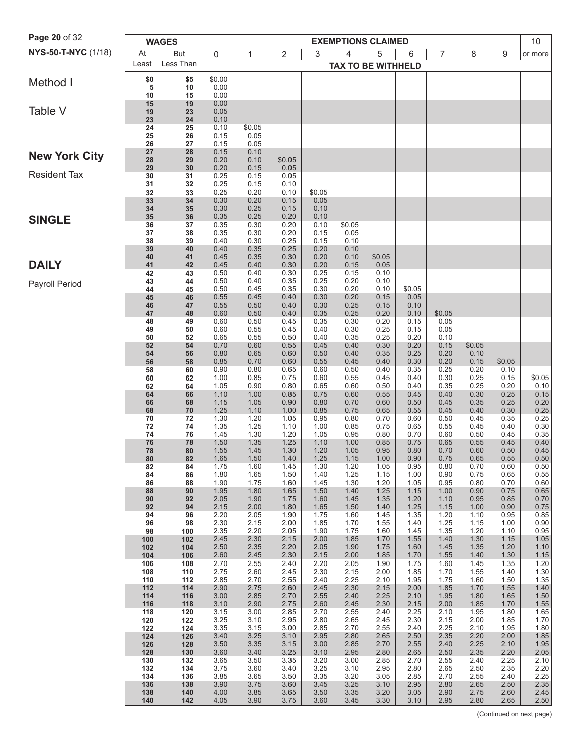NYS-50-T-NYC (1/18)

# Method I

## Table V

## New York City

Resident Tax

## SINGLE

## DAILY

Payroll Period

| WAGES | | EXEMPTIONS CLAIMED | | | | | | | | | | 10 |
|---|---|---|---|---|---|---|---|---|---|---|---|---|
| At Least | But Less Than | 0 | 1 | 2 | 3 | 4 | 5 | 6 | 7 | 8 | 9 | or more |
| | | TAX TO BE WITHHELD | | | | | | | | | | |
| $0 | $5 | $0.00 | | | | | | | | | | |
| 5 | 10 | 0.00 | | | | | | | | | | |
| 10 | 15 | 0.00 | | | | | | | | | | |
| 15 | 19 | 0.00 | | | | | | | | | | |
| 19 | 23 | 0.05 | | | | | | | | | | |
| 23 | 24 | 0.10 | | | | | | | | | | |
| 24 | 25 | 0.10 | $0.05 | | | | | | | | | |
| 25 | 26 | 0.15 | 0.05 | | | | | | | | | |
| 26 | 27 | 0.15 | 0.05 | | | | | | | | | |
| 27 | 28 | 0.15 | 0.10 | | | | | | | | | |
| 28 | 29 | 0.20 | 0.10 | $0.05 | | | | | | | | |
| 29 | 30 | 0.20 | 0.15 | 0.05 | | | | | | | | |
| 30 | 31 | 0.25 | 0.15 | 0.05 | | | | | | | | |
| 31 | 32 | 0.25 | 0.15 | 0.10 | | | | | | | | |
| 32 | 33 | 0.25 | 0.20 | 0.10 | $0.05 | | | | | | | |
| 33 | 34 | 0.30 | 0.20 | 0.15 | 0.05 | | | | | | | |
| 34 | 35 | 0.30 | 0.25 | 0.15 | 0.10 | | | | | | | |
| 35 | 36 | 0.35 | 0.25 | 0.20 | 0.10 | | | | | | | |
| 36 | 37 | 0.35 | 0.30 | 0.20 | 0.10 | $0.05 | | | | | | |
| 37 | 38 | 0.35 | 0.30 | 0.20 | 0.15 | 0.05 | | | | | | |
| 38 | 39 | 0.40 | 0.30 | 0.25 | 0.15 | 0.10 | | | | | | |
| 39 | 40 | 0.40 | 0.35 | 0.25 | 0.20 | 0.10 | | | | | | |
| 40 | 41 | 0.45 | 0.35 | 0.30 | 0.20 | 0.10 | $0.05 | | | | | |
| 41 | 42 | 0.45 | 0.40 | 0.30 | 0.20 | 0.15 | 0.05 | | | | | |
| 42 | 43 | 0.50 | 0.40 | 0.30 | 0.25 | 0.15 | 0.10 | | | | | |
| 43 | 44 | 0.50 | 0.40 | 0.35 | 0.25 | 0.20 | 0.10 | | | | | |
| 44 | 45 | 0.50 | 0.45 | 0.35 | 0.30 | 0.20 | 0.10 | $0.05 | | | | |
| 45 | 46 | 0.55 | 0.45 | 0.40 | 0.30 | 0.20 | 0.15 | 0.05 | | | | |
| 46 | 47 | 0.55 | 0.50 | 0.40 | 0.30 | 0.25 | 0.15 | 0.10 | | | | |
| 47 | 48 | 0.60 | 0.50 | 0.40 | 0.35 | 0.25 | 0.20 | 0.10 | $0.05 | | | |
| 48 | 49 | 0.60 | 0.50 | 0.45 | 0.35 | 0.30 | 0.20 | 0.15 | 0.05 | | | |
| 49 | 50 | 0.60 | 0.55 | 0.45 | 0.40 | 0.30 | 0.25 | 0.15 | 0.05 | | | |
| 50 | 52 | 0.65 | 0.55 | 0.50 | 0.40 | 0.35 | 0.25 | 0.20 | 0.10 | | | |
| 52 | 54 | 0.70 | 0.60 | 0.55 | 0.45 | 0.40 | 0.30 | 0.20 | 0.15 | $0.05 | | |
| 54 | 56 | 0.80 | 0.65 | 0.60 | 0.50 | 0.40 | 0.35 | 0.25 | 0.20 | 0.10 | | |
| 56 | 58 | 0.85 | 0.70 | 0.60 | 0.55 | 0.45 | 0.40 | 0.30 | 0.20 | 0.15 | $0.05 | |
| 58 | 60 | 0.90 | 0.80 | 0.65 | 0.60 | 0.50 | 0.40 | 0.35 | 0.25 | 0.20 | 0.10 | |
| 60 | 62 | 1.00 | 0.85 | 0.75 | 0.60 | 0.55 | 0.45 | 0.40 | 0.30 | 0.25 | 0.15 | $0.05 |
| 62 | 64 | 1.05 | 0.90 | 0.80 | 0.65 | 0.60 | 0.50 | 0.40 | 0.35 | 0.25 | 0.20 | 0.10 |
| 64 | 66 | 1.10 | 1.00 | 0.85 | 0.75 | 0.60 | 0.55 | 0.45 | 0.40 | 0.30 | 0.25 | 0.15 |
| 66 | 68 | 1.15 | 1.05 | 0.90 | 0.80 | 0.70 | 0.60 | 0.50 | 0.45 | 0.35 | 0.25 | 0.20 |
| 68 | 70 | 1.25 | 1.10 | 1.00 | 0.85 | 0.75 | 0.65 | 0.55 | 0.45 | 0.40 | 0.30 | 0.25 |
| 70 | 72 | 1.30 | 1.20 | 1.05 | 0.95 | 0.80 | 0.70 | 0.60 | 0.50 | 0.45 | 0.35 | 0.25 |
| 72 | 74 | 1.35 | 1.25 | 1.10 | 1.00 | 0.85 | 0.75 | 0.65 | 0.55 | 0.45 | 0.40 | 0.30 |
| 74 | 76 | 1.45 | 1.30 | 1.20 | 1.05 | 0.95 | 0.80 | 0.70 | 0.60 | 0.50 | 0.45 | 0.35 |
| 76 | 78 | 1.50 | 1.35 | 1.25 | 1.10 | 1.00 | 0.85 | 0.75 | 0.65 | 0.55 | 0.45 | 0.40 |
| 78 | 80 | 1.55 | 1.45 | 1.30 | 1.20 | 1.05 | 0.95 | 0.80 | 0.70 | 0.60 | 0.50 | 0.45 |
| 80 | 82 | 1.65 | 1.50 | 1.40 | 1.25 | 1.15 | 1.00 | 0.90 | 0.75 | 0.65 | 0.55 | 0.50 |
| 82 | 84 | 1.75 | 1.60 | 1.45 | 1.30 | 1.20 | 1.05 | 0.95 | 0.80 | 0.70 | 0.60 | 0.50 |
| 84 | 86 | 1.80 | 1.65 | 1.50 | 1.40 | 1.25 | 1.15 | 1.00 | 0.90 | 0.75 | 0.65 | 0.55 |
| 86 | 88 | 1.90 | 1.75 | 1.60 | 1.45 | 1.30 | 1.20 | 1.05 | 0.95 | 0.80 | 0.70 | 0.60 |
| 88 | 90 | 1.95 | 1.80 | 1.65 | 1.50 | 1.40 | 1.25 | 1.15 | 1.00 | 0.90 | 0.75 | 0.65 |
| 90 | 92 | 2.05 | 1.90 | 1.75 | 1.60 | 1.45 | 1.35 | 1.20 | 1.10 | 0.95 | 0.85 | 0.70 |
| 92 | 94 | 2.15 | 2.00 | 1.80 | 1.65 | 1.50 | 1.40 | 1.25 | 1.15 | 1.00 | 0.90 | 0.75 |
| 94 | 96 | 2.20 | 2.05 | 1.90 | 1.75 | 1.60 | 1.45 | 1.35 | 1.20 | 1.10 | 0.95 | 0.85 |
| 96 | 98 | 2.30 | 2.15 | 2.00 | 1.85 | 1.70 | 1.55 | 1.40 | 1.25 | 1.15 | 1.00 | 0.90 |
| 98 | 100 | 2.35 | 2.20 | 2.05 | 1.90 | 1.75 | 1.60 | 1.45 | 1.35 | 1.20 | 1.10 | 0.95 |
| 100 | 102 | 2.45 | 2.30 | 2.15 | 2.00 | 1.85 | 1.70 | 1.55 | 1.40 | 1.30 | 1.15 | 1.05 |
| 102 | 104 | 2.50 | 2.35 | 2.20 | 2.05 | 1.90 | 1.75 | 1.60 | 1.45 | 1.35 | 1.20 | 1.10 |
| 104 | 106 | 2.60 | 2.45 | 2.30 | 2.15 | 2.00 | 1.85 | 1.70 | 1.55 | 1.40 | 1.30 | 1.15 |
| 106 | 108 | 2.70 | 2.55 | 2.40 | 2.20 | 2.05 | 1.90 | 1.75 | 1.60 | 1.45 | 1.35 | 1.20 |
| 108 | 110 | 2.75 | 2.60 | 2.45 | 2.30 | 2.15 | 2.00 | 1.85 | 1.70 | 1.55 | 1.40 | 1.30 |
| 110 | 112 | 2.85 | 2.70 | 2.55 | 2.40 | 2.25 | 2.10 | 1.95 | 1.75 | 1.60 | 1.50 | 1.35 |
| 112 | 114 | 2.90 | 2.75 | 2.60 | 2.45 | 2.30 | 2.15 | 2.00 | 1.85 | 1.70 | 1.55 | 1.40 |
| 114 | 116 | 3.00 | 2.85 | 2.70 | 2.55 | 2.40 | 2.25 | 2.10 | 1.95 | 1.80 | 1.65 | 1.50 |
| 116 | 118 | 3.10 | 2.90 | 2.75 | 2.60 | 2.45 | 2.30 | 2.15 | 2.00 | 1.85 | 1.70 | 1.55 |
| 118 | 120 | 3.15 | 3.00 | 2.85 | 2.70 | 2.55 | 2.40 | 2.25 | 2.10 | 1.95 | 1.80 | 1.65 |
| 120 | 122 | 3.25 | 3.10 | 2.95 | 2.80 | 2.65 | 2.45 | 2.30 | 2.15 | 2.00 | 1.85 | 1.70 |
| 122 | 124 | 3.35 | 3.15 | 3.00 | 2.85 | 2.70 | 2.55 | 2.40 | 2.25 | 2.10 | 1.95 | 1.80 |
| 124 | 126 | 3.40 | 3.25 | 3.10 | 2.95 | 2.80 | 2.65 | 2.50 | 2.35 | 2.20 | 2.00 | 1.85 |
| 126 | 128 | 3.50 | 3.35 | 3.15 | 3.00 | 2.85 | 2.70 | 2.55 | 2.40 | 2.25 | 2.10 | 1.95 |
| 128 | 130 | 3.60 | 3.40 | 3.25 | 3.10 | 2.95 | 2.80 | 2.65 | 2.50 | 2.35 | 2.20 | 2.05 |
| 130 | 132 | 3.65 | 3.50 | 3.35 | 3.20 | 3.00 | 2.85 | 2.70 | 2.55 | 2.40 | 2.25 | 2.10 |
| 132 | 134 | 3.75 | 3.60 | 3.40 | 3.25 | 3.10 | 2.95 | 2.80 | 2.65 | 2.50 | 2.35 | 2.20 |
| 134 | 136 | 3.85 | 3.65 | 3.50 | 3.35 | 3.20 | 3.05 | 2.85 | 2.70 | 2.55 | 2.40 | 2.25 |
| 136 | 138 | 3.90 | 3.75 | 3.60 | 3.45 | 3.25 | 3.10 | 2.95 | 2.80 | 2.65 | 2.50 | 2.35 |
| 138 | 140 | 4.00 | 3.85 | 3.65 | 3.50 | 3.35 | 3.20 | 3.05 | 2.90 | 2.75 | 2.60 | 2.45 |
| 140 | 142 | 4.05 | 3.90 | 3.75 | 3.60 | 3.45 | 3.30 | 3.10 | 2.95 | 2.80 | 2.65 | 2.50 |

(Continued on next page)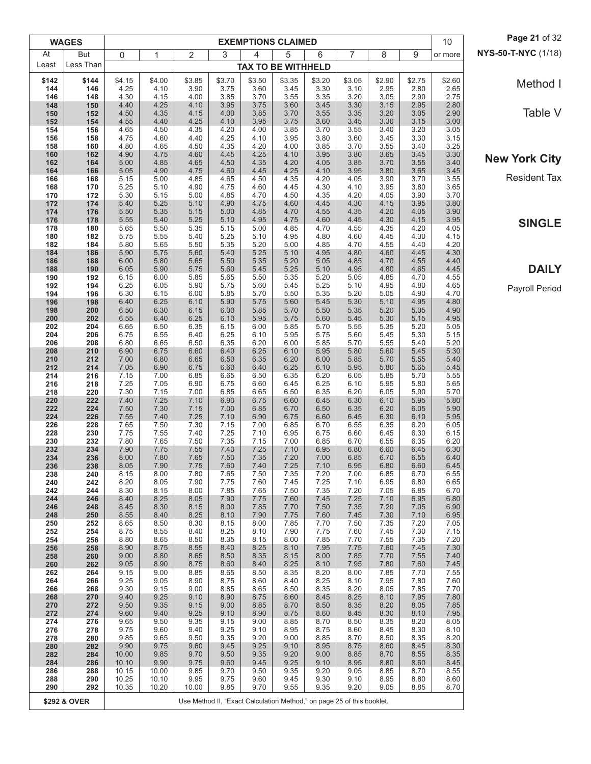Method I

Table V

## New York City

Resident Tax

## SINGLE

## DAILY

Payroll Period

| WAGES | | EXEMPTIONS CLAIMED | | | | | | | | | | |
|---|---|---|---|---|---|---|---|---|---|---|---|---|
| At Least | But Less Than | 0 | 1 | 2 | 3 | 4 | 5 | 6 | 7 | 8 | 9 | 10 or more |
| | | TAX TO BE WITHHELD | | | | | | | | | | |
| $142 | $144 | $4.15 | $4.00 | $3.85 | $3.70 | $3.50 | $3.35 | $3.20 | $3.05 | $2.90 | $2.75 | $2.60 |
| 144 | 146 | 4.25 | 4.10 | 3.90 | 3.75 | 3.60 | 3.45 | 3.30 | 3.10 | 2.95 | 2.80 | 2.65 |
| 146 | 148 | 4.30 | 4.15 | 4.00 | 3.85 | 3.70 | 3.55 | 3.35 | 3.20 | 3.05 | 2.90 | 2.75 |
| 148 | 150 | 4.40 | 4.25 | 4.10 | 3.95 | 3.75 | 3.60 | 3.45 | 3.30 | 3.15 | 2.95 | 2.80 |
| 150 | 152 | 4.50 | 4.35 | 4.15 | 4.00 | 3.85 | 3.70 | 3.55 | 3.35 | 3.20 | 3.05 | 2.90 |
| 152 | 154 | 4.55 | 4.40 | 4.25 | 4.10 | 3.95 | 3.75 | 3.60 | 3.45 | 3.30 | 3.15 | 3.00 |
| 154 | 156 | 4.65 | 4.50 | 4.35 | 4.20 | 4.00 | 3.85 | 3.70 | 3.55 | 3.40 | 3.20 | 3.05 |
| 156 | 158 | 4.75 | 4.60 | 4.40 | 4.25 | 4.10 | 3.95 | 3.80 | 3.60 | 3.45 | 3.30 | 3.15 |
| 158 | 160 | 4.80 | 4.65 | 4.50 | 4.35 | 4.20 | 4.00 | 3.85 | 3.70 | 3.55 | 3.40 | 3.25 |
| 160 | 162 | 4.90 | 4.75 | 4.60 | 4.45 | 4.25 | 4.10 | 3.95 | 3.80 | 3.65 | 3.45 | 3.30 |
| 162 | 164 | 5.00 | 4.85 | 4.65 | 4.50 | 4.35 | 4.20 | 4.05 | 3.85 | 3.70 | 3.55 | 3.40 |
| 164 | 166 | 5.05 | 4.90 | 4.75 | 4.60 | 4.45 | 4.25 | 4.10 | 3.95 | 3.80 | 3.65 | 3.45 |
| 166 | 168 | 5.15 | 5.00 | 4.85 | 4.65 | 4.50 | 4.35 | 4.20 | 4.05 | 3.90 | 3.70 | 3.55 |
| 168 | 170 | 5.25 | 5.10 | 4.90 | 4.75 | 4.60 | 4.45 | 4.30 | 4.10 | 3.95 | 3.80 | 3.65 |
| 170 | 172 | 5.30 | 5.15 | 5.00 | 4.85 | 4.70 | 4.50 | 4.35 | 4.20 | 4.05 | 3.90 | 3.70 |
| 172 | 174 | 5.40 | 5.25 | 5.10 | 4.90 | 4.75 | 4.60 | 4.45 | 4.30 | 4.15 | 3.95 | 3.80 |
| 174 | 176 | 5.50 | 5.35 | 5.15 | 5.00 | 4.85 | 4.70 | 4.55 | 4.35 | 4.20 | 4.05 | 3.90 |
| 176 | 178 | 5.55 | 5.40 | 5.25 | 5.10 | 4.95 | 4.75 | 4.60 | 4.45 | 4.30 | 4.15 | 3.95 |
| 178 | 180 | 5.65 | 5.50 | 5.35 | 5.15 | 5.00 | 4.85 | 4.70 | 4.55 | 4.35 | 4.20 | 4.05 |
| 180 | 182 | 5.75 | 5.55 | 5.40 | 5.25 | 5.10 | 4.95 | 4.80 | 4.60 | 4.45 | 4.30 | 4.15 |
| 182 | 184 | 5.80 | 5.65 | 5.50 | 5.35 | 5.20 | 5.00 | 4.85 | 4.70 | 4.55 | 4.40 | 4.20 |
| 184 | 186 | 5.90 | 5.75 | 5.60 | 5.40 | 5.25 | 5.10 | 4.95 | 4.80 | 4.60 | 4.45 | 4.30 |
| 186 | 188 | 6.00 | 5.80 | 5.65 | 5.50 | 5.35 | 5.20 | 5.05 | 4.85 | 4.70 | 4.55 | 4.40 |
| 188 | 190 | 6.05 | 5.90 | 5.75 | 5.60 | 5.45 | 5.25 | 5.10 | 4.95 | 4.80 | 4.65 | 4.45 |
| 190 | 192 | 6.15 | 6.00 | 5.85 | 5.65 | 5.50 | 5.35 | 5.20 | 5.05 | 4.85 | 4.70 | 4.55 |
| 192 | 194 | 6.25 | 6.05 | 5.90 | 5.75 | 5.60 | 5.45 | 5.25 | 5.10 | 4.95 | 4.80 | 4.65 |
| 194 | 196 | 6.30 | 6.15 | 6.00 | 5.85 | 5.70 | 5.50 | 5.35 | 5.20 | 5.05 | 4.90 | 4.70 |
| 196 | 198 | 6.40 | 6.25 | 6.10 | 5.90 | 5.75 | 5.60 | 5.45 | 5.30 | 5.10 | 4.95 | 4.80 |
| 198 | 200 | 6.50 | 6.30 | 6.15 | 6.00 | 5.85 | 5.70 | 5.50 | 5.35 | 5.20 | 5.05 | 4.90 |
| 200 | 202 | 6.55 | 6.40 | 6.25 | 6.10 | 5.95 | 5.75 | 5.60 | 5.45 | 5.30 | 5.15 | 4.95 |
| 202 | 204 | 6.65 | 6.50 | 6.35 | 6.15 | 6.00 | 5.85 | 5.70 | 5.55 | 5.35 | 5.20 | 5.05 |
| 204 | 206 | 6.75 | 6.55 | 6.40 | 6.25 | 6.10 | 5.95 | 5.75 | 5.60 | 5.45 | 5.30 | 5.15 |
| 206 | 208 | 6.80 | 6.65 | 6.50 | 6.35 | 6.20 | 6.00 | 5.85 | 5.70 | 5.55 | 5.40 | 5.20 |
| 208 | 210 | 6.90 | 6.75 | 6.60 | 6.40 | 6.25 | 6.10 | 5.95 | 5.80 | 5.60 | 5.45 | 5.30 |
| 210 | 212 | 7.00 | 6.80 | 6.65 | 6.50 | 6.35 | 6.20 | 6.00 | 5.85 | 5.70 | 5.55 | 5.40 |
| 212 | 214 | 7.05 | 6.90 | 6.75 | 6.60 | 6.40 | 6.25 | 6.10 | 5.95 | 5.80 | 5.65 | 5.45 |
| 214 | 216 | 7.15 | 7.00 | 6.85 | 6.65 | 6.50 | 6.35 | 6.20 | 6.05 | 5.85 | 5.70 | 5.55 |
| 216 | 218 | 7.25 | 7.05 | 6.90 | 6.75 | 6.60 | 6.45 | 6.25 | 6.10 | 5.95 | 5.80 | 5.65 |
| 218 | 220 | 7.30 | 7.15 | 7.00 | 6.85 | 6.65 | 6.50 | 6.35 | 6.20 | 6.05 | 5.90 | 5.70 |
| 220 | 222 | 7.40 | 7.25 | 7.10 | 6.90 | 6.75 | 6.60 | 6.45 | 6.30 | 6.10 | 5.95 | 5.80 |
| 222 | 224 | 7.50 | 7.30 | 7.15 | 7.00 | 6.85 | 6.70 | 6.50 | 6.35 | 6.20 | 6.05 | 5.90 |
| 224 | 226 | 7.55 | 7.40 | 7.25 | 7.10 | 6.90 | 6.75 | 6.60 | 6.45 | 6.30 | 6.10 | 5.95 |
| 226 | 228 | 7.65 | 7.50 | 7.30 | 7.15 | 7.00 | 6.85 | 6.70 | 6.55 | 6.35 | 6.20 | 6.05 |
| 228 | 230 | 7.75 | 7.55 | 7.40 | 7.25 | 7.10 | 6.95 | 6.75 | 6.60 | 6.45 | 6.30 | 6.15 |
| 230 | 232 | 7.80 | 7.65 | 7.50 | 7.35 | 7.15 | 7.00 | 6.85 | 6.70 | 6.55 | 6.35 | 6.20 |
| 232 | 234 | 7.90 | 7.75 | 7.55 | 7.40 | 7.25 | 7.10 | 6.95 | 6.80 | 6.60 | 6.45 | 6.30 |
| 234 | 236 | 8.00 | 7.80 | 7.65 | 7.50 | 7.35 | 7.20 | 7.00 | 6.85 | 6.70 | 6.55 | 6.40 |
| 236 | 238 | 8.05 | 7.90 | 7.75 | 7.60 | 7.40 | 7.25 | 7.10 | 6.95 | 6.80 | 6.60 | 6.45 |
| 238 | 240 | 8.15 | 8.00 | 7.80 | 7.65 | 7.50 | 7.35 | 7.20 | 7.00 | 6.85 | 6.70 | 6.55 |
| 240 | 242 | 8.20 | 8.05 | 7.90 | 7.75 | 7.60 | 7.45 | 7.25 | 7.10 | 6.95 | 6.80 | 6.65 |
| 242 | 244 | 8.30 | 8.15 | 8.00 | 7.85 | 7.65 | 7.50 | 7.35 | 7.20 | 7.05 | 6.85 | 6.70 |
| 244 | 246 | 8.40 | 8.25 | 8.05 | 7.90 | 7.75 | 7.60 | 7.45 | 7.25 | 7.10 | 6.95 | 6.80 |
| 246 | 248 | 8.45 | 8.30 | 8.15 | 8.00 | 7.85 | 7.70 | 7.50 | 7.35 | 7.20 | 7.05 | 6.90 |
| 248 | 250 | 8.55 | 8.40 | 8.25 | 8.10 | 7.90 | 7.75 | 7.60 | 7.45 | 7.30 | 7.10 | 6.95 |
| 250 | 252 | 8.65 | 8.50 | 8.30 | 8.15 | 8.00 | 7.85 | 7.70 | 7.50 | 7.35 | 7.20 | 7.05 |
| 252 | 254 | 8.75 | 8.55 | 8.40 | 8.25 | 8.10 | 7.90 | 7.75 | 7.60 | 7.45 | 7.30 | 7.15 |
| 254 | 256 | 8.80 | 8.65 | 8.50 | 8.35 | 8.15 | 8.00 | 7.85 | 7.70 | 7.55 | 7.35 | 7.20 |
| 256 | 258 | 8.90 | 8.75 | 8.55 | 8.40 | 8.25 | 8.10 | 7.95 | 7.75 | 7.60 | 7.45 | 7.30 |
| 258 | 260 | 9.00 | 8.80 | 8.65 | 8.50 | 8.35 | 8.15 | 8.00 | 7.85 | 7.70 | 7.55 | 7.40 |
| 260 | 262 | 9.05 | 8.90 | 8.75 | 8.60 | 8.40 | 8.25 | 8.10 | 7.95 | 7.80 | 7.60 | 7.45 |
| 262 | 264 | 9.15 | 9.00 | 8.85 | 8.65 | 8.50 | 8.35 | 8.20 | 8.00 | 7.85 | 7.70 | 7.55 |
| 264 | 266 | 9.25 | 9.05 | 8.90 | 8.75 | 8.60 | 8.40 | 8.25 | 8.10 | 7.95 | 7.80 | 7.60 |
| 266 | 268 | 9.30 | 9.15 | 9.00 | 8.85 | 8.65 | 8.50 | 8.35 | 8.20 | 8.05 | 7.85 | 7.70 |
| 268 | 270 | 9.40 | 9.25 | 9.10 | 8.90 | 8.75 | 8.60 | 8.45 | 8.25 | 8.10 | 7.95 | 7.80 |
| 270 | 272 | 9.50 | 9.35 | 9.15 | 9.00 | 8.85 | 8.70 | 8.50 | 8.35 | 8.20 | 8.05 | 7.85 |
| 272 | 274 | 9.60 | 9.40 | 9.25 | 9.10 | 8.90 | 8.75 | 8.60 | 8.45 | 8.30 | 8.10 | 7.95 |
| 274 | 276 | 9.65 | 9.50 | 9.35 | 9.15 | 9.00 | 8.85 | 8.70 | 8.50 | 8.35 | 8.20 | 8.05 |
| 276 | 278 | 9.75 | 9.60 | 9.40 | 9.25 | 9.10 | 8.95 | 8.75 | 8.60 | 8.45 | 8.30 | 8.10 |
| 278 | 280 | 9.85 | 9.65 | 9.50 | 9.35 | 9.20 | 9.00 | 8.85 | 8.70 | 8.50 | 8.35 | 8.20 |
| 280 | 282 | 9.90 | 9.75 | 9.60 | 9.45 | 9.25 | 9.10 | 8.95 | 8.75 | 8.60 | 8.45 | 8.30 |
| 282 | 284 | 10.00 | 9.85 | 9.70 | 9.50 | 9.35 | 9.20 | 9.00 | 8.85 | 8.70 | 8.55 | 8.35 |
| 284 | 286 | 10.10 | 9.90 | 9.75 | 9.60 | 9.45 | 9.25 | 9.10 | 8.95 | 8.80 | 8.60 | 8.45 |
| 286 | 288 | 10.15 | 10.00 | 9.85 | 9.70 | 9.50 | 9.35 | 9.20 | 9.05 | 8.85 | 8.70 | 8.55 |
| 288 | 290 | 10.25 | 10.10 | 9.95 | 9.75 | 9.60 | 9.45 | 9.30 | 9.10 | 8.95 | 8.80 | 8.60 |
| 290 | 292 | 10.35 | 10.20 | 10.00 | 9.85 | 9.70 | 9.55 | 9.35 | 9.20 | 9.05 | 8.85 | 8.70 |
| $292 & OVER | | Use Method II, "Exact Calculation Method," on page 25 of this booklet. | | | | | | | | | | |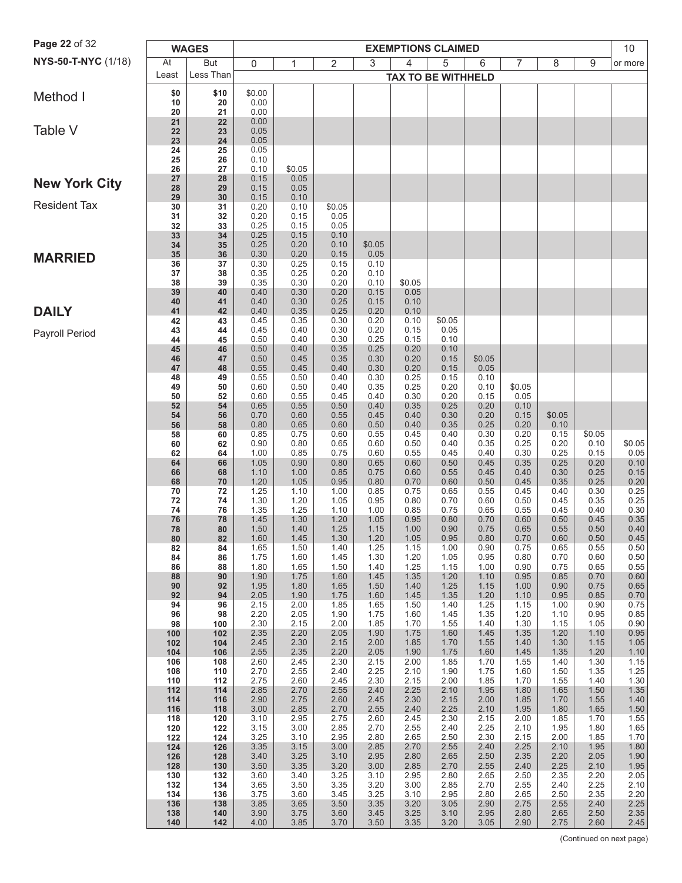NYS-50-T-NYC (1/18)

# Method I

## Table V

## New York City

Resident Tax

## MARRIED

## DAILY

Payroll Period

| WAGES | | EXEMPTIONS CLAIMED | | | | | | | | | | 10 |
|---|---|---|---|---|---|---|---|---|---|---|---|---|
| At Least | But Less Than | 0 | 1 | 2 | 3 | 4 | 5 | 6 | 7 | 8 | 9 | or more |
| | | TAX TO BE WITHHELD | | | | | | | | | | |
| $0 | $10 | $0.00 | | | | | | | | | | |
| 10 | 20 | 0.00 | | | | | | | | | | |
| 20 | 21 | 0.00 | | | | | | | | | | |
| 21 | 22 | 0.00 | | | | | | | | | | |
| 22 | 23 | 0.05 | | | | | | | | | | |
| 23 | 24 | 0.05 | | | | | | | | | | |
| 24 | 25 | 0.05 | | | | | | | | | | |
| 25 | 26 | 0.10 | | | | | | | | | | |
| 26 | 27 | 0.10 | $0.05 | | | | | | | | | |
| 27 | 28 | 0.15 | 0.05 | | | | | | | | | |
| 28 | 29 | 0.15 | 0.05 | | | | | | | | | |
| 29 | 30 | 0.15 | 0.10 | | | | | | | | | |
| 30 | 31 | 0.20 | 0.10 | $0.05 | | | | | | | | |
| 31 | 32 | 0.20 | 0.15 | 0.05 | | | | | | | | |
| 32 | 33 | 0.25 | 0.15 | 0.05 | | | | | | | | |
| 33 | 34 | 0.25 | 0.15 | 0.10 | | | | | | | | |
| 34 | 35 | 0.25 | 0.20 | 0.10 | $0.05 | | | | | | | |
| 35 | 36 | 0.30 | 0.20 | 0.15 | 0.05 | | | | | | | |
| 36 | 37 | 0.30 | 0.25 | 0.15 | 0.10 | | | | | | | |
| 37 | 38 | 0.35 | 0.25 | 0.20 | 0.10 | | | | | | | |
| 38 | 39 | 0.35 | 0.30 | 0.20 | 0.10 | $0.05 | | | | | | |
| 39 | 40 | 0.40 | 0.30 | 0.20 | 0.15 | 0.05 | | | | | | |
| 40 | 41 | 0.40 | 0.30 | 0.25 | 0.15 | 0.10 | | | | | | |
| 41 | 42 | 0.40 | 0.35 | 0.25 | 0.20 | 0.10 | | | | | | |
| 42 | 43 | 0.45 | 0.35 | 0.30 | 0.20 | 0.10 | $0.05 | | | | | |
| 43 | 44 | 0.45 | 0.40 | 0.30 | 0.20 | 0.15 | 0.05 | | | | | |
| 44 | 45 | 0.50 | 0.40 | 0.30 | 0.25 | 0.15 | 0.10 | | | | | |
| 45 | 46 | 0.50 | 0.40 | 0.35 | 0.25 | 0.20 | 0.10 | | | | | |
| 46 | 47 | 0.50 | 0.45 | 0.35 | 0.30 | 0.20 | 0.15 | $0.05 | | | | |
| 47 | 48 | 0.55 | 0.45 | 0.40 | 0.30 | 0.20 | 0.15 | 0.05 | | | | |
| 48 | 49 | 0.55 | 0.50 | 0.40 | 0.30 | 0.25 | 0.15 | 0.10 | | | | |
| 49 | 50 | 0.60 | 0.50 | 0.40 | 0.35 | 0.25 | 0.20 | 0.10 | $0.05 | | | |
| 50 | 52 | 0.60 | 0.55 | 0.45 | 0.40 | 0.30 | 0.20 | 0.15 | 0.05 | | | |
| 52 | 54 | 0.65 | 0.55 | 0.50 | 0.40 | 0.35 | 0.25 | 0.20 | 0.10 | | | |
| 54 | 56 | 0.70 | 0.60 | 0.55 | 0.45 | 0.40 | 0.30 | 0.20 | 0.15 | $0.05 | | |
| 56 | 58 | 0.80 | 0.65 | 0.60 | 0.50 | 0.40 | 0.35 | 0.25 | 0.20 | 0.10 | | |
| 58 | 60 | 0.85 | 0.75 | 0.60 | 0.55 | 0.45 | 0.40 | 0.30 | 0.20 | 0.15 | $0.05 | |
| 60 | 62 | 0.90 | 0.80 | 0.65 | 0.60 | 0.50 | 0.40 | 0.35 | 0.25 | 0.20 | 0.10 | $0.05 |
| 62 | 64 | 1.00 | 0.85 | 0.75 | 0.60 | 0.55 | 0.45 | 0.40 | 0.30 | 0.25 | 0.15 | 0.05 |
| 64 | 66 | 1.05 | 0.90 | 0.80 | 0.65 | 0.60 | 0.50 | 0.45 | 0.35 | 0.25 | 0.20 | 0.10 |
| 66 | 68 | 1.10 | 1.00 | 0.85 | 0.75 | 0.60 | 0.55 | 0.45 | 0.40 | 0.30 | 0.25 | 0.15 |
| 68 | 70 | 1.20 | 1.05 | 0.95 | 0.80 | 0.70 | 0.60 | 0.50 | 0.45 | 0.35 | 0.25 | 0.20 |
| 70 | 72 | 1.25 | 1.10 | 1.00 | 0.85 | 0.75 | 0.65 | 0.55 | 0.45 | 0.40 | 0.30 | 0.25 |
| 72 | 74 | 1.30 | 1.20 | 1.05 | 0.95 | 0.80 | 0.70 | 0.60 | 0.50 | 0.45 | 0.35 | 0.25 |
| 74 | 76 | 1.35 | 1.25 | 1.10 | 1.00 | 0.85 | 0.75 | 0.65 | 0.55 | 0.45 | 0.40 | 0.30 |
| 76 | 78 | 1.45 | 1.30 | 1.20 | 1.05 | 0.95 | 0.80 | 0.70 | 0.60 | 0.50 | 0.45 | 0.35 |
| 78 | 80 | 1.50 | 1.40 | 1.25 | 1.15 | 1.00 | 0.90 | 0.75 | 0.65 | 0.55 | 0.50 | 0.40 |
| 80 | 82 | 1.60 | 1.45 | 1.30 | 1.20 | 1.05 | 0.95 | 0.80 | 0.70 | 0.60 | 0.50 | 0.45 |
| 82 | 84 | 1.65 | 1.50 | 1.40 | 1.25 | 1.15 | 1.00 | 0.90 | 0.75 | 0.65 | 0.55 | 0.50 |
| 84 | 86 | 1.75 | 1.60 | 1.45 | 1.30 | 1.20 | 1.05 | 0.95 | 0.80 | 0.70 | 0.60 | 0.50 |
| 86 | 88 | 1.80 | 1.65 | 1.50 | 1.40 | 1.25 | 1.15 | 1.00 | 0.90 | 0.75 | 0.65 | 0.55 |
| 88 | 90 | 1.90 | 1.75 | 1.60 | 1.45 | 1.35 | 1.20 | 1.10 | 0.95 | 0.85 | 0.70 | 0.60 |
| 90 | 92 | 1.95 | 1.80 | 1.65 | 1.50 | 1.40 | 1.25 | 1.15 | 1.00 | 0.90 | 0.75 | 0.65 |
| 92 | 94 | 2.05 | 1.90 | 1.75 | 1.60 | 1.45 | 1.35 | 1.20 | 1.10 | 0.95 | 0.85 | 0.70 |
| 94 | 96 | 2.15 | 2.00 | 1.85 | 1.65 | 1.50 | 1.40 | 1.25 | 1.15 | 1.00 | 0.90 | 0.75 |
| 96 | 98 | 2.20 | 2.05 | 1.90 | 1.75 | 1.60 | 1.45 | 1.35 | 1.20 | 1.10 | 0.95 | 0.85 |
| 98 | 100 | 2.30 | 2.15 | 2.00 | 1.85 | 1.70 | 1.55 | 1.40 | 1.30 | 1.15 | 1.05 | 0.90 |
| 100 | 102 | 2.35 | 2.20 | 2.05 | 1.90 | 1.75 | 1.60 | 1.45 | 1.35 | 1.20 | 1.10 | 0.95 |
| 102 | 104 | 2.45 | 2.30 | 2.15 | 2.00 | 1.85 | 1.70 | 1.55 | 1.40 | 1.30 | 1.15 | 1.05 |
| 104 | 106 | 2.55 | 2.35 | 2.20 | 2.05 | 1.90 | 1.75 | 1.60 | 1.45 | 1.35 | 1.20 | 1.10 |
| 106 | 108 | 2.60 | 2.45 | 2.30 | 2.15 | 2.00 | 1.85 | 1.70 | 1.55 | 1.40 | 1.30 | 1.15 |
| 108 | 110 | 2.70 | 2.55 | 2.40 | 2.25 | 2.10 | 1.90 | 1.75 | 1.60 | 1.50 | 1.35 | 1.25 |
| 110 | 112 | 2.75 | 2.60 | 2.45 | 2.30 | 2.15 | 2.00 | 1.85 | 1.70 | 1.55 | 1.40 | 1.30 |
| 112 | 114 | 2.85 | 2.70 | 2.55 | 2.40 | 2.25 | 2.10 | 1.95 | 1.80 | 1.65 | 1.50 | 1.35 |
| 114 | 116 | 2.90 | 2.75 | 2.60 | 2.45 | 2.30 | 2.15 | 2.00 | 1.85 | 1.70 | 1.55 | 1.40 |
| 116 | 118 | 3.00 | 2.85 | 2.70 | 2.55 | 2.40 | 2.25 | 2.10 | 1.95 | 1.80 | 1.65 | 1.50 |
| 118 | 120 | 3.10 | 2.95 | 2.75 | 2.60 | 2.45 | 2.30 | 2.15 | 2.00 | 1.85 | 1.70 | 1.55 |
| 120 | 122 | 3.15 | 3.00 | 2.85 | 2.70 | 2.55 | 2.40 | 2.25 | 2.10 | 1.95 | 1.80 | 1.65 |
| 122 | 124 | 3.25 | 3.10 | 2.95 | 2.80 | 2.65 | 2.50 | 2.30 | 2.15 | 2.00 | 1.85 | 1.70 |
| 124 | 126 | 3.35 | 3.15 | 3.00 | 2.85 | 2.70 | 2.55 | 2.40 | 2.25 | 2.10 | 1.95 | 1.80 |
| 126 | 128 | 3.40 | 3.25 | 3.10 | 2.95 | 2.80 | 2.65 | 2.50 | 2.35 | 2.20 | 2.05 | 1.90 |
| 128 | 130 | 3.50 | 3.35 | 3.20 | 3.00 | 2.85 | 2.70 | 2.55 | 2.40 | 2.25 | 2.10 | 1.95 |
| 130 | 132 | 3.60 | 3.40 | 3.25 | 3.10 | 2.95 | 2.80 | 2.65 | 2.50 | 2.35 | 2.20 | 2.05 |
| 132 | 134 | 3.65 | 3.50 | 3.35 | 3.20 | 3.00 | 2.85 | 2.70 | 2.55 | 2.40 | 2.25 | 2.10 |
| 134 | 136 | 3.75 | 3.60 | 3.45 | 3.25 | 3.10 | 2.95 | 2.80 | 2.65 | 2.50 | 2.35 | 2.20 |
| 136 | 138 | 3.85 | 3.65 | 3.50 | 3.35 | 3.20 | 3.05 | 2.90 | 2.75 | 2.55 | 2.40 | 2.25 |
| 138 | 140 | 3.90 | 3.75 | 3.60 | 3.45 | 3.25 | 3.10 | 2.95 | 2.80 | 2.65 | 2.50 | 2.35 |
| 140 | 142 | 4.00 | 3.85 | 3.70 | 3.50 | 3.35 | 3.20 | 3.05 | 2.90 | 2.75 | 2.60 | 2.45 |

(Continued on next page)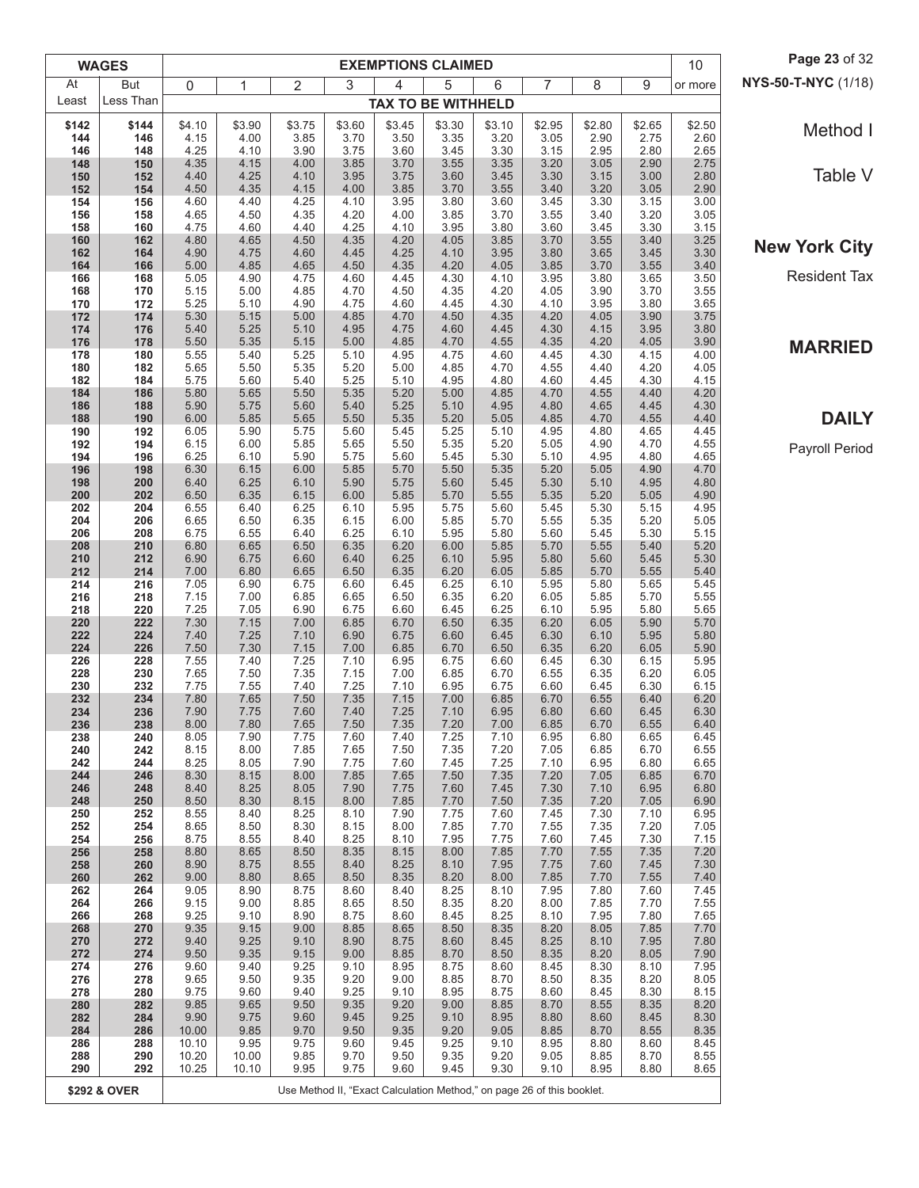# Method I

## Table V

## New York City

Resident Tax

## MARRIED

## DAILY

Payroll Period

| WAGES | | EXEMPTIONS CLAIMED | | | | | | | | | | |
|---|---|---|---|---|---|---|---|---|---|---|---|---|
| At Least | But Less Than | 0 | 1 | 2 | 3 | 4 | 5 | 6 | 7 | 8 | 9 | 10 or more |
| | | TAX TO BE WITHHELD | | | | | | | | | | |
| $142 | $144 | $4.10 | $3.90 | $3.75 | $3.60 | $3.45 | $3.30 | $3.10 | $2.95 | $2.80 | $2.65 | $2.50 |
| 144 | 146 | 4.15 | 4.00 | 3.85 | 3.70 | 3.50 | 3.35 | 3.20 | 3.05 | 2.90 | 2.75 | 2.60 |
| 146 | 148 | 4.25 | 4.10 | 3.90 | 3.75 | 3.60 | 3.45 | 3.30 | 3.15 | 2.95 | 2.80 | 2.65 |
| 148 | 150 | 4.35 | 4.15 | 4.00 | 3.85 | 3.70 | 3.55 | 3.35 | 3.20 | 3.05 | 2.90 | 2.75 |
| 150 | 152 | 4.40 | 4.25 | 4.10 | 3.95 | 3.75 | 3.60 | 3.45 | 3.30 | 3.15 | 3.00 | 2.80 |
| 152 | 154 | 4.50 | 4.35 | 4.15 | 4.00 | 3.85 | 3.70 | 3.55 | 3.40 | 3.20 | 3.05 | 2.90 |
| 154 | 156 | 4.60 | 4.40 | 4.25 | 4.10 | 3.95 | 3.80 | 3.60 | 3.45 | 3.30 | 3.15 | 3.00 |
| 156 | 158 | 4.65 | 4.50 | 4.35 | 4.20 | 4.00 | 3.85 | 3.70 | 3.55 | 3.40 | 3.20 | 3.05 |
| 158 | 160 | 4.75 | 4.60 | 4.40 | 4.25 | 4.10 | 3.95 | 3.80 | 3.60 | 3.45 | 3.30 | 3.15 |
| 160 | 162 | 4.80 | 4.65 | 4.50 | 4.35 | 4.20 | 4.05 | 3.85 | 3.70 | 3.55 | 3.40 | 3.25 |
| 162 | 164 | 4.90 | 4.75 | 4.60 | 4.45 | 4.25 | 4.10 | 3.95 | 3.80 | 3.65 | 3.45 | 3.30 |
| 164 | 166 | 5.00 | 4.85 | 4.65 | 4.50 | 4.35 | 4.20 | 4.05 | 3.85 | 3.70 | 3.55 | 3.40 |
| 166 | 168 | 5.05 | 4.90 | 4.75 | 4.60 | 4.45 | 4.30 | 4.10 | 3.95 | 3.80 | 3.65 | 3.50 |
| 168 | 170 | 5.15 | 5.00 | 4.85 | 4.70 | 4.50 | 4.35 | 4.20 | 4.05 | 3.90 | 3.70 | 3.55 |
| 170 | 172 | 5.25 | 5.10 | 4.90 | 4.75 | 4.60 | 4.45 | 4.30 | 4.10 | 3.95 | 3.80 | 3.65 |
| 172 | 174 | 5.30 | 5.15 | 5.00 | 4.85 | 4.70 | 4.50 | 4.35 | 4.20 | 4.05 | 3.90 | 3.75 |
| 174 | 176 | 5.40 | 5.25 | 5.10 | 4.95 | 4.75 | 4.60 | 4.45 | 4.30 | 4.15 | 3.95 | 3.80 |
| 176 | 178 | 5.50 | 5.35 | 5.15 | 5.00 | 4.85 | 4.70 | 4.55 | 4.35 | 4.20 | 4.05 | 3.90 |
| 178 | 180 | 5.55 | 5.40 | 5.25 | 5.10 | 4.95 | 4.75 | 4.60 | 4.45 | 4.30 | 4.15 | 4.00 |
| 180 | 182 | 5.65 | 5.50 | 5.35 | 5.20 | 5.00 | 4.85 | 4.70 | 4.55 | 4.40 | 4.20 | 4.05 |
| 182 | 184 | 5.75 | 5.60 | 5.40 | 5.25 | 5.10 | 4.95 | 4.80 | 4.60 | 4.45 | 4.30 | 4.15 |
| 184 | 186 | 5.80 | 5.65 | 5.50 | 5.35 | 5.20 | 5.00 | 4.85 | 4.70 | 4.55 | 4.40 | 4.20 |
| 186 | 188 | 5.90 | 5.75 | 5.60 | 5.40 | 5.25 | 5.10 | 4.95 | 4.80 | 4.65 | 4.45 | 4.30 |
| 188 | 190 | 6.00 | 5.85 | 5.65 | 5.50 | 5.35 | 5.20 | 5.05 | 4.85 | 4.70 | 4.55 | 4.40 |
| 190 | 192 | 6.05 | 5.90 | 5.75 | 5.60 | 5.45 | 5.25 | 5.10 | 4.95 | 4.80 | 4.65 | 4.45 |
| 192 | 194 | 6.15 | 6.00 | 5.85 | 5.65 | 5.50 | 5.35 | 5.20 | 5.05 | 4.90 | 4.70 | 4.55 |
| 194 | 196 | 6.25 | 6.10 | 5.90 | 5.75 | 5.60 | 5.45 | 5.30 | 5.10 | 4.95 | 4.80 | 4.65 |
| 196 | 198 | 6.30 | 6.15 | 6.00 | 5.85 | 5.70 | 5.50 | 5.35 | 5.20 | 5.05 | 4.90 | 4.70 |
| 198 | 200 | 6.40 | 6.25 | 6.10 | 5.90 | 5.75 | 5.60 | 5.45 | 5.30 | 5.10 | 4.95 | 4.80 |
| 200 | 202 | 6.50 | 6.35 | 6.15 | 6.00 | 5.85 | 5.70 | 5.55 | 5.35 | 5.20 | 5.05 | 4.90 |
| 202 | 204 | 6.55 | 6.40 | 6.25 | 6.10 | 5.95 | 5.75 | 5.60 | 5.45 | 5.30 | 5.15 | 4.95 |
| 204 | 206 | 6.65 | 6.50 | 6.35 | 6.15 | 6.00 | 5.85 | 5.70 | 5.55 | 5.35 | 5.20 | 5.05 |
| 206 | 208 | 6.75 | 6.55 | 6.40 | 6.25 | 6.10 | 5.95 | 5.80 | 5.60 | 5.45 | 5.30 | 5.15 |
| 208 | 210 | 6.80 | 6.65 | 6.50 | 6.35 | 6.20 | 6.00 | 5.85 | 5.70 | 5.55 | 5.40 | 5.20 |
| 210 | 212 | 6.90 | 6.75 | 6.60 | 6.40 | 6.25 | 6.10 | 5.95 | 5.80 | 5.60 | 5.45 | 5.30 |
| 212 | 214 | 7.00 | 6.80 | 6.65 | 6.50 | 6.35 | 6.20 | 6.05 | 5.85 | 5.70 | 5.55 | 5.40 |
| 214 | 216 | 7.05 | 6.90 | 6.75 | 6.60 | 6.45 | 6.25 | 6.10 | 5.95 | 5.80 | 5.65 | 5.45 |
| 216 | 218 | 7.15 | 7.00 | 6.85 | 6.65 | 6.50 | 6.35 | 6.20 | 6.05 | 5.85 | 5.70 | 5.55 |
| 218 | 220 | 7.25 | 7.05 | 6.90 | 6.75 | 6.60 | 6.45 | 6.25 | 6.10 | 5.95 | 5.80 | 5.65 |
| 220 | 222 | 7.30 | 7.15 | 7.00 | 6.85 | 6.70 | 6.50 | 6.35 | 6.20 | 6.05 | 5.90 | 5.70 |
| 222 | 224 | 7.40 | 7.25 | 7.10 | 6.90 | 6.75 | 6.60 | 6.45 | 6.30 | 6.10 | 5.95 | 5.80 |
| 224 | 226 | 7.50 | 7.30 | 7.15 | 7.00 | 6.85 | 6.70 | 6.50 | 6.35 | 6.20 | 6.05 | 5.90 |
| 226 | 228 | 7.55 | 7.40 | 7.25 | 7.10 | 6.95 | 6.75 | 6.60 | 6.45 | 6.30 | 6.15 | 5.95 |
| 228 | 230 | 7.65 | 7.50 | 7.35 | 7.15 | 7.00 | 6.85 | 6.70 | 6.55 | 6.35 | 6.20 | 6.05 |
| 230 | 232 | 7.75 | 7.55 | 7.40 | 7.25 | 7.10 | 6.95 | 6.75 | 6.60 | 6.45 | 6.30 | 6.15 |
| 232 | 234 | 7.80 | 7.65 | 7.50 | 7.35 | 7.15 | 7.00 | 6.85 | 6.70 | 6.55 | 6.40 | 6.20 |
| 234 | 236 | 7.90 | 7.75 | 7.60 | 7.40 | 7.25 | 7.10 | 6.95 | 6.80 | 6.60 | 6.45 | 6.30 |
| 236 | 238 | 8.00 | 7.80 | 7.65 | 7.50 | 7.35 | 7.20 | 7.00 | 6.85 | 6.70 | 6.55 | 6.40 |
| 238 | 240 | 8.05 | 7.90 | 7.75 | 7.60 | 7.40 | 7.25 | 7.10 | 6.95 | 6.80 | 6.65 | 6.45 |
| 240 | 242 | 8.15 | 8.00 | 7.85 | 7.65 | 7.50 | 7.35 | 7.20 | 7.05 | 6.85 | 6.70 | 6.55 |
| 242 | 244 | 8.25 | 8.05 | 7.90 | 7.75 | 7.60 | 7.45 | 7.25 | 7.10 | 6.95 | 6.80 | 6.65 |
| 244 | 246 | 8.30 | 8.15 | 8.00 | 7.85 | 7.65 | 7.50 | 7.35 | 7.20 | 7.05 | 6.85 | 6.70 |
| 246 | 248 | 8.40 | 8.25 | 8.05 | 7.90 | 7.75 | 7.60 | 7.45 | 7.30 | 7.10 | 6.95 | 6.80 |
| 248 | 250 | 8.50 | 8.30 | 8.15 | 8.00 | 7.85 | 7.70 | 7.50 | 7.35 | 7.20 | 7.05 | 6.90 |
| 250 | 252 | 8.55 | 8.40 | 8.25 | 8.10 | 7.90 | 7.75 | 7.60 | 7.45 | 7.30 | 7.10 | 6.95 |
| 252 | 254 | 8.65 | 8.50 | 8.30 | 8.15 | 8.00 | 7.85 | 7.70 | 7.55 | 7.35 | 7.20 | 7.05 |
| 254 | 256 | 8.75 | 8.55 | 8.40 | 8.25 | 8.10 | 7.95 | 7.75 | 7.60 | 7.45 | 7.30 | 7.15 |
| 256 | 258 | 8.80 | 8.65 | 8.50 | 8.35 | 8.15 | 8.00 | 7.85 | 7.70 | 7.55 | 7.35 | 7.20 |
| 258 | 260 | 8.90 | 8.75 | 8.55 | 8.40 | 8.25 | 8.10 | 7.95 | 7.75 | 7.60 | 7.45 | 7.30 |
| 260 | 262 | 9.00 | 8.80 | 8.65 | 8.50 | 8.35 | 8.20 | 8.00 | 7.85 | 7.70 | 7.55 | 7.40 |
| 262 | 264 | 9.05 | 8.90 | 8.75 | 8.60 | 8.40 | 8.25 | 8.10 | 7.95 | 7.80 | 7.60 | 7.45 |
| 264 | 266 | 9.15 | 9.00 | 8.85 | 8.65 | 8.50 | 8.35 | 8.20 | 8.00 | 7.85 | 7.70 | 7.55 |
| 266 | 268 | 9.25 | 9.10 | 8.90 | 8.75 | 8.60 | 8.45 | 8.25 | 8.10 | 7.95 | 7.80 | 7.65 |
| 268 | 270 | 9.35 | 9.15 | 9.00 | 8.85 | 8.65 | 8.50 | 8.35 | 8.20 | 8.05 | 7.85 | 7.70 |
| 270 | 272 | 9.40 | 9.25 | 9.10 | 8.90 | 8.75 | 8.60 | 8.45 | 8.25 | 8.10 | 7.95 | 7.80 |
| 272 | 274 | 9.50 | 9.35 | 9.15 | 9.00 | 8.85 | 8.70 | 8.50 | 8.35 | 8.20 | 8.05 | 7.90 |
| 274 | 276 | 9.60 | 9.40 | 9.25 | 9.10 | 8.95 | 8.75 | 8.60 | 8.45 | 8.30 | 8.10 | 7.95 |
| 276 | 278 | 9.65 | 9.50 | 9.35 | 9.20 | 9.00 | 8.85 | 8.70 | 8.50 | 8.35 | 8.20 | 8.05 |
| 278 | 280 | 9.75 | 9.60 | 9.40 | 9.25 | 9.10 | 8.95 | 8.75 | 8.60 | 8.45 | 8.30 | 8.15 |
| 280 | 282 | 9.85 | 9.65 | 9.50 | 9.35 | 9.20 | 9.00 | 8.85 | 8.70 | 8.55 | 8.35 | 8.20 |
| 282 | 284 | 9.90 | 9.75 | 9.60 | 9.45 | 9.25 | 9.10 | 8.95 | 8.80 | 8.60 | 8.45 | 8.30 |
| 284 | 286 | 10.00 | 9.85 | 9.70 | 9.50 | 9.35 | 9.20 | 9.05 | 8.85 | 8.70 | 8.55 | 8.35 |
| 286 | 288 | 10.10 | 9.95 | 9.75 | 9.60 | 9.45 | 9.25 | 9.10 | 8.95 | 8.80 | 8.60 | 8.45 |
| 288 | 290 | 10.20 | 10.00 | 9.85 | 9.70 | 9.50 | 9.35 | 9.20 | 9.05 | 8.85 | 8.70 | 8.55 |
| 290 | 292 | 10.25 | 10.10 | 9.95 | 9.75 | 9.60 | 9.45 | 9.30 | 9.10 | 8.95 | 8.80 | 8.65 |
| $292 & OVER | | Use Method II, "Exact Calculation Method," on page 26 of this booklet. | | | | | | | | | | |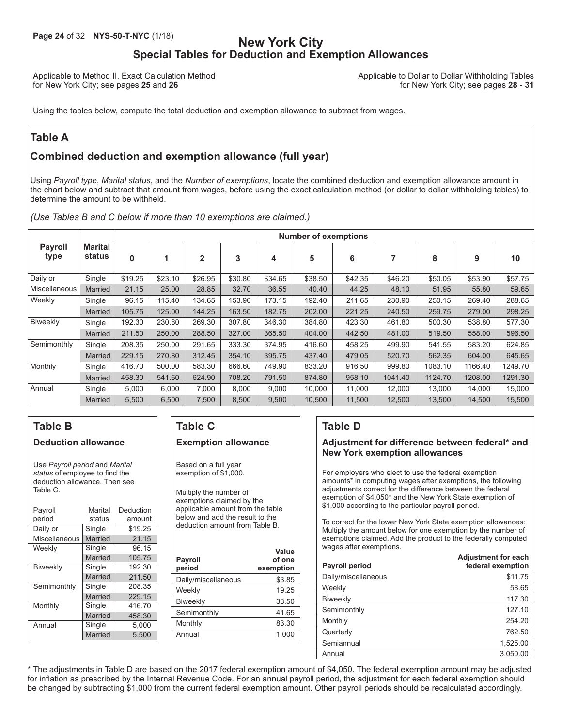# New York City
## Special Tables for Deduction and Exemption Allowances

Applicable to Method II, Exact Calculation Method for New York City; see pages **25** and **26**

Applicable to Dollar to Dollar Withholding Tables for New York City; see pages **28** - **31**

Using the tables below, compute the total deduction and exemption allowance to subtract from wages.

## Table A

### Combined deduction and exemption allowance (full year)

Using *Payroll type*, *Marital status*, and the *Number of exemptions*, locate the combined deduction and exemption allowance amount in the chart below and subtract that amount from wages, before using the exact calculation method (or dollar to dollar withholding tables) to determine the amount to be withheld.

*(Use Tables B and C below if more than 10 exemptions are claimed.)*

| Payroll type | Marital status | Number of exemptions | | | | | | | | | | |
|---|---|---|---|---|---|---|---|---|---|---|---|---|
| | | **0** | **1** | **2** | **3** | **4** | **5** | **6** | **7** | **8** | **9** | **10** |
| Daily or Miscellaneous | Single | $19.25 | $23.10 | $26.95 | $30.80 | $34.65 | $38.50 | $42.35 | $46.20 | $50.05 | $53.90 | $57.75 |
| | Married | 21.15 | 25.00 | 28.85 | 32.70 | 36.55 | 40.40 | 44.25 | 48.10 | 51.95 | 55.80 | 59.65 |
| Weekly | Single | 96.15 | 115.40 | 134.65 | 153.90 | 173.15 | 192.40 | 211.65 | 230.90 | 250.15 | 269.40 | 288.65 |
| | Married | 105.75 | 125.00 | 144.25 | 163.50 | 182.75 | 202.00 | 221.25 | 240.50 | 259.75 | 279.00 | 298.25 |
| Biweekly | Single | 192.30 | 230.80 | 269.30 | 307.80 | 346.30 | 384.80 | 423.30 | 461.80 | 500.30 | 538.80 | 577.30 |
| | Married | 211.50 | 250.00 | 288.50 | 327.00 | 365.50 | 404.00 | 442.50 | 481.00 | 519.50 | 558.00 | 596.50 |
| Semimonthly | Single | 208.35 | 250.00 | 291.65 | 333.30 | 374.95 | 416.60 | 458.25 | 499.90 | 541.55 | 583.20 | 624.85 |
| | Married | 229.15 | 270.80 | 312.45 | 354.10 | 395.75 | 437.40 | 479.05 | 520.70 | 562.35 | 604.00 | 645.65 |
| Monthly | Single | 416.70 | 500.00 | 583.30 | 666.60 | 749.90 | 833.20 | 916.50 | 999.80 | 1083.10 | 1166.40 | 1249.70 |
| | Married | 458.30 | 541.60 | 624.90 | 708.20 | 791.50 | 874.80 | 958.10 | 1041.40 | 1124.70 | 1208.00 | 1291.30 |
| Annual | Single | 5,000 | 6,000 | 7,000 | 8,000 | 9,000 | 10,000 | 11,000 | 12,000 | 13,000 | 14,000 | 15,000 |
| | Married | 5,500 | 6,500 | 7,500 | 8,500 | 9,500 | 10,500 | 11,500 | 12,500 | 13,500 | 14,500 | 15,500 |

## Table B

### Deduction allowance

Use *Payroll period* and *Marital status* of employee to find the deduction allowance. Then see Table C.

| Payroll period | Marital status | Deduction amount |
|---|---|---|
| Daily or Miscellaneous | Single | $19.25 |
| | Married | 21.15 |
| Weekly | Single | 96.15 |
| | Married | 105.75 |
| Biweekly | Single | 192.30 |
| | Married | 211.50 |
| Semimonthly | Single | 208.35 |
| | Married | 229.15 |
| Monthly | Single | 416.70 |
| | Married | 458.30 |
| Annual | Single | 5,000 |
| | Married | 5,500 |

## Table C

### Exemption allowance

Based on a full year exemption of $1,000.

Multiply the number of exemptions claimed by the applicable amount from the table below and add the result to the deduction amount from Table B.

| Payroll period | Value of one exemption |
|---|---|
| Daily/miscellaneous | $3.85 |
| Weekly | 19.25 |
| Biweekly | 38.50 |
| Semimonthly | 41.65 |
| Monthly | 83.30 |
| Annual | 1,000 |

## Table D

### Adjustment for difference between federal* and New York exemption allowances

For employers who elect to use the federal exemption amounts* in computing wages after exemptions, the following adjustments correct for the difference between the federal exemption of $4,050* and the New York State exemption of $1,000 according to the particular payroll period.

To correct for the lower New York State exemption allowances: Multiply the amount below for one exemption by the number of exemptions claimed. Add the product to the federally computed wages after exemptions.

| Payroll period | Adjustment for each federal exemption |
|---|---|
| Daily/miscellaneous | $11.75 |
| Weekly | 58.65 |
| Biweekly | 117.30 |
| Semimonthly | 127.10 |
| Monthly | 254.20 |
| Quarterly | 762.50 |
| Semiannual | 1,525.00 |
| Annual | 3,050.00 |

* The adjustments in Table D are based on the 2017 federal exemption amount of $4,050. The federal exemption amount may be adjusted for inflation as prescribed by the Internal Revenue Code. For an annual payroll period, the adjustment for each federal exemption should be changed by subtracting $1,000 from the current federal exemption amount. Other payroll periods should be recalculated accordingly.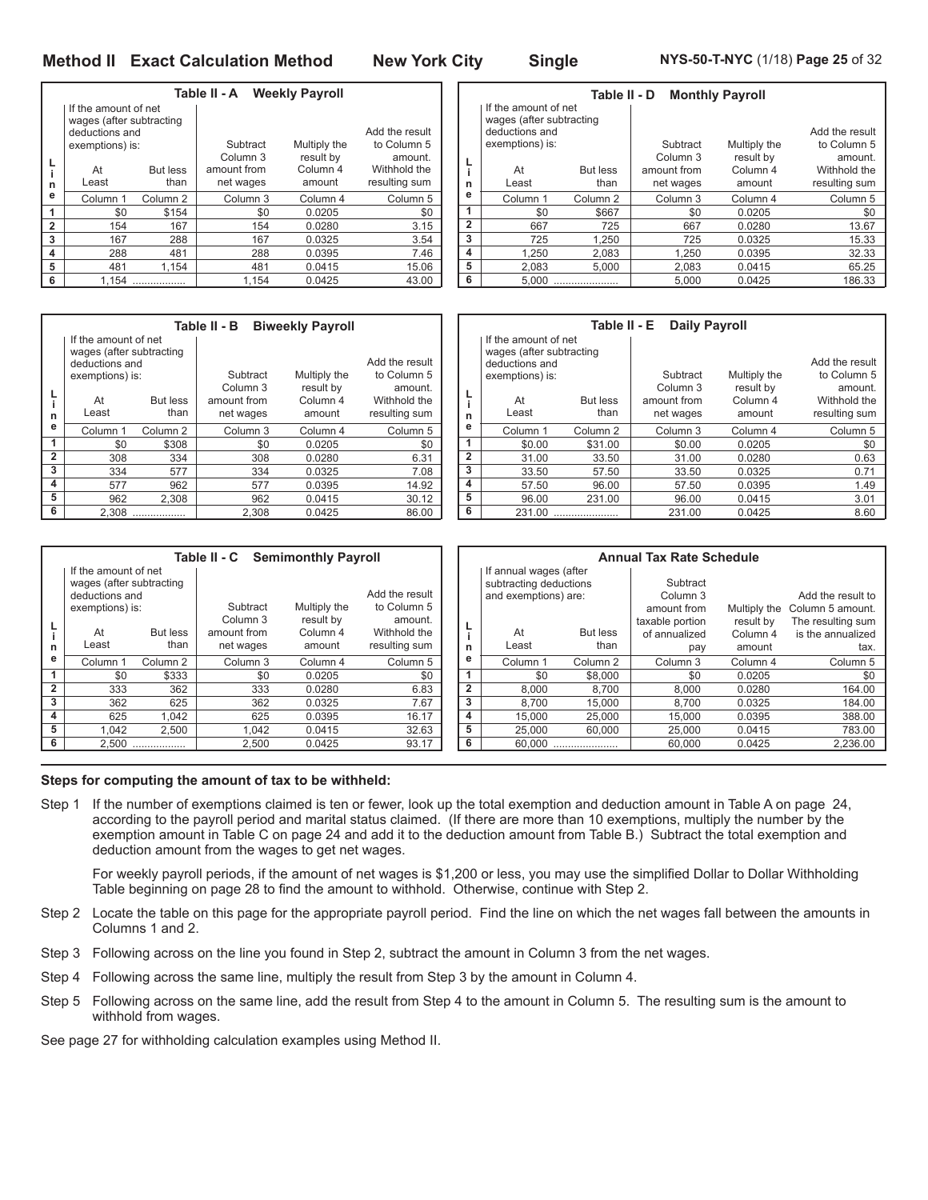## Method II Exact Calculation Method — New York City — Single

### Table II - A Weekly Payroll

| Line | If the amount of net wages (after subtracting deductions and exemptions) is: At Least | But less than | Subtract Column 3 amount from net wages | Multiply the result by Column 4 amount | Add the result to Column 5 amount. Withhold the resulting sum |
|---|---|---|---|---|---|
| | Column 1 | Column 2 | Column 3 | Column 4 | Column 5 |
| 1 | $0 | $154 | $0 | 0.0205 | $0 |
| 2 | 154 | 167 | 154 | 0.0280 | 3.15 |
| 3 | 167 | 288 | 167 | 0.0325 | 3.54 |
| 4 | 288 | 481 | 288 | 0.0395 | 7.46 |
| 5 | 481 | 1,154 | 481 | 0.0415 | 15.06 |
| 6 | 1,154 | .................. | 1,154 | 0.0425 | 43.00 |

### Table II - D Monthly Payroll

| Line | If the amount of net wages (after subtracting deductions and exemptions) is: At Least | But less than | Subtract Column 3 amount from net wages | Multiply the result by Column 4 amount | Add the result to Column 5 amount. Withhold the resulting sum |
|---|---|---|---|---|---|
| | Column 1 | Column 2 | Column 3 | Column 4 | Column 5 |
| 1 | $0 | $667 | $0 | 0.0205 | $0 |
| 2 | 667 | 725 | 667 | 0.0280 | 13.67 |
| 3 | 725 | 1,250 | 725 | 0.0325 | 15.33 |
| 4 | 1,250 | 2,083 | 1,250 | 0.0395 | 32.33 |
| 5 | 2,083 | 5,000 | 2,083 | 0.0415 | 65.25 |
| 6 | 5,000 | ...................... | 5,000 | 0.0425 | 186.33 |

### Table II - B Biweekly Payroll

| Line | If the amount of net wages (after subtracting deductions and exemptions) is: At Least | But less than | Subtract Column 3 amount from net wages | Multiply the result by Column 4 amount | Add the result to Column 5 amount. Withhold the resulting sum |
|---|---|---|---|---|---|
| | Column 1 | Column 2 | Column 3 | Column 4 | Column 5 |
| 1 | $0 | $308 | $0 | 0.0205 | $0 |
| 2 | 308 | 334 | 308 | 0.0280 | 6.31 |
| 3 | 334 | 577 | 334 | 0.0325 | 7.08 |
| 4 | 577 | 962 | 577 | 0.0395 | 14.92 |
| 5 | 962 | 2,308 | 962 | 0.0415 | 30.12 |
| 6 | 2,308 | .................. | 2,308 | 0.0425 | 86.00 |

### Table II - E Daily Payroll

| Line | If the amount of net wages (after subtracting deductions and exemptions) is: At Least | But less than | Subtract Column 3 amount from net wages | Multiply the result by Column 4 amount | Add the result to Column 5 amount. Withhold the resulting sum |
|---|---|---|---|---|---|
| | Column 1 | Column 2 | Column 3 | Column 4 | Column 5 |
| 1 | $0.00 | $31.00 | $0.00 | 0.0205 | $0 |
| 2 | 31.00 | 33.50 | 31.00 | 0.0280 | 0.63 |
| 3 | 33.50 | 57.50 | 33.50 | 0.0325 | 0.71 |
| 4 | 57.50 | 96.00 | 57.50 | 0.0395 | 1.49 |
| 5 | 96.00 | 231.00 | 96.00 | 0.0415 | 3.01 |
| 6 | 231.00 | ...................... | 231.00 | 0.0425 | 8.60 |

### Table II - C Semimonthly Payroll

| Line | If the amount of net wages (after subtracting deductions and exemptions) is: At Least | But less than | Subtract Column 3 amount from net wages | Multiply the result by Column 4 amount | Add the result to Column 5 amount. Withhold the resulting sum |
|---|---|---|---|---|---|
| | Column 1 | Column 2 | Column 3 | Column 4 | Column 5 |
| 1 | $0 | $333 | $0 | 0.0205 | $0 |
| 2 | 333 | 362 | 333 | 0.0280 | 6.83 |
| 3 | 362 | 625 | 362 | 0.0325 | 7.67 |
| 4 | 625 | 1,042 | 625 | 0.0395 | 16.17 |
| 5 | 1,042 | 2,500 | 1,042 | 0.0415 | 32.63 |
| 6 | 2,500 | .................. | 2,500 | 0.0425 | 93.17 |

### Annual Tax Rate Schedule

| Line | If annual wages (after subtracting deductions and exemptions) are: At Least | But less than | Subtract Column 3 amount from taxable portion of annualized pay | Multiply the result by Column 4 amount | Add the result to Column 5 amount. The resulting sum is the annualized tax. |
|---|---|---|---|---|---|
| | Column 1 | Column 2 | Column 3 | Column 4 | Column 5 |
| 1 | $0 | $8,000 | $0 | 0.0205 | $0 |
| 2 | 8,000 | 8,700 | 8,000 | 0.0280 | 164.00 |
| 3 | 8,700 | 15,000 | 8,700 | 0.0325 | 184.00 |
| 4 | 15,000 | 25,000 | 15,000 | 0.0395 | 388.00 |
| 5 | 25,000 | 60,000 | 25,000 | 0.0415 | 783.00 |
| 6 | 60,000 | ...................... | 60,000 | 0.0425 | 2,236.00 |

**Steps for computing the amount of tax to be withheld:**

Step 1 If the number of exemptions claimed is ten or fewer, look up the total exemption and deduction amount in Table A on page 24, according to the payroll period and marital status claimed. (If there are more than 10 exemptions, multiply the number by the exemption amount in Table C on page 24 and add it to the deduction amount from Table B.) Subtract the total exemption and deduction amount from the wages to get net wages.

For weekly payroll periods, if the amount of net wages is $1,200 or less, you may use the simplified Dollar to Dollar Withholding Table beginning on page 28 to find the amount to withhold. Otherwise, continue with Step 2.

Step 2 Locate the table on this page for the appropriate payroll period. Find the line on which the net wages fall between the amounts in Columns 1 and 2.

Step 3 Following across on the line you found in Step 2, subtract the amount in Column 3 from the net wages.

Step 4 Following across the same line, multiply the result from Step 3 by the amount in Column 4.

Step 5 Following across on the same line, add the result from Step 4 to the amount in Column 5. The resulting sum is the amount to withhold from wages.

See page 27 for withholding calculation examples using Method II.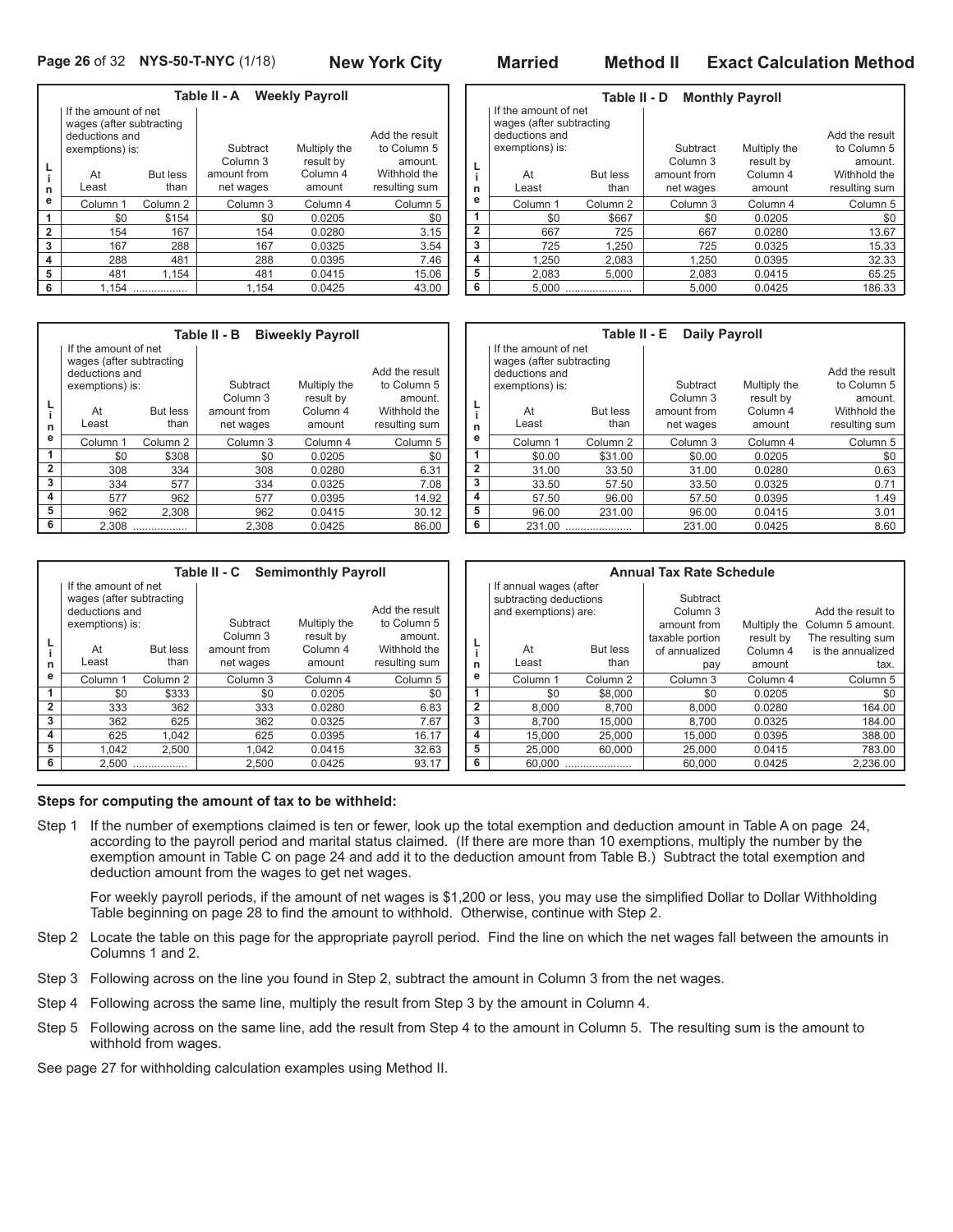# New York City — Married — Method II — Exact Calculation Method

### Table II - A Weekly Payroll

| Line | If the amount of net wages (after subtracting deductions and exemptions) is: At Least | But less than | Subtract Column 3 amount from net wages | Multiply the result by Column 4 amount | Add the result to Column 5 amount. Withhold the resulting sum |
|---|---|---|---|---|---|
| | Column 1 | Column 2 | Column 3 | Column 4 | Column 5 |
| 1 | $0 | $154 | $0 | 0.0205 | $0 |
| 2 | 154 | 167 | 154 | 0.0280 | 3.15 |
| 3 | 167 | 288 | 167 | 0.0325 | 3.54 |
| 4 | 288 | 481 | 288 | 0.0395 | 7.46 |
| 5 | 481 | 1,154 | 481 | 0.0415 | 15.06 |
| 6 | 1,154 | .................. | 1,154 | 0.0425 | 43.00 |

### Table II - B Biweekly Payroll

| Line | If the amount of net wages (after subtracting deductions and exemptions) is: At Least | But less than | Subtract Column 3 amount from net wages | Multiply the result by Column 4 amount | Add the result to Column 5 amount. Withhold the resulting sum |
|---|---|---|---|---|---|
| | Column 1 | Column 2 | Column 3 | Column 4 | Column 5 |
| 1 | $0 | $308 | $0 | 0.0205 | $0 |
| 2 | 308 | 334 | 308 | 0.0280 | 6.31 |
| 3 | 334 | 577 | 334 | 0.0325 | 7.08 |
| 4 | 577 | 962 | 577 | 0.0395 | 14.92 |
| 5 | 962 | 2,308 | 962 | 0.0415 | 30.12 |
| 6 | 2,308 | .................. | 2,308 | 0.0425 | 86.00 |

### Table II - C Semimonthly Payroll

| Line | If the amount of net wages (after subtracting deductions and exemptions) is: At Least | But less than | Subtract Column 3 amount from net wages | Multiply the result by Column 4 amount | Add the result to Column 5 amount. Withhold the resulting sum |
|---|---|---|---|---|---|
| | Column 1 | Column 2 | Column 3 | Column 4 | Column 5 |
| 1 | $0 | $333 | $0 | 0.0205 | $0 |
| 2 | 333 | 362 | 333 | 0.0280 | 6.83 |
| 3 | 362 | 625 | 362 | 0.0325 | 7.67 |
| 4 | 625 | 1,042 | 625 | 0.0395 | 16.17 |
| 5 | 1,042 | 2,500 | 1,042 | 0.0415 | 32.63 |
| 6 | 2,500 | .................. | 2,500 | 0.0425 | 93.17 |

### Table II - D Monthly Payroll

| Line | If the amount of net wages (after subtracting deductions and exemptions) is: At Least | But less than | Subtract Column 3 amount from net wages | Multiply the result by Column 4 amount | Add the result to Column 5 amount. Withhold the resulting sum |
|---|---|---|---|---|---|
| | Column 1 | Column 2 | Column 3 | Column 4 | Column 5 |
| 1 | $0 | $667 | $0 | 0.0205 | $0 |
| 2 | 667 | 725 | 667 | 0.0280 | 13.67 |
| 3 | 725 | 1,250 | 725 | 0.0325 | 15.33 |
| 4 | 1,250 | 2,083 | 1,250 | 0.0395 | 32.33 |
| 5 | 2,083 | 5,000 | 2,083 | 0.0415 | 65.25 |
| 6 | 5,000 | ...................... | 5,000 | 0.0425 | 186.33 |

### Table II - E Daily Payroll

| Line | If the amount of net wages (after subtracting deductions and exemptions) is: At Least | But less than | Subtract Column 3 amount from net wages | Multiply the result by Column 4 amount | Add the result to Column 5 amount. Withhold the resulting sum |
|---|---|---|---|---|---|
| | Column 1 | Column 2 | Column 3 | Column 4 | Column 5 |
| 1 | $0.00 | $31.00 | $0.00 | 0.0205 | $0 |
| 2 | 31.00 | 33.50 | 31.00 | 0.0280 | 0.63 |
| 3 | 33.50 | 57.50 | 33.50 | 0.0325 | 0.71 |
| 4 | 57.50 | 96.00 | 57.50 | 0.0395 | 1.49 |
| 5 | 96.00 | 231.00 | 96.00 | 0.0415 | 3.01 |
| 6 | 231.00 | ...................... | 231.00 | 0.0425 | 8.60 |

### Annual Tax Rate Schedule

| Line | If annual wages (after subtracting deductions and exemptions) are: At Least | But less than | Subtract Column 3 amount from taxable portion of annualized pay | Multiply the result by Column 4 amount | Add the result to Column 5 amount. The resulting sum is the annualized tax. |
|---|---|---|---|---|---|
| | Column 1 | Column 2 | Column 3 | Column 4 | Column 5 |
| 1 | $0 | $8,000 | $0 | 0.0205 | $0 |
| 2 | 8,000 | 8,700 | 8,000 | 0.0280 | 164.00 |
| 3 | 8,700 | 15,000 | 8,700 | 0.0325 | 184.00 |
| 4 | 15,000 | 25,000 | 15,000 | 0.0395 | 388.00 |
| 5 | 25,000 | 60,000 | 25,000 | 0.0415 | 783.00 |
| 6 | 60,000 | ...................... | 60,000 | 0.0425 | 2,236.00 |

**Steps for computing the amount of tax to be withheld:**

Step 1 If the number of exemptions claimed is ten or fewer, look up the total exemption and deduction amount in Table A on page 24, according to the payroll period and marital status claimed. (If there are more than 10 exemptions, multiply the number by the exemption amount in Table C on page 24 and add it to the deduction amount from Table B.) Subtract the total exemption and deduction amount from the wages to get net wages.

For weekly payroll periods, if the amount of net wages is $1,200 or less, you may use the simplified Dollar to Dollar Withholding Table beginning on page 28 to find the amount to withhold. Otherwise, continue with Step 2.

Step 2 Locate the table on this page for the appropriate payroll period. Find the line on which the net wages fall between the amounts in Columns 1 and 2.

Step 3 Following across on the line you found in Step 2, subtract the amount in Column 3 from the net wages.

Step 4 Following across the same line, multiply the result from Step 3 by the amount in Column 4.

Step 5 Following across on the same line, add the result from Step 4 to the amount in Column 5. The resulting sum is the amount to withhold from wages.

See page 27 for withholding calculation examples using Method II.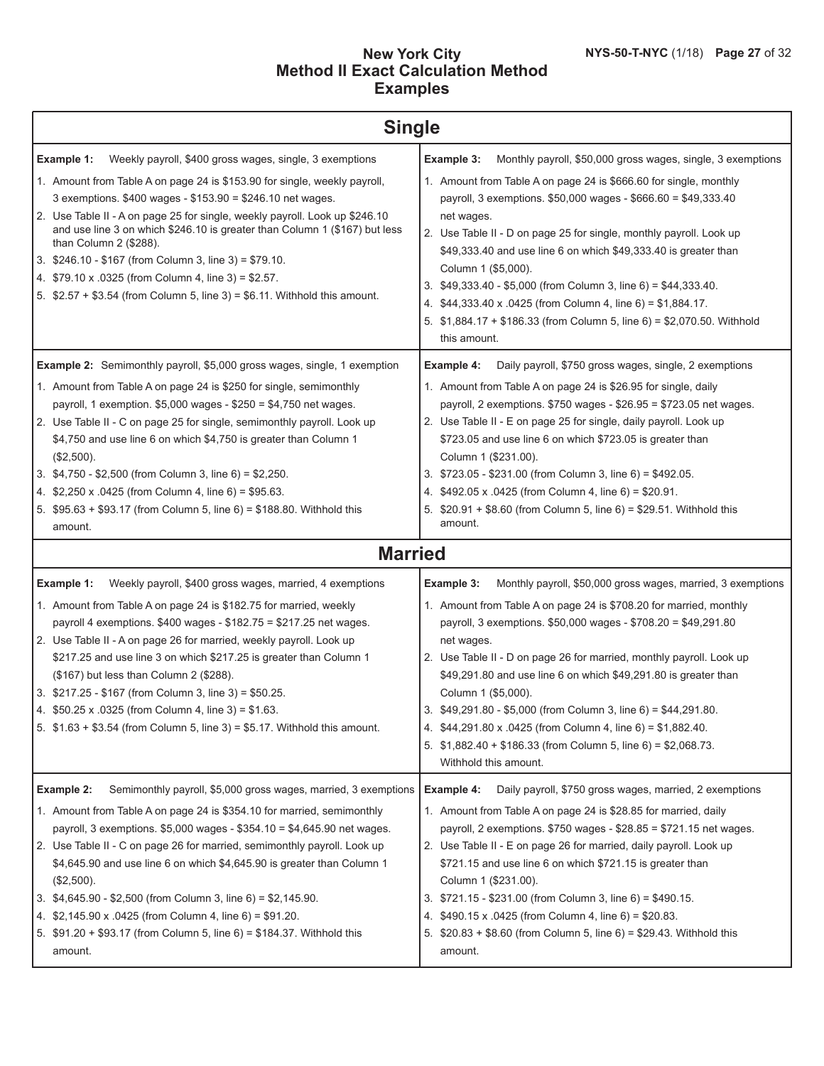# New York City
## Method II Exact Calculation Method
## Examples

## Single

**Example 1:** Weekly payroll, $400 gross wages, single, 3 exemptions

1. Amount from Table A on page 24 is $153.90 for single, weekly payroll, 3 exemptions. $400 wages - $153.90 = $246.10 net wages.
2. Use Table II - A on page 25 for single, weekly payroll. Look up $246.10 and use line 3 on which $246.10 is greater than Column 1 ($167) but less than Column 2 ($288).
3. $246.10 - $167 (from Column 3, line 3) = $79.10.
4. $79.10 x .0325 (from Column 4, line 3) = $2.57.
5. $2.57 + $3.54 (from Column 5, line 3) = $6.11. Withhold this amount.

**Example 2:** Semimonthly payroll, $5,000 gross wages, single, 1 exemption

1. Amount from Table A on page 24 is $250 for single, semimonthly payroll, 1 exemption. $5,000 wages - $250 = $4,750 net wages.
2. Use Table II - C on page 25 for single, semimonthly payroll. Look up $4,750 and use line 6 on which $4,750 is greater than Column 1 ($2,500).
3. $4,750 - $2,500 (from Column 3, line 6) = $2,250.
4. $2,250 x .0425 (from Column 4, line 6) = $95.63.
5. $95.63 + $93.17 (from Column 5, line 6) = $188.80. Withhold this amount.

**Example 3:** Monthly payroll, $50,000 gross wages, single, 3 exemptions

1. Amount from Table A on page 24 is $666.60 for single, monthly payroll, 3 exemptions. $50,000 wages - $666.60 = $49,333.40 net wages.
2. Use Table II - D on page 25 for single, monthly payroll. Look up $49,333.40 and use line 6 on which $49,333.40 is greater than Column 1 ($5,000).
3. $49,333.40 - $5,000 (from Column 3, line 6) = $44,333.40.
4. $44,333.40 x .0425 (from Column 4, line 6) = $1,884.17.
5. $1,884.17 + $186.33 (from Column 5, line 6) = $2,070.50. Withhold this amount.

**Example 4:** Daily payroll, $750 gross wages, single, 2 exemptions

1. Amount from Table A on page 24 is $26.95 for single, daily payroll, 2 exemptions. $750 wages - $26.95 = $723.05 net wages.
2. Use Table II - E on page 25 for single, daily payroll. Look up $723.05 and use line 6 on which $723.05 is greater than Column 1 ($231.00).
3. $723.05 - $231.00 (from Column 3, line 6) = $492.05.
4. $492.05 x .0425 (from Column 4, line 6) = $20.91.
5. $20.91 + $8.60 (from Column 5, line 6) = $29.51. Withhold this amount.

## Married

**Example 1:** Weekly payroll, $400 gross wages, married, 4 exemptions

1. Amount from Table A on page 24 is $182.75 for married, weekly payroll 4 exemptions. $400 wages - $182.75 = $217.25 net wages.
2. Use Table II - A on page 26 for married, weekly payroll. Look up $217.25 and use line 3 on which $217.25 is greater than Column 1 ($167) but less than Column 2 ($288).
3. $217.25 - $167 (from Column 3, line 3) = $50.25.
4. $50.25 x .0325 (from Column 4, line 3) = $1.63.
5. $1.63 + $3.54 (from Column 5, line 3) = $5.17. Withhold this amount.

**Example 2:** Semimonthly payroll, $5,000 gross wages, married, 3 exemptions

1. Amount from Table A on page 24 is $354.10 for married, semimonthly payroll, 3 exemptions. $5,000 wages - $354.10 = $4,645.90 net wages.
2. Use Table II - C on page 26 for married, semimonthly payroll. Look up $4,645.90 and use line 6 on which $4,645.90 is greater than Column 1 ($2,500).
3. $4,645.90 - $2,500 (from Column 3, line 6) = $2,145.90.
4. $2,145.90 x .0425 (from Column 4, line 6) = $91.20.
5. $91.20 + $93.17 (from Column 5, line 6) = $184.37. Withhold this amount.

**Example 3:** Monthly payroll, $50,000 gross wages, married, 3 exemptions

1. Amount from Table A on page 24 is $708.20 for married, monthly payroll, 3 exemptions. $50,000 wages - $708.20 = $49,291.80 net wages.
2. Use Table II - D on page 26 for married, monthly payroll. Look up $49,291.80 and use line 6 on which $49,291.80 is greater than Column 1 ($5,000).
3. $49,291.80 - $5,000 (from Column 3, line 6) = $44,291.80.
4. $44,291.80 x .0425 (from Column 4, line 6) = $1,882.40.
5. $1,882.40 + $186.33 (from Column 5, line 6) = $2,068.73. Withhold this amount.

**Example 4:** Daily payroll, $750 gross wages, married, 2 exemptions

1. Amount from Table A on page 24 is $28.85 for married, daily payroll, 2 exemptions. $750 wages - $28.85 = $721.15 net wages.
2. Use Table II - E on page 26 for married, daily payroll. Look up $721.15 and use line 6 on which $721.15 is greater than Column 1 ($231.00).
3. $721.15 - $231.00 (from Column 3, line 6) = $490.15.
4. $490.15 x .0425 (from Column 4, line 6) = $20.83.
5. $20.83 + $8.60 (from Column 5, line 6) = $29.43. Withhold this amount.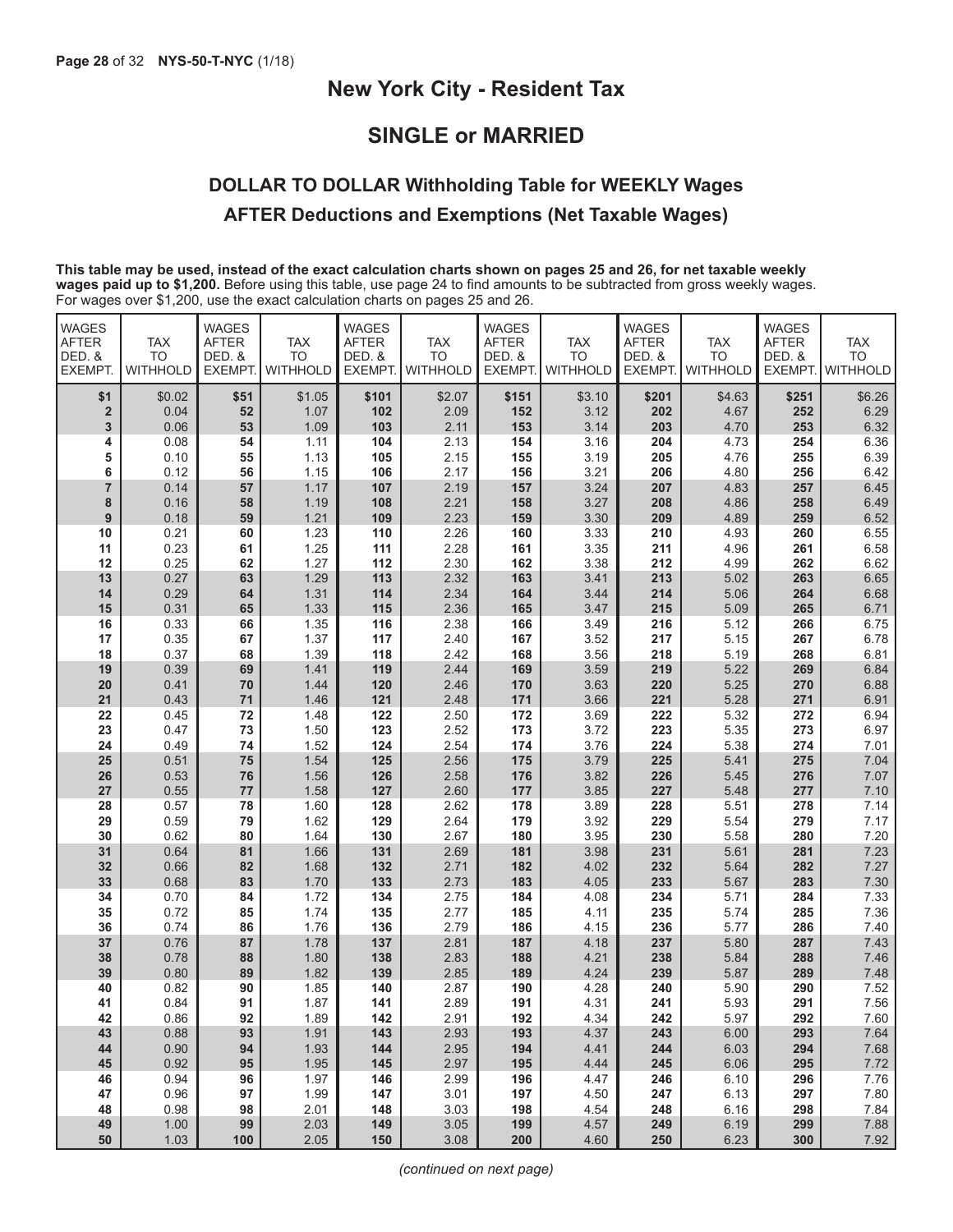## New York City - Resident Tax

## SINGLE or MARRIED

### DOLLAR TO DOLLAR Withholding Table for WEEKLY Wages AFTER Deductions and Exemptions (Net Taxable Wages)

**This table may be used, instead of the exact calculation charts shown on pages 25 and 26, for net taxable weekly wages paid up to $1,200.** Before using this table, use page 24 to find amounts to be subtracted from gross weekly wages. For wages over $1,200, use the exact calculation charts on pages 25 and 26.

| WAGES AFTER DED. & EXEMPT. | TAX TO WITHHOLD | WAGES AFTER DED. & EXEMPT. | TAX TO WITHHOLD | WAGES AFTER DED. & EXEMPT. | TAX TO WITHHOLD | WAGES AFTER DED. & EXEMPT. | TAX TO WITHHOLD | WAGES AFTER DED. & EXEMPT. | TAX TO WITHHOLD | WAGES AFTER DED. & EXEMPT. | TAX TO WITHHOLD |
|---|---|---|---|---|---|---|---|---|---|---|---|
| $1 | $0.02 | $51 | $1.05 | $101 | $2.07 | $151 | $3.10 | $201 | $4.63 | $251 | $6.26 |
| 2 | 0.04 | 52 | 1.07 | 102 | 2.09 | 152 | 3.12 | 202 | 4.67 | 252 | 6.29 |
| 3 | 0.06 | 53 | 1.09 | 103 | 2.11 | 153 | 3.14 | 203 | 4.70 | 253 | 6.32 |
| 4 | 0.08 | 54 | 1.11 | 104 | 2.13 | 154 | 3.16 | 204 | 4.73 | 254 | 6.36 |
| 5 | 0.10 | 55 | 1.13 | 105 | 2.15 | 155 | 3.19 | 205 | 4.76 | 255 | 6.39 |
| 6 | 0.12 | 56 | 1.15 | 106 | 2.17 | 156 | 3.21 | 206 | 4.80 | 256 | 6.42 |
| 7 | 0.14 | 57 | 1.17 | 107 | 2.19 | 157 | 3.24 | 207 | 4.83 | 257 | 6.45 |
| 8 | 0.16 | 58 | 1.19 | 108 | 2.21 | 158 | 3.27 | 208 | 4.86 | 258 | 6.49 |
| 9 | 0.18 | 59 | 1.21 | 109 | 2.23 | 159 | 3.30 | 209 | 4.89 | 259 | 6.52 |
| 10 | 0.21 | 60 | 1.23 | 110 | 2.26 | 160 | 3.33 | 210 | 4.93 | 260 | 6.55 |
| 11 | 0.23 | 61 | 1.25 | 111 | 2.28 | 161 | 3.35 | 211 | 4.96 | 261 | 6.58 |
| 12 | 0.25 | 62 | 1.27 | 112 | 2.30 | 162 | 3.38 | 212 | 4.99 | 262 | 6.62 |
| 13 | 0.27 | 63 | 1.29 | 113 | 2.32 | 163 | 3.41 | 213 | 5.02 | 263 | 6.65 |
| 14 | 0.29 | 64 | 1.31 | 114 | 2.34 | 164 | 3.44 | 214 | 5.06 | 264 | 6.68 |
| 15 | 0.31 | 65 | 1.33 | 115 | 2.36 | 165 | 3.47 | 215 | 5.09 | 265 | 6.71 |
| 16 | 0.33 | 66 | 1.35 | 116 | 2.38 | 166 | 3.49 | 216 | 5.12 | 266 | 6.75 |
| 17 | 0.35 | 67 | 1.37 | 117 | 2.40 | 167 | 3.52 | 217 | 5.15 | 267 | 6.78 |
| 18 | 0.37 | 68 | 1.39 | 118 | 2.42 | 168 | 3.56 | 218 | 5.19 | 268 | 6.81 |
| 19 | 0.39 | 69 | 1.41 | 119 | 2.44 | 169 | 3.59 | 219 | 5.22 | 269 | 6.84 |
| 20 | 0.41 | 70 | 1.44 | 120 | 2.46 | 170 | 3.63 | 220 | 5.25 | 270 | 6.88 |
| 21 | 0.43 | 71 | 1.46 | 121 | 2.48 | 171 | 3.66 | 221 | 5.28 | 271 | 6.91 |
| 22 | 0.45 | 72 | 1.48 | 122 | 2.50 | 172 | 3.69 | 222 | 5.32 | 272 | 6.94 |
| 23 | 0.47 | 73 | 1.50 | 123 | 2.52 | 173 | 3.72 | 223 | 5.35 | 273 | 6.97 |
| 24 | 0.49 | 74 | 1.52 | 124 | 2.54 | 174 | 3.76 | 224 | 5.38 | 274 | 7.01 |
| 25 | 0.51 | 75 | 1.54 | 125 | 2.56 | 175 | 3.79 | 225 | 5.41 | 275 | 7.04 |
| 26 | 0.53 | 76 | 1.56 | 126 | 2.58 | 176 | 3.82 | 226 | 5.45 | 276 | 7.07 |
| 27 | 0.55 | 77 | 1.58 | 127 | 2.60 | 177 | 3.85 | 227 | 5.48 | 277 | 7.10 |
| 28 | 0.57 | 78 | 1.60 | 128 | 2.62 | 178 | 3.89 | 228 | 5.51 | 278 | 7.14 |
| 29 | 0.59 | 79 | 1.62 | 129 | 2.64 | 179 | 3.92 | 229 | 5.54 | 279 | 7.17 |
| 30 | 0.62 | 80 | 1.64 | 130 | 2.67 | 180 | 3.95 | 230 | 5.58 | 280 | 7.20 |
| 31 | 0.64 | 81 | 1.66 | 131 | 2.69 | 181 | 3.98 | 231 | 5.61 | 281 | 7.23 |
| 32 | 0.66 | 82 | 1.68 | 132 | 2.71 | 182 | 4.02 | 232 | 5.64 | 282 | 7.27 |
| 33 | 0.68 | 83 | 1.70 | 133 | 2.73 | 183 | 4.05 | 233 | 5.67 | 283 | 7.30 |
| 34 | 0.70 | 84 | 1.72 | 134 | 2.75 | 184 | 4.08 | 234 | 5.71 | 284 | 7.33 |
| 35 | 0.72 | 85 | 1.74 | 135 | 2.77 | 185 | 4.11 | 235 | 5.74 | 285 | 7.36 |
| 36 | 0.74 | 86 | 1.76 | 136 | 2.79 | 186 | 4.15 | 236 | 5.77 | 286 | 7.40 |
| 37 | 0.76 | 87 | 1.78 | 137 | 2.81 | 187 | 4.18 | 237 | 5.80 | 287 | 7.43 |
| 38 | 0.78 | 88 | 1.80 | 138 | 2.83 | 188 | 4.21 | 238 | 5.84 | 288 | 7.46 |
| 39 | 0.80 | 89 | 1.82 | 139 | 2.85 | 189 | 4.24 | 239 | 5.87 | 289 | 7.48 |
| 40 | 0.82 | 90 | 1.85 | 140 | 2.87 | 190 | 4.28 | 240 | 5.90 | 290 | 7.52 |
| 41 | 0.84 | 91 | 1.87 | 141 | 2.89 | 191 | 4.31 | 241 | 5.93 | 291 | 7.56 |
| 42 | 0.86 | 92 | 1.89 | 142 | 2.91 | 192 | 4.34 | 242 | 5.97 | 292 | 7.60 |
| 43 | 0.88 | 93 | 1.91 | 143 | 2.93 | 193 | 4.37 | 243 | 6.00 | 293 | 7.64 |
| 44 | 0.90 | 94 | 1.93 | 144 | 2.95 | 194 | 4.41 | 244 | 6.03 | 294 | 7.68 |
| 45 | 0.92 | 95 | 1.95 | 145 | 2.97 | 195 | 4.44 | 245 | 6.06 | 295 | 7.72 |
| 46 | 0.94 | 96 | 1.97 | 146 | 2.99 | 196 | 4.47 | 246 | 6.10 | 296 | 7.76 |
| 47 | 0.96 | 97 | 1.99 | 147 | 3.01 | 197 | 4.50 | 247 | 6.13 | 297 | 7.80 |
| 48 | 0.98 | 98 | 2.01 | 148 | 3.03 | 198 | 4.54 | 248 | 6.16 | 298 | 7.84 |
| 49 | 1.00 | 99 | 2.03 | 149 | 3.05 | 199 | 4.57 | 249 | 6.19 | 299 | 7.88 |
| 50 | 1.03 | 100 | 2.05 | 150 | 3.08 | 200 | 4.60 | 250 | 6.23 | 300 | 7.92 |

*(continued on next page)*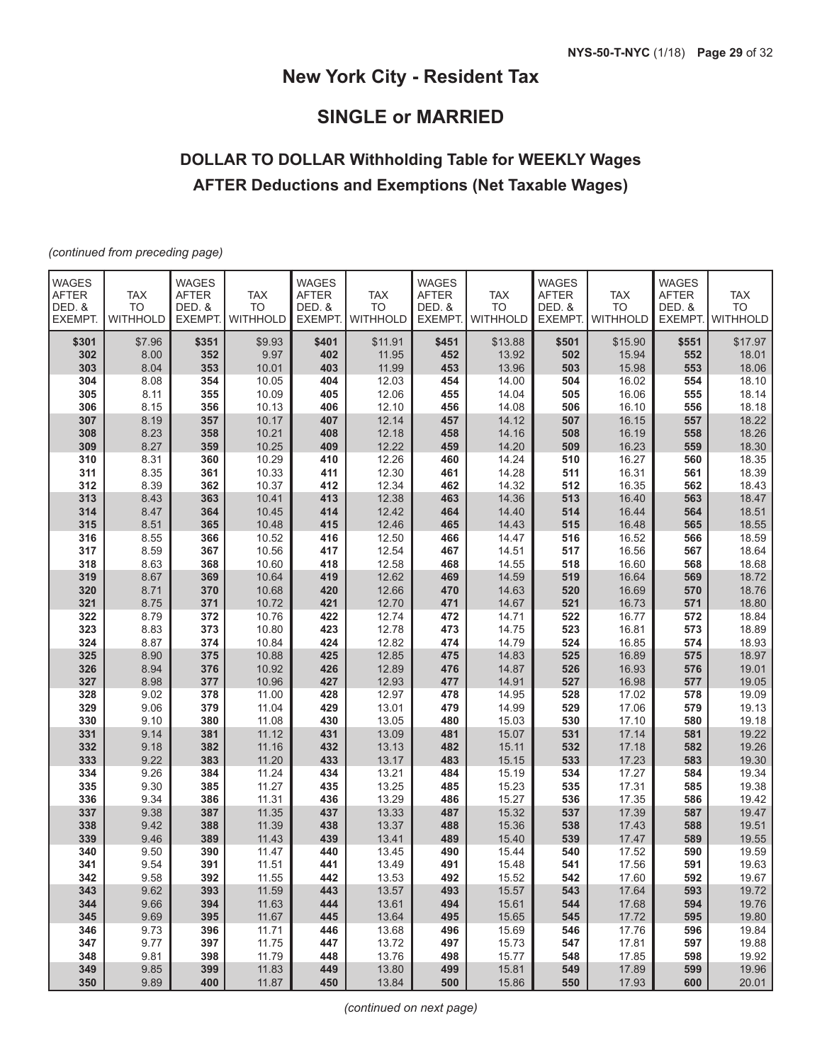# New York City - Resident Tax

## SINGLE or MARRIED

### DOLLAR TO DOLLAR Withholding Table for WEEKLY Wages AFTER Deductions and Exemptions (Net Taxable Wages)

*(continued from preceding page)*

| WAGES AFTER DED. & EXEMPT. | TAX TO WITHHOLD | WAGES AFTER DED. & EXEMPT. | TAX TO WITHHOLD | WAGES AFTER DED. & EXEMPT. | TAX TO WITHHOLD | WAGES AFTER DED. & EXEMPT. | TAX TO WITHHOLD | WAGES AFTER DED. & EXEMPT. | TAX TO WITHHOLD | WAGES AFTER DED. & EXEMPT. | TAX TO WITHHOLD |
|---|---|---|---|---|---|---|---|---|---|---|---|
| **$301** | $7.96 | **$351** | $9.93 | **$401** | $11.91 | **$451** | $13.88 | **$501** | $15.90 | **$551** | $17.97 |
| **302** | 8.00 | **352** | 9.97 | **402** | 11.95 | **452** | 13.92 | **502** | 15.94 | **552** | 18.01 |
| **303** | 8.04 | **353** | 10.01 | **403** | 11.99 | **453** | 13.96 | **503** | 15.98 | **553** | 18.06 |
| **304** | 8.08 | **354** | 10.05 | **404** | 12.03 | **454** | 14.00 | **504** | 16.02 | **554** | 18.10 |
| **305** | 8.11 | **355** | 10.09 | **405** | 12.06 | **455** | 14.04 | **505** | 16.06 | **555** | 18.14 |
| **306** | 8.15 | **356** | 10.13 | **406** | 12.10 | **456** | 14.08 | **506** | 16.10 | **556** | 18.18 |
| **307** | 8.19 | **357** | 10.17 | **407** | 12.14 | **457** | 14.12 | **507** | 16.15 | **557** | 18.22 |
| **308** | 8.23 | **358** | 10.21 | **408** | 12.18 | **458** | 14.16 | **508** | 16.19 | **558** | 18.26 |
| **309** | 8.27 | **359** | 10.25 | **409** | 12.22 | **459** | 14.20 | **509** | 16.23 | **559** | 18.30 |
| **310** | 8.31 | **360** | 10.29 | **410** | 12.26 | **460** | 14.24 | **510** | 16.27 | **560** | 18.35 |
| **311** | 8.35 | **361** | 10.33 | **411** | 12.30 | **461** | 14.28 | **511** | 16.31 | **561** | 18.39 |
| **312** | 8.39 | **362** | 10.37 | **412** | 12.34 | **462** | 14.32 | **512** | 16.35 | **562** | 18.43 |
| **313** | 8.43 | **363** | 10.41 | **413** | 12.38 | **463** | 14.36 | **513** | 16.40 | **563** | 18.47 |
| **314** | 8.47 | **364** | 10.45 | **414** | 12.42 | **464** | 14.40 | **514** | 16.44 | **564** | 18.51 |
| **315** | 8.51 | **365** | 10.48 | **415** | 12.46 | **465** | 14.43 | **515** | 16.48 | **565** | 18.55 |
| **316** | 8.55 | **366** | 10.52 | **416** | 12.50 | **466** | 14.47 | **516** | 16.52 | **566** | 18.59 |
| **317** | 8.59 | **367** | 10.56 | **417** | 12.54 | **467** | 14.51 | **517** | 16.56 | **567** | 18.64 |
| **318** | 8.63 | **368** | 10.60 | **418** | 12.58 | **468** | 14.55 | **518** | 16.60 | **568** | 18.68 |
| **319** | 8.67 | **369** | 10.64 | **419** | 12.62 | **469** | 14.59 | **519** | 16.64 | **569** | 18.72 |
| **320** | 8.71 | **370** | 10.68 | **420** | 12.66 | **470** | 14.63 | **520** | 16.69 | **570** | 18.76 |
| **321** | 8.75 | **371** | 10.72 | **421** | 12.70 | **471** | 14.67 | **521** | 16.73 | **571** | 18.80 |
| **322** | 8.79 | **372** | 10.76 | **422** | 12.74 | **472** | 14.71 | **522** | 16.77 | **572** | 18.84 |
| **323** | 8.83 | **373** | 10.80 | **423** | 12.78 | **473** | 14.75 | **523** | 16.81 | **573** | 18.89 |
| **324** | 8.87 | **374** | 10.84 | **424** | 12.82 | **474** | 14.79 | **524** | 16.85 | **574** | 18.93 |
| **325** | 8.90 | **375** | 10.88 | **425** | 12.85 | **475** | 14.83 | **525** | 16.89 | **575** | 18.97 |
| **326** | 8.94 | **376** | 10.92 | **426** | 12.89 | **476** | 14.87 | **526** | 16.93 | **576** | 19.01 |
| **327** | 8.98 | **377** | 10.96 | **427** | 12.93 | **477** | 14.91 | **527** | 16.98 | **577** | 19.05 |
| **328** | 9.02 | **378** | 11.00 | **428** | 12.97 | **478** | 14.95 | **528** | 17.02 | **578** | 19.09 |
| **329** | 9.06 | **379** | 11.04 | **429** | 13.01 | **479** | 14.99 | **529** | 17.06 | **579** | 19.13 |
| **330** | 9.10 | **380** | 11.08 | **430** | 13.05 | **480** | 15.03 | **530** | 17.10 | **580** | 19.18 |
| **331** | 9.14 | **381** | 11.12 | **431** | 13.09 | **481** | 15.07 | **531** | 17.14 | **581** | 19.22 |
| **332** | 9.18 | **382** | 11.16 | **432** | 13.13 | **482** | 15.11 | **532** | 17.18 | **582** | 19.26 |
| **333** | 9.22 | **383** | 11.20 | **433** | 13.17 | **483** | 15.15 | **533** | 17.23 | **583** | 19.30 |
| **334** | 9.26 | **384** | 11.24 | **434** | 13.21 | **484** | 15.19 | **534** | 17.27 | **584** | 19.34 |
| **335** | 9.30 | **385** | 11.27 | **435** | 13.25 | **485** | 15.23 | **535** | 17.31 | **585** | 19.38 |
| **336** | 9.34 | **386** | 11.31 | **436** | 13.29 | **486** | 15.27 | **536** | 17.35 | **586** | 19.42 |
| **337** | 9.38 | **387** | 11.35 | **437** | 13.33 | **487** | 15.32 | **537** | 17.39 | **587** | 19.47 |
| **338** | 9.42 | **388** | 11.39 | **438** | 13.37 | **488** | 15.36 | **538** | 17.43 | **588** | 19.51 |
| **339** | 9.46 | **389** | 11.43 | **439** | 13.41 | **489** | 15.40 | **539** | 17.47 | **589** | 19.55 |
| **340** | 9.50 | **390** | 11.47 | **440** | 13.45 | **490** | 15.44 | **540** | 17.52 | **590** | 19.59 |
| **341** | 9.54 | **391** | 11.51 | **441** | 13.49 | **491** | 15.48 | **541** | 17.56 | **591** | 19.63 |
| **342** | 9.58 | **392** | 11.55 | **442** | 13.53 | **492** | 15.52 | **542** | 17.60 | **592** | 19.67 |
| **343** | 9.62 | **393** | 11.59 | **443** | 13.57 | **493** | 15.57 | **543** | 17.64 | **593** | 19.72 |
| **344** | 9.66 | **394** | 11.63 | **444** | 13.61 | **494** | 15.61 | **544** | 17.68 | **594** | 19.76 |
| **345** | 9.69 | **395** | 11.67 | **445** | 13.64 | **495** | 15.65 | **545** | 17.72 | **595** | 19.80 |
| **346** | 9.73 | **396** | 11.71 | **446** | 13.68 | **496** | 15.69 | **546** | 17.76 | **596** | 19.84 |
| **347** | 9.77 | **397** | 11.75 | **447** | 13.72 | **497** | 15.73 | **547** | 17.81 | **597** | 19.88 |
| **348** | 9.81 | **398** | 11.79 | **448** | 13.76 | **498** | 15.77 | **548** | 17.85 | **598** | 19.92 |
| **349** | 9.85 | **399** | 11.83 | **449** | 13.80 | **499** | 15.81 | **549** | 17.89 | **599** | 19.96 |
| **350** | 9.89 | **400** | 11.87 | **450** | 13.84 | **500** | 15.86 | **550** | 17.93 | **600** | 20.01 |

*(continued on next page)*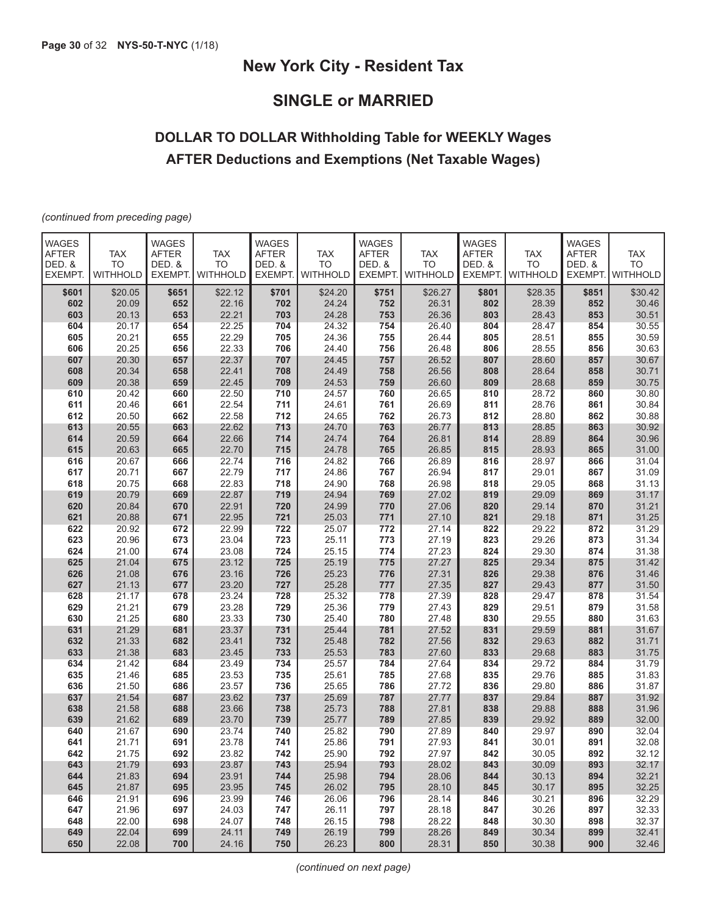## New York City - Resident Tax

## SINGLE or MARRIED

### DOLLAR TO DOLLAR Withholding Table for WEEKLY Wages AFTER Deductions and Exemptions (Net Taxable Wages)

*(continued from preceding page)*

| WAGES AFTER DED. & EXEMPT. | TAX TO WITHHOLD | WAGES AFTER DED. & EXEMPT. | TAX TO WITHHOLD | WAGES AFTER DED. & EXEMPT. | TAX TO WITHHOLD | WAGES AFTER DED. & EXEMPT. | TAX TO WITHHOLD | WAGES AFTER DED. & EXEMPT. | TAX TO WITHHOLD | WAGES AFTER DED. & EXEMPT. | TAX TO WITHHOLD |
|---|---|---|---|---|---|---|---|---|---|---|---|
| $601 | $20.05 | $651 | $22.12 | $701 | $24.20 | $751 | $26.27 | $801 | $28.35 | $851 | $30.42 |
| 602 | 20.09 | 652 | 22.16 | 702 | 24.24 | 752 | 26.31 | 802 | 28.39 | 852 | 30.46 |
| 603 | 20.13 | 653 | 22.21 | 703 | 24.28 | 753 | 26.36 | 803 | 28.43 | 853 | 30.51 |
| 604 | 20.17 | 654 | 22.25 | 704 | 24.32 | 754 | 26.40 | 804 | 28.47 | 854 | 30.55 |
| 605 | 20.21 | 655 | 22.29 | 705 | 24.36 | 755 | 26.44 | 805 | 28.51 | 855 | 30.59 |
| 606 | 20.25 | 656 | 22.33 | 706 | 24.40 | 756 | 26.48 | 806 | 28.55 | 856 | 30.63 |
| 607 | 20.30 | 657 | 22.37 | 707 | 24.45 | 757 | 26.52 | 807 | 28.60 | 857 | 30.67 |
| 608 | 20.34 | 658 | 22.41 | 708 | 24.49 | 758 | 26.56 | 808 | 28.64 | 858 | 30.71 |
| 609 | 20.38 | 659 | 22.45 | 709 | 24.53 | 759 | 26.60 | 809 | 28.68 | 859 | 30.75 |
| 610 | 20.42 | 660 | 22.50 | 710 | 24.57 | 760 | 26.65 | 810 | 28.72 | 860 | 30.80 |
| 611 | 20.46 | 661 | 22.54 | 711 | 24.61 | 761 | 26.69 | 811 | 28.76 | 861 | 30.84 |
| 612 | 20.50 | 662 | 22.58 | 712 | 24.65 | 762 | 26.73 | 812 | 28.80 | 862 | 30.88 |
| 613 | 20.55 | 663 | 22.62 | 713 | 24.70 | 763 | 26.77 | 813 | 28.85 | 863 | 30.92 |
| 614 | 20.59 | 664 | 22.66 | 714 | 24.74 | 764 | 26.81 | 814 | 28.89 | 864 | 30.96 |
| 615 | 20.63 | 665 | 22.70 | 715 | 24.78 | 765 | 26.85 | 815 | 28.93 | 865 | 31.00 |
| 616 | 20.67 | 666 | 22.74 | 716 | 24.82 | 766 | 26.89 | 816 | 28.97 | 866 | 31.04 |
| 617 | 20.71 | 667 | 22.79 | 717 | 24.86 | 767 | 26.94 | 817 | 29.01 | 867 | 31.09 |
| 618 | 20.75 | 668 | 22.83 | 718 | 24.90 | 768 | 26.98 | 818 | 29.05 | 868 | 31.13 |
| 619 | 20.79 | 669 | 22.87 | 719 | 24.94 | 769 | 27.02 | 819 | 29.09 | 869 | 31.17 |
| 620 | 20.84 | 670 | 22.91 | 720 | 24.99 | 770 | 27.06 | 820 | 29.14 | 870 | 31.21 |
| 621 | 20.88 | 671 | 22.95 | 721 | 25.03 | 771 | 27.10 | 821 | 29.18 | 871 | 31.25 |
| 622 | 20.92 | 672 | 22.99 | 722 | 25.07 | 772 | 27.14 | 822 | 29.22 | 872 | 31.29 |
| 623 | 20.96 | 673 | 23.04 | 723 | 25.11 | 773 | 27.19 | 823 | 29.26 | 873 | 31.34 |
| 624 | 21.00 | 674 | 23.08 | 724 | 25.15 | 774 | 27.23 | 824 | 29.30 | 874 | 31.38 |
| 625 | 21.04 | 675 | 23.12 | 725 | 25.19 | 775 | 27.27 | 825 | 29.34 | 875 | 31.42 |
| 626 | 21.08 | 676 | 23.16 | 726 | 25.23 | 776 | 27.31 | 826 | 29.38 | 876 | 31.46 |
| 627 | 21.13 | 677 | 23.20 | 727 | 25.28 | 777 | 27.35 | 827 | 29.43 | 877 | 31.50 |
| 628 | 21.17 | 678 | 23.24 | 728 | 25.32 | 778 | 27.39 | 828 | 29.47 | 878 | 31.54 |
| 629 | 21.21 | 679 | 23.28 | 729 | 25.36 | 779 | 27.43 | 829 | 29.51 | 879 | 31.58 |
| 630 | 21.25 | 680 | 23.33 | 730 | 25.40 | 780 | 27.48 | 830 | 29.55 | 880 | 31.63 |
| 631 | 21.29 | 681 | 23.37 | 731 | 25.44 | 781 | 27.52 | 831 | 29.59 | 881 | 31.67 |
| 632 | 21.33 | 682 | 23.41 | 732 | 25.48 | 782 | 27.56 | 832 | 29.63 | 882 | 31.71 |
| 633 | 21.38 | 683 | 23.45 | 733 | 25.53 | 783 | 27.60 | 833 | 29.68 | 883 | 31.75 |
| 634 | 21.42 | 684 | 23.49 | 734 | 25.57 | 784 | 27.64 | 834 | 29.72 | 884 | 31.79 |
| 635 | 21.46 | 685 | 23.53 | 735 | 25.61 | 785 | 27.68 | 835 | 29.76 | 885 | 31.83 |
| 636 | 21.50 | 686 | 23.57 | 736 | 25.65 | 786 | 27.72 | 836 | 29.80 | 886 | 31.87 |
| 637 | 21.54 | 687 | 23.62 | 737 | 25.69 | 787 | 27.77 | 837 | 29.84 | 887 | 31.92 |
| 638 | 21.58 | 688 | 23.66 | 738 | 25.73 | 788 | 27.81 | 838 | 29.88 | 888 | 31.96 |
| 639 | 21.62 | 689 | 23.70 | 739 | 25.77 | 789 | 27.85 | 839 | 29.92 | 889 | 32.00 |
| 640 | 21.67 | 690 | 23.74 | 740 | 25.82 | 790 | 27.89 | 840 | 29.97 | 890 | 32.04 |
| 641 | 21.71 | 691 | 23.78 | 741 | 25.86 | 791 | 27.93 | 841 | 30.01 | 891 | 32.08 |
| 642 | 21.75 | 692 | 23.82 | 742 | 25.90 | 792 | 27.97 | 842 | 30.05 | 892 | 32.12 |
| 643 | 21.79 | 693 | 23.87 | 743 | 25.94 | 793 | 28.02 | 843 | 30.09 | 893 | 32.17 |
| 644 | 21.83 | 694 | 23.91 | 744 | 25.98 | 794 | 28.06 | 844 | 30.13 | 894 | 32.21 |
| 645 | 21.87 | 695 | 23.95 | 745 | 26.02 | 795 | 28.10 | 845 | 30.17 | 895 | 32.25 |
| 646 | 21.91 | 696 | 23.99 | 746 | 26.06 | 796 | 28.14 | 846 | 30.21 | 896 | 32.29 |
| 647 | 21.96 | 697 | 24.03 | 747 | 26.11 | 797 | 28.18 | 847 | 30.26 | 897 | 32.33 |
| 648 | 22.00 | 698 | 24.07 | 748 | 26.15 | 798 | 28.22 | 848 | 30.30 | 898 | 32.37 |
| 649 | 22.04 | 699 | 24.11 | 749 | 26.19 | 799 | 28.26 | 849 | 30.34 | 899 | 32.41 |
| 650 | 22.08 | 700 | 24.16 | 750 | 26.23 | 800 | 28.31 | 850 | 30.38 | 900 | 32.46 |

*(continued on next page)*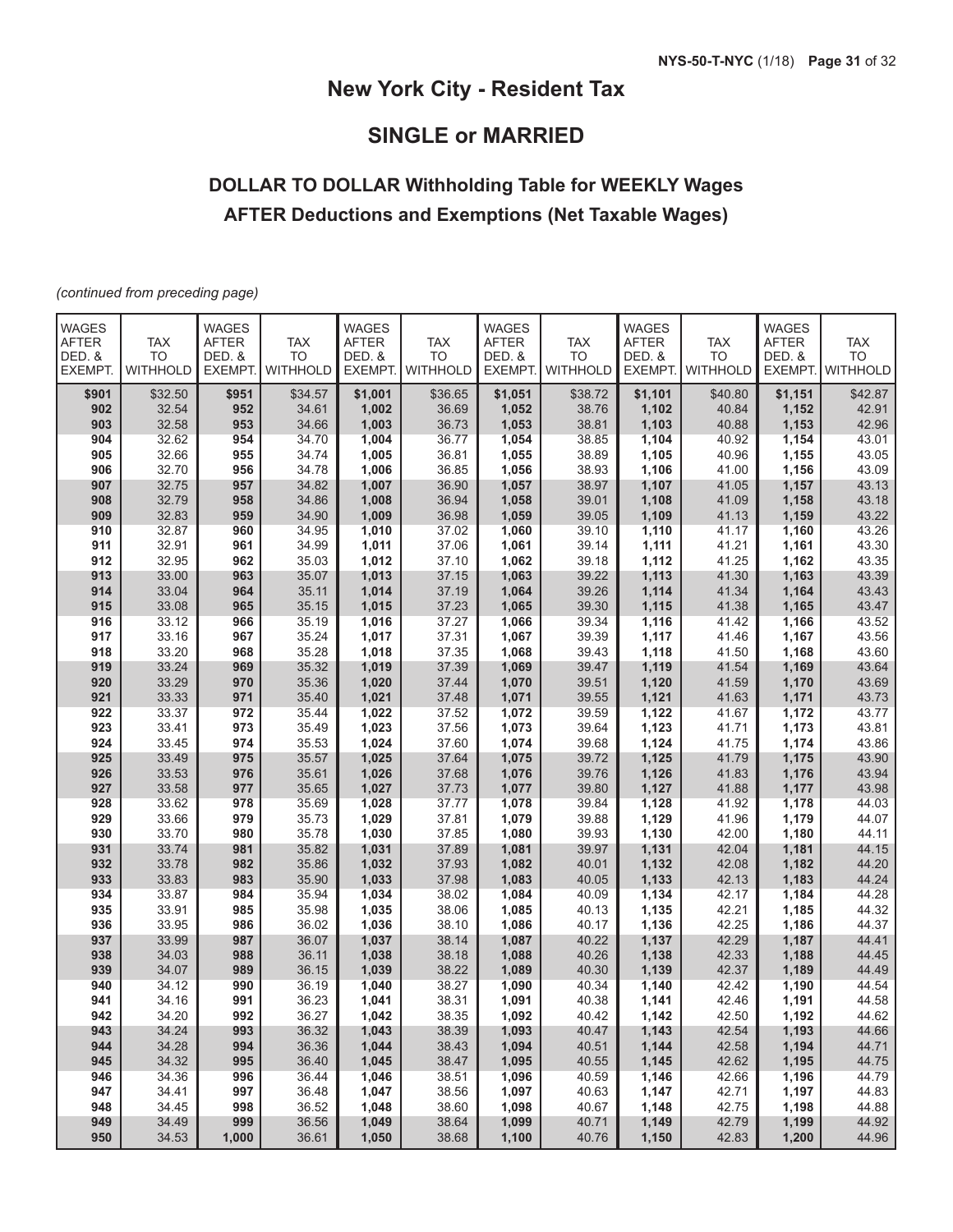# New York City - Resident Tax

## SINGLE or MARRIED

### DOLLAR TO DOLLAR Withholding Table for WEEKLY Wages AFTER Deductions and Exemptions (Net Taxable Wages)

*(continued from preceding page)*

| WAGES AFTER DED. & EXEMPT. | TAX TO WITHHOLD | WAGES AFTER DED. & EXEMPT. | TAX TO WITHHOLD | WAGES AFTER DED. & EXEMPT. | TAX TO WITHHOLD | WAGES AFTER DED. & EXEMPT. | TAX TO WITHHOLD | WAGES AFTER DED. & EXEMPT. | TAX TO WITHHOLD | WAGES AFTER DED. & EXEMPT. | TAX TO WITHHOLD |
|---|---|---|---|---|---|---|---|---|---|---|---|
| **$901** | $32.50 | **$951** | $34.57 | **$1,001** | $36.65 | **$1,051** | $38.72 | **$1,101** | $40.80 | **$1,151** | $42.87 |
| **902** | 32.54 | **952** | 34.61 | **1,002** | 36.69 | **1,052** | 38.76 | **1,102** | 40.84 | **1,152** | 42.91 |
| **903** | 32.58 | **953** | 34.66 | **1,003** | 36.73 | **1,053** | 38.81 | **1,103** | 40.88 | **1,153** | 42.96 |
| **904** | 32.62 | **954** | 34.70 | **1,004** | 36.77 | **1,054** | 38.85 | **1,104** | 40.92 | **1,154** | 43.01 |
| **905** | 32.66 | **955** | 34.74 | **1,005** | 36.81 | **1,055** | 38.89 | **1,105** | 40.96 | **1,155** | 43.05 |
| **906** | 32.70 | **956** | 34.78 | **1,006** | 36.85 | **1,056** | 38.93 | **1,106** | 41.00 | **1,156** | 43.09 |
| **907** | 32.75 | **957** | 34.82 | **1,007** | 36.90 | **1,057** | 38.97 | **1,107** | 41.05 | **1,157** | 43.13 |
| **908** | 32.79 | **958** | 34.86 | **1,008** | 36.94 | **1,058** | 39.01 | **1,108** | 41.09 | **1,158** | 43.18 |
| **909** | 32.83 | **959** | 34.90 | **1,009** | 36.98 | **1,059** | 39.05 | **1,109** | 41.13 | **1,159** | 43.22 |
| **910** | 32.87 | **960** | 34.95 | **1,010** | 37.02 | **1,060** | 39.10 | **1,110** | 41.17 | **1,160** | 43.26 |
| **911** | 32.91 | **961** | 34.99 | **1,011** | 37.06 | **1,061** | 39.14 | **1,111** | 41.21 | **1,161** | 43.30 |
| **912** | 32.95 | **962** | 35.03 | **1,012** | 37.10 | **1,062** | 39.18 | **1,112** | 41.25 | **1,162** | 43.35 |
| **913** | 33.00 | **963** | 35.07 | **1,013** | 37.15 | **1,063** | 39.22 | **1,113** | 41.30 | **1,163** | 43.39 |
| **914** | 33.04 | **964** | 35.11 | **1,014** | 37.19 | **1,064** | 39.26 | **1,114** | 41.34 | **1,164** | 43.43 |
| **915** | 33.08 | **965** | 35.15 | **1,015** | 37.23 | **1,065** | 39.30 | **1,115** | 41.38 | **1,165** | 43.47 |
| **916** | 33.12 | **966** | 35.19 | **1,016** | 37.27 | **1,066** | 39.34 | **1,116** | 41.42 | **1,166** | 43.52 |
| **917** | 33.16 | **967** | 35.24 | **1,017** | 37.31 | **1,067** | 39.39 | **1,117** | 41.46 | **1,167** | 43.56 |
| **918** | 33.20 | **968** | 35.28 | **1,018** | 37.35 | **1,068** | 39.43 | **1,118** | 41.50 | **1,168** | 43.60 |
| **919** | 33.24 | **969** | 35.32 | **1,019** | 37.39 | **1,069** | 39.47 | **1,119** | 41.54 | **1,169** | 43.64 |
| **920** | 33.29 | **970** | 35.36 | **1,020** | 37.44 | **1,070** | 39.51 | **1,120** | 41.59 | **1,170** | 43.69 |
| **921** | 33.33 | **971** | 35.40 | **1,021** | 37.48 | **1,071** | 39.55 | **1,121** | 41.63 | **1,171** | 43.73 |
| **922** | 33.37 | **972** | 35.44 | **1,022** | 37.52 | **1,072** | 39.59 | **1,122** | 41.67 | **1,172** | 43.77 |
| **923** | 33.41 | **973** | 35.49 | **1,023** | 37.56 | **1,073** | 39.64 | **1,123** | 41.71 | **1,173** | 43.81 |
| **924** | 33.45 | **974** | 35.53 | **1,024** | 37.60 | **1,074** | 39.68 | **1,124** | 41.75 | **1,174** | 43.86 |
| **925** | 33.49 | **975** | 35.57 | **1,025** | 37.64 | **1,075** | 39.72 | **1,125** | 41.79 | **1,175** | 43.90 |
| **926** | 33.53 | **976** | 35.61 | **1,026** | 37.68 | **1,076** | 39.76 | **1,126** | 41.83 | **1,176** | 43.94 |
| **927** | 33.58 | **977** | 35.65 | **1,027** | 37.73 | **1,077** | 39.80 | **1,127** | 41.88 | **1,177** | 43.98 |
| **928** | 33.62 | **978** | 35.69 | **1,028** | 37.77 | **1,078** | 39.84 | **1,128** | 41.92 | **1,178** | 44.03 |
| **929** | 33.66 | **979** | 35.73 | **1,029** | 37.81 | **1,079** | 39.88 | **1,129** | 41.96 | **1,179** | 44.07 |
| **930** | 33.70 | **980** | 35.78 | **1,030** | 37.85 | **1,080** | 39.93 | **1,130** | 42.00 | **1,180** | 44.11 |
| **931** | 33.74 | **981** | 35.82 | **1,031** | 37.89 | **1,081** | 39.97 | **1,131** | 42.04 | **1,181** | 44.15 |
| **932** | 33.78 | **982** | 35.86 | **1,032** | 37.93 | **1,082** | 40.01 | **1,132** | 42.08 | **1,182** | 44.20 |
| **933** | 33.83 | **983** | 35.90 | **1,033** | 37.98 | **1,083** | 40.05 | **1,133** | 42.13 | **1,183** | 44.24 |
| **934** | 33.87 | **984** | 35.94 | **1,034** | 38.02 | **1,084** | 40.09 | **1,134** | 42.17 | **1,184** | 44.28 |
| **935** | 33.91 | **985** | 35.98 | **1,035** | 38.06 | **1,085** | 40.13 | **1,135** | 42.21 | **1,185** | 44.32 |
| **936** | 33.95 | **986** | 36.02 | **1,036** | 38.10 | **1,086** | 40.17 | **1,136** | 42.25 | **1,186** | 44.37 |
| **937** | 33.99 | **987** | 36.07 | **1,037** | 38.14 | **1,087** | 40.22 | **1,137** | 42.29 | **1,187** | 44.41 |
| **938** | 34.03 | **988** | 36.11 | **1,038** | 38.18 | **1,088** | 40.26 | **1,138** | 42.33 | **1,188** | 44.45 |
| **939** | 34.07 | **989** | 36.15 | **1,039** | 38.22 | **1,089** | 40.30 | **1,139** | 42.37 | **1,189** | 44.49 |
| **940** | 34.12 | **990** | 36.19 | **1,040** | 38.27 | **1,090** | 40.34 | **1,140** | 42.42 | **1,190** | 44.54 |
| **941** | 34.16 | **991** | 36.23 | **1,041** | 38.31 | **1,091** | 40.38 | **1,141** | 42.46 | **1,191** | 44.58 |
| **942** | 34.20 | **992** | 36.27 | **1,042** | 38.35 | **1,092** | 40.42 | **1,142** | 42.50 | **1,192** | 44.62 |
| **943** | 34.24 | **993** | 36.32 | **1,043** | 38.39 | **1,093** | 40.47 | **1,143** | 42.54 | **1,193** | 44.66 |
| **944** | 34.28 | **994** | 36.36 | **1,044** | 38.43 | **1,094** | 40.51 | **1,144** | 42.58 | **1,194** | 44.71 |
| **945** | 34.32 | **995** | 36.40 | **1,045** | 38.47 | **1,095** | 40.55 | **1,145** | 42.62 | **1,195** | 44.75 |
| **946** | 34.36 | **996** | 36.44 | **1,046** | 38.51 | **1,096** | 40.59 | **1,146** | 42.66 | **1,196** | 44.79 |
| **947** | 34.41 | **997** | 36.48 | **1,047** | 38.56 | **1,097** | 40.63 | **1,147** | 42.71 | **1,197** | 44.83 |
| **948** | 34.45 | **998** | 36.52 | **1,048** | 38.60 | **1,098** | 40.67 | **1,148** | 42.75 | **1,198** | 44.88 |
| **949** | 34.49 | **999** | 36.56 | **1,049** | 38.64 | **1,099** | 40.71 | **1,149** | 42.79 | **1,199** | 44.92 |
| **950** | 34.53 | **1,000** | 36.61 | **1,050** | 38.68 | **1,100** | 40.76 | **1,150** | 42.83 | **1,200** | 44.96 |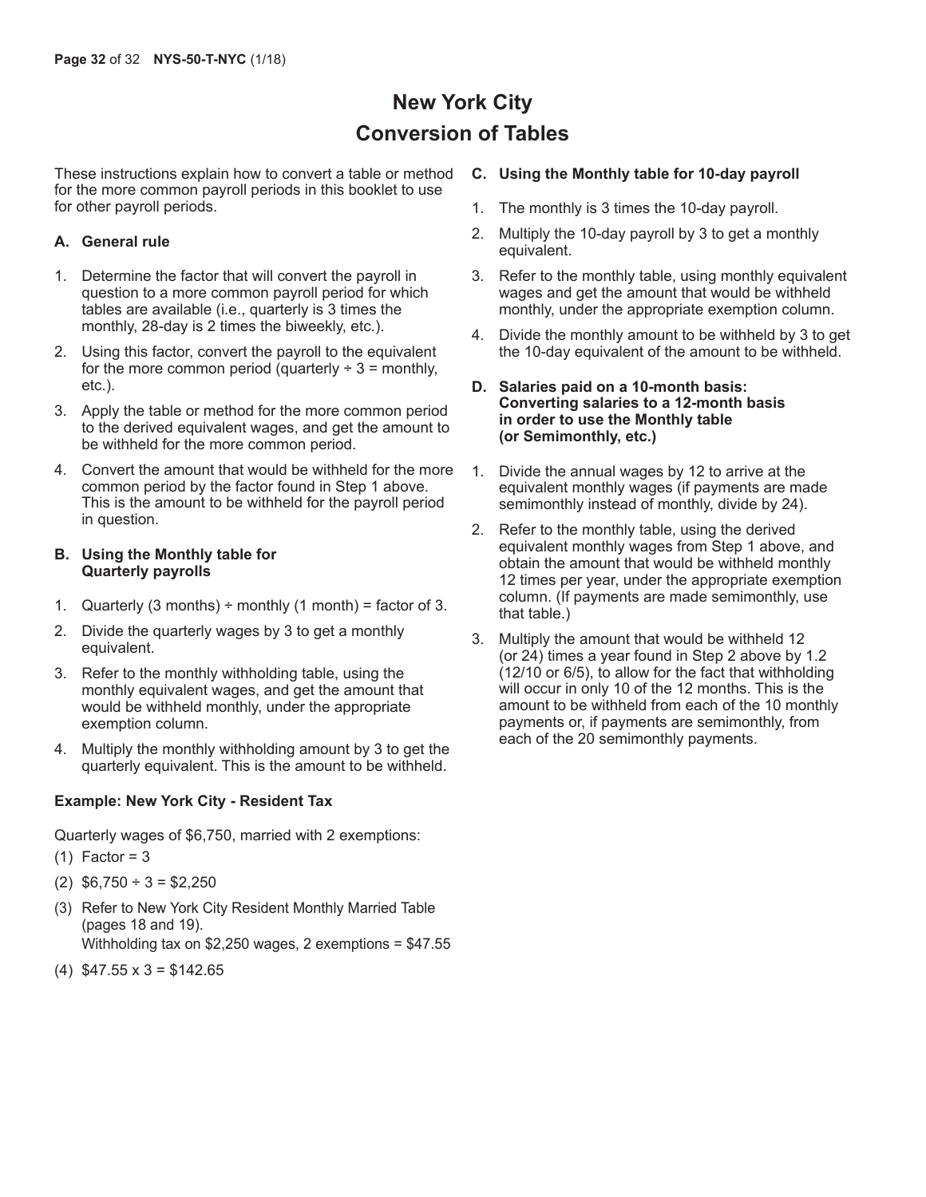# New York City
# Conversion of Tables

These instructions explain how to convert a table or method for the more common payroll periods in this booklet to use for other payroll periods.

### A. General rule

1. Determine the factor that will convert the payroll in question to a more common payroll period for which tables are available (i.e., quarterly is 3 times the monthly, 28-day is 2 times the biweekly, etc.).
2. Using this factor, convert the payroll to the equivalent for the more common period (quarterly ÷ 3 = monthly, etc.).
3. Apply the table or method for the more common period to the derived equivalent wages, and get the amount to be withheld for the more common period.
4. Convert the amount that would be withheld for the more common period by the factor found in Step 1 above. This is the amount to be withheld for the payroll period in question.

### B. Using the Monthly table for Quarterly payrolls

1. Quarterly (3 months) ÷ monthly (1 month) = factor of 3.
2. Divide the quarterly wages by 3 to get a monthly equivalent.
3. Refer to the monthly withholding table, using the monthly equivalent wages, and get the amount that would be withheld monthly, under the appropriate exemption column.
4. Multiply the monthly withholding amount by 3 to get the quarterly equivalent. This is the amount to be withheld.

**Example: New York City - Resident Tax**

Quarterly wages of $6,750, married with 2 exemptions:

(1) Factor = 3

(2) $6,750 ÷ 3 = $2,250

(3) Refer to New York City Resident Monthly Married Table (pages 18 and 19).
Withholding tax on $2,250 wages, 2 exemptions = $47.55

(4) $47.55 x 3 = $142.65

### C. Using the Monthly table for 10-day payroll

1. The monthly is 3 times the 10-day payroll.
2. Multiply the 10-day payroll by 3 to get a monthly equivalent.
3. Refer to the monthly table, using monthly equivalent wages and get the amount that would be withheld monthly, under the appropriate exemption column.
4. Divide the monthly amount to be withheld by 3 to get the 10-day equivalent of the amount to be withheld.

### D. Salaries paid on a 10-month basis: Converting salaries to a 12-month basis in order to use the Monthly table (or Semimonthly, etc.)

1. Divide the annual wages by 12 to arrive at the equivalent monthly wages (if payments are made semimonthly instead of monthly, divide by 24).
2. Refer to the monthly table, using the derived equivalent monthly wages from Step 1 above, and obtain the amount that would be withheld monthly 12 times per year, under the appropriate exemption column. (If payments are made semimonthly, use that table.)
3. Multiply the amount that would be withheld 12 (or 24) times a year found in Step 2 above by 1.2 (12/10 or 6/5), to allow for the fact that withholding will occur in only 10 of the 12 months. This is the amount to be withheld from each of the 10 monthly payments or, if payments are semimonthly, from each of the 20 semimonthly payments.